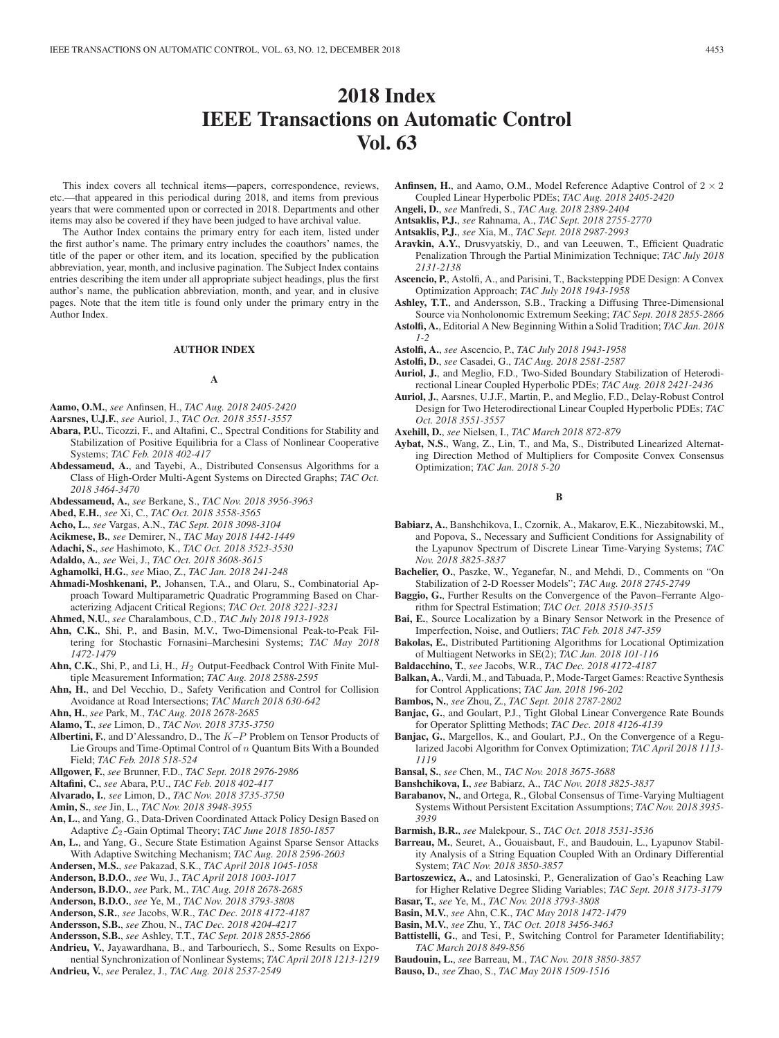# 2018 Index
# IEEE Transactions on Automatic Control
# Vol. 63

This index covers all technical items—papers, correspondence, reviews, etc.—that appeared in this periodical during 2018, and items from previous years that were commented upon or corrected in 2018. Departments and other items may also be covered if they have been judged to have archival value.

The Author Index contains the primary entry for each item, listed under the first author's name. The primary entry includes the coauthors' names, the title of the paper or other item, and its location, specified by the publication abbreviation, year, month, and inclusive pagination. The Subject Index contains entries describing the item under all appropriate subject headings, plus the first author's name, the publication abbreviation, month, and year, and in clusive pages. Note that the item title is found only under the primary entry in the Author Index.

## AUTHOR INDEX

### A

**Aamo, O.M.**, *see* Anfinsen, H., *TAC Aug. 2018 2405-2420*

**Aarsnes, U.J.F.**, *see* Auriol, J., *TAC Oct. 2018 3551-3557*

**Abara, P.U.**, Ticozzi, F., and Altafini, C., Spectral Conditions for Stability and Stabilization of Positive Equilibria for a Class of Nonlinear Cooperative Systems; *TAC Feb. 2018 402-417*

**Abdessameud, A.**, and Tayebi, A., Distributed Consensus Algorithms for a Class of High-Order Multi-Agent Systems on Directed Graphs; *TAC Oct. 2018 3464-3470*

**Abdessameud, A.**, *see* Berkane, S., *TAC Nov. 2018 3956-3963*

**Abed, E.H.**, *see* Xi, C., *TAC Oct. 2018 3558-3565*

**Acho, L.**, *see* Vargas, A.N., *TAC Sept. 2018 3098-3104*

**Acikmese, B.**, *see* Demirer, N., *TAC May 2018 1442-1449*

**Adachi, S.**, *see* Hashimoto, K., *TAC Oct. 2018 3523-3530*

**Adaldo, A.**, *see* Wei, J., *TAC Oct. 2018 3608-3615*

**Aghamolki, H.G.**, *see* Miao, Z., *TAC Jan. 2018 241-248*

**Ahmadi-Moshkenani, P.**, Johansen, T.A., and Olaru, S., Combinatorial Approach Toward Multiparametric Quadratic Programming Based on Characterizing Adjacent Critical Regions; *TAC Oct. 2018 3221-3231*

**Ahmed, N.U.**, *see* Charalambous, C.D., *TAC July 2018 1913-1928*

**Ahn, C.K.**, Shi, P., and Basin, M.V., Two-Dimensional Peak-to-Peak Filtering for Stochastic Fornasini–Marchesini Systems; *TAC May 2018 1472-1479*

**Ahn, C.K.**, Shi, P., and Li, H., $H_2$ Output-Feedback Control With Finite Multiple Measurement Information; *TAC Aug. 2018 2588-2595*

**Ahn, H.**, and Del Vecchio, D., Safety Verification and Control for Collision Avoidance at Road Intersections; *TAC March 2018 630-642*

**Ahn, H.**, *see* Park, M., *TAC Aug. 2018 2678-2685*

**Alamo, T.**, *see* Limon, D., *TAC Nov. 2018 3735-3750*

**Albertini, F.**, and D'Alessandro, D., The $K-P$ Problem on Tensor Products of Lie Groups and Time-Optimal Control of $n$ Quantum Bits With a Bounded Field; *TAC Feb. 2018 518-524*

**Allgower, F.**, *see* Brunner, F.D., *TAC Sept. 2018 2976-2986*

**Altafini, C.**, *see* Abara, P.U., *TAC Feb. 2018 402-417*

**Alvarado, I.**, *see* Limon, D., *TAC Nov. 2018 3735-3750*

**Amin, S.**, *see* Jin, L., *TAC Nov. 2018 3948-3955*

**An, L.**, and Yang, G., Data-Driven Coordinated Attack Policy Design Based on Adaptive $\mathcal{L}_2$-Gain Optimal Theory; *TAC June 2018 1850-1857*

**An, L.**, and Yang, G., Secure State Estimation Against Sparse Sensor Attacks With Adaptive Switching Mechanism; *TAC Aug. 2018 2596-2603*

**Andersen, M.S.**, *see* Pakazad, S.K., *TAC April 2018 1045-1058*

**Anderson, B.D.O.**, *see* Wu, J., *TAC April 2018 1003-1017*

**Anderson, B.D.O.**, *see* Park, M., *TAC Aug. 2018 2678-2685*

**Anderson, B.D.O.**, *see* Ye, M., *TAC Nov. 2018 3793-3808*

**Anderson, S.R.**, *see* Jacobs, W.R., *TAC Dec. 2018 4172-4187*

**Andersson, S.B.**, *see* Zhou, N., *TAC Dec. 2018 4204-4217*

**Andersson, S.B.**, *see* Ashley, T.T., *TAC Sept. 2018 2855-2866*

**Andrieu, V.**, Jayawardhana, B., and Tarbouriech, S., Some Results on Exponential Synchronization of Nonlinear Systems; *TAC April 2018 1213-1219*

**Andrieu, V.**, *see* Peralez, J., *TAC Aug. 2018 2537-2549*

**Anfinsen, H.**, and Aamo, O.M., Model Reference Adaptive Control of $2 \times 2$ Coupled Linear Hyperbolic PDEs; *TAC Aug. 2018 2405-2420*

**Angeli, D.**, *see* Manfredi, S., *TAC Aug. 2018 2389-2404*

**Antsaklis, P.J.**, *see* Rahnama, A., *TAC Sept. 2018 2755-2770*

**Antsaklis, P.J.**, *see* Xia, M., *TAC Sept. 2018 2987-2993*

**Aravkin, A.Y.**, Drusvyatskiy, D., and van Leeuwen, T., Efficient Quadratic Penalization Through the Partial Minimization Technique; *TAC July 2018 2131-2138*

**Ascencio, P.**, Astolfi, A., and Parisini, T., Backstepping PDE Design: A Convex Optimization Approach; *TAC July 2018 1943-1958*

**Ashley, T.T.**, and Andersson, S.B., Tracking a Diffusing Three-Dimensional Source via Nonholonomic Extremum Seeking; *TAC Sept. 2018 2855-2866*

**Astolfi, A.**, Editorial A New Beginning Within a Solid Tradition; *TAC Jan. 2018 1-2*

**Astolfi, A.**, *see* Ascencio, P., *TAC July 2018 1943-1958*

**Astolfi, D.**, *see* Casadei, G., *TAC Aug. 2018 2581-2587*

**Auriol, J.**, and Meglio, F.D., Two-Sided Boundary Stabilization of Heterodirectional Linear Coupled Hyperbolic PDEs; *TAC Aug. 2018 2421-2436*

**Auriol, J.**, Aarsnes, U.J.F., Martin, P., and Meglio, F.D., Delay-Robust Control Design for Two Heterodirectional Linear Coupled Hyperbolic PDEs; *TAC Oct. 2018 3551-3557*

**Axehill, D.**, *see* Nielsen, I., *TAC March 2018 872-879*

**Aybat, N.S.**, Wang, Z., Lin, T., and Ma, S., Distributed Linearized Alternating Direction Method of Multipliers for Composite Convex Consensus Optimization; *TAC Jan. 2018 5-20*

### B

**Babiarz, A.**, Banshchikova, I., Czornik, A., Makarov, E.K., Niezabitowski, M., and Popova, S., Necessary and Sufficient Conditions for Assignability of the Lyapunov Spectrum of Discrete Linear Time-Varying Systems; *TAC Nov. 2018 3825-3837*

**Bachelier, O.**, Paszke, W., Yeganefar, N., and Mehdi, D., Comments on "On Stabilization of 2-D Roesser Models"; *TAC Aug. 2018 2745-2749*

**Baggio, G.**, Further Results on the Convergence of the Pavon–Ferrante Algorithm for Spectral Estimation; *TAC Oct. 2018 3510-3515*

**Bai, E.**, Source Localization by a Binary Sensor Network in the Presence of Imperfection, Noise, and Outliers; *TAC Feb. 2018 347-359*

**Bakolas, E.**, Distributed Partitioning Algorithms for Locational Optimization of Multiagent Networks in SE(2); *TAC Jan. 2018 101-116*

**Baldacchino, T.**, *see* Jacobs, W.R., *TAC Dec. 2018 4172-4187*

**Balkan, A.**, Vardi, M., and Tabuada, P., Mode-Target Games: Reactive Synthesis for Control Applications; *TAC Jan. 2018 196-202*

**Bambos, N.**, *see* Zhou, Z., *TAC Sept. 2018 2787-2802*

**Banjac, G.**, and Goulart, P.J., Tight Global Linear Convergence Rate Bounds for Operator Splitting Methods; *TAC Dec. 2018 4126-4139*

**Banjac, G.**, Margellos, K., and Goulart, P.J., On the Convergence of a Regularized Jacobi Algorithm for Convex Optimization; *TAC April 2018 1113-1119*

**Bansal, S.**, *see* Chen, M., *TAC Nov. 2018 3675-3688*

**Banshchikova, I.**, *see* Babiarz, A., *TAC Nov. 2018 3825-3837*

**Barabanov, N.**, and Ortega, R., Global Consensus of Time-Varying Multiagent Systems Without Persistent Excitation Assumptions; *TAC Nov. 2018 3935-3939*

**Barmish, B.R.**, *see* Malekpour, S., *TAC Oct. 2018 3531-3536*

**Barreau, M.**, Seuret, A., Gouaisbaut, F., and Baudouin, L., Lyapunov Stability Analysis of a String Equation Coupled With an Ordinary Differential System; *TAC Nov. 2018 3850-3857*

**Bartoszewicz, A.**, and Latosinski, P., Generalization of Gao's Reaching Law for Higher Relative Degree Sliding Variables; *TAC Sept. 2018 3173-3179*

**Basar, T.**, *see* Ye, M., *TAC Nov. 2018 3793-3808*

**Basin, M.V.**, *see* Ahn, C.K., *TAC May 2018 1472-1479*

**Basin, M.V.**, *see* Zhu, Y., *TAC Oct. 2018 3456-3463*

**Battistelli, G.**, and Tesi, P., Switching Control for Parameter Identifiability; *TAC March 2018 849-856*

**Baudouin, L.**, *see* Barreau, M., *TAC Nov. 2018 3850-3857*

**Bauso, D.**, *see* Zhao, S., *TAC May 2018 1509-1516*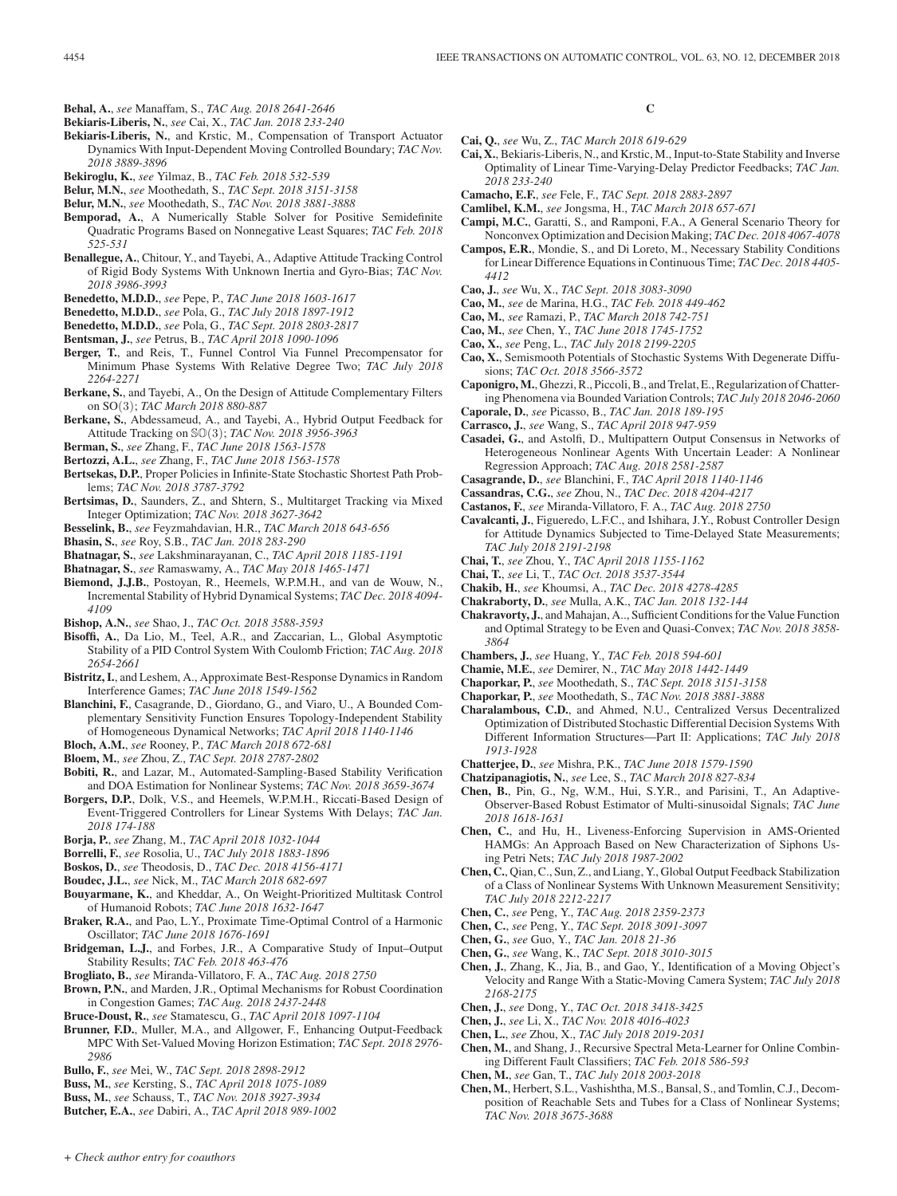**Behal, A.**, *see* Manaffam, S., *TAC Aug. 2018 2641-2646*

**Bekiaris-Liberis, N.**, *see* Cai, X., *TAC Jan. 2018 233-240*

**Bekiaris-Liberis, N.**, and Krstic, M., Compensation of Transport Actuator Dynamics With Input-Dependent Moving Controlled Boundary; *TAC Nov. 2018 3889-3896*

**Bekiroglu, K.**, *see* Yilmaz, B., *TAC Feb. 2018 532-539*

**Belur, M.N.**, *see* Moothedath, S., *TAC Sept. 2018 3151-3158*

**Belur, M.N.**, *see* Moothedath, S., *TAC Nov. 2018 3881-3888*

**Bemporad, A.**, A Numerically Stable Solver for Positive Semidefinite Quadratic Programs Based on Nonnegative Least Squares; *TAC Feb. 2018 525-531*

**Benallegue, A.**, Chitour, Y., and Tayebi, A., Adaptive Attitude Tracking Control of Rigid Body Systems With Unknown Inertia and Gyro-Bias; *TAC Nov. 2018 3986-3993*

**Benedetto, M.D.D.**, *see* Pepe, P., *TAC June 2018 1603-1617*

**Benedetto, M.D.D.**, *see* Pola, G., *TAC July 2018 1897-1912*

**Benedetto, M.D.D.**, *see* Pola, G., *TAC Sept. 2018 2803-2817*

**Bentsman, J.**, *see* Petrus, B., *TAC April 2018 1090-1096*

**Berger, T.**, and Reis, T., Funnel Control Via Funnel Precompensator for Minimum Phase Systems With Relative Degree Two; *TAC July 2018 2264-2271*

**Berkane, S.**, and Tayebi, A., On the Design of Attitude Complementary Filters on SO(3); *TAC March 2018 880-887*

**Berkane, S.**, Abdessameud, A., and Tayebi, A., Hybrid Output Feedback for Attitude Tracking on $\mathbb{SO}(3)$; *TAC Nov. 2018 3956-3963*

**Berman, S.**, *see* Zhang, F., *TAC June 2018 1563-1578*

**Bertozzi, A.L.**, *see* Zhang, F., *TAC June 2018 1563-1578*

**Bertsekas, D.P.**, Proper Policies in Infinite-State Stochastic Shortest Path Problems; *TAC Nov. 2018 3787-3792*

**Bertsimas, D.**, Saunders, Z., and Shtern, S., Multitarget Tracking via Mixed Integer Optimization; *TAC Nov. 2018 3627-3642*

**Besselink, B.**, *see* Feyzmahdavian, H.R., *TAC March 2018 643-656*

**Bhasin, S.**, *see* Roy, S.B., *TAC Jan. 2018 283-290*

**Bhatnagar, S.**, *see* Lakshminarayanan, C., *TAC April 2018 1185-1191*

**Bhatnagar, S.**, *see* Ramaswamy, A., *TAC May 2018 1465-1471*

**Biemond, J.J.B.**, Postoyan, R., Heemels, W.P.M.H., and van de Wouw, N., Incremental Stability of Hybrid Dynamical Systems; *TAC Dec. 2018 4094-4109*

**Bishop, A.N.**, *see* Shao, J., *TAC Oct. 2018 3588-3593*

**Bisoffi, A.**, Da Lio, M., Teel, A.R., and Zaccarian, L., Global Asymptotic Stability of a PID Control System With Coulomb Friction; *TAC Aug. 2018 2654-2661*

**Bistritz, I.**, and Leshem, A., Approximate Best-Response Dynamics in Random Interference Games; *TAC June 2018 1549-1562*

**Blanchini, F.**, Casagrande, D., Giordano, G., and Viaro, U., A Bounded Complementary Sensitivity Function Ensures Topology-Independent Stability of Homogeneous Dynamical Networks; *TAC April 2018 1140-1146*

**Bloch, A.M.**, *see* Rooney, P., *TAC March 2018 672-681*

**Bloem, M.**, *see* Zhou, Z., *TAC Sept. 2018 2787-2802*

**Bobiti, R.**, and Lazar, M., Automated-Sampling-Based Stability Verification and DOA Estimation for Nonlinear Systems; *TAC Nov. 2018 3659-3674*

**Borgers, D.P.**, Dolk, V.S., and Heemels, W.P.M.H., Riccati-Based Design of Event-Triggered Controllers for Linear Systems With Delays; *TAC Jan. 2018 174-188*

**Borja, P.**, *see* Zhang, M., *TAC April 2018 1032-1044*

**Borrelli, F.**, *see* Rosolia, U., *TAC July 2018 1883-1896*

**Boskos, D.**, *see* Theodosis, D., *TAC Dec. 2018 4156-4171*

**Boudec, J.L.**, *see* Nick, M., *TAC March 2018 682-697*

**Bouyarmane, K.**, and Kheddar, A., On Weight-Prioritized Multitask Control of Humanoid Robots; *TAC June 2018 1632-1647*

**Braker, R.A.**, and Pao, L.Y., Proximate Time-Optimal Control of a Harmonic Oscillator; *TAC June 2018 1676-1691*

**Bridgeman, L.J.**, and Forbes, J.R., A Comparative Study of Input–Output Stability Results; *TAC Feb. 2018 463-476*

**Brogliato, B.**, *see* Miranda-Villatoro, F. A., *TAC Aug. 2018 2750*

**Brown, P.N.**, and Marden, J.R., Optimal Mechanisms for Robust Coordination in Congestion Games; *TAC Aug. 2018 2437-2448*

**Bruce-Doust, R.**, *see* Stamatescu, G., *TAC April 2018 1097-1104*

**Brunner, F.D.**, Muller, M.A., and Allgower, F., Enhancing Output-Feedback MPC With Set-Valued Moving Horizon Estimation; *TAC Sept. 2018 2976-2986*

**Bullo, F.**, *see* Mei, W., *TAC Sept. 2018 2898-2912*

**Buss, M.**, *see* Kersting, S., *TAC April 2018 1075-1089*

**Buss, M.**, *see* Schauss, T., *TAC Nov. 2018 3927-3934*

**Butcher, E.A.**, *see* Dabiri, A., *TAC April 2018 989-1002*

## C

**Cai, Q.**, *see* Wu, Z., *TAC March 2018 619-629*

**Cai, X.**, Bekiaris-Liberis, N., and Krstic, M., Input-to-State Stability and Inverse Optimality of Linear Time-Varying-Delay Predictor Feedbacks; *TAC Jan. 2018 233-240*

**Camacho, E.F.**, *see* Fele, F., *TAC Sept. 2018 2883-2897*

**Camlibel, K.M.**, *see* Jongsma, H., *TAC March 2018 657-671*

**Campi, M.C.**, Garatti, S., and Ramponi, F.A., A General Scenario Theory for Nonconvex Optimization and Decision Making; *TAC Dec. 2018 4067-4078*

**Campos, E.R.**, Mondie, S., and Di Loreto, M., Necessary Stability Conditions for Linear Difference Equations in Continuous Time; *TAC Dec. 2018 4405-4412*

**Cao, J.**, *see* Wu, X., *TAC Sept. 2018 3083-3090*

**Cao, M.**, *see* de Marina, H.G., *TAC Feb. 2018 449-462*

**Cao, M.**, *see* Ramazi, P., *TAC March 2018 742-751*

**Cao, M.**, *see* Chen, Y., *TAC June 2018 1745-1752*

**Cao, X.**, *see* Peng, L., *TAC July 2018 2199-2205*

**Cao, X.**, Semismooth Potentials of Stochastic Systems With Degenerate Diffusions; *TAC Oct. 2018 3566-3572*

**Caponigro, M.**, Ghezzi, R., Piccoli, B., and Trelat, E., Regularization of Chattering Phenomena via Bounded Variation Controls; *TAC July 2018 2046-2060*

**Caporale, D.**, *see* Picasso, B., *TAC Jan. 2018 189-195*

**Carrasco, J.**, *see* Wang, S., *TAC April 2018 947-959*

**Casadei, G.**, and Astolfi, D., Multipattern Output Consensus in Networks of Heterogeneous Nonlinear Agents With Uncertain Leader: A Nonlinear Regression Approach; *TAC Aug. 2018 2581-2587*

**Casagrande, D.**, *see* Blanchini, F., *TAC April 2018 1140-1146*

**Cassandras, C.G.**, *see* Zhou, N., *TAC Dec. 2018 4204-4217*

**Castanos, F.**, *see* Miranda-Villatoro, F. A., *TAC Aug. 2018 2750*

**Cavalcanti, J.**, Figueredo, L.F.C., and Ishihara, J.Y., Robust Controller Design for Attitude Dynamics Subjected to Time-Delayed State Measurements; *TAC July 2018 2191-2198*

**Chai, T.**, *see* Zhou, Y., *TAC April 2018 1155-1162*

**Chai, T.**, *see* Li, T., *TAC Oct. 2018 3537-3544*

**Chakib, H.**, *see* Khoumsi, A., *TAC Dec. 2018 4278-4285*

**Chakraborty, D.**, *see* Mulla, A.K., *TAC Jan. 2018 132-144*

**Chakravorty, J.**, and Mahajan, A., Sufficient Conditions for the Value Function and Optimal Strategy to be Even and Quasi-Convex; *TAC Nov. 2018 3858-3864*

**Chambers, J.**, *see* Huang, Y., *TAC Feb. 2018 594-601*

**Chamie, M.E.**, *see* Demirer, N., *TAC May 2018 1442-1449*

**Chaporkar, P.**, *see* Moothedath, S., *TAC Sept. 2018 3151-3158*

**Chaporkar, P.**, *see* Moothedath, S., *TAC Nov. 2018 3881-3888*

**Charalambous, C.D.**, and Ahmed, N.U., Centralized Versus Decentralized Optimization of Distributed Stochastic Differential Decision Systems With Different Information Structures—Part II: Applications; *TAC July 2018 1913-1928*

**Chatterjee, D.**, *see* Mishra, P.K., *TAC June 2018 1579-1590*

**Chatzipanagiotis, N.**, *see* Lee, S., *TAC March 2018 827-834*

**Chen, B.**, Pin, G., Ng, W.M., Hui, S.Y.R., and Parisini, T., An Adaptive-Observer-Based Robust Estimator of Multi-sinusoidal Signals; *TAC June 2018 1618-1631*

**Chen, C.**, and Hu, H., Liveness-Enforcing Supervision in AMS-Oriented HAMGs: An Approach Based on New Characterization of Siphons Using Petri Nets; *TAC July 2018 1987-2002*

**Chen, C.**, Qian, C., Sun, Z., and Liang, Y., Global Output Feedback Stabilization of a Class of Nonlinear Systems With Unknown Measurement Sensitivity; *TAC July 2018 2212-2217*

**Chen, C.**, *see* Peng, Y., *TAC Aug. 2018 2359-2373*

**Chen, C.**, *see* Peng, Y., *TAC Sept. 2018 3091-3097*

**Chen, G.**, *see* Guo, Y., *TAC Jan. 2018 21-36*

**Chen, G.**, *see* Wang, K., *TAC Sept. 2018 3010-3015*

**Chen, J.**, Zhang, K., Jia, B., and Gao, Y., Identification of a Moving Object's Velocity and Range With a Static-Moving Camera System; *TAC July 2018 2168-2175*

**Chen, J.**, *see* Dong, Y., *TAC Oct. 2018 3418-3425*

**Chen, J.**, *see* Li, X., *TAC Nov. 2018 4016-4023*

**Chen, L.**, *see* Zhou, X., *TAC July 2018 2019-2031*

**Chen, M.**, and Shang, J., Recursive Spectral Meta-Learner for Online Combining Different Fault Classifiers; *TAC Feb. 2018 586-593*

**Chen, M.**, *see* Gan, T., *TAC July 2018 2003-2018*

**Chen, M.**, Herbert, S.L., Vashishtha, M.S., Bansal, S., and Tomlin, C.J., Decomposition of Reachable Sets and Tubes for a Class of Nonlinear Systems; *TAC Nov. 2018 3675-3688*

*+ Check author entry for coauthors*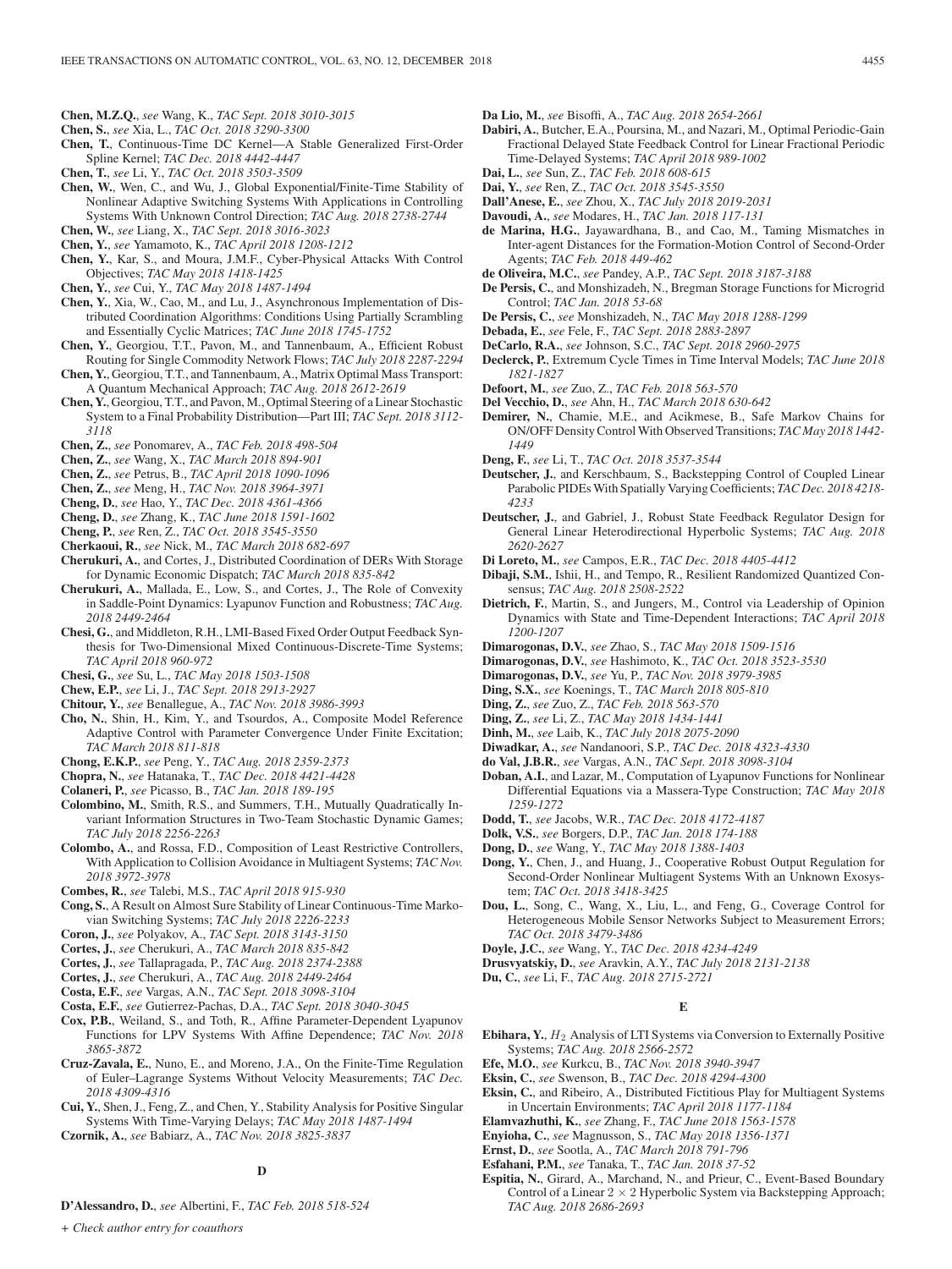**Chen, M.Z.Q.**, *see* Wang, K., *TAC Sept. 2018 3010-3015*

**Chen, S.**, *see* Xia, L., *TAC Oct. 2018 3290-3300*

**Chen, T.**, Continuous-Time DC Kernel—A Stable Generalized First-Order Spline Kernel; *TAC Dec. 2018 4442-4447*

**Chen, T.**, *see* Li, Y., *TAC Oct. 2018 3503-3509*

**Chen, W.**, Wen, C., and Wu, J., Global Exponential/Finite-Time Stability of Nonlinear Adaptive Switching Systems With Applications in Controlling Systems With Unknown Control Direction; *TAC Aug. 2018 2738-2744*

**Chen, W.**, *see* Liang, X., *TAC Sept. 2018 3016-3023*

**Chen, Y.**, *see* Yamamoto, K., *TAC April 2018 1208-1212*

**Chen, Y.**, Kar, S., and Moura, J.M.F., Cyber-Physical Attacks With Control Objectives; *TAC May 2018 1418-1425*

**Chen, Y.**, *see* Cui, Y., *TAC May 2018 1487-1494*

**Chen, Y.**, Xia, W., Cao, M., and Lu, J., Asynchronous Implementation of Distributed Coordination Algorithms: Conditions Using Partially Scrambling and Essentially Cyclic Matrices; *TAC June 2018 1745-1752*

**Chen, Y.**, Georgiou, T.T., Pavon, M., and Tannenbaum, A., Efficient Robust Routing for Single Commodity Network Flows; *TAC July 2018 2287-2294*

**Chen, Y.**, Georgiou, T.T., and Tannenbaum, A., Matrix Optimal Mass Transport: A Quantum Mechanical Approach; *TAC Aug. 2018 2612-2619*

**Chen, Y.**, Georgiou, T.T., and Pavon, M., Optimal Steering of a Linear Stochastic System to a Final Probability Distribution—Part III; *TAC Sept. 2018 3112-3118*

**Chen, Z.**, *see* Ponomarev, A., *TAC Feb. 2018 498-504*

**Chen, Z.**, *see* Wang, X., *TAC March 2018 894-901*

**Chen, Z.**, *see* Petrus, B., *TAC April 2018 1090-1096*

**Chen, Z.**, *see* Meng, H., *TAC Nov. 2018 3964-3971*

**Cheng, D.**, *see* Hao, Y., *TAC Dec. 2018 4361-4366*

**Cheng, D.**, *see* Zhang, K., *TAC June 2018 1591-1602*

**Cheng, P.**, *see* Ren, Z., *TAC Oct. 2018 3545-3550*

**Cherkaoui, R.**, *see* Nick, M., *TAC March 2018 682-697*

**Cherukuri, A.**, and Cortes, J., Distributed Coordination of DERs With Storage for Dynamic Economic Dispatch; *TAC March 2018 835-842*

**Cherukuri, A.**, Mallada, E., Low, S., and Cortes, J., The Role of Convexity in Saddle-Point Dynamics: Lyapunov Function and Robustness; *TAC Aug. 2018 2449-2464*

**Chesi, G.**, and Middleton, R.H., LMI-Based Fixed Order Output Feedback Synthesis for Two-Dimensional Mixed Continuous-Discrete-Time Systems; *TAC April 2018 960-972*

**Chesi, G.**, *see* Su, L., *TAC May 2018 1503-1508*

**Chew, E.P.**, *see* Li, J., *TAC Sept. 2018 2913-2927*

**Chitour, Y.**, *see* Benallegue, A., *TAC Nov. 2018 3986-3993*

**Cho, N.**, Shin, H., Kim, Y., and Tsourdos, A., Composite Model Reference Adaptive Control with Parameter Convergence Under Finite Excitation; *TAC March 2018 811-818*

**Chong, E.K.P.**, *see* Peng, Y., *TAC Aug. 2018 2359-2373*

**Chopra, N.**, *see* Hatanaka, T., *TAC Dec. 2018 4421-4428*

**Colaneri, P.**, *see* Picasso, B., *TAC Jan. 2018 189-195*

**Colombino, M.**, Smith, R.S., and Summers, T.H., Mutually Quadratically Invariant Information Structures in Two-Team Stochastic Dynamic Games; *TAC July 2018 2256-2263*

**Colombo, A.**, and Rossa, F.D., Composition of Least Restrictive Controllers, With Application to Collision Avoidance in Multiagent Systems; *TAC Nov. 2018 3972-3978*

**Combes, R.**, *see* Talebi, M.S., *TAC April 2018 915-930*

**Cong, S.**, A Result on Almost Sure Stability of Linear Continuous-Time Markovian Switching Systems; *TAC July 2018 2226-2233*

**Coron, J.**, *see* Polyakov, A., *TAC Sept. 2018 3143-3150*

**Cortes, J.**, *see* Cherukuri, A., *TAC March 2018 835-842*

**Cortes, J.**, *see* Tallapragada, P., *TAC Aug. 2018 2374-2388*

**Cortes, J.**, *see* Cherukuri, A., *TAC Aug. 2018 2449-2464*

**Costa, E.F.**, *see* Vargas, A.N., *TAC Sept. 2018 3098-3104*

**Costa, E.F.**, *see* Gutierrez-Pachas, D.A., *TAC Sept. 2018 3040-3045*

**Cox, P.B.**, Weiland, S., and Toth, R., Affine Parameter-Dependent Lyapunov Functions for LPV Systems With Affine Dependence; *TAC Nov. 2018 3865-3872*

**Cruz-Zavala, E.**, Nuno, E., and Moreno, J.A., On the Finite-Time Regulation of Euler–Lagrange Systems Without Velocity Measurements; *TAC Dec. 2018 4309-4316*

**Cui, Y.**, Shen, J., Feng, Z., and Chen, Y., Stability Analysis for Positive Singular Systems With Time-Varying Delays; *TAC May 2018 1487-1494*

**Czornik, A.**, *see* Babiarz, A., *TAC Nov. 2018 3825-3837*

### D

**D'Alessandro, D.**, *see* Albertini, F., *TAC Feb. 2018 518-524*

**Da Lio, M.**, *see* Bisoffi, A., *TAC Aug. 2018 2654-2661*

**Dabiri, A.**, Butcher, E.A., Poursina, M., and Nazari, M., Optimal Periodic-Gain Fractional Delayed State Feedback Control for Linear Fractional Periodic Time-Delayed Systems; *TAC April 2018 989-1002*

**Dai, L.**, *see* Sun, Z., *TAC Feb. 2018 608-615*

**Dai, Y.**, *see* Ren, Z., *TAC Oct. 2018 3545-3550*

**Dall'Anese, E.**, *see* Zhou, X., *TAC July 2018 2019-2031*

**Davoudi, A.**, *see* Modares, H., *TAC Jan. 2018 117-131*

**de Marina, H.G.**, Jayawardhana, B., and Cao, M., Taming Mismatches in Inter-agent Distances for the Formation-Motion Control of Second-Order Agents; *TAC Feb. 2018 449-462*

**de Oliveira, M.C.**, *see* Pandey, A.P., *TAC Sept. 2018 3187-3188*

**De Persis, C.**, and Monshizadeh, N., Bregman Storage Functions for Microgrid Control; *TAC Jan. 2018 53-68*

**De Persis, C.**, *see* Monshizadeh, N., *TAC May 2018 1288-1299*

**Debada, E.**, *see* Fele, F., *TAC Sept. 2018 2883-2897*

**DeCarlo, R.A.**, *see* Johnson, S.C., *TAC Sept. 2018 2960-2975*

**Declerck, P.**, Extremum Cycle Times in Time Interval Models; *TAC June 2018 1821-1827*

**Defoort, M.**, *see* Zuo, Z., *TAC Feb. 2018 563-570*

**Del Vecchio, D.**, *see* Ahn, H., *TAC March 2018 630-642*

**Demirer, N.**, Chamie, M.E., and Acikmese, B., Safe Markov Chains for ON/OFF Density Control With Observed Transitions; *TAC May 2018 1442-1449*

**Deng, F.**, *see* Li, T., *TAC Oct. 2018 3537-3544*

**Deutscher, J.**, and Kerschbaum, S., Backstepping Control of Coupled Linear Parabolic PIDEs With Spatially Varying Coefficients; *TAC Dec. 2018 4218-4233*

**Deutscher, J.**, and Gabriel, J., Robust State Feedback Regulator Design for General Linear Heterodirectional Hyperbolic Systems; *TAC Aug. 2018 2620-2627*

**Di Loreto, M.**, *see* Campos, E.R., *TAC Dec. 2018 4405-4412*

**Dibaji, S.M.**, Ishii, H., and Tempo, R., Resilient Randomized Quantized Consensus; *TAC Aug. 2018 2508-2522*

**Dietrich, F.**, Martin, S., and Jungers, M., Control via Leadership of Opinion Dynamics with State and Time-Dependent Interactions; *TAC April 2018 1200-1207*

**Dimarogonas, D.V.**, *see* Zhao, S., *TAC May 2018 1509-1516*

**Dimarogonas, D.V.**, *see* Hashimoto, K., *TAC Oct. 2018 3523-3530*

**Dimarogonas, D.V.**, *see* Yu, P., *TAC Nov. 2018 3979-3985*

**Ding, S.X.**, *see* Koenings, T., *TAC March 2018 805-810*

**Ding, Z.**, *see* Zuo, Z., *TAC Feb. 2018 563-570*

**Ding, Z.**, *see* Li, Z., *TAC May 2018 1434-1441*

**Dinh, M.**, *see* Laib, K., *TAC July 2018 2075-2090*

**Diwadkar, A.**, *see* Nandanoori, S.P., *TAC Dec. 2018 4323-4330*

**do Val, J.B.R.**, *see* Vargas, A.N., *TAC Sept. 2018 3098-3104*

**Doban, A.I.**, and Lazar, M., Computation of Lyapunov Functions for Nonlinear Differential Equations via a Massera-Type Construction; *TAC May 2018 1259-1272*

**Dodd, T.**, *see* Jacobs, W.R., *TAC Dec. 2018 4172-4187*

**Dolk, V.S.**, *see* Borgers, D.P., *TAC Jan. 2018 174-188*

**Dong, D.**, *see* Wang, Y., *TAC May 2018 1388-1403*

**Dong, Y.**, Chen, J., and Huang, J., Cooperative Robust Output Regulation for Second-Order Nonlinear Multiagent Systems With an Unknown Exosystem; *TAC Oct. 2018 3418-3425*

**Dou, L.**, Song, C., Wang, X., Liu, L., and Feng, G., Coverage Control for Heterogeneous Mobile Sensor Networks Subject to Measurement Errors; *TAC Oct. 2018 3479-3486*

**Doyle, J.C.**, *see* Wang, Y., *TAC Dec. 2018 4234-4249*

**Drusvyatskiy, D.**, *see* Aravkin, A.Y., *TAC July 2018 2131-2138*

**Du, C.**, *see* Li, F., *TAC Aug. 2018 2715-2721*

### E

**Ebihara, Y.**, $H_2$ Analysis of LTI Systems via Conversion to Externally Positive Systems; *TAC Aug. 2018 2566-2572*

**Efe, M.O.**, *see* Kurkcu, B., *TAC Nov. 2018 3940-3947*

**Eksin, C.**, *see* Swenson, B., *TAC Dec. 2018 4294-4300*

**Eksin, C.**, and Ribeiro, A., Distributed Fictitious Play for Multiagent Systems in Uncertain Environments; *TAC April 2018 1177-1184*

**Elamvazhuthi, K.**, *see* Zhang, F., *TAC June 2018 1563-1578*

**Enyioha, C.**, *see* Magnusson, S., *TAC May 2018 1356-1371*

**Ernst, D.**, *see* Sootla, A., *TAC March 2018 791-796*

**Esfahani, P.M.**, *see* Tanaka, T., *TAC Jan. 2018 37-52*

**Espitia, N.**, Girard, A., Marchand, N., and Prieur, C., Event-Based Boundary Control of a Linear $2 \times 2$ Hyperbolic System via Backstepping Approach; *TAC Aug. 2018 2686-2693*

*+ Check author entry for coauthors*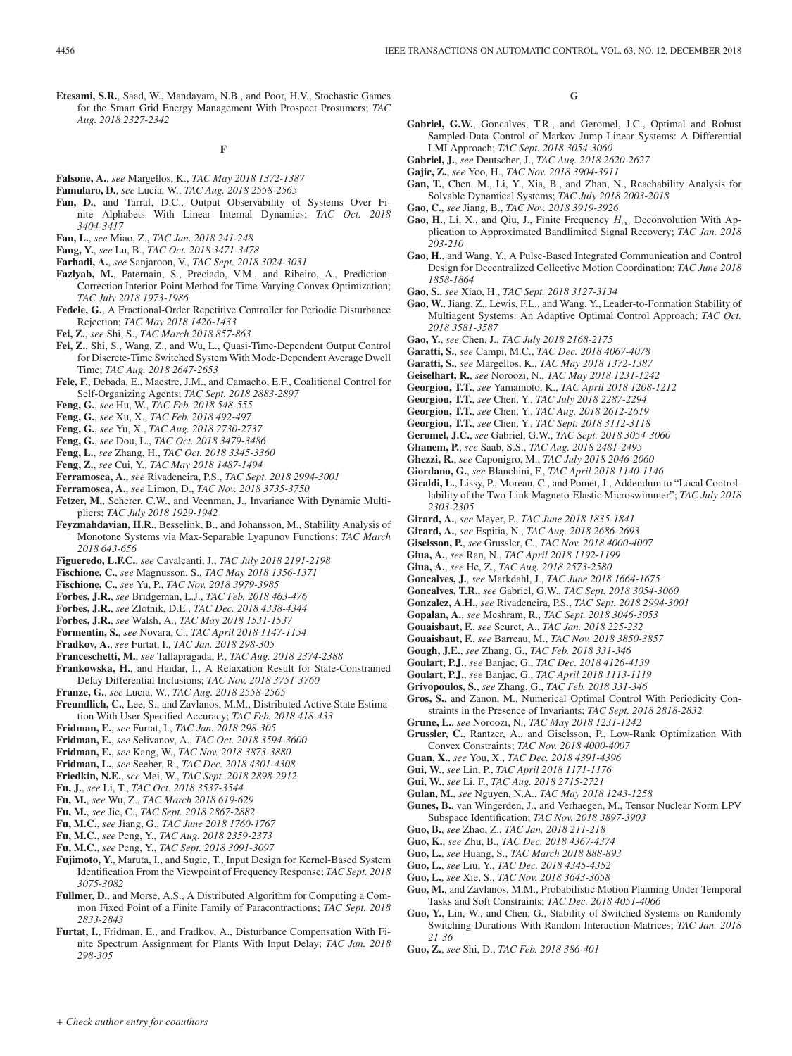**Etesami, S.R.**, Saad, W., Mandayam, N.B., and Poor, H.V., Stochastic Games for the Smart Grid Energy Management With Prospect Prosumers; *TAC Aug. 2018 2327-2342*

## F

**Falsone, A.**, *see* Margellos, K., *TAC May 2018 1372-1387*

**Famularo, D.**, *see* Lucia, W., *TAC Aug. 2018 2558-2565*

**Fan, D.**, and Tarraf, D.C., Output Observability of Systems Over Finite Alphabets With Linear Internal Dynamics; *TAC Oct. 2018 3404-3417*

**Fan, L.**, *see* Miao, Z., *TAC Jan. 2018 241-248*

**Fang, Y.**, *see* Lu, B., *TAC Oct. 2018 3471-3478*

**Farhadi, A.**, *see* Sanjaroon, V., *TAC Sept. 2018 3024-3031*

**Fazlyab, M.**, Paternain, S., Preciado, V.M., and Ribeiro, A., Prediction-Correction Interior-Point Method for Time-Varying Convex Optimization; *TAC July 2018 1973-1986*

**Fedele, G.**, A Fractional-Order Repetitive Controller for Periodic Disturbance Rejection; *TAC May 2018 1426-1433*

**Fei, Z.**, *see* Shi, S., *TAC March 2018 857-863*

**Fei, Z.**, Shi, S., Wang, Z., and Wu, L., Quasi-Time-Dependent Output Control for Discrete-Time Switched System With Mode-Dependent Average Dwell Time; *TAC Aug. 2018 2647-2653*

**Fele, F.**, Debada, E., Maestre, J.M., and Camacho, E.F., Coalitional Control for Self-Organizing Agents; *TAC Sept. 2018 2883-2897*

**Feng, G.**, *see* Hu, W., *TAC Feb. 2018 548-555*

**Feng, G.**, *see* Xu, X., *TAC Feb. 2018 492-497*

**Feng, G.**, *see* Yu, X., *TAC Aug. 2018 2730-2737*

**Feng, G.**, *see* Dou, L., *TAC Oct. 2018 3479-3486*

**Feng, L.**, *see* Zhang, H., *TAC Oct. 2018 3345-3360*

**Feng, Z.**, *see* Cui, Y., *TAC May 2018 1487-1494*

**Ferramosca, A.**, *see* Rivadeneira, P.S., *TAC Sept. 2018 2994-3001*

**Ferramosca, A.**, *see* Limon, D., *TAC Nov. 2018 3735-3750*

**Fetzer, M.**, Scherer, C.W., and Veenman, J., Invariance With Dynamic Multipliers; *TAC July 2018 1929-1942*

**Feyzmahdavian, H.R.**, Besselink, B., and Johansson, M., Stability Analysis of Monotone Systems via Max-Separable Lyapunov Functions; *TAC March 2018 643-656*

**Figueredo, L.F.C.**, *see* Cavalcanti, J., *TAC July 2018 2191-2198*

**Fischione, C.**, *see* Magnusson, S., *TAC May 2018 1356-1371*

**Fischione, C.**, *see* Yu, P., *TAC Nov. 2018 3979-3985*

**Forbes, J.R.**, *see* Bridgeman, L.J., *TAC Feb. 2018 463-476*

**Forbes, J.R.**, *see* Zlotnik, D.E., *TAC Dec. 2018 4338-4344*

**Forbes, J.R.**, *see* Walsh, A., *TAC May 2018 1531-1537*

**Formentin, S.**, *see* Novara, C., *TAC April 2018 1147-1154*

**Fradkov, A.**, *see* Furtat, I., *TAC Jan. 2018 298-305*

**Franceschetti, M.**, *see* Tallapragada, P., *TAC Aug. 2018 2374-2388*

**Frankowska, H.**, and Haidar, I., A Relaxation Result for State-Constrained Delay Differential Inclusions; *TAC Nov. 2018 3751-3760*

**Franze, G.**, *see* Lucia, W., *TAC Aug. 2018 2558-2565*

**Freundlich, C.**, Lee, S., and Zavlanos, M.M., Distributed Active State Estimation With User-Specified Accuracy; *TAC Feb. 2018 418-433*

**Fridman, E.**, *see* Furtat, I., *TAC Jan. 2018 298-305*

**Fridman, E.**, *see* Selivanov, A., *TAC Oct. 2018 3594-3600*

**Fridman, E.**, *see* Kang, W., *TAC Nov. 2018 3873-3880*

**Fridman, L.**, *see* Seeber, R., *TAC Dec. 2018 4301-4308*

**Friedkin, N.E.**, *see* Mei, W., *TAC Sept. 2018 2898-2912*

**Fu, J.**, *see* Li, T., *TAC Oct. 2018 3537-3544*

**Fu, M.**, *see* Wu, Z., *TAC March 2018 619-629*

**Fu, M.**, *see* Jie, C., *TAC Sept. 2018 2867-2882*

**Fu, M.C.**, *see* Jiang, G., *TAC June 2018 1760-1767*

**Fu, M.C.**, *see* Peng, Y., *TAC Aug. 2018 2359-2373*

**Fu, M.C.**, *see* Peng, Y., *TAC Sept. 2018 3091-3097*

**Fujimoto, Y.**, Maruta, I., and Sugie, T., Input Design for Kernel-Based System Identification From the Viewpoint of Frequency Response; *TAC Sept. 2018 3075-3082*

**Fullmer, D.**, and Morse, A.S., A Distributed Algorithm for Computing a Common Fixed Point of a Finite Family of Paracontractions; *TAC Sept. 2018 2833-2843*

**Furtat, I.**, Fridman, E., and Fradkov, A., Disturbance Compensation With Finite Spectrum Assignment for Plants With Input Delay; *TAC Jan. 2018 298-305*

## G

**Gabriel, G.W.**, Goncalves, T.R., and Geromel, J.C., Optimal and Robust Sampled-Data Control of Markov Jump Linear Systems: A Differential LMI Approach; *TAC Sept. 2018 3054-3060*

**Gabriel, J.**, *see* Deutscher, J., *TAC Aug. 2018 2620-2627*

**Gajic, Z.**, *see* Yoo, H., *TAC Nov. 2018 3904-3911*

**Gan, T.**, Chen, M., Li, Y., Xia, B., and Zhan, N., Reachability Analysis for Solvable Dynamical Systems; *TAC July 2018 2003-2018*

**Gao, C.**, *see* Jiang, B., *TAC Nov. 2018 3919-3926*

**Gao, H.**, Li, X., and Qiu, J., Finite Frequency $H_\infty$ Deconvolution With Application to Approximated Bandlimited Signal Recovery; *TAC Jan. 2018 203-210*

**Gao, H.**, and Wang, Y., A Pulse-Based Integrated Communication and Control Design for Decentralized Collective Motion Coordination; *TAC June 2018 1858-1864*

**Gao, S.**, *see* Xiao, H., *TAC Sept. 2018 3127-3134*

**Gao, W.**, Jiang, Z., Lewis, F.L., and Wang, Y., Leader-to-Formation Stability of Multiagent Systems: An Adaptive Optimal Control Approach; *TAC Oct. 2018 3581-3587*

**Gao, Y.**, *see* Chen, J., *TAC July 2018 2168-2175*

**Garatti, S.**, *see* Campi, M.C., *TAC Dec. 2018 4067-4078*

**Garatti, S.**, *see* Margellos, K., *TAC May 2018 1372-1387*

**Geiselhart, R.**, *see* Noroozi, N., *TAC May 2018 1231-1242*

**Georgiou, T.T.**, *see* Yamamoto, K., *TAC April 2018 1208-1212*

**Georgiou, T.T.**, *see* Chen, Y., *TAC July 2018 2287-2294*

**Georgiou, T.T.**, *see* Chen, Y., *TAC Aug. 2018 2612-2619*

**Georgiou, T.T.**, *see* Chen, Y., *TAC Sept. 2018 3112-3118*

**Geromel, J.C.**, *see* Gabriel, G.W., *TAC Sept. 2018 3054-3060*

**Ghanem, P.**, *see* Saab, S.S., *TAC Aug. 2018 2481-2495*

**Ghezzi, R.**, *see* Caponigro, M., *TAC July 2018 2046-2060*

**Giordano, G.**, *see* Blanchini, F., *TAC April 2018 1140-1146*

**Giraldi, L.**, Lissy, P., Moreau, C., and Pomet, J., Addendum to "Local Controllability of the Two-Link Magneto-Elastic Microswimmer"; *TAC July 2018 2303-2305*

**Girard, A.**, *see* Meyer, P., *TAC June 2018 1835-1841*

**Girard, A.**, *see* Espitia, N., *TAC Aug. 2018 2686-2693*

**Giselsson, P.**, *see* Grussler, C., *TAC Nov. 2018 4000-4007*

**Giua, A.**, *see* Ran, N., *TAC April 2018 1192-1199*

**Giua, A.**, *see* He, Z., *TAC Aug. 2018 2573-2580*

**Goncalves, J.**, *see* Markdahl, J., *TAC June 2018 1664-1675*

**Goncalves, T.R.**, *see* Gabriel, G.W., *TAC Sept. 2018 3054-3060*

**Gonzalez, A.H.**, *see* Rivadeneira, P.S., *TAC Sept. 2018 2994-3001*

**Gopalan, A.**, *see* Meshram, R., *TAC Sept. 2018 3046-3053*

**Gouaisbaut, F.**, *see* Seuret, A., *TAC Jan. 2018 225-232*

**Gouaisbaut, F.**, *see* Barreau, M., *TAC Nov. 2018 3850-3857*

**Gough, J.E.**, *see* Zhang, G., *TAC Feb. 2018 331-346*

**Goulart, P.J.**, *see* Banjac, G., *TAC Dec. 2018 4126-4139*

**Goulart, P.J.**, *see* Banjac, G., *TAC April 2018 1113-1119*

**Grivopoulos, S.**, *see* Zhang, G., *TAC Feb. 2018 331-346*

**Gros, S.**, and Zanon, M., Numerical Optimal Control With Periodicity Constraints in the Presence of Invariants; *TAC Sept. 2018 2818-2832*

**Grune, L.**, *see* Noroozi, N., *TAC May 2018 1231-1242*

**Grussler, C.**, Rantzer, A., and Giselsson, P., Low-Rank Optimization With Convex Constraints; *TAC Nov. 2018 4000-4007*

**Guan, X.**, *see* You, K., *TAC Dec. 2018 4391-4396*

**Gui, W.**, *see* Lin, P., *TAC April 2018 1171-1176*

**Gui, W.**, *see* Li, F., *TAC Aug. 2018 2715-2721*

**Gulan, M.**, *see* Nguyen, N.A., *TAC May 2018 1243-1258*

**Gunes, B.**, van Wingerden, J., and Verhaegen, M., Tensor Nuclear Norm LPV Subspace Identification; *TAC Nov. 2018 3897-3903*

**Guo, B.**, *see* Zhao, Z., *TAC Jan. 2018 211-218*

**Guo, K.**, *see* Zhu, B., *TAC Dec. 2018 4367-4374*

**Guo, L.**, *see* Huang, S., *TAC March 2018 888-893*

**Guo, L.**, *see* Liu, Y., *TAC Dec. 2018 4345-4352*

**Guo, L.**, *see* Xie, S., *TAC Nov. 2018 3643-3658*

**Guo, M.**, and Zavlanos, M.M., Probabilistic Motion Planning Under Temporal Tasks and Soft Constraints; *TAC Dec. 2018 4051-4066*

**Guo, Y.**, Lin, W., and Chen, G., Stability of Switched Systems on Randomly Switching Durations With Random Interaction Matrices; *TAC Jan. 2018 21-36*

**Guo, Z.**, *see* Shi, D., *TAC Feb. 2018 386-401*

+ *Check author entry for coauthors*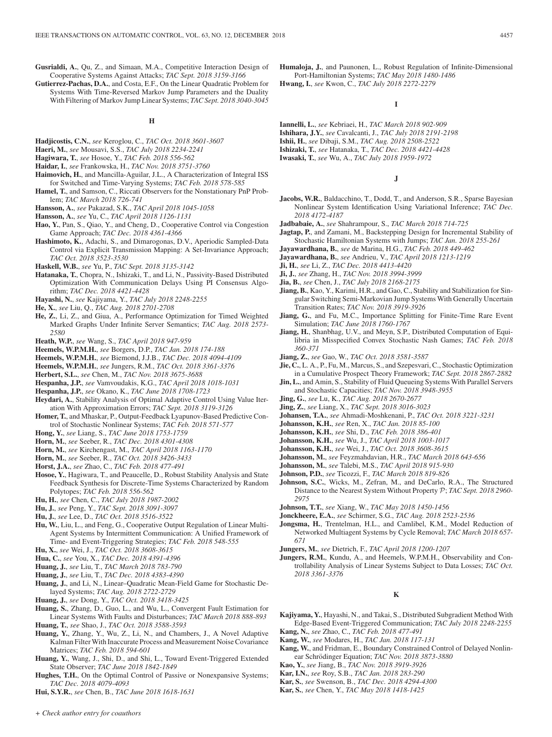**Gusrialdi, A.**, Qu, Z., and Simaan, M.A., Competitive Interaction Design of Cooperative Systems Against Attacks; *TAC Sept. 2018 3159-3166*

**Gutierrez-Pachas, D.A.**, and Costa, E.F., On the Linear Quadratic Problem for Systems With Time-Reversed Markov Jump Parameters and the Duality With Filtering of Markov Jump Linear Systems; *TAC Sept. 2018 3040-3045*

### H

**Hadjicostis, C.N.**, *see* Keroglou, C., *TAC Oct. 2018 3601-3607*

**Haeri, M.**, *see* Mousavi, S.S., *TAC July 2018 2234-2241*

**Hagiwara, T.**, *see* Hosoe, Y., *TAC Feb. 2018 556-562*

**Haidar, I.**, *see* Frankowska, H., *TAC Nov. 2018 3751-3760*

**Haimovich, H.**, and Mancilla-Aguilar, J.L., A Characterization of Integral ISS for Switched and Time-Varying Systems; *TAC Feb. 2018 578-585*

**Hamel, T.**, and Samson, C., Riccati Observers for the Nonstationary PnP Problem; *TAC March 2018 726-741*

**Hansson, A.**, *see* Pakazad, S.K., *TAC April 2018 1045-1058*

**Hansson, A.**, *see* Yu, C., *TAC April 2018 1126-1131*

**Hao, Y.**, Pan, S., Qiao, Y., and Cheng, D., Cooperative Control via Congestion Game Approach; *TAC Dec. 2018 4361-4366*

**Hashimoto, K.**, Adachi, S., and Dimarogonas, D.V., Aperiodic Sampled-Data Control via Explicit Transmission Mapping: A Set-Invariance Approach; *TAC Oct. 2018 3523-3530*

**Haskell, W.B.**, *see* Yu, P., *TAC Sept. 2018 3135-3142*

**Hatanaka, T.**, Chopra, N., Ishizaki, T., and Li, N., Passivity-Based Distributed Optimization With Communication Delays Using PI Consensus Algorithm; *TAC Dec. 2018 4421-4428*

**Hayashi, N.**, *see* Kajiyama, Y., *TAC July 2018 2248-2255*

**He, X.**, *see* Liu, Q., *TAC Aug. 2018 2701-2708*

**He, Z.**, Li, Z., and Giua, A., Performance Optimization for Timed Weighted Marked Graphs Under Infinite Server Semantics; *TAC Aug. 2018 2573-2580*

**Heath, W.P.**, *see* Wang, S., *TAC April 2018 947-959*

**Heemels, W.P.M.H.**, *see* Borgers, D.P., *TAC Jan. 2018 174-188*

**Heemels, W.P.M.H.**, *see* Biemond, J.J.B., *TAC Dec. 2018 4094-4109*

**Heemels, W.P.M.H.**, *see* Jungers, R.M., *TAC Oct. 2018 3361-3376*

**Herbert, S.L.**, *see* Chen, M., *TAC Nov. 2018 3675-3688*

**Hespanha, J.P.**, *see* Vamvoudakis, K.G., *TAC April 2018 1018-1031*

**Hespanha, J.P.**, *see* Okano, K., *TAC June 2018 1708-1723*

**Heydari, A.**, Stability Analysis of Optimal Adaptive Control Using Value Iteration With Approximation Errors; *TAC Sept. 2018 3119-3126*

**Homer, T.**, and Mhaskar, P., Output-Feedback Lyapunov-Based Predictive Control of Stochastic Nonlinear Systems; *TAC Feb. 2018 571-577*

**Hong, Y.**, *see* Liang, S., *TAC June 2018 1753-1759*

**Horn, M.**, *see* Seeber, R., *TAC Dec. 2018 4301-4308*

**Horn, M.**, *see* Kirchengast, M., *TAC April 2018 1163-1170*

**Horn, M.**, *see* Seeber, R., *TAC Oct. 2018 3426-3433*

**Horst, J.A.**, *see* Zhao, C., *TAC Feb. 2018 477-491*

**Hosoe, Y.**, Hagiwara, T., and Peaucelle, D., Robust Stability Analysis and State Feedback Synthesis for Discrete-Time Systems Characterized by Random Polytopes; *TAC Feb. 2018 556-562*

**Hu, H.**, *see* Chen, C., *TAC July 2018 1987-2002*

**Hu, J.**, *see* Peng, Y., *TAC Sept. 2018 3091-3097*

**Hu, J.**, *see* Lee, D., *TAC Oct. 2018 3516-3522*

**Hu, W.**, Liu, L., and Feng, G., Cooperative Output Regulation of Linear Multi-Agent Systems by Intermittent Communication: A Unified Framework of Time- and Event-Triggering Strategies; *TAC Feb. 2018 548-555*

**Hu, X.**, *see* Wei, J., *TAC Oct. 2018 3608-3615*

**Hua, C.**, *see* You, X., *TAC Dec. 2018 4391-4396*

**Huang, J.**, *see* Liu, T., *TAC March 2018 783-790*

**Huang, J.**, *see* Liu, T., *TAC Dec. 2018 4383-4390*

**Huang, J.**, and Li, N., Linear–Quadratic Mean-Field Game for Stochastic Delayed Systems; *TAC Aug. 2018 2722-2729*

**Huang, J.**, *see* Dong, Y., *TAC Oct. 2018 3418-3425*

**Huang, S.**, Zhang, D., Guo, L., and Wu, L., Convergent Fault Estimation for Linear Systems With Faults and Disturbances; *TAC March 2018 888-893*

**Huang, T.**, *see* Shao, J., *TAC Oct. 2018 3588-3593*

**Huang, Y.**, Zhang, Y., Wu, Z., Li, N., and Chambers, J., A Novel Adaptive Kalman Filter With Inaccurate Process and Measurement Noise Covariance Matrices; *TAC Feb. 2018 594-601*

**Huang, Y.**, Wang, J., Shi, D., and Shi, L., Toward Event-Triggered Extended State Observer; *TAC June 2018 1842-1849*

**Hughes, T.H.**, On the Optimal Control of Passive or Nonexpansive Systems; *TAC Dec. 2018 4079-4093*

**Hui, S.Y.R.**, *see* Chen, B., *TAC June 2018 1618-1631*

**Humaloja, J.**, and Paunonen, L., Robust Regulation of Infinite-Dimensional Port-Hamiltonian Systems; *TAC May 2018 1480-1486*

**Hwang, I.**, *see* Kwon, C., *TAC July 2018 2272-2279*

### I

**Iannelli, L.**, *see* Kebriaei, H., *TAC March 2018 902-909*

**Ishihara, J.Y.**, *see* Cavalcanti, J., *TAC July 2018 2191-2198*

**Ishii, H.**, *see* Dibaji, S.M., *TAC Aug. 2018 2508-2522*

**Ishizaki, T.**, *see* Hatanaka, T., *TAC Dec. 2018 4421-4428*

**Iwasaki, T.**, *see* Wu, A., *TAC July 2018 1959-1972*

### J

**Jacobs, W.R.**, Baldacchino, T., Dodd, T., and Anderson, S.R., Sparse Bayesian Nonlinear System Identification Using Variational Inference; *TAC Dec. 2018 4172-4187*

**Jadbabaie, A.**, *see* Shahrampour, S., *TAC March 2018 714-725*

**Jagtap, P.**, and Zamani, M., Backstepping Design for Incremental Stability of Stochastic Hamiltonian Systems with Jumps; *TAC Jan. 2018 255-261*

**Jayawardhana, B.**, *see* de Marina, H.G., *TAC Feb. 2018 449-462*

**Jayawardhana, B.**, *see* Andrieu, V., *TAC April 2018 1213-1219*

**Ji, H.**, *see* Li, Z., *TAC Dec. 2018 4413-4420*

**Ji, J.**, *see* Zhang, H., *TAC Nov. 2018 3994-3999*

**Jia, B.**, *see* Chen, J., *TAC July 2018 2168-2175*

**Jiang, B.**, Kao, Y., Karimi, H.R., and Gao, C., Stability and Stabilization for Singular Switching Semi-Markovian Jump Systems With Generally Uncertain Transition Rates; *TAC Nov. 2018 3919-3926*

**Jiang, G.**, and Fu, M.C., Importance Splitting for Finite-Time Rare Event Simulation; *TAC June 2018 1760-1767*

**Jiang, H.**, Shanbhag, U.V., and Meyn, S.P., Distributed Computation of Equilibria in Misspecified Convex Stochastic Nash Games; *TAC Feb. 2018 360-371*

**Jiang, Z.**, *see* Gao, W., *TAC Oct. 2018 3581-3587*

**Jie, C.**, L. A. P., Fu, M., Marcus, S., and Szepesvari, C., Stochastic Optimization in a Cumulative Prospect Theory Framework; *TAC Sept. 2018 2867-2882*

**Jin, L.**, and Amin, S., Stability of Fluid Queueing Systems With Parallel Servers and Stochastic Capacities; *TAC Nov. 2018 3948-3955*

**Jing, G.**, *see* Lu, K., *TAC Aug. 2018 2670-2677*

**Jing, Z.**, *see* Liang, X., *TAC Sept. 2018 3016-3023*

**Johansen, T.A.**, *see* Ahmadi-Moshkenani, P., *TAC Oct. 2018 3221-3231*

**Johansson, K.H.**, *see* Ren, X., *TAC Jan. 2018 85-100*

**Johansson, K.H.**, *see* Shi, D., *TAC Feb. 2018 386-401*

**Johansson, K.H.**, *see* Wu, J., *TAC April 2018 1003-1017*

**Johansson, K.H.**, *see* Wei, J., *TAC Oct. 2018 3608-3615*

**Johansson, M.**, *see* Feyzmahdavian, H.R., *TAC March 2018 643-656*

**Johansson, M.**, *see* Talebi, M.S., *TAC April 2018 915-930*

**Johnson, P.D.**, *see* Ticozzi, F., *TAC March 2018 819-826*

**Johnson, S.C.**, Wicks, M., Zefran, M., and DeCarlo, R.A., The Structured Distance to the Nearest System Without Property $\mathcal{P}$; *TAC Sept. 2018 2960-2975*

**Johnson, T.T.**, *see* Xiang, W., *TAC May 2018 1450-1456*

**Jonckheere, E.A.**, *see* Schirmer, S.G., *TAC Aug. 2018 2523-2536*

**Jongsma, H.**, Trentelman, H.L., and Camlibel, K.M., Model Reduction of Networked Multiagent Systems by Cycle Removal; *TAC March 2018 657-671*

**Jungers, M.**, *see* Dietrich, F., *TAC April 2018 1200-1207*

**Jungers, R.M.**, Kundu, A., and Heemels, W.P.M.H., Observability and Controllability Analysis of Linear Systems Subject to Data Losses; *TAC Oct. 2018 3361-3376*

### K

**Kajiyama, Y.**, Hayashi, N., and Takai, S., Distributed Subgradient Method With Edge-Based Event-Triggered Communication; *TAC July 2018 2248-2255*

**Kang, N.**, *see* Zhao, C., *TAC Feb. 2018 477-491*

**Kang, W.**, *see* Modares, H., *TAC Jan. 2018 117-131*

**Kang, W.**, and Fridman, E., Boundary Constrained Control of Delayed Nonlinear Schrödinger Equation; *TAC Nov. 2018 3873-3880*

**Kao, Y.**, *see* Jiang, B., *TAC Nov. 2018 3919-3926*

**Kar, I.N.**, *see* Roy, S.B., *TAC Jan. 2018 283-290*

**Kar, S.**, *see* Swenson, B., *TAC Dec. 2018 4294-4300*

**Kar, S.**, *see* Chen, Y., *TAC May 2018 1418-1425*

*+ Check author entry for coauthors*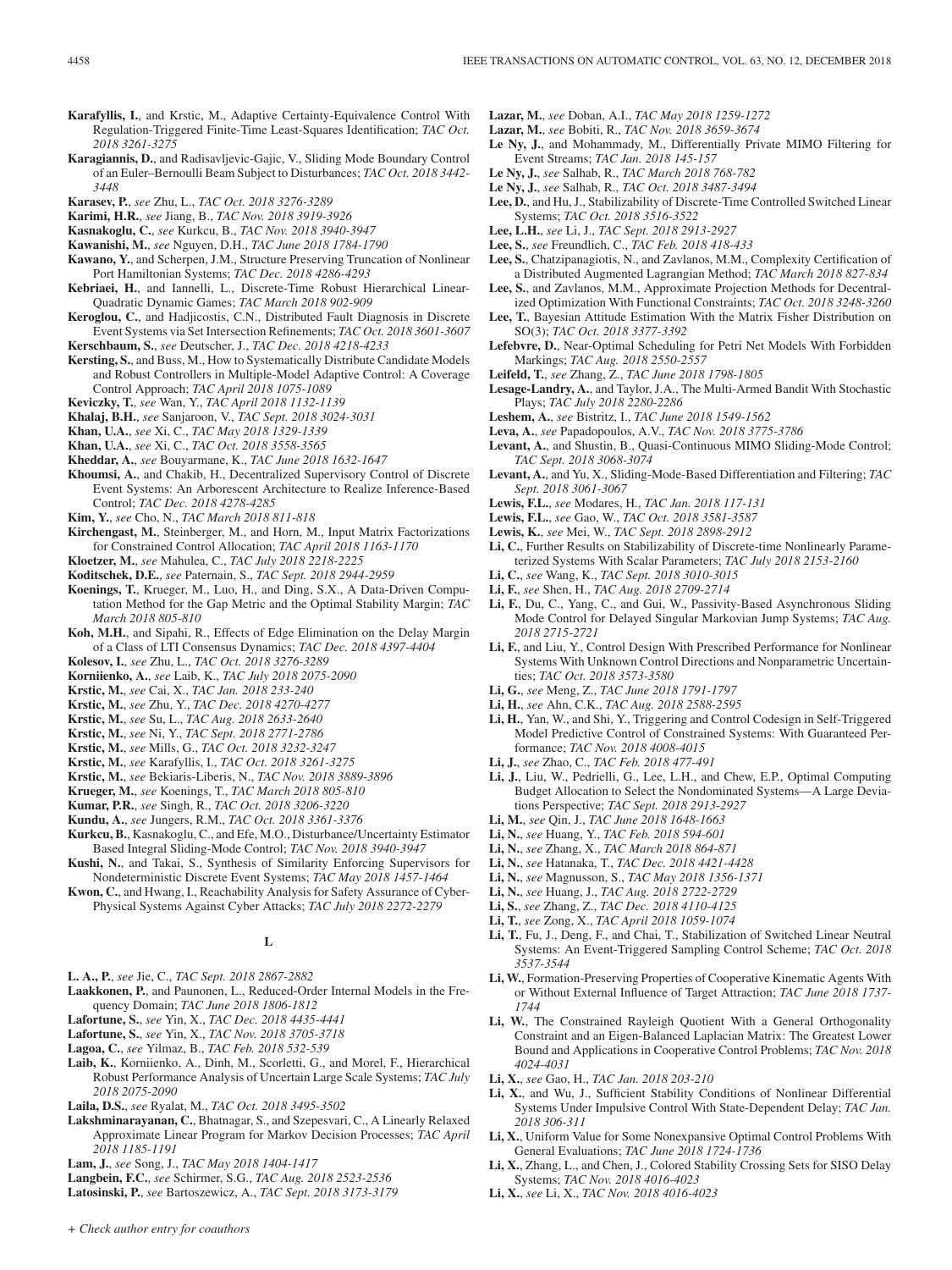**Karafyllis, I.**, and Krstic, M., Adaptive Certainty-Equivalence Control With Regulation-Triggered Finite-Time Least-Squares Identification; *TAC Oct. 2018 3261-3275*

**Karagiannis, D.**, and Radisavljevic-Gajic, V., Sliding Mode Boundary Control of an Euler–Bernoulli Beam Subject to Disturbances; *TAC Oct. 2018 3442-3448*

**Karasev, P.**, *see* Zhu, L., *TAC Oct. 2018 3276-3289*

**Karimi, H.R.**, *see* Jiang, B., *TAC Nov. 2018 3919-3926*

**Kasnakoglu, C.**, *see* Kurkcu, B., *TAC Nov. 2018 3940-3947*

**Kawanishi, M.**, *see* Nguyen, D.H., *TAC June 2018 1784-1790*

**Kawano, Y.**, and Scherpen, J.M., Structure Preserving Truncation of Nonlinear Port Hamiltonian Systems; *TAC Dec. 2018 4286-4293*

**Kebriaei, H.**, and Iannelli, L., Discrete-Time Robust Hierarchical Linear-Quadratic Dynamic Games; *TAC March 2018 902-909*

**Keroglou, C.**, and Hadjicostis, C.N., Distributed Fault Diagnosis in Discrete Event Systems via Set Intersection Refinements; *TAC Oct. 2018 3601-3607*

**Kerschbaum, S.**, *see* Deutscher, J., *TAC Dec. 2018 4218-4233*

**Kersting, S.**, and Buss, M., How to Systematically Distribute Candidate Models and Robust Controllers in Multiple-Model Adaptive Control: A Coverage Control Approach; *TAC April 2018 1075-1089*

**Keviczky, T.**, *see* Wan, Y., *TAC April 2018 1132-1139*

**Khalaj, B.H.**, *see* Sanjaroon, V., *TAC Sept. 2018 3024-3031*

**Khan, U.A.**, *see* Xi, C., *TAC May 2018 1329-1339*

**Khan, U.A.**, *see* Xi, C., *TAC Oct. 2018 3558-3565*

**Kheddar, A.**, *see* Bouyarmane, K., *TAC June 2018 1632-1647*

**Khoumsi, A.**, and Chakib, H., Decentralized Supervisory Control of Discrete Event Systems: An Arborescent Architecture to Realize Inference-Based Control; *TAC Dec. 2018 4278-4285*

**Kim, Y.**, *see* Cho, N., *TAC March 2018 811-818*

**Kirchengast, M.**, Steinberger, M., and Horn, M., Input Matrix Factorizations for Constrained Control Allocation; *TAC April 2018 1163-1170*

**Kloetzer, M.**, *see* Mahulea, C., *TAC July 2018 2218-2225*

**Koditschek, D.E.**, *see* Paternain, S., *TAC Sept. 2018 2944-2959*

**Koenings, T.**, Krueger, M., Luo, H., and Ding, S.X., A Data-Driven Computation Method for the Gap Metric and the Optimal Stability Margin; *TAC March 2018 805-810*

**Koh, M.H.**, and Sipahi, R., Effects of Edge Elimination on the Delay Margin of a Class of LTI Consensus Dynamics; *TAC Dec. 2018 4397-4404*

**Kolesov, I.**, *see* Zhu, L., *TAC Oct. 2018 3276-3289*

**Korniienko, A.**, *see* Laib, K., *TAC July 2018 2075-2090*

**Krstic, M.**, *see* Cai, X., *TAC Jan. 2018 233-240*

**Krstic, M.**, *see* Zhu, Y., *TAC Dec. 2018 4270-4277*

**Krstic, M.**, *see* Su, L., *TAC Aug. 2018 2633-2640*

**Krstic, M.**, *see* Ni, Y., *TAC Sept. 2018 2771-2786*

**Krstic, M.**, *see* Mills, G., *TAC Oct. 2018 3232-3247*

**Krstic, M.**, *see* Karafyllis, I., *TAC Oct. 2018 3261-3275*

**Krstic, M.**, *see* Bekiaris-Liberis, N., *TAC Nov. 2018 3889-3896*

**Krueger, M.**, *see* Koenings, T., *TAC March 2018 805-810*

**Kumar, P.R.**, *see* Singh, R., *TAC Oct. 2018 3206-3220*

**Kundu, A.**, *see* Jungers, R.M., *TAC Oct. 2018 3361-3376*

**Kurkcu, B.**, Kasnakoglu, C., and Efe, M.O., Disturbance/Uncertainty Estimator Based Integral Sliding-Mode Control; *TAC Nov. 2018 3940-3947*

**Kushi, N.**, and Takai, S., Synthesis of Similarity Enforcing Supervisors for Nondeterministic Discrete Event Systems; *TAC May 2018 1457-1464*

**Kwon, C.**, and Hwang, I., Reachability Analysis for Safety Assurance of Cyber-Physical Systems Against Cyber Attacks; *TAC July 2018 2272-2279*

## L

**L. A., P.**, *see* Jie, C., *TAC Sept. 2018 2867-2882*

**Laakkonen, P.**, and Paunonen, L., Reduced-Order Internal Models in the Frequency Domain; *TAC June 2018 1806-1812*

**Lafortune, S.**, *see* Yin, X., *TAC Dec. 2018 4435-4441*

**Lafortune, S.**, *see* Yin, X., *TAC Nov. 2018 3705-3718*

**Lagoa, C.**, *see* Yilmaz, B., *TAC Feb. 2018 532-539*

**Laib, K.**, Korniienko, A., Dinh, M., Scorletti, G., and Morel, F., Hierarchical Robust Performance Analysis of Uncertain Large Scale Systems; *TAC July 2018 2075-2090*

**Laila, D.S.**, *see* Ryalat, M., *TAC Oct. 2018 3495-3502*

**Lakshminarayanan, C.**, Bhatnagar, S., and Szepesvari, C., A Linearly Relaxed Approximate Linear Program for Markov Decision Processes; *TAC April 2018 1185-1191*

**Lam, J.**, *see* Song, J., *TAC May 2018 1404-1417*

**Langbein, F.C.**, *see* Schirmer, S.G., *TAC Aug. 2018 2523-2536*

**Latosinski, P.**, *see* Bartoszewicz, A., *TAC Sept. 2018 3173-3179*

**Lazar, M.**, *see* Doban, A.I., *TAC May 2018 1259-1272*

**Lazar, M.**, *see* Bobiti, R., *TAC Nov. 2018 3659-3674*

**Le Ny, J.**, and Mohammady, M., Differentially Private MIMO Filtering for Event Streams; *TAC Jan. 2018 145-157*

**Le Ny, J.**, *see* Salhab, R., *TAC March 2018 768-782*

**Le Ny, J.**, *see* Salhab, R., *TAC Oct. 2018 3487-3494*

**Lee, D.**, and Hu, J., Stabilizability of Discrete-Time Controlled Switched Linear Systems; *TAC Oct. 2018 3516-3522*

**Lee, L.H.**, *see* Li, J., *TAC Sept. 2018 2913-2927*

**Lee, S.**, *see* Freundlich, C., *TAC Feb. 2018 418-433*

**Lee, S.**, Chatzipanagiotis, N., and Zavlanos, M.M., Complexity Certification of a Distributed Augmented Lagrangian Method; *TAC March 2018 827-834*

**Lee, S.**, and Zavlanos, M.M., Approximate Projection Methods for Decentralized Optimization With Functional Constraints; *TAC Oct. 2018 3248-3260*

**Lee, T.**, Bayesian Attitude Estimation With the Matrix Fisher Distribution on SO(3); *TAC Oct. 2018 3377-3392*

**Lefebvre, D.**, Near-Optimal Scheduling for Petri Net Models With Forbidden Markings; *TAC Aug. 2018 2550-2557*

**Leifeld, T.**, *see* Zhang, Z., *TAC June 2018 1798-1805*

**Lesage-Landry, A.**, and Taylor, J.A., The Multi-Armed Bandit With Stochastic Plays; *TAC July 2018 2280-2286*

**Leshem, A.**, *see* Bistritz, I., *TAC June 2018 1549-1562*

**Leva, A.**, *see* Papadopoulos, A.V., *TAC Nov. 2018 3775-3786*

**Levant, A.**, and Shustin, B., Quasi-Continuous MIMO Sliding-Mode Control; *TAC Sept. 2018 3068-3074*

**Levant, A.**, and Yu, X., Sliding-Mode-Based Differentiation and Filtering; *TAC Sept. 2018 3061-3067*

**Lewis, F.L.**, *see* Modares, H., *TAC Jan. 2018 117-131*

**Lewis, F.L.**, *see* Gao, W., *TAC Oct. 2018 3581-3587*

**Lewis, K.**, *see* Mei, W., *TAC Sept. 2018 2898-2912*

**Li, C.**, Further Results on Stabilizability of Discrete-time Nonlinearly Parameterized Systems With Scalar Parameters; *TAC July 2018 2153-2160*

**Li, C.**, *see* Wang, K., *TAC Sept. 2018 3010-3015*

**Li, F.**, *see* Shen, H., *TAC Aug. 2018 2709-2714*

**Li, F.**, Du, C., Yang, C., and Gui, W., Passivity-Based Asynchronous Sliding Mode Control for Delayed Singular Markovian Jump Systems; *TAC Aug. 2018 2715-2721*

**Li, F.**, and Liu, Y., Control Design With Prescribed Performance for Nonlinear Systems With Unknown Control Directions and Nonparametric Uncertainties; *TAC Oct. 2018 3573-3580*

**Li, G.**, *see* Meng, Z., *TAC June 2018 1791-1797*

**Li, H.**, *see* Ahn, C.K., *TAC Aug. 2018 2588-2595*

**Li, H.**, Yan, W., and Shi, Y., Triggering and Control Codesign in Self-Triggered Model Predictive Control of Constrained Systems: With Guaranteed Performance; *TAC Nov. 2018 4008-4015*

**Li, J.**, *see* Zhao, C., *TAC Feb. 2018 477-491*

**Li, J.**, Liu, W., Pedrielli, G., Lee, L.H., and Chew, E.P., Optimal Computing Budget Allocation to Select the Nondominated Systems—A Large Deviations Perspective; *TAC Sept. 2018 2913-2927*

**Li, M.**, *see* Qin, J., *TAC June 2018 1648-1663*

**Li, N.**, *see* Huang, Y., *TAC Feb. 2018 594-601*

**Li, N.**, *see* Zhang, X., *TAC March 2018 864-871*

**Li, N.**, *see* Hatanaka, T., *TAC Dec. 2018 4421-4428*

**Li, N.**, *see* Magnusson, S., *TAC May 2018 1356-1371*

**Li, N.**, *see* Huang, J., *TAC Aug. 2018 2722-2729*

**Li, S.**, *see* Zhang, Z., *TAC Dec. 2018 4110-4125*

**Li, T.**, *see* Zong, X., *TAC April 2018 1059-1074*

**Li, T.**, Fu, J., Deng, F., and Chai, T., Stabilization of Switched Linear Neutral Systems: An Event-Triggered Sampling Control Scheme; *TAC Oct. 2018 3537-3544*

**Li, W.**, Formation-Preserving Properties of Cooperative Kinematic Agents With or Without External Influence of Target Attraction; *TAC June 2018 1737-1744*

**Li, W.**, The Constrained Rayleigh Quotient With a General Orthogonality Constraint and an Eigen-Balanced Laplacian Matrix: The Greatest Lower Bound and Applications in Cooperative Control Problems; *TAC Nov. 2018 4024-4031*

**Li, X.**, *see* Gao, H., *TAC Jan. 2018 203-210*

**Li, X.**, and Wu, J., Sufficient Stability Conditions of Nonlinear Differential Systems Under Impulsive Control With State-Dependent Delay; *TAC Jan. 2018 306-311*

**Li, X.**, Uniform Value for Some Nonexpansive Optimal Control Problems With General Evaluations; *TAC June 2018 1724-1736*

**Li, X.**, Zhang, L., and Chen, J., Colored Stability Crossing Sets for SISO Delay Systems; *TAC Nov. 2018 4016-4023*

**Li, X.**, *see* Li, X., *TAC Nov. 2018 4016-4023*

*+ Check author entry for coauthors*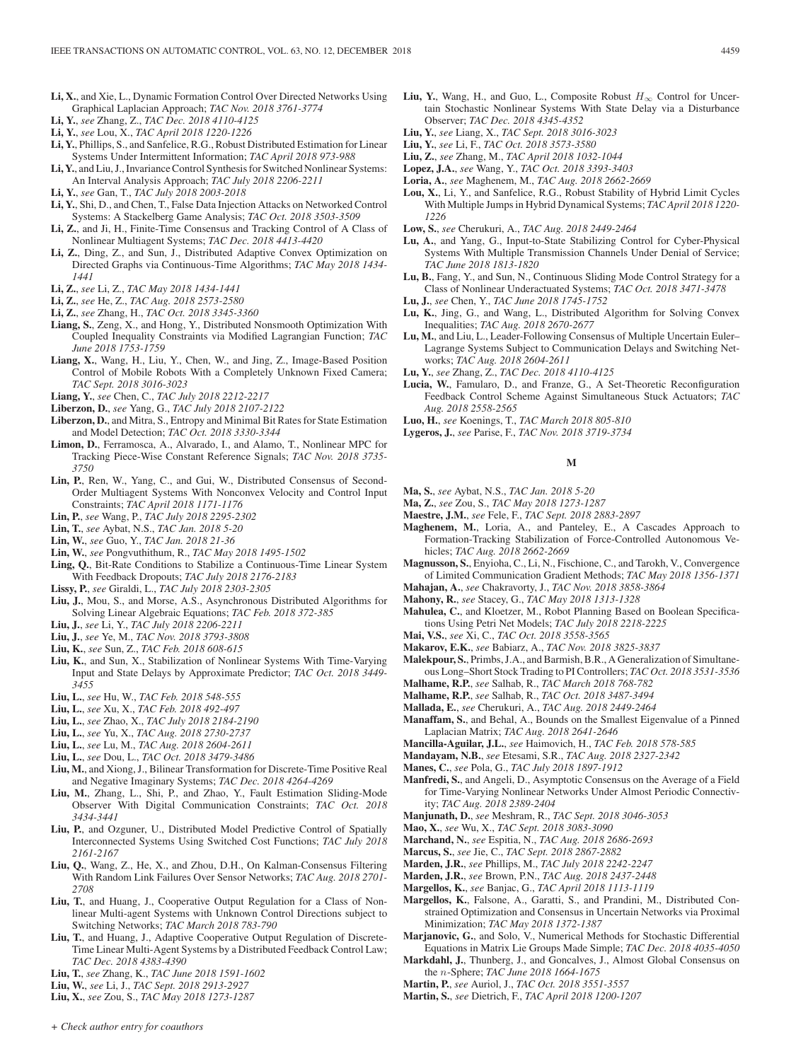**Li, X.**, and Xie, L., Dynamic Formation Control Over Directed Networks Using Graphical Laplacian Approach; *TAC Nov. 2018 3761-3774*

**Li, Y.**, *see* Zhang, Z., *TAC Dec. 2018 4110-4125*

**Li, Y.**, *see* Lou, X., *TAC April 2018 1220-1226*

**Li, Y.**, Phillips, S., and Sanfelice, R.G., Robust Distributed Estimation for Linear Systems Under Intermittent Information; *TAC April 2018 973-988*

**Li, Y.**, and Liu, J., Invariance Control Synthesis for Switched Nonlinear Systems: An Interval Analysis Approach; *TAC July 2018 2206-2211*

**Li, Y.**, *see* Gan, T., *TAC July 2018 2003-2018*

**Li, Y.**, Shi, D., and Chen, T., False Data Injection Attacks on Networked Control Systems: A Stackelberg Game Analysis; *TAC Oct. 2018 3503-3509*

**Li, Z.**, and Ji, H., Finite-Time Consensus and Tracking Control of A Class of Nonlinear Multiagent Systems; *TAC Dec. 2018 4413-4420*

**Li, Z.**, Ding, Z., and Sun, J., Distributed Adaptive Convex Optimization on Directed Graphs via Continuous-Time Algorithms; *TAC May 2018 1434-1441*

**Li, Z.**, *see* Li, Z., *TAC May 2018 1434-1441*

**Li, Z.**, *see* He, Z., *TAC Aug. 2018 2573-2580*

**Li, Z.**, *see* Zhang, H., *TAC Oct. 2018 3345-3360*

**Liang, S.**, Zeng, X., and Hong, Y., Distributed Nonsmooth Optimization With Coupled Inequality Constraints via Modified Lagrangian Function; *TAC June 2018 1753-1759*

**Liang, X.**, Wang, H., Liu, Y., Chen, W., and Jing, Z., Image-Based Position Control of Mobile Robots With a Completely Unknown Fixed Camera; *TAC Sept. 2018 3016-3023*

**Liang, Y.**, *see* Chen, C., *TAC July 2018 2212-2217*

**Liberzon, D.**, *see* Yang, G., *TAC July 2018 2107-2122*

**Liberzon, D.**, and Mitra, S., Entropy and Minimal Bit Rates for State Estimation and Model Detection; *TAC Oct. 2018 3330-3344*

**Limon, D.**, Ferramosca, A., Alvarado, I., and Alamo, T., Nonlinear MPC for Tracking Piece-Wise Constant Reference Signals; *TAC Nov. 2018 3735-3750*

**Lin, P.**, Ren, W., Yang, C., and Gui, W., Distributed Consensus of Second-Order Multiagent Systems With Nonconvex Velocity and Control Input Constraints; *TAC April 2018 1171-1176*

**Lin, P.**, *see* Wang, P., *TAC July 2018 2295-2302*

**Lin, T.**, *see* Aybat, N.S., *TAC Jan. 2018 5-20*

**Lin, W.**, *see* Guo, Y., *TAC Jan. 2018 21-36*

**Lin, W.**, *see* Pongvuthithum, R., *TAC May 2018 1495-1502*

**Ling, Q.**, Bit-Rate Conditions to Stabilize a Continuous-Time Linear System With Feedback Dropouts; *TAC July 2018 2176-2183*

**Lissy, P.**, *see* Giraldi, L., *TAC July 2018 2303-2305*

**Liu, J.**, Mou, S., and Morse, A.S., Asynchronous Distributed Algorithms for Solving Linear Algebraic Equations; *TAC Feb. 2018 372-385*

**Liu, J.**, *see* Li, Y., *TAC July 2018 2206-2211*

**Liu, J.**, *see* Ye, M., *TAC Nov. 2018 3793-3808*

**Liu, K.**, *see* Sun, Z., *TAC Feb. 2018 608-615*

**Liu, K.**, and Sun, X., Stabilization of Nonlinear Systems With Time-Varying Input and State Delays by Approximate Predictor; *TAC Oct. 2018 3449-3455*

**Liu, L.**, *see* Hu, W., *TAC Feb. 2018 548-555*

**Liu, L.**, *see* Xu, X., *TAC Feb. 2018 492-497*

**Liu, L.**, *see* Zhao, X., *TAC July 2018 2184-2190*

**Liu, L.**, *see* Yu, X., *TAC Aug. 2018 2730-2737*

**Liu, L.**, *see* Lu, M., *TAC Aug. 2018 2604-2611*

**Liu, L.**, *see* Dou, L., *TAC Oct. 2018 3479-3486*

**Liu, M.**, and Xiong, J., Bilinear Transformation for Discrete-Time Positive Real and Negative Imaginary Systems; *TAC Dec. 2018 4264-4269*

**Liu, M.**, Zhang, L., Shi, P., and Zhao, Y., Fault Estimation Sliding-Mode Observer With Digital Communication Constraints; *TAC Oct. 2018 3434-3441*

**Liu, P.**, and Ozguner, U., Distributed Model Predictive Control of Spatially Interconnected Systems Using Switched Cost Functions; *TAC July 2018 2161-2167*

**Liu, Q.**, Wang, Z., He, X., and Zhou, D.H., On Kalman-Consensus Filtering With Random Link Failures Over Sensor Networks; *TAC Aug. 2018 2701-2708*

**Liu, T.**, and Huang, J., Cooperative Output Regulation for a Class of Nonlinear Multi-agent Systems with Unknown Control Directions subject to Switching Networks; *TAC March 2018 783-790*

**Liu, T.**, and Huang, J., Adaptive Cooperative Output Regulation of Discrete-Time Linear Multi-Agent Systems by a Distributed Feedback Control Law; *TAC Dec. 2018 4383-4390*

**Liu, T.**, *see* Zhang, K., *TAC June 2018 1591-1602*

**Liu, W.**, *see* Li, J., *TAC Sept. 2018 2913-2927*

**Liu, X.**, *see* Zou, S., *TAC May 2018 1273-1287*

**Liu, Y.**, Wang, H., and Guo, L., Composite Robust $H_\infty$ Control for Uncertain Stochastic Nonlinear Systems With State Delay via a Disturbance Observer; *TAC Dec. 2018 4345-4352*

**Liu, Y.**, *see* Liang, X., *TAC Sept. 2018 3016-3023*

**Liu, Y.**, *see* Li, F., *TAC Oct. 2018 3573-3580*

**Liu, Z.**, *see* Zhang, M., *TAC April 2018 1032-1044*

**Lopez, J.A.**, *see* Wang, Y., *TAC Oct. 2018 3393-3403*

**Loria, A.**, *see* Maghenem, M., *TAC Aug. 2018 2662-2669*

**Lou, X.**, Li, Y., and Sanfelice, R.G., Robust Stability of Hybrid Limit Cycles With Multiple Jumps in Hybrid Dynamical Systems; *TAC April 2018 1220-1226*

**Low, S.**, *see* Cherukuri, A., *TAC Aug. 2018 2449-2464*

**Lu, A.**, and Yang, G., Input-to-State Stabilizing Control for Cyber-Physical Systems With Multiple Transmission Channels Under Denial of Service; *TAC June 2018 1813-1820*

**Lu, B.**, Fang, Y., and Sun, N., Continuous Sliding Mode Control Strategy for a Class of Nonlinear Underactuated Systems; *TAC Oct. 2018 3471-3478*

**Lu, J.**, *see* Chen, Y., *TAC June 2018 1745-1752*

**Lu, K.**, Jing, G., and Wang, L., Distributed Algorithm for Solving Convex Inequalities; *TAC Aug. 2018 2670-2677*

**Lu, M.**, and Liu, L., Leader-Following Consensus of Multiple Uncertain Euler–Lagrange Systems Subject to Communication Delays and Switching Networks; *TAC Aug. 2018 2604-2611*

**Lu, Y.**, *see* Zhang, Z., *TAC Dec. 2018 4110-4125*

**Lucia, W.**, Famularo, D., and Franze, G., A Set-Theoretic Reconfiguration Feedback Control Scheme Against Simultaneous Stuck Actuators; *TAC Aug. 2018 2558-2565*

**Luo, H.**, *see* Koenings, T., *TAC March 2018 805-810*

**Lygeros, J.**, *see* Parise, F., *TAC Nov. 2018 3719-3734*

## M

**Ma, S.**, *see* Aybat, N.S., *TAC Jan. 2018 5-20*

**Ma, Z.**, *see* Zou, S., *TAC May 2018 1273-1287*

**Maestre, J.M.**, *see* Fele, F., *TAC Sept. 2018 2883-2897*

**Maghenem, M.**, Loria, A., and Panteley, E., A Cascades Approach to Formation-Tracking Stabilization of Force-Controlled Autonomous Vehicles; *TAC Aug. 2018 2662-2669*

**Magnusson, S.**, Enyioha, C., Li, N., Fischione, C., and Tarokh, V., Convergence of Limited Communication Gradient Methods; *TAC May 2018 1356-1371*

**Mahajan, A.**, *see* Chakravorty, J., *TAC Nov. 2018 3858-3864*

**Mahony, R.**, *see* Stacey, G., *TAC May 2018 1313-1328*

**Mahulea, C.**, and Kloetzer, M., Robot Planning Based on Boolean Specifications Using Petri Net Models; *TAC July 2018 2218-2225*

**Mai, V.S.**, *see* Xi, C., *TAC Oct. 2018 3558-3565*

**Makarov, E.K.**, *see* Babiarz, A., *TAC Nov. 2018 3825-3837*

**Malekpour, S.**, Primbs, J.A., and Barmish, B.R., A Generalization of Simultaneous Long–Short Stock Trading to PI Controllers; *TAC Oct. 2018 3531-3536*

**Malhame, R.P.**, *see* Salhab, R., *TAC March 2018 768-782*

**Malhame, R.P.**, *see* Salhab, R., *TAC Oct. 2018 3487-3494*

**Mallada, E.**, *see* Cherukuri, A., *TAC Aug. 2018 2449-2464*

**Manaffam, S.**, and Behal, A., Bounds on the Smallest Eigenvalue of a Pinned Laplacian Matrix; *TAC Aug. 2018 2641-2646*

**Mancilla-Aguilar, J.L.**, *see* Haimovich, H., *TAC Feb. 2018 578-585*

**Mandayam, N.B.**, *see* Etesami, S.R., *TAC Aug. 2018 2327-2342*

**Manes, C.**, *see* Pola, G., *TAC July 2018 1897-1912*

**Manfredi, S.**, and Angeli, D., Asymptotic Consensus on the Average of a Field for Time-Varying Nonlinear Networks Under Almost Periodic Connectivity; *TAC Aug. 2018 2389-2404*

**Manjunath, D.**, *see* Meshram, R., *TAC Sept. 2018 3046-3053*

**Mao, X.**, *see* Wu, X., *TAC Sept. 2018 3083-3090*

**Marchand, N.**, *see* Espitia, N., *TAC Aug. 2018 2686-2693*

**Marcus, S.**, *see* Jie, C., *TAC Sept. 2018 2867-2882*

**Marden, J.R.**, *see* Phillips, M., *TAC July 2018 2242-2247*

**Marden, J.R.**, *see* Brown, P.N., *TAC Aug. 2018 2437-2448*

**Margellos, K.**, *see* Banjac, G., *TAC April 2018 1113-1119*

**Margellos, K.**, Falsone, A., Garatti, S., and Prandini, M., Distributed Constrained Optimization and Consensus in Uncertain Networks via Proximal Minimization; *TAC May 2018 1372-1387*

**Marjanovic, G.**, and Solo, V., Numerical Methods for Stochastic Differential Equations in Matrix Lie Groups Made Simple; *TAC Dec. 2018 4035-4050*

**Markdahl, J.**, Thunberg, J., and Goncalves, J., Almost Global Consensus on the $n$-Sphere; *TAC June 2018 1664-1675*

**Martin, P.**, *see* Auriol, J., *TAC Oct. 2018 3551-3557*

**Martin, S.**, *see* Dietrich, F., *TAC April 2018 1200-1207*

+ *Check author entry for coauthors*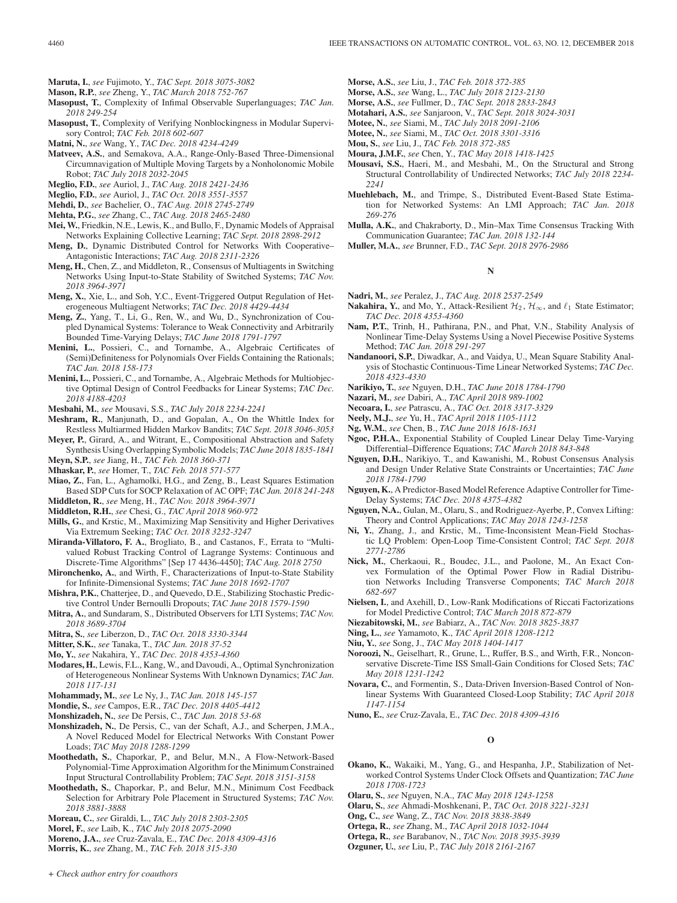**Maruta, I.**, *see* Fujimoto, Y., *TAC Sept. 2018 3075-3082*

**Mason, R.P.**, *see* Zheng, Y., *TAC March 2018 752-767*

**Masopust, T.**, Complexity of Infimal Observable Superlanguages; *TAC Jan. 2018 249-254*

**Masopust, T.**, Complexity of Verifying Nonblockingness in Modular Supervisory Control; *TAC Feb. 2018 602-607*

**Matni, N.**, *see* Wang, Y., *TAC Dec. 2018 4234-4249*

**Matveev, A.S.**, and Semakova, A.A., Range-Only-Based Three-Dimensional Circumnavigation of Multiple Moving Targets by a Nonholonomic Mobile Robot; *TAC July 2018 2032-2045*

**Meglio, F.D.**, *see* Auriol, J., *TAC Aug. 2018 2421-2436*

**Meglio, F.D.**, *see* Auriol, J., *TAC Oct. 2018 3551-3557*

**Mehdi, D.**, *see* Bachelier, O., *TAC Aug. 2018 2745-2749*

**Mehta, P.G.**, *see* Zhang, C., *TAC Aug. 2018 2465-2480*

**Mei, W.**, Friedkin, N.E., Lewis, K., and Bullo, F., Dynamic Models of Appraisal Networks Explaining Collective Learning; *TAC Sept. 2018 2898-2912*

**Meng, D.**, Dynamic Distributed Control for Networks With Cooperative–Antagonistic Interactions; *TAC Aug. 2018 2311-2326*

**Meng, H.**, Chen, Z., and Middleton, R., Consensus of Multiagents in Switching Networks Using Input-to-State Stability of Switched Systems; *TAC Nov. 2018 3964-3971*

**Meng, X.**, Xie, L., and Soh, Y.C., Event-Triggered Output Regulation of Heterogeneous Multiagent Networks; *TAC Dec. 2018 4429-4434*

**Meng, Z.**, Yang, T., Li, G., Ren, W., and Wu, D., Synchronization of Coupled Dynamical Systems: Tolerance to Weak Connectivity and Arbitrarily Bounded Time-Varying Delays; *TAC June 2018 1791-1797*

**Menini, L.**, Possieri, C., and Tornambe, A., Algebraic Certificates of (Semi)Definiteness for Polynomials Over Fields Containing the Rationals; *TAC Jan. 2018 158-173*

**Menini, L.**, Possieri, C., and Tornambe, A., Algebraic Methods for Multiobjective Optimal Design of Control Feedbacks for Linear Systems; *TAC Dec. 2018 4188-4203*

**Mesbahi, M.**, *see* Mousavi, S.S., *TAC July 2018 2234-2241*

**Meshram, R.**, Manjunath, D., and Gopalan, A., On the Whittle Index for Restless Multiarmed Hidden Markov Bandits; *TAC Sept. 2018 3046-3053*

**Meyer, P.**, Girard, A., and Witrant, E., Compositional Abstraction and Safety Synthesis Using Overlapping Symbolic Models; *TAC June 2018 1835-1841*

**Meyn, S.P.**, *see* Jiang, H., *TAC Feb. 2018 360-371*

**Mhaskar, P.**, *see* Homer, T., *TAC Feb. 2018 571-577*

**Miao, Z.**, Fan, L., Aghamolki, H.G., and Zeng, B., Least Squares Estimation Based SDP Cuts for SOCP Relaxation of AC OPF; *TAC Jan. 2018 241-248*

**Middleton, R.**, *see* Meng, H., *TAC Nov. 2018 3964-3971*

**Middleton, R.H.**, *see* Chesi, G., *TAC April 2018 960-972*

**Mills, G.**, and Krstic, M., Maximizing Map Sensitivity and Higher Derivatives Via Extremum Seeking; *TAC Oct. 2018 3232-3247*

**Miranda-Villatoro, F. A.**, Brogliato, B., and Castanos, F., Errata to "Multivalued Robust Tracking Control of Lagrange Systems: Continuous and Discrete-Time Algorithms" [Sep 17 4436-4450]; *TAC Aug. 2018 2750*

**Mironchenko, A.**, and Wirth, F., Characterizations of Input-to-State Stability for Infinite-Dimensional Systems; *TAC June 2018 1692-1707*

**Mishra, P.K.**, Chatterjee, D., and Quevedo, D.E., Stabilizing Stochastic Predictive Control Under Bernoulli Dropouts; *TAC June 2018 1579-1590*

**Mitra, A.**, and Sundaram, S., Distributed Observers for LTI Systems; *TAC Nov. 2018 3689-3704*

**Mitra, S.**, *see* Liberzon, D., *TAC Oct. 2018 3330-3344*

**Mitter, S.K.**, *see* Tanaka, T., *TAC Jan. 2018 37-52*

**Mo, Y.**, *see* Nakahira, Y., *TAC Dec. 2018 4353-4360*

**Modares, H.**, Lewis, F.L., Kang, W., and Davoudi, A., Optimal Synchronization of Heterogeneous Nonlinear Systems With Unknown Dynamics; *TAC Jan. 2018 117-131*

**Mohammady, M.**, *see* Le Ny, J., *TAC Jan. 2018 145-157*

**Mondie, S.**, *see* Campos, E.R., *TAC Dec. 2018 4405-4412*

**Monshizadeh, N.**, *see* De Persis, C., *TAC Jan. 2018 53-68*

**Monshizadeh, N.**, De Persis, C., van der Schaft, A.J., and Scherpen, J.M.A., A Novel Reduced Model for Electrical Networks With Constant Power Loads; *TAC May 2018 1288-1299*

**Moothedath, S.**, Chaporkar, P., and Belur, M.N., A Flow-Network-Based Polynomial-Time Approximation Algorithm for the Minimum Constrained Input Structural Controllability Problem; *TAC Sept. 2018 3151-3158*

**Moothedath, S.**, Chaporkar, P., and Belur, M.N., Minimum Cost Feedback Selection for Arbitrary Pole Placement in Structured Systems; *TAC Nov. 2018 3881-3888*

**Moreau, C.**, *see* Giraldi, L., *TAC July 2018 2303-2305*

**Morel, F.**, *see* Laib, K., *TAC July 2018 2075-2090*

**Moreno, J.A.**, *see* Cruz-Zavala, E., *TAC Dec. 2018 4309-4316*

**Morris, K.**, *see* Zhang, M., *TAC Feb. 2018 315-330*

**Morse, A.S.**, *see* Liu, J., *TAC Feb. 2018 372-385*

**Morse, A.S.**, *see* Wang, L., *TAC July 2018 2123-2130*

**Morse, A.S.**, *see* Fullmer, D., *TAC Sept. 2018 2833-2843*

**Motahari, A.S.**, *see* Sanjaroon, V., *TAC Sept. 2018 3024-3031*

**Motee, N.**, *see* Siami, M., *TAC July 2018 2091-2106*

**Motee, N.**, *see* Siami, M., *TAC Oct. 2018 3301-3316*

**Mou, S.**, *see* Liu, J., *TAC Feb. 2018 372-385*

**Moura, J.M.F.**, *see* Chen, Y., *TAC May 2018 1418-1425*

**Mousavi, S.S.**, Haeri, M., and Mesbahi, M., On the Structural and Strong Structural Controllability of Undirected Networks; *TAC July 2018 2234-2241*

**Muehlebach, M.**, and Trimpe, S., Distributed Event-Based State Estimation for Networked Systems: An LMI Approach; *TAC Jan. 2018 269-276*

**Mulla, A.K.**, and Chakraborty, D., Min–Max Time Consensus Tracking With Communication Guarantee; *TAC Jan. 2018 132-144*

**Muller, M.A.**, *see* Brunner, F.D., *TAC Sept. 2018 2976-2986*

## N

**Nadri, M.**, *see* Peralez, J., *TAC Aug. 2018 2537-2549*

**Nakahira, Y.**, and Mo, Y., Attack-Resilient $\mathcal{H}_2$, $\mathcal{H}_\infty$, and $\ell_1$ State Estimator; *TAC Dec. 2018 4353-4360*

**Nam, P.T.**, Trinh, H., Pathirana, P.N., and Phat, V.N., Stability Analysis of Nonlinear Time-Delay Systems Using a Novel Piecewise Positive Systems Method; *TAC Jan. 2018 291-297*

**Nandanoori, S.P.**, Diwadkar, A., and Vaidya, U., Mean Square Stability Analysis of Stochastic Continuous-Time Linear Networked Systems; *TAC Dec. 2018 4323-4330*

**Narikiyo, T.**, *see* Nguyen, D.H., *TAC June 2018 1784-1790*

**Nazari, M.**, *see* Dabiri, A., *TAC April 2018 989-1002*

**Necoara, I.**, *see* Patrascu, A., *TAC Oct. 2018 3317-3329*

**Neely, M.J.**, *see* Yu, H., *TAC April 2018 1105-1112*

**Ng, W.M.**, *see* Chen, B., *TAC June 2018 1618-1631*

**Ngoc, P.H.A.**, Exponential Stability of Coupled Linear Delay Time-Varying Differential–Difference Equations; *TAC March 2018 843-848*

**Nguyen, D.H.**, Narikiyo, T., and Kawanishi, M., Robust Consensus Analysis and Design Under Relative State Constraints or Uncertainties; *TAC June 2018 1784-1790*

**Nguyen, K.**, A Predictor-Based Model Reference Adaptive Controller for Time-Delay Systems; *TAC Dec. 2018 4375-4382*

**Nguyen, N.A.**, Gulan, M., Olaru, S., and Rodriguez-Ayerbe, P., Convex Lifting: Theory and Control Applications; *TAC May 2018 1243-1258*

**Ni, Y.**, Zhang, J., and Krstic, M., Time-Inconsistent Mean-Field Stochastic LQ Problem: Open-Loop Time-Consistent Control; *TAC Sept. 2018 2771-2786*

**Nick, M.**, Cherkaoui, R., Boudec, J.L., and Paolone, M., An Exact Convex Formulation of the Optimal Power Flow in Radial Distribution Networks Including Transverse Components; *TAC March 2018 682-697*

**Nielsen, I.**, and Axehill, D., Low-Rank Modifications of Riccati Factorizations for Model Predictive Control; *TAC March 2018 872-879*

**Niezabitowski, M.**, *see* Babiarz, A., *TAC Nov. 2018 3825-3837*

**Ning, L.**, *see* Yamamoto, K., *TAC April 2018 1208-1212*

**Niu, Y.**, *see* Song, J., *TAC May 2018 1404-1417*

**Noroozi, N.**, Geiselhart, R., Grune, L., Ruffer, B.S., and Wirth, F.R., Nonconservative Discrete-Time ISS Small-Gain Conditions for Closed Sets; *TAC May 2018 1231-1242*

**Novara, C.**, and Formentin, S., Data-Driven Inversion-Based Control of Nonlinear Systems With Guaranteed Closed-Loop Stability; *TAC April 2018 1147-1154*

**Nuno, E.**, *see* Cruz-Zavala, E., *TAC Dec. 2018 4309-4316*

## O

**Okano, K.**, Wakaiki, M., Yang, G., and Hespanha, J.P., Stabilization of Networked Control Systems Under Clock Offsets and Quantization; *TAC June 2018 1708-1723*

**Olaru, S.**, *see* Nguyen, N.A., *TAC May 2018 1243-1258*

**Olaru, S.**, *see* Ahmadi-Moshkenani, P., *TAC Oct. 2018 3221-3231*

**Ong, C.**, *see* Wang, Z., *TAC Nov. 2018 3838-3849*

**Ortega, R.**, *see* Zhang, M., *TAC April 2018 1032-1044*

**Ortega, R.**, *see* Barabanov, N., *TAC Nov. 2018 3935-3939*

**Ozguner, U.**, *see* Liu, P., *TAC July 2018 2161-2167*

*+ Check author entry for coauthors*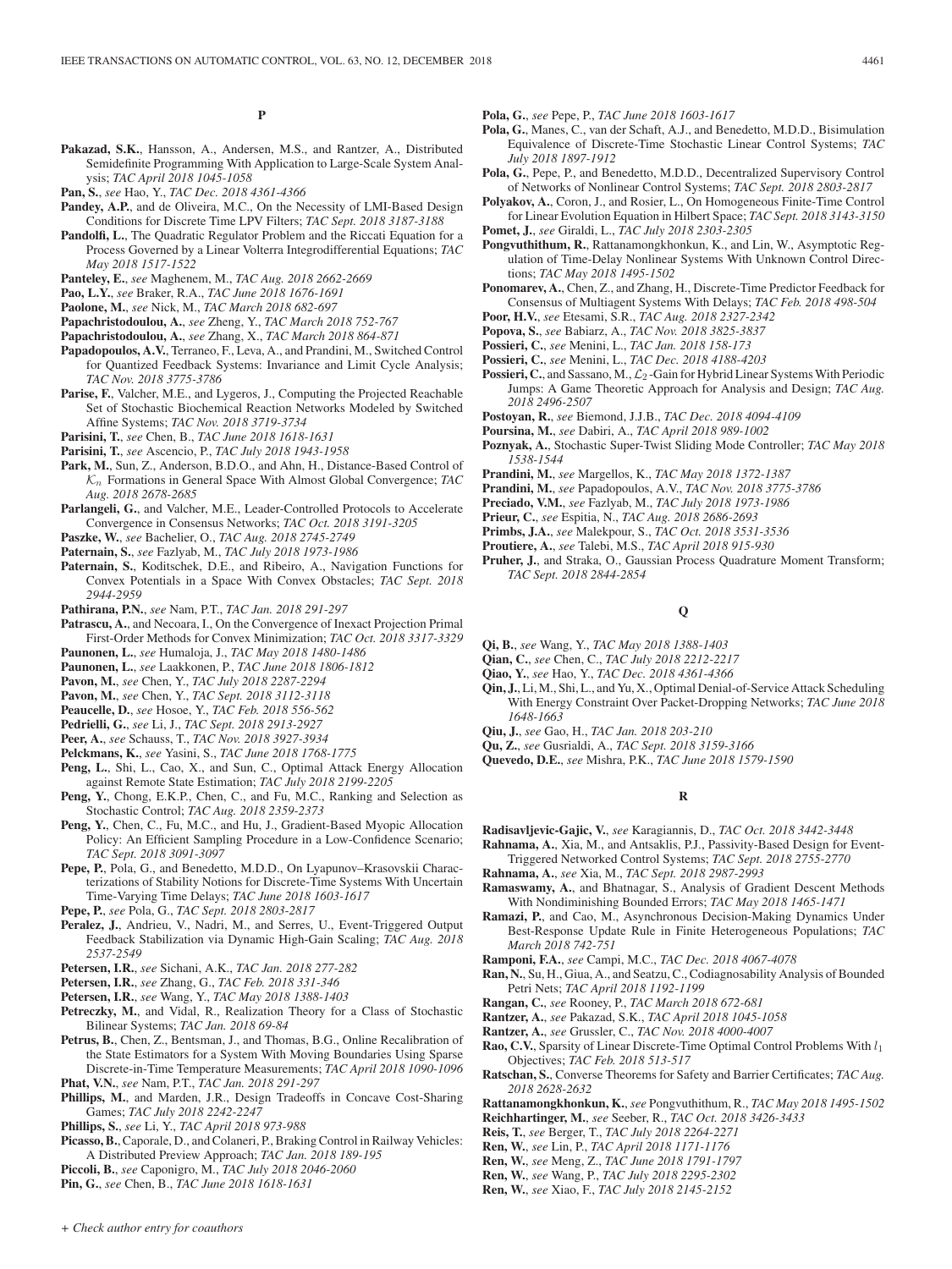## P

**Pakazad, S.K.**, Hansson, A., Andersen, M.S., and Rantzer, A., Distributed Semidefinite Programming With Application to Large-Scale System Analysis; *TAC April 2018 1045-1058*

**Pan, S.**, *see* Hao, Y., *TAC Dec. 2018 4361-4366*

**Pandey, A.P.**, and de Oliveira, M.C., On the Necessity of LMI-Based Design Conditions for Discrete Time LPV Filters; *TAC Sept. 2018 3187-3188*

**Pandolfi, L.**, The Quadratic Regulator Problem and the Riccati Equation for a Process Governed by a Linear Volterra Integrodifferential Equations; *TAC May 2018 1517-1522*

**Panteley, E.**, *see* Maghenem, M., *TAC Aug. 2018 2662-2669*

**Pao, L.Y.**, *see* Braker, R.A., *TAC June 2018 1676-1691*

**Paolone, M.**, *see* Nick, M., *TAC March 2018 682-697*

**Papachristodoulou, A.**, *see* Zheng, Y., *TAC March 2018 752-767*

**Papachristodoulou, A.**, *see* Zhang, X., *TAC March 2018 864-871*

**Papadopoulos, A.V.**, Terraneo, F., Leva, A., and Prandini, M., Switched Control for Quantized Feedback Systems: Invariance and Limit Cycle Analysis; *TAC Nov. 2018 3775-3786*

**Parise, F.**, Valcher, M.E., and Lygeros, J., Computing the Projected Reachable Set of Stochastic Biochemical Reaction Networks Modeled by Switched Affine Systems; *TAC Nov. 2018 3719-3734*

**Parisini, T.**, *see* Chen, B., *TAC June 2018 1618-1631*

**Parisini, T.**, *see* Ascencio, P., *TAC July 2018 1943-1958*

**Park, M.**, Sun, Z., Anderson, B.D.O., and Ahn, H., Distance-Based Control of $\mathcal{K}_n$ Formations in General Space With Almost Global Convergence; *TAC Aug. 2018 2678-2685*

**Parlangeli, G.**, and Valcher, M.E., Leader-Controlled Protocols to Accelerate Convergence in Consensus Networks; *TAC Oct. 2018 3191-3205*

**Paszke, W.**, *see* Bachelier, O., *TAC Aug. 2018 2745-2749*

**Paternain, S.**, *see* Fazlyab, M., *TAC July 2018 1973-1986*

**Paternain, S.**, Koditschek, D.E., and Ribeiro, A., Navigation Functions for Convex Potentials in a Space With Convex Obstacles; *TAC Sept. 2018 2944-2959*

**Pathirana, P.N.**, *see* Nam, P.T., *TAC Jan. 2018 291-297*

**Patrascu, A.**, and Necoara, I., On the Convergence of Inexact Projection Primal First-Order Methods for Convex Minimization; *TAC Oct. 2018 3317-3329*

**Paunonen, L.**, *see* Humaloja, J., *TAC May 2018 1480-1486*

**Paunonen, L.**, *see* Laakkonen, P., *TAC June 2018 1806-1812*

**Pavon, M.**, *see* Chen, Y., *TAC July 2018 2287-2294*

**Pavon, M.**, *see* Chen, Y., *TAC Sept. 2018 3112-3118*

**Peaucelle, D.**, *see* Hosoe, Y., *TAC Feb. 2018 556-562*

**Pedrielli, G.**, *see* Li, J., *TAC Sept. 2018 2913-2927*

**Peer, A.**, *see* Schauss, T., *TAC Nov. 2018 3927-3934*

**Pelckmans, K.**, *see* Yasini, S., *TAC June 2018 1768-1775*

**Peng, L.**, Shi, L., Cao, X., and Sun, C., Optimal Attack Energy Allocation against Remote State Estimation; *TAC July 2018 2199-2205*

**Peng, Y.**, Chong, E.K.P., Chen, C., and Fu, M.C., Ranking and Selection as Stochastic Control; *TAC Aug. 2018 2359-2373*

**Peng, Y.**, Chen, C., Fu, M.C., and Hu, J., Gradient-Based Myopic Allocation Policy: An Efficient Sampling Procedure in a Low-Confidence Scenario; *TAC Sept. 2018 3091-3097*

**Pepe, P.**, Pola, G., and Benedetto, M.D.D., On Lyapunov–Krasovskii Characterizations of Stability Notions for Discrete-Time Systems With Uncertain Time-Varying Time Delays; *TAC June 2018 1603-1617*

**Pepe, P.**, *see* Pola, G., *TAC Sept. 2018 2803-2817*

**Peralez, J.**, Andrieu, V., Nadri, M., and Serres, U., Event-Triggered Output Feedback Stabilization via Dynamic High-Gain Scaling; *TAC Aug. 2018 2537-2549*

**Petersen, I.R.**, *see* Sichani, A.K., *TAC Jan. 2018 277-282*

**Petersen, I.R.**, *see* Zhang, G., *TAC Feb. 2018 331-346*

**Petersen, I.R.**, *see* Wang, Y., *TAC May 2018 1388-1403*

**Petreczky, M.**, and Vidal, R., Realization Theory for a Class of Stochastic Bilinear Systems; *TAC Jan. 2018 69-84*

**Petrus, B.**, Chen, Z., Bentsman, J., and Thomas, B.G., Online Recalibration of the State Estimators for a System With Moving Boundaries Using Sparse Discrete-in-Time Temperature Measurements; *TAC April 2018 1090-1096*

**Phat, V.N.**, *see* Nam, P.T., *TAC Jan. 2018 291-297*

**Phillips, M.**, and Marden, J.R., Design Tradeoffs in Concave Cost-Sharing Games; *TAC July 2018 2242-2247*

**Phillips, S.**, *see* Li, Y., *TAC April 2018 973-988*

**Picasso, B.**, Caporale, D., and Colaneri, P., Braking Control in Railway Vehicles: A Distributed Preview Approach; *TAC Jan. 2018 189-195*

**Piccoli, B.**, *see* Caponigro, M., *TAC July 2018 2046-2060*

**Pin, G.**, *see* Chen, B., *TAC June 2018 1618-1631*

**Pola, G.**, *see* Pepe, P., *TAC June 2018 1603-1617*

**Pola, G.**, Manes, C., van der Schaft, A.J., and Benedetto, M.D.D., Bisimulation Equivalence of Discrete-Time Stochastic Linear Control Systems; *TAC July 2018 1897-1912*

**Pola, G.**, Pepe, P., and Benedetto, M.D.D., Decentralized Supervisory Control of Networks of Nonlinear Control Systems; *TAC Sept. 2018 2803-2817*

**Polyakov, A.**, Coron, J., and Rosier, L., On Homogeneous Finite-Time Control for Linear Evolution Equation in Hilbert Space; *TAC Sept. 2018 3143-3150*

**Pomet, J.**, *see* Giraldi, L., *TAC July 2018 2303-2305*

**Pongvuthithum, R.**, Rattanamongkhonkun, K., and Lin, W., Asymptotic Regulation of Time-Delay Nonlinear Systems With Unknown Control Directions; *TAC May 2018 1495-1502*

**Ponomarev, A.**, Chen, Z., and Zhang, H., Discrete-Time Predictor Feedback for Consensus of Multiagent Systems With Delays; *TAC Feb. 2018 498-504*

**Poor, H.V.**, *see* Etesami, S.R., *TAC Aug. 2018 2327-2342*

**Popova, S.**, *see* Babiarz, A., *TAC Nov. 2018 3825-3837*

**Possieri, C.**, *see* Menini, L., *TAC Jan. 2018 158-173*

**Possieri, C.**, *see* Menini, L., *TAC Dec. 2018 4188-4203*

**Possieri, C.**, and Sassano, M., $\mathcal{L}_2$-Gain for Hybrid Linear Systems With Periodic Jumps: A Game Theoretic Approach for Analysis and Design; *TAC Aug. 2018 2496-2507*

**Postoyan, R.**, *see* Biemond, J.J.B., *TAC Dec. 2018 4094-4109*

**Poursina, M.**, *see* Dabiri, A., *TAC April 2018 989-1002*

**Poznyak, A.**, Stochastic Super-Twist Sliding Mode Controller; *TAC May 2018 1538-1544*

**Prandini, M.**, *see* Margellos, K., *TAC May 2018 1372-1387*

**Prandini, M.**, *see* Papadopoulos, A.V., *TAC Nov. 2018 3775-3786*

**Preciado, V.M.**, *see* Fazlyab, M., *TAC July 2018 1973-1986*

**Prieur, C.**, *see* Espitia, N., *TAC Aug. 2018 2686-2693*

**Primbs, J.A.**, *see* Malekpour, S., *TAC Oct. 2018 3531-3536*

**Proutiere, A.**, *see* Talebi, M.S., *TAC April 2018 915-930*

**Pruher, J.**, and Straka, O., Gaussian Process Quadrature Moment Transform; *TAC Sept. 2018 2844-2854*

## Q

**Qi, B.**, *see* Wang, Y., *TAC May 2018 1388-1403*

**Qian, C.**, *see* Chen, C., *TAC July 2018 2212-2217*

**Qiao, Y.**, *see* Hao, Y., *TAC Dec. 2018 4361-4366*

**Qin, J.**, Li, M., Shi, L., and Yu, X., Optimal Denial-of-Service Attack Scheduling With Energy Constraint Over Packet-Dropping Networks; *TAC June 2018 1648-1663*

**Qiu, J.**, *see* Gao, H., *TAC Jan. 2018 203-210*

**Qu, Z.**, *see* Gusrialdi, A., *TAC Sept. 2018 3159-3166*

**Quevedo, D.E.**, *see* Mishra, P.K., *TAC June 2018 1579-1590*

## R

**Radisavljevic-Gajic, V.**, *see* Karagiannis, D., *TAC Oct. 2018 3442-3448*

**Rahnama, A.**, Xia, M., and Antsaklis, P.J., Passivity-Based Design for Event-Triggered Networked Control Systems; *TAC Sept. 2018 2755-2770*

**Rahnama, A.**, *see* Xia, M., *TAC Sept. 2018 2987-2993*

**Ramaswamy, A.**, and Bhatnagar, S., Analysis of Gradient Descent Methods With Nondiminishing Bounded Errors; *TAC May 2018 1465-1471*

**Ramazi, P.**, and Cao, M., Asynchronous Decision-Making Dynamics Under Best-Response Update Rule in Finite Heterogeneous Populations; *TAC March 2018 742-751*

**Ramponi, F.A.**, *see* Campi, M.C., *TAC Dec. 2018 4067-4078*

**Ran, N.**, Su, H., Giua, A., and Seatzu, C., Codiagnosability Analysis of Bounded Petri Nets; *TAC April 2018 1192-1199*

**Rangan, C.**, *see* Rooney, P., *TAC March 2018 672-681*

**Rantzer, A.**, *see* Pakazad, S.K., *TAC April 2018 1045-1058*

**Rantzer, A.**, *see* Grussler, C., *TAC Nov. 2018 4000-4007*

**Rao, C.V.**, Sparsity of Linear Discrete-Time Optimal Control Problems With $l_1$ Objectives; *TAC Feb. 2018 513-517*

**Ratschan, S.**, Converse Theorems for Safety and Barrier Certificates; *TAC Aug. 2018 2628-2632*

**Rattanamongkhonkun, K.**, *see* Pongvuthithum, R., *TAC May 2018 1495-1502*

**Reichhartinger, M.**, *see* Seeber, R., *TAC Oct. 2018 3426-3433*

**Reis, T.**, *see* Berger, T., *TAC July 2018 2264-2271*

**Ren, W.**, *see* Lin, P., *TAC April 2018 1171-1176*

**Ren, W.**, *see* Meng, Z., *TAC June 2018 1791-1797*

**Ren, W.**, *see* Wang, P., *TAC July 2018 2295-2302*

**Ren, W.**, *see* Xiao, F., *TAC July 2018 2145-2152*

*+ Check author entry for coauthors*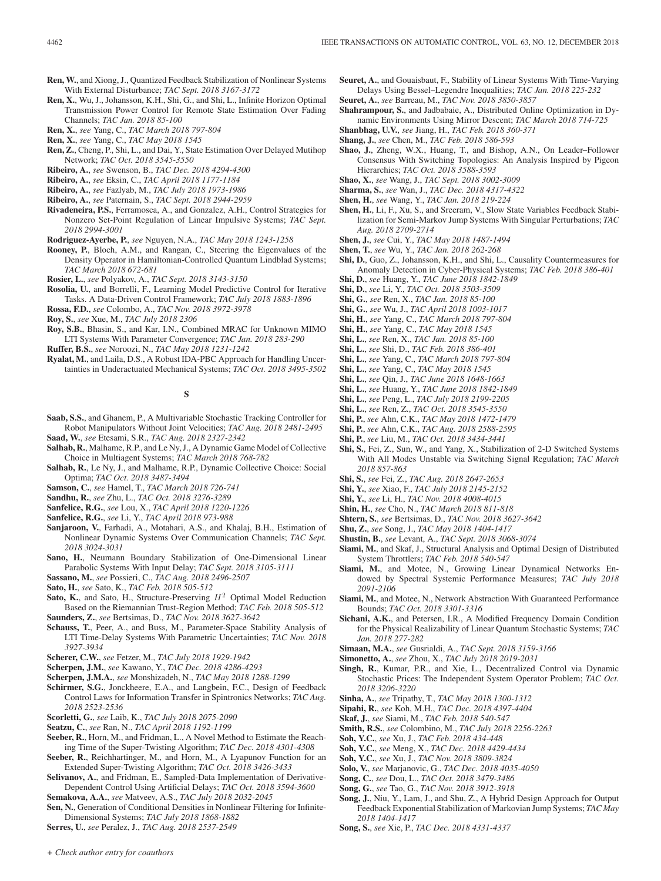**Ren, W.**, and Xiong, J., Quantized Feedback Stabilization of Nonlinear Systems With External Disturbance; *TAC Sept. 2018 3167-3172*

**Ren, X.**, Wu, J., Johansson, K.H., Shi, G., and Shi, L., Infinite Horizon Optimal Transmission Power Control for Remote State Estimation Over Fading Channels; *TAC Jan. 2018 85-100*

**Ren, X.**, *see* Yang, C., *TAC March 2018 797-804*

**Ren, X.**, *see* Yang, C., *TAC May 2018 1545*

**Ren, Z.**, Cheng, P., Shi, L., and Dai, Y., State Estimation Over Delayed Mutihop Network; *TAC Oct. 2018 3545-3550*

**Ribeiro, A.**, *see* Swenson, B., *TAC Dec. 2018 4294-4300*

**Ribeiro, A.**, *see* Eksin, C., *TAC April 2018 1177-1184*

**Ribeiro, A.**, *see* Fazlyab, M., *TAC July 2018 1973-1986*

**Ribeiro, A.**, *see* Paternain, S., *TAC Sept. 2018 2944-2959*

**Rivadeneira, P.S.**, Ferramosca, A., and Gonzalez, A.H., Control Strategies for Nonzero Set-Point Regulation of Linear Impulsive Systems; *TAC Sept. 2018 2994-3001*

**Rodriguez-Ayerbe, P.**, *see* Nguyen, N.A., *TAC May 2018 1243-1258*

**Rooney, P.**, Bloch, A.M., and Rangan, C., Steering the Eigenvalues of the Density Operator in Hamiltonian-Controlled Quantum Lindblad Systems; *TAC March 2018 672-681*

**Rosier, L.**, *see* Polyakov, A., *TAC Sept. 2018 3143-3150*

**Rosolia, U.**, and Borrelli, F., Learning Model Predictive Control for Iterative Tasks. A Data-Driven Control Framework; *TAC July 2018 1883-1896*

**Rossa, F.D.**, *see* Colombo, A., *TAC Nov. 2018 3972-3978*

**Roy, S.**, *see* Xue, M., *TAC July 2018 2306*

**Roy, S.B.**, Bhasin, S., and Kar, I.N., Combined MRAC for Unknown MIMO LTI Systems With Parameter Convergence; *TAC Jan. 2018 283-290*

**Ruffer, B.S.**, *see* Noroozi, N., *TAC May 2018 1231-1242*

**Ryalat, M.**, and Laila, D.S., A Robust IDA-PBC Approach for Handling Uncertainties in Underactuated Mechanical Systems; *TAC Oct. 2018 3495-3502*

## S

**Saab, S.S.**, and Ghanem, P., A Multivariable Stochastic Tracking Controller for Robot Manipulators Without Joint Velocities; *TAC Aug. 2018 2481-2495*

**Saad, W.**, *see* Etesami, S.R., *TAC Aug. 2018 2327-2342*

**Salhab, R.**, Malhame, R.P., and Le Ny, J., A Dynamic Game Model of Collective Choice in Multiagent Systems; *TAC March 2018 768-782*

**Salhab, R.**, Le Ny, J., and Malhame, R.P., Dynamic Collective Choice: Social Optima; *TAC Oct. 2018 3487-3494*

**Samson, C.**, *see* Hamel, T., *TAC March 2018 726-741*

**Sandhu, R.**, *see* Zhu, L., *TAC Oct. 2018 3276-3289*

**Sanfelice, R.G.**, *see* Lou, X., *TAC April 2018 1220-1226*

**Sanfelice, R.G.**, *see* Li, Y., *TAC April 2018 973-988*

**Sanjaroon, V.**, Farhadi, A., Motahari, A.S., and Khalaj, B.H., Estimation of Nonlinear Dynamic Systems Over Communication Channels; *TAC Sept. 2018 3024-3031*

**Sano, H.**, Neumann Boundary Stabilization of One-Dimensional Linear Parabolic Systems With Input Delay; *TAC Sept. 2018 3105-3111*

**Sassano, M.**, *see* Possieri, C., *TAC Aug. 2018 2496-2507*

**Sato, H.**, *see* Sato, K., *TAC Feb. 2018 505-512*

**Sato, K.**, and Sato, H., Structure-Preserving $H^2$ Optimal Model Reduction Based on the Riemannian Trust-Region Method; *TAC Feb. 2018 505-512*

**Saunders, Z.**, *see* Bertsimas, D., *TAC Nov. 2018 3627-3642*

**Schauss, T.**, Peer, A., and Buss, M., Parameter-Space Stability Analysis of LTI Time-Delay Systems With Parametric Uncertainties; *TAC Nov. 2018 3927-3934*

**Scherer, C.W.**, *see* Fetzer, M., *TAC July 2018 1929-1942*

**Scherpen, J.M.**, *see* Kawano, Y., *TAC Dec. 2018 4286-4293*

**Scherpen, J.M.A.**, *see* Monshizadeh, N., *TAC May 2018 1288-1299*

**Schirmer, S.G.**, Jonckheere, E.A., and Langbein, F.C., Design of Feedback Control Laws for Information Transfer in Spintronics Networks; *TAC Aug. 2018 2523-2536*

**Scorletti, G.**, *see* Laib, K., *TAC July 2018 2075-2090*

**Seatzu, C.**, *see* Ran, N., *TAC April 2018 1192-1199*

**Seeber, R.**, Horn, M., and Fridman, L., A Novel Method to Estimate the Reaching Time of the Super-Twisting Algorithm; *TAC Dec. 2018 4301-4308*

**Seeber, R.**, Reichhartinger, M., and Horn, M., A Lyapunov Function for an Extended Super-Twisting Algorithm; *TAC Oct. 2018 3426-3433*

**Selivanov, A.**, and Fridman, E., Sampled-Data Implementation of Derivative-Dependent Control Using Artificial Delays; *TAC Oct. 2018 3594-3600*

**Semakova, A.A.**, *see* Matveev, A.S., *TAC July 2018 2032-2045*

**Sen, N.**, Generation of Conditional Densities in Nonlinear Filtering for Infinite-Dimensional Systems; *TAC July 2018 1868-1882*

**Serres, U.**, *see* Peralez, J., *TAC Aug. 2018 2537-2549*

**Seuret, A.**, and Gouaisbaut, F., Stability of Linear Systems With Time-Varying Delays Using Bessel–Legendre Inequalities; *TAC Jan. 2018 225-232*

**Seuret, A.**, *see* Barreau, M., *TAC Nov. 2018 3850-3857*

**Shahrampour, S.**, and Jadbabaie, A., Distributed Online Optimization in Dynamic Environments Using Mirror Descent; *TAC March 2018 714-725*

**Shanbhag, U.V.**, *see* Jiang, H., *TAC Feb. 2018 360-371*

**Shang, J.**, *see* Chen, M., *TAC Feb. 2018 586-593*

**Shao, J.**, Zheng, W.X., Huang, T., and Bishop, A.N., On Leader–Follower Consensus With Switching Topologies: An Analysis Inspired by Pigeon Hierarchies; *TAC Oct. 2018 3588-3593*

**Shao, X.**, *see* Wang, J., *TAC Sept. 2018 3002-3009*

**Sharma, S.**, *see* Wan, J., *TAC Dec. 2018 4317-4322*

**Shen, H.**, *see* Wang, Y., *TAC Jan. 2018 219-224*

**Shen, H.**, Li, F., Xu, S., and Sreeram, V., Slow State Variables Feedback Stabilization for Semi-Markov Jump Systems With Singular Perturbations; *TAC Aug. 2018 2709-2714*

**Shen, J.**, *see* Cui, Y., *TAC May 2018 1487-1494*

**Shen, T.**, *see* Wu, Y., *TAC Jan. 2018 262-268*

**Shi, D.**, Guo, Z., Johansson, K.H., and Shi, L., Causality Countermeasures for Anomaly Detection in Cyber-Physical Systems; *TAC Feb. 2018 386-401*

**Shi, D.**, *see* Huang, Y., *TAC June 2018 1842-1849*

**Shi, D.**, *see* Li, Y., *TAC Oct. 2018 3503-3509*

**Shi, G.**, *see* Ren, X., *TAC Jan. 2018 85-100*

**Shi, G.**, *see* Wu, J., *TAC April 2018 1003-1017*

**Shi, H.**, *see* Yang, C., *TAC March 2018 797-804*

**Shi, H.**, *see* Yang, C., *TAC May 2018 1545*

**Shi, L.**, *see* Ren, X., *TAC Jan. 2018 85-100*

**Shi, L.**, *see* Shi, D., *TAC Feb. 2018 386-401*

**Shi, L.**, *see* Yang, C., *TAC March 2018 797-804*

**Shi, L.**, *see* Yang, C., *TAC May 2018 1545*

**Shi, L.**, *see* Qin, J., *TAC June 2018 1648-1663*

**Shi, L.**, *see* Huang, Y., *TAC June 2018 1842-1849*

**Shi, L.**, *see* Peng, L., *TAC July 2018 2199-2205*

**Shi, L.**, *see* Ren, Z., *TAC Oct. 2018 3545-3550*

**Shi, P.**, *see* Ahn, C.K., *TAC May 2018 1472-1479*

**Shi, P.**, *see* Ahn, C.K., *TAC Aug. 2018 2588-2595*

**Shi, P.**, *see* Liu, M., *TAC Oct. 2018 3434-3441*

**Shi, S.**, Fei, Z., Sun, W., and Yang, X., Stabilization of 2-D Switched Systems With All Modes Unstable via Switching Signal Regulation; *TAC March 2018 857-863*

**Shi, S.**, *see* Fei, Z., *TAC Aug. 2018 2647-2653*

**Shi, Y.**, *see* Xiao, F., *TAC July 2018 2145-2152*

**Shi, Y.**, *see* Li, H., *TAC Nov. 2018 4008-4015*

**Shin, H.**, *see* Cho, N., *TAC March 2018 811-818*

**Shtern, S.**, *see* Bertsimas, D., *TAC Nov. 2018 3627-3642*

**Shu, Z.**, *see* Song, J., *TAC May 2018 1404-1417*

**Shustin, B.**, *see* Levant, A., *TAC Sept. 2018 3068-3074*

**Siami, M.**, and Skaf, J., Structural Analysis and Optimal Design of Distributed System Throttlers; *TAC Feb. 2018 540-547*

**Siami, M.**, and Motee, N., Growing Linear Dynamical Networks Endowed by Spectral Systemic Performance Measures; *TAC July 2018 2091-2106*

**Siami, M.**, and Motee, N., Network Abstraction With Guaranteed Performance Bounds; *TAC Oct. 2018 3301-3316*

**Sichani, A.K.**, and Petersen, I.R., A Modified Frequency Domain Condition for the Physical Realizability of Linear Quantum Stochastic Systems; *TAC Jan. 2018 277-282*

**Simaan, M.A.**, *see* Gusrialdi, A., *TAC Sept. 2018 3159-3166*

**Simonetto, A.**, *see* Zhou, X., *TAC July 2018 2019-2031*

**Singh, R.**, Kumar, P.R., and Xie, L., Decentralized Control via Dynamic Stochastic Prices: The Independent System Operator Problem; *TAC Oct. 2018 3206-3220*

**Sinha, A.**, *see* Tripathy, T., *TAC May 2018 1300-1312*

**Sipahi, R.**, *see* Koh, M.H., *TAC Dec. 2018 4397-4404*

**Skaf, J.**, *see* Siami, M., *TAC Feb. 2018 540-547*

**Smith, R.S.**, *see* Colombino, M., *TAC July 2018 2256-2263*

**Soh, Y.C.**, *see* Xu, J., *TAC Feb. 2018 434-448*

**Soh, Y.C.**, *see* Meng, X., *TAC Dec. 2018 4429-4434*

**Soh, Y.C.**, *see* Xu, J., *TAC Nov. 2018 3809-3824*

**Solo, V.**, *see* Marjanovic, G., *TAC Dec. 2018 4035-4050*

**Song, C.**, *see* Dou, L., *TAC Oct. 2018 3479-3486*

**Song, G.**, *see* Tao, G., *TAC Nov. 2018 3912-3918*

**Song, J.**, Niu, Y., Lam, J., and Shu, Z., A Hybrid Design Approach for Output Feedback Exponential Stabilization of Markovian Jump Systems; *TAC May 2018 1404-1417*

**Song, S.**, *see* Xie, P., *TAC Dec. 2018 4331-4337*

*+ Check author entry for coauthors*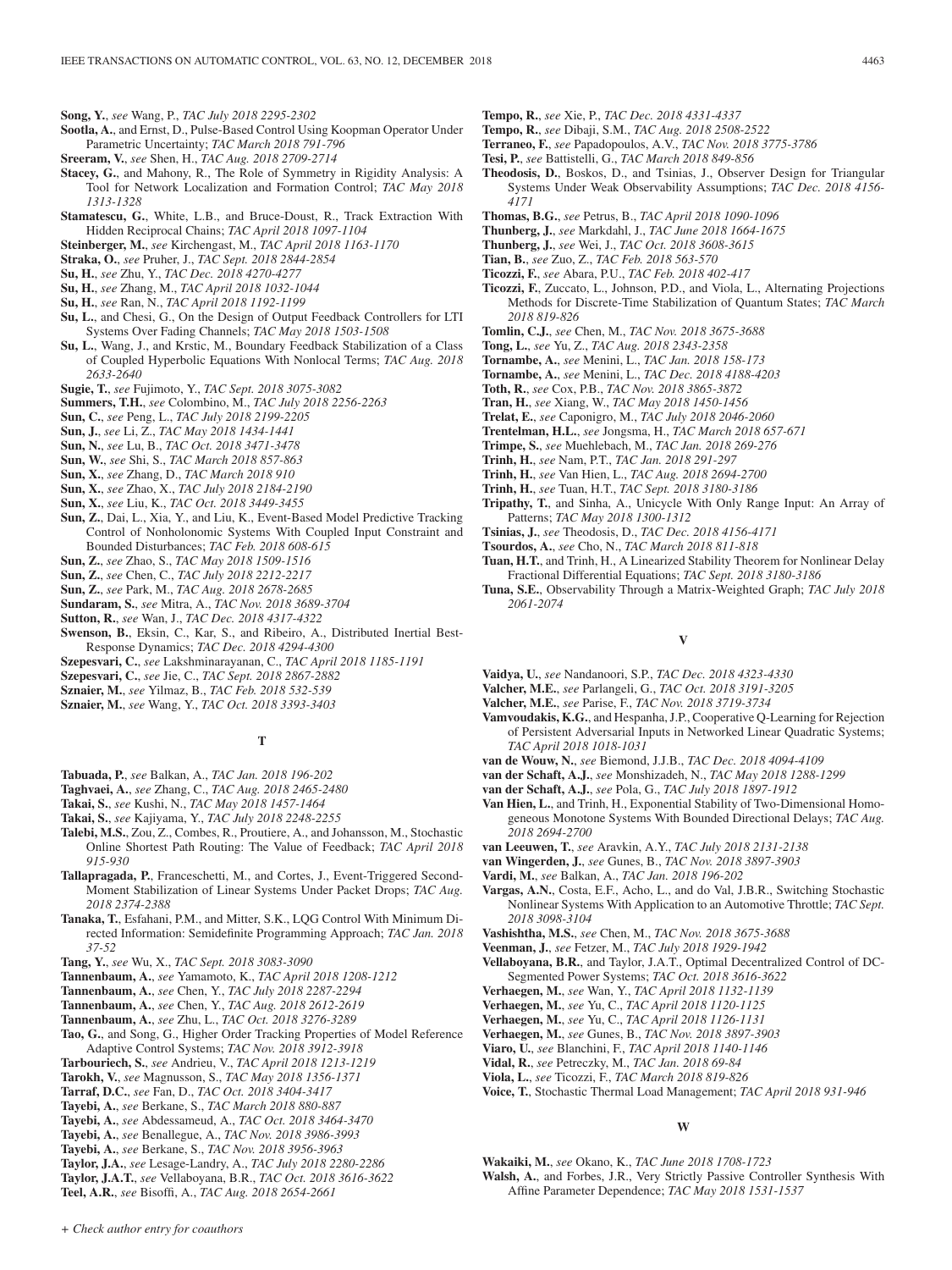**Song, Y.**, *see* Wang, P., *TAC July 2018 2295-2302*

**Sootla, A.**, and Ernst, D., Pulse-Based Control Using Koopman Operator Under Parametric Uncertainty; *TAC March 2018 791-796*

**Sreeram, V.**, *see* Shen, H., *TAC Aug. 2018 2709-2714*

**Stacey, G.**, and Mahony, R., The Role of Symmetry in Rigidity Analysis: A Tool for Network Localization and Formation Control; *TAC May 2018 1313-1328*

**Stamatescu, G.**, White, L.B., and Bruce-Doust, R., Track Extraction With Hidden Reciprocal Chains; *TAC April 2018 1097-1104*

**Steinberger, M.**, *see* Kirchengast, M., *TAC April 2018 1163-1170*

**Straka, O.**, *see* Pruher, J., *TAC Sept. 2018 2844-2854*

**Su, H.**, *see* Zhu, Y., *TAC Dec. 2018 4270-4277*

**Su, H.**, *see* Zhang, M., *TAC April 2018 1032-1044*

**Su, H.**, *see* Ran, N., *TAC April 2018 1192-1199*

**Su, L.**, and Chesi, G., On the Design of Output Feedback Controllers for LTI Systems Over Fading Channels; *TAC May 2018 1503-1508*

**Su, L.**, Wang, J., and Krstic, M., Boundary Feedback Stabilization of a Class of Coupled Hyperbolic Equations With Nonlocal Terms; *TAC Aug. 2018 2633-2640*

**Sugie, T.**, *see* Fujimoto, Y., *TAC Sept. 2018 3075-3082*

**Summers, T.H.**, *see* Colombino, M., *TAC July 2018 2256-2263*

**Sun, C.**, *see* Peng, L., *TAC July 2018 2199-2205*

**Sun, J.**, *see* Li, Z., *TAC May 2018 1434-1441*

**Sun, N.**, *see* Lu, B., *TAC Oct. 2018 3471-3478*

**Sun, W.**, *see* Shi, S., *TAC March 2018 857-863*

**Sun, X.**, *see* Zhang, D., *TAC March 2018 910*

**Sun, X.**, *see* Zhao, X., *TAC July 2018 2184-2190*

**Sun, X.**, *see* Liu, K., *TAC Oct. 2018 3449-3455*

**Sun, Z.**, Dai, L., Xia, Y., and Liu, K., Event-Based Model Predictive Tracking Control of Nonholonomic Systems With Coupled Input Constraint and Bounded Disturbances; *TAC Feb. 2018 608-615*

**Sun, Z.**, *see* Zhao, S., *TAC May 2018 1509-1516*

**Sun, Z.**, *see* Chen, C., *TAC July 2018 2212-2217*

**Sun, Z.**, *see* Park, M., *TAC Aug. 2018 2678-2685*

**Sundaram, S.**, *see* Mitra, A., *TAC Nov. 2018 3689-3704*

**Sutton, R.**, *see* Wan, J., *TAC Dec. 2018 4317-4322*

**Swenson, B.**, Eksin, C., Kar, S., and Ribeiro, A., Distributed Inertial Best-Response Dynamics; *TAC Dec. 2018 4294-4300*

**Szepesvari, C.**, *see* Lakshminarayanan, C., *TAC April 2018 1185-1191*

**Szepesvari, C.**, *see* Jie, C., *TAC Sept. 2018 2867-2882*

**Sznaier, M.**, *see* Yilmaz, B., *TAC Feb. 2018 532-539*

**Sznaier, M.**, *see* Wang, Y., *TAC Oct. 2018 3393-3403*

## T

**Tabuada, P.**, *see* Balkan, A., *TAC Jan. 2018 196-202*

**Taghvaei, A.**, *see* Zhang, C., *TAC Aug. 2018 2465-2480*

**Takai, S.**, *see* Kushi, N., *TAC May 2018 1457-1464*

**Takai, S.**, *see* Kajiyama, Y., *TAC July 2018 2248-2255*

**Talebi, M.S.**, Zou, Z., Combes, R., Proutiere, A., and Johansson, M., Stochastic Online Shortest Path Routing: The Value of Feedback; *TAC April 2018 915-930*

**Tallapragada, P.**, Franceschetti, M., and Cortes, J., Event-Triggered Second-Moment Stabilization of Linear Systems Under Packet Drops; *TAC Aug. 2018 2374-2388*

**Tanaka, T.**, Esfahani, P.M., and Mitter, S.K., LQG Control With Minimum Directed Information: Semidefinite Programming Approach; *TAC Jan. 2018 37-52*

**Tang, Y.**, *see* Wu, X., *TAC Sept. 2018 3083-3090*

**Tannenbaum, A.**, *see* Yamamoto, K., *TAC April 2018 1208-1212*

**Tannenbaum, A.**, *see* Chen, Y., *TAC July 2018 2287-2294*

**Tannenbaum, A.**, *see* Chen, Y., *TAC Aug. 2018 2612-2619*

**Tannenbaum, A.**, *see* Zhu, L., *TAC Oct. 2018 3276-3289*

**Tao, G.**, and Song, G., Higher Order Tracking Properties of Model Reference Adaptive Control Systems; *TAC Nov. 2018 3912-3918*

**Tarbouriech, S.**, *see* Andrieu, V., *TAC April 2018 1213-1219*

**Tarokh, V.**, *see* Magnusson, S., *TAC May 2018 1356-1371*

**Tarraf, D.C.**, *see* Fan, D., *TAC Oct. 2018 3404-3417*

**Tayebi, A.**, *see* Berkane, S., *TAC March 2018 880-887*

**Tayebi, A.**, *see* Abdessameud, A., *TAC Oct. 2018 3464-3470*

**Tayebi, A.**, *see* Benallegue, A., *TAC Nov. 2018 3986-3993*

**Tayebi, A.**, *see* Berkane, S., *TAC Nov. 2018 3956-3963*

**Taylor, J.A.**, *see* Lesage-Landry, A., *TAC July 2018 2280-2286*

**Taylor, J.A.T.**, *see* Vellaboyana, B.R., *TAC Oct. 2018 3616-3622*

**Teel, A.R.**, *see* Bisoffi, A., *TAC Aug. 2018 2654-2661*

**Tempo, R.**, *see* Xie, P., *TAC Dec. 2018 4331-4337*

**Tempo, R.**, *see* Dibaji, S.M., *TAC Aug. 2018 2508-2522*

**Terraneo, F.**, *see* Papadopoulos, A.V., *TAC Nov. 2018 3775-3786*

**Tesi, P.**, *see* Battistelli, G., *TAC March 2018 849-856*

**Theodosis, D.**, Boskos, D., and Tsinias, J., Observer Design for Triangular Systems Under Weak Observability Assumptions; *TAC Dec. 2018 4156-4171*

**Thomas, B.G.**, *see* Petrus, B., *TAC April 2018 1090-1096*

**Thunberg, J.**, *see* Markdahl, J., *TAC June 2018 1664-1675*

**Thunberg, J.**, *see* Wei, J., *TAC Oct. 2018 3608-3615*

**Tian, B.**, *see* Zuo, Z., *TAC Feb. 2018 563-570*

**Ticozzi, F.**, *see* Abara, P.U., *TAC Feb. 2018 402-417*

**Ticozzi, F.**, Zuccato, L., Johnson, P.D., and Viola, L., Alternating Projections Methods for Discrete-Time Stabilization of Quantum States; *TAC March 2018 819-826*

**Tomlin, C.J.**, *see* Chen, M., *TAC Nov. 2018 3675-3688*

**Tong, L.**, *see* Yu, Z., *TAC Aug. 2018 2343-2358*

**Tornambe, A.**, *see* Menini, L., *TAC Jan. 2018 158-173*

**Tornambe, A.**, *see* Menini, L., *TAC Dec. 2018 4188-4203*

**Toth, R.**, *see* Cox, P.B., *TAC Nov. 2018 3865-3872*

**Tran, H.**, *see* Xiang, W., *TAC May 2018 1450-1456*

**Trelat, E.**, *see* Caponigro, M., *TAC July 2018 2046-2060*

**Trentelman, H.L.**, *see* Jongsma, H., *TAC March 2018 657-671*

**Trimpe, S.**, *see* Muehlebach, M., *TAC Jan. 2018 269-276*

**Trinh, H.**, *see* Nam, P.T., *TAC Jan. 2018 291-297*

**Trinh, H.**, *see* Van Hien, L., *TAC Aug. 2018 2694-2700*

**Trinh, H.**, *see* Tuan, H.T., *TAC Sept. 2018 3180-3186*

**Tripathy, T.**, and Sinha, A., Unicycle With Only Range Input: An Array of Patterns; *TAC May 2018 1300-1312*

**Tsinias, J.**, *see* Theodosis, D., *TAC Dec. 2018 4156-4171*

**Tsourdos, A.**, *see* Cho, N., *TAC March 2018 811-818*

**Tuan, H.T.**, and Trinh, H., A Linearized Stability Theorem for Nonlinear Delay Fractional Differential Equations; *TAC Sept. 2018 3180-3186*

**Tuna, S.E.**, Observability Through a Matrix-Weighted Graph; *TAC July 2018 2061-2074*

## V

**Vaidya, U.**, *see* Nandanoori, S.P., *TAC Dec. 2018 4323-4330*

**Valcher, M.E.**, *see* Parlangeli, G., *TAC Oct. 2018 3191-3205*

**Valcher, M.E.**, *see* Parise, F., *TAC Nov. 2018 3719-3734*

**Vamvoudakis, K.G.**, and Hespanha, J.P., Cooperative Q-Learning for Rejection of Persistent Adversarial Inputs in Networked Linear Quadratic Systems; *TAC April 2018 1018-1031*

**van de Wouw, N.**, *see* Biemond, J.J.B., *TAC Dec. 2018 4094-4109*

**van der Schaft, A.J.**, *see* Monshizadeh, N., *TAC May 2018 1288-1299*

**van der Schaft, A.J.**, *see* Pola, G., *TAC July 2018 1897-1912*

**Van Hien, L.**, and Trinh, H., Exponential Stability of Two-Dimensional Homogeneous Monotone Systems With Bounded Directional Delays; *TAC Aug. 2018 2694-2700*

**van Leeuwen, T.**, *see* Aravkin, A.Y., *TAC July 2018 2131-2138*

**van Wingerden, J.**, *see* Gunes, B., *TAC Nov. 2018 3897-3903*

**Vardi, M.**, *see* Balkan, A., *TAC Jan. 2018 196-202*

**Vargas, A.N.**, Costa, E.F., Acho, L., and do Val, J.B.R., Switching Stochastic Nonlinear Systems With Application to an Automotive Throttle; *TAC Sept. 2018 3098-3104*

**Vashishtha, M.S.**, *see* Chen, M., *TAC Nov. 2018 3675-3688*

**Veenman, J.**, *see* Fetzer, M., *TAC July 2018 1929-1942*

**Vellaboyana, B.R.**, and Taylor, J.A.T., Optimal Decentralized Control of DC-Segmented Power Systems; *TAC Oct. 2018 3616-3622*

**Verhaegen, M.**, *see* Wan, Y., *TAC April 2018 1132-1139*

**Verhaegen, M.**, *see* Yu, C., *TAC April 2018 1120-1125*

**Verhaegen, M.**, *see* Yu, C., *TAC April 2018 1126-1131*

**Verhaegen, M.**, *see* Gunes, B., *TAC Nov. 2018 3897-3903*

**Viaro, U.**, *see* Blanchini, F., *TAC April 2018 1140-1146*

**Vidal, R.**, *see* Petreczky, M., *TAC Jan. 2018 69-84*

**Viola, L.**, *see* Ticozzi, F., *TAC March 2018 819-826*

**Voice, T.**, Stochastic Thermal Load Management; *TAC April 2018 931-946*

## W

**Wakaiki, M.**, *see* Okano, K., *TAC June 2018 1708-1723*

**Walsh, A.**, and Forbes, J.R., Very Strictly Passive Controller Synthesis With Affine Parameter Dependence; *TAC May 2018 1531-1537*

*+ Check author entry for coauthors*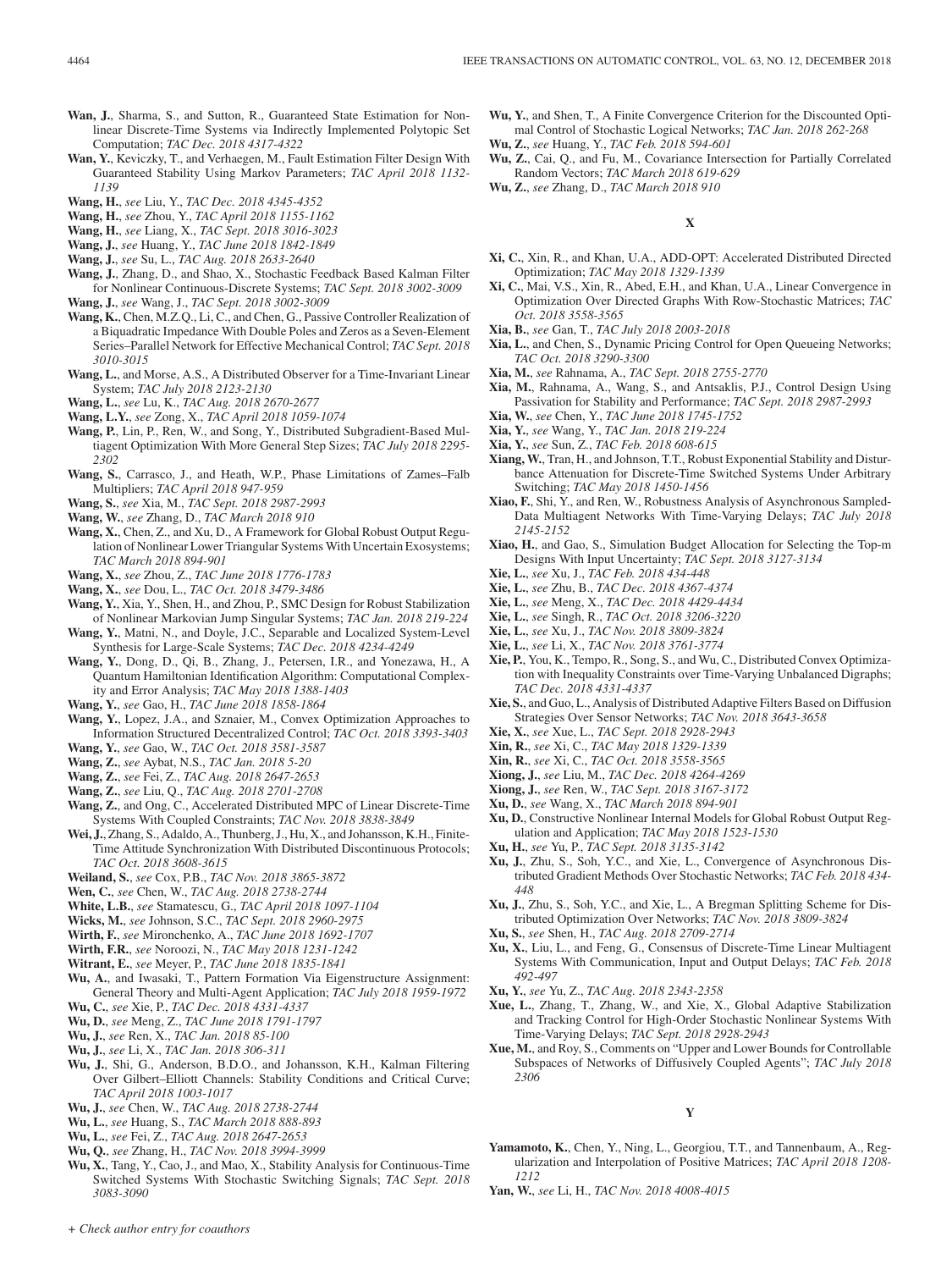**Wan, J.**, Sharma, S., and Sutton, R., Guaranteed State Estimation for Nonlinear Discrete-Time Systems via Indirectly Implemented Polytopic Set Computation; *TAC Dec. 2018 4317-4322*

**Wan, Y.**, Keviczky, T., and Verhaegen, M., Fault Estimation Filter Design With Guaranteed Stability Using Markov Parameters; *TAC April 2018 1132-1139*

**Wang, H.**, *see* Liu, Y., *TAC Dec. 2018 4345-4352*

**Wang, H.**, *see* Zhou, Y., *TAC April 2018 1155-1162*

**Wang, H.**, *see* Liang, X., *TAC Sept. 2018 3016-3023*

**Wang, J.**, *see* Huang, Y., *TAC June 2018 1842-1849*

**Wang, J.**, *see* Su, L., *TAC Aug. 2018 2633-2640*

**Wang, J.**, Zhang, D., and Shao, X., Stochastic Feedback Based Kalman Filter for Nonlinear Continuous-Discrete Systems; *TAC Sept. 2018 3002-3009*

**Wang, J.**, *see* Wang, J., *TAC Sept. 2018 3002-3009*

**Wang, K.**, Chen, M.Z.Q., Li, C., and Chen, G., Passive Controller Realization of a Biquadratic Impedance With Double Poles and Zeros as a Seven-Element Series–Parallel Network for Effective Mechanical Control; *TAC Sept. 2018 3010-3015*

**Wang, L.**, and Morse, A.S., A Distributed Observer for a Time-Invariant Linear System; *TAC July 2018 2123-2130*

**Wang, L.**, *see* Lu, K., *TAC Aug. 2018 2670-2677*

**Wang, L.Y.**, *see* Zong, X., *TAC April 2018 1059-1074*

**Wang, P.**, Lin, P., Ren, W., and Song, Y., Distributed Subgradient-Based Multiagent Optimization With More General Step Sizes; *TAC July 2018 2295-2302*

**Wang, S.**, Carrasco, J., and Heath, W.P., Phase Limitations of Zames–Falb Multipliers; *TAC April 2018 947-959*

**Wang, S.**, *see* Xia, M., *TAC Sept. 2018 2987-2993*

**Wang, W.**, *see* Zhang, D., *TAC March 2018 910*

**Wang, X.**, Chen, Z., and Xu, D., A Framework for Global Robust Output Regulation of Nonlinear Lower Triangular Systems With Uncertain Exosystems; *TAC March 2018 894-901*

**Wang, X.**, *see* Zhou, Z., *TAC June 2018 1776-1783*

**Wang, X.**, *see* Dou, L., *TAC Oct. 2018 3479-3486*

**Wang, Y.**, Xia, Y., Shen, H., and Zhou, P., SMC Design for Robust Stabilization of Nonlinear Markovian Jump Singular Systems; *TAC Jan. 2018 219-224*

**Wang, Y.**, Matni, N., and Doyle, J.C., Separable and Localized System-Level Synthesis for Large-Scale Systems; *TAC Dec. 2018 4234-4249*

**Wang, Y.**, Dong, D., Qi, B., Zhang, J., Petersen, I.R., and Yonezawa, H., A Quantum Hamiltonian Identification Algorithm: Computational Complexity and Error Analysis; *TAC May 2018 1388-1403*

**Wang, Y.**, *see* Gao, H., *TAC June 2018 1858-1864*

**Wang, Y.**, Lopez, J.A., and Sznaier, M., Convex Optimization Approaches to Information Structured Decentralized Control; *TAC Oct. 2018 3393-3403*

**Wang, Y.**, *see* Gao, W., *TAC Oct. 2018 3581-3587*

**Wang, Z.**, *see* Aybat, N.S., *TAC Jan. 2018 5-20*

**Wang, Z.**, *see* Fei, Z., *TAC Aug. 2018 2647-2653*

**Wang, Z.**, *see* Liu, Q., *TAC Aug. 2018 2701-2708*

**Wang, Z.**, and Ong, C., Accelerated Distributed MPC of Linear Discrete-Time Systems With Coupled Constraints; *TAC Nov. 2018 3838-3849*

**Wei, J.**, Zhang, S., Adaldo, A., Thunberg, J., Hu, X., and Johansson, K.H., Finite-Time Attitude Synchronization With Distributed Discontinuous Protocols; *TAC Oct. 2018 3608-3615*

**Weiland, S.**, *see* Cox, P.B., *TAC Nov. 2018 3865-3872*

**Wen, C.**, *see* Chen, W., *TAC Aug. 2018 2738-2744*

**White, L.B.**, *see* Stamatescu, G., *TAC April 2018 1097-1104*

**Wicks, M.**, *see* Johnson, S.C., *TAC Sept. 2018 2960-2975*

**Wirth, F.**, *see* Mironchenko, A., *TAC June 2018 1692-1707*

**Wirth, F.R.**, *see* Noroozi, N., *TAC May 2018 1231-1242*

**Witrant, E.**, *see* Meyer, P., *TAC June 2018 1835-1841*

**Wu, A.**, and Iwasaki, T., Pattern Formation Via Eigenstructure Assignment: General Theory and Multi-Agent Application; *TAC July 2018 1959-1972*

**Wu, C.**, *see* Xie, P., *TAC Dec. 2018 4331-4337*

**Wu, D.**, *see* Meng, Z., *TAC June 2018 1791-1797*

**Wu, J.**, *see* Ren, X., *TAC Jan. 2018 85-100*

**Wu, J.**, *see* Li, X., *TAC Jan. 2018 306-311*

**Wu, J.**, Shi, G., Anderson, B.D.O., and Johansson, K.H., Kalman Filtering Over Gilbert–Elliott Channels: Stability Conditions and Critical Curve; *TAC April 2018 1003-1017*

**Wu, J.**, *see* Chen, W., *TAC Aug. 2018 2738-2744*

**Wu, L.**, *see* Huang, S., *TAC March 2018 888-893*

**Wu, L.**, *see* Fei, Z., *TAC Aug. 2018 2647-2653*

**Wu, Q.**, *see* Zhang, H., *TAC Nov. 2018 3994-3999*

**Wu, X.**, Tang, Y., Cao, J., and Mao, X., Stability Analysis for Continuous-Time Switched Systems With Stochastic Switching Signals; *TAC Sept. 2018 3083-3090*

**Wu, Y.**, and Shen, T., A Finite Convergence Criterion for the Discounted Optimal Control of Stochastic Logical Networks; *TAC Jan. 2018 262-268*

**Wu, Z.**, *see* Huang, Y., *TAC Feb. 2018 594-601*

**Wu, Z.**, Cai, Q., and Fu, M., Covariance Intersection for Partially Correlated Random Vectors; *TAC March 2018 619-629*

**Wu, Z.**, *see* Zhang, D., *TAC March 2018 910*

## X

**Xi, C.**, Xin, R., and Khan, U.A., ADD-OPT: Accelerated Distributed Directed Optimization; *TAC May 2018 1329-1339*

**Xi, C.**, Mai, V.S., Xin, R., Abed, E.H., and Khan, U.A., Linear Convergence in Optimization Over Directed Graphs With Row-Stochastic Matrices; *TAC Oct. 2018 3558-3565*

**Xia, B.**, *see* Gan, T., *TAC July 2018 2003-2018*

**Xia, L.**, and Chen, S., Dynamic Pricing Control for Open Queueing Networks; *TAC Oct. 2018 3290-3300*

**Xia, M.**, *see* Rahnama, A., *TAC Sept. 2018 2755-2770*

**Xia, M.**, Rahnama, A., Wang, S., and Antsaklis, P.J., Control Design Using Passivation for Stability and Performance; *TAC Sept. 2018 2987-2993*

**Xia, W.**, *see* Chen, Y., *TAC June 2018 1745-1752*

**Xia, Y.**, *see* Wang, Y., *TAC Jan. 2018 219-224*

**Xia, Y.**, *see* Sun, Z., *TAC Feb. 2018 608-615*

**Xiang, W.**, Tran, H., and Johnson, T.T., Robust Exponential Stability and Disturbance Attenuation for Discrete-Time Switched Systems Under Arbitrary Switching; *TAC May 2018 1450-1456*

**Xiao, F.**, Shi, Y., and Ren, W., Robustness Analysis of Asynchronous Sampled-Data Multiagent Networks With Time-Varying Delays; *TAC July 2018 2145-2152*

**Xiao, H.**, and Gao, S., Simulation Budget Allocation for Selecting the Top-m Designs With Input Uncertainty; *TAC Sept. 2018 3127-3134*

**Xie, L.**, *see* Xu, J., *TAC Feb. 2018 434-448*

**Xie, L.**, *see* Zhu, B., *TAC Dec. 2018 4367-4374*

**Xie, L.**, *see* Meng, X., *TAC Dec. 2018 4429-4434*

**Xie, L.**, *see* Singh, R., *TAC Oct. 2018 3206-3220*

**Xie, L.**, *see* Xu, J., *TAC Nov. 2018 3809-3824*

**Xie, L.**, *see* Li, X., *TAC Nov. 2018 3761-3774*

**Xie, P.**, You, K., Tempo, R., Song, S., and Wu, C., Distributed Convex Optimization with Inequality Constraints over Time-Varying Unbalanced Digraphs; *TAC Dec. 2018 4331-4337*

**Xie, S.**, and Guo, L., Analysis of Distributed Adaptive Filters Based on Diffusion Strategies Over Sensor Networks; *TAC Nov. 2018 3643-3658*

**Xie, X.**, *see* Xue, L., *TAC Sept. 2018 2928-2943*

**Xin, R.**, *see* Xi, C., *TAC May 2018 1329-1339*

**Xin, R.**, *see* Xi, C., *TAC Oct. 2018 3558-3565*

**Xiong, J.**, *see* Liu, M., *TAC Dec. 2018 4264-4269*

**Xiong, J.**, *see* Ren, W., *TAC Sept. 2018 3167-3172*

**Xu, D.**, *see* Wang, X., *TAC March 2018 894-901*

**Xu, D.**, Constructive Nonlinear Internal Models for Global Robust Output Regulation and Application; *TAC May 2018 1523-1530*

**Xu, H.**, *see* Yu, P., *TAC Sept. 2018 3135-3142*

**Xu, J.**, Zhu, S., Soh, Y.C., and Xie, L., Convergence of Asynchronous Distributed Gradient Methods Over Stochastic Networks; *TAC Feb. 2018 434-448*

**Xu, J.**, Zhu, S., Soh, Y.C., and Xie, L., A Bregman Splitting Scheme for Distributed Optimization Over Networks; *TAC Nov. 2018 3809-3824*

**Xu, S.**, *see* Shen, H., *TAC Aug. 2018 2709-2714*

**Xu, X.**, Liu, L., and Feng, G., Consensus of Discrete-Time Linear Multiagent Systems With Communication, Input and Output Delays; *TAC Feb. 2018 492-497*

**Xu, Y.**, *see* Yu, Z., *TAC Aug. 2018 2343-2358*

**Xue, L.**, Zhang, T., Zhang, W., and Xie, X., Global Adaptive Stabilization and Tracking Control for High-Order Stochastic Nonlinear Systems With Time-Varying Delays; *TAC Sept. 2018 2928-2943*

**Xue, M.**, and Roy, S., Comments on "Upper and Lower Bounds for Controllable Subspaces of Networks of Diffusively Coupled Agents"; *TAC July 2018 2306*

## Y

**Yamamoto, K.**, Chen, Y., Ning, L., Georgiou, T.T., and Tannenbaum, A., Regularization and Interpolation of Positive Matrices; *TAC April 2018 1208-1212*

**Yan, W.**, *see* Li, H., *TAC Nov. 2018 4008-4015*

+ *Check author entry for coauthors*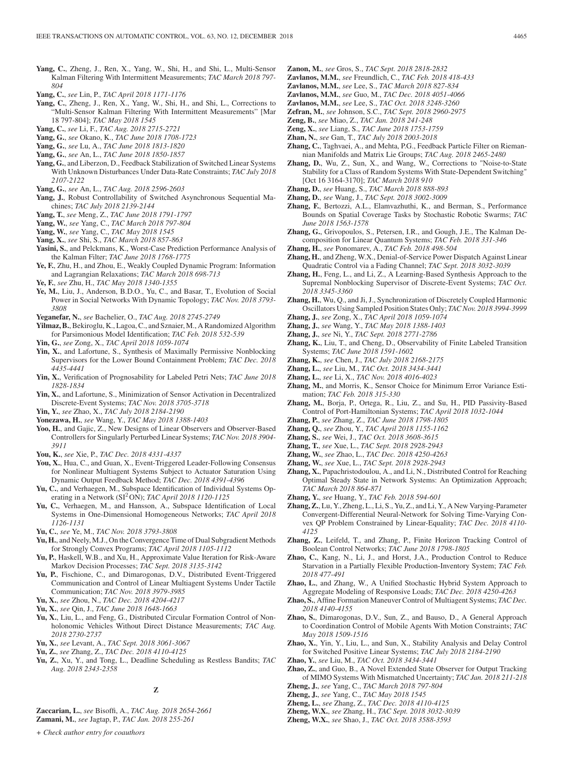**Yang, C.**, Zheng, J., Ren, X., Yang, W., Shi, H., and Shi, L., Multi-Sensor Kalman Filtering With Intermittent Measurements; *TAC March 2018 797-804*

**Yang, C.**, *see* Lin, P., *TAC April 2018 1171-1176*

**Yang, C.**, Zheng, J., Ren, X., Yang, W., Shi, H., and Shi, L., Corrections to "Multi-Sensor Kalman Filtering With Intermittent Measurements" [Mar 18 797-804]; *TAC May 2018 1545*

**Yang, C.**, *see* Li, F., *TAC Aug. 2018 2715-2721*

**Yang, G.**, *see* Okano, K., *TAC June 2018 1708-1723*

**Yang, G.**, *see* Lu, A., *TAC June 2018 1813-1820*

**Yang, G.**, *see* An, L., *TAC June 2018 1850-1857*

**Yang, G.**, and Liberzon, D., Feedback Stabilization of Switched Linear Systems With Unknown Disturbances Under Data-Rate Constraints; *TAC July 2018 2107-2122*

**Yang, G.**, *see* An, L., *TAC Aug. 2018 2596-2603*

**Yang, J.**, Robust Controllability of Switched Asynchronous Sequential Machines; *TAC July 2018 2139-2144*

**Yang, T.**, *see* Meng, Z., *TAC June 2018 1791-1797*

**Yang, W.**, *see* Yang, C., *TAC March 2018 797-804*

**Yang, W.**, *see* Yang, C., *TAC May 2018 1545*

**Yang, X.**, *see* Shi, S., *TAC March 2018 857-863*

**Yasini, S.**, and Pelckmans, K., Worst-Case Prediction Performance Analysis of the Kalman Filter; *TAC June 2018 1768-1775*

**Ye, F.**, Zhu, H., and Zhou, E., Weakly Coupled Dynamic Program: Information and Lagrangian Relaxations; *TAC March 2018 698-713*

**Ye, F.**, *see* Zhu, H., *TAC May 2018 1340-1355*

**Ye, M.**, Liu, J., Anderson, B.D.O., Yu, C., and Basar, T., Evolution of Social Power in Social Networks With Dynamic Topology; *TAC Nov. 2018 3793-3808*

**Yeganefar, N.**, *see* Bachelier, O., *TAC Aug. 2018 2745-2749*

**Yilmaz, B.**, Bekiroglu, K., Lagoa, C., and Sznaier, M., A Randomized Algorithm for Parsimonious Model Identification; *TAC Feb. 2018 532-539*

**Yin, G.**, *see* Zong, X., *TAC April 2018 1059-1074*

**Yin, X.**, and Lafortune, S., Synthesis of Maximally Permissive Nonblocking Supervisors for the Lower Bound Containment Problem; *TAC Dec. 2018 4435-4441*

**Yin, X.**, Verification of Prognosability for Labeled Petri Nets; *TAC June 2018 1828-1834*

**Yin, X.**, and Lafortune, S., Minimization of Sensor Activation in Decentralized Discrete-Event Systems; *TAC Nov. 2018 3705-3718*

**Yin, Y.**, *see* Zhao, X., *TAC July 2018 2184-2190*

**Yonezawa, H.**, *see* Wang, Y., *TAC May 2018 1388-1403*

**Yoo, H.**, and Gajic, Z., New Designs of Linear Observers and Observer-Based Controllers for Singularly Perturbed Linear Systems; *TAC Nov. 2018 3904-3911*

**You, K.**, *see* Xie, P., *TAC Dec. 2018 4331-4337*

**You, X.**, Hua, C., and Guan, X., Event-Triggered Leader-Following Consensus for Nonlinear Multiagent Systems Subject to Actuator Saturation Using Dynamic Output Feedback Method; *TAC Dec. 2018 4391-4396*

**Yu, C.**, and Verhaegen, M., Subspace Identification of Individual Systems Operating in a Network (SI$^2$ON); *TAC April 2018 1120-1125*

**Yu, C.**, Verhaegen, M., and Hansson, A., Subspace Identification of Local Systems in One-Dimensional Homogeneous Networks; *TAC April 2018 1126-1131*

**Yu, C.**, *see* Ye, M., *TAC Nov. 2018 3793-3808*

**Yu, H.**, and Neely, M.J., On the Convergence Time of Dual Subgradient Methods for Strongly Convex Programs; *TAC April 2018 1105-1112*

**Yu, P.**, Haskell, W.B., and Xu, H., Approximate Value Iteration for Risk-Aware Markov Decision Processes; *TAC Sept. 2018 3135-3142*

**Yu, P.**, Fischione, C., and Dimarogonas, D.V., Distributed Event-Triggered Communication and Control of Linear Multiagent Systems Under Tactile Communication; *TAC Nov. 2018 3979-3985*

**Yu, X.**, *see* Zhou, N., *TAC Dec. 2018 4204-4217*

**Yu, X.**, *see* Qin, J., *TAC June 2018 1648-1663*

**Yu, X.**, Liu, L., and Feng, G., Distributed Circular Formation Control of Nonholonomic Vehicles Without Direct Distance Measurements; *TAC Aug. 2018 2730-2737*

**Yu, X.**, *see* Levant, A., *TAC Sept. 2018 3061-3067*

**Yu, Z.**, *see* Zhang, Z., *TAC Dec. 2018 4110-4125*

**Yu, Z.**, Xu, Y., and Tong, L., Deadline Scheduling as Restless Bandits; *TAC Aug. 2018 2343-2358*

## Z

**Zaccarian, L.**, *see* Bisoffi, A., *TAC Aug. 2018 2654-2661*

**Zamani, M.**, *see* Jagtap, P., *TAC Jan. 2018 255-261*

**Zanon, M.**, *see* Gros, S., *TAC Sept. 2018 2818-2832*

**Zavlanos, M.M.**, *see* Freundlich, C., *TAC Feb. 2018 418-433*

**Zavlanos, M.M.**, *see* Lee, S., *TAC March 2018 827-834*

**Zavlanos, M.M.**, *see* Guo, M., *TAC Dec. 2018 4051-4066*

**Zavlanos, M.M.**, *see* Lee, S., *TAC Oct. 2018 3248-3260*

**Zefran, M.**, *see* Johnson, S.C., *TAC Sept. 2018 2960-2975*

**Zeng, B.**, *see* Miao, Z., *TAC Jan. 2018 241-248*

**Zeng, X.**, *see* Liang, S., *TAC June 2018 1753-1759*

**Zhan, N.**, *see* Gan, T., *TAC July 2018 2003-2018*

**Zhang, C.**, Taghvaei, A., and Mehta, P.G., Feedback Particle Filter on Riemannian Manifolds and Matrix Lie Groups; *TAC Aug. 2018 2465-2480*

**Zhang, D.**, Wu, Z., Sun, X., and Wang, W., Corrections to "Noise-to-State Stability for a Class of Random Systems With State-Dependent Switching" [Oct 16 3164-3170]; *TAC March 2018 910*

**Zhang, D.**, *see* Huang, S., *TAC March 2018 888-893*

**Zhang, D.**, *see* Wang, J., *TAC Sept. 2018 3002-3009*

**Zhang, F.**, Bertozzi, A.L., Elamvazhuthi, K., and Berman, S., Performance Bounds on Spatial Coverage Tasks by Stochastic Robotic Swarms; *TAC June 2018 1563-1578*

**Zhang, G.**, Grivopoulos, S., Petersen, I.R., and Gough, J.E., The Kalman Decomposition for Linear Quantum Systems; *TAC Feb. 2018 331-346*

**Zhang, H.**, *see* Ponomarev, A., *TAC Feb. 2018 498-504*

**Zhang, H.**, and Zheng, W.X., Denial-of-Service Power Dispatch Against Linear Quadratic Control via a Fading Channel; *TAC Sept. 2018 3032-3039*

**Zhang, H.**, Feng, L., and Li, Z., A Learning-Based Synthesis Approach to the Supremal Nonblocking Supervisor of Discrete-Event Systems; *TAC Oct. 2018 3345-3360*

**Zhang, H.**, Wu, Q., and Ji, J., Synchronization of Discretely Coupled Harmonic Oscillators Using Sampled Position States Only; *TAC Nov. 2018 3994-3999*

**Zhang, J.**, *see* Zong, X., *TAC April 2018 1059-1074*

**Zhang, J.**, *see* Wang, Y., *TAC May 2018 1388-1403*

**Zhang, J.**, *see* Ni, Y., *TAC Sept. 2018 2771-2786*

**Zhang, K.**, Liu, T., and Cheng, D., Observability of Finite Labeled Transition Systems; *TAC June 2018 1591-1602*

**Zhang, K.**, *see* Chen, J., *TAC July 2018 2168-2175*

**Zhang, L.**, *see* Liu, M., *TAC Oct. 2018 3434-3441*

**Zhang, L.**, *see* Li, X., *TAC Nov. 2018 4016-4023*

**Zhang, M.**, and Morris, K., Sensor Choice for Minimum Error Variance Estimation; *TAC Feb. 2018 315-330*

**Zhang, M.**, Borja, P., Ortega, R., Liu, Z., and Su, H., PID Passivity-Based Control of Port-Hamiltonian Systems; *TAC April 2018 1032-1044*

**Zhang, P.**, *see* Zhang, Z., *TAC June 2018 1798-1805*

**Zhang, Q.**, *see* Zhou, Y., *TAC April 2018 1155-1162*

**Zhang, S.**, *see* Wei, J., *TAC Oct. 2018 3608-3615*

**Zhang, T.**, *see* Xue, L., *TAC Sept. 2018 2928-2943*

**Zhang, W.**, *see* Zhao, L., *TAC Dec. 2018 4250-4263*

**Zhang, W.**, *see* Xue, L., *TAC Sept. 2018 2928-2943*

**Zhang, X.**, Papachristodoulou, A., and Li, N., Distributed Control for Reaching Optimal Steady State in Network Systems: An Optimization Approach; *TAC March 2018 864-871*

**Zhang, Y.**, *see* Huang, Y., *TAC Feb. 2018 594-601*

**Zhang, Z.**, Lu, Y., Zheng, L., Li, S., Yu, Z., and Li, Y., A New Varying-Parameter Convergent-Differential Neural-Network for Solving Time-Varying Convex QP Problem Constrained by Linear-Equality; *TAC Dec. 2018 4110-4125*

**Zhang, Z.**, Leifeld, T., and Zhang, P., Finite Horizon Tracking Control of Boolean Control Networks; *TAC June 2018 1798-1805*

**Zhao, C.**, Kang, N., Li, J., and Horst, J.A., Production Control to Reduce Starvation in a Partially Flexible Production-Inventory System; *TAC Feb. 2018 477-491*

**Zhao, L.**, and Zhang, W., A Unified Stochastic Hybrid System Approach to Aggregate Modeling of Responsive Loads; *TAC Dec. 2018 4250-4263*

**Zhao, S.**, Affine Formation Maneuver Control of Multiagent Systems; *TAC Dec. 2018 4140-4155*

**Zhao, S.**, Dimarogonas, D.V., Sun, Z., and Bauso, D., A General Approach to Coordination Control of Mobile Agents With Motion Constraints; *TAC May 2018 1509-1516*

**Zhao, X.**, Yin, Y., Liu, L., and Sun, X., Stability Analysis and Delay Control for Switched Positive Linear Systems; *TAC July 2018 2184-2190*

**Zhao, Y.**, *see* Liu, M., *TAC Oct. 2018 3434-3441*

**Zhao, Z.**, and Guo, B., A Novel Extended State Observer for Output Tracking of MIMO Systems With Mismatched Uncertainty; *TAC Jan. 2018 211-218*

**Zheng, J.**, *see* Yang, C., *TAC March 2018 797-804*

**Zheng, J.**, *see* Yang, C., *TAC May 2018 1545*

**Zheng, L.**, *see* Zhang, Z., *TAC Dec. 2018 4110-4125*

**Zheng, W.X.**, *see* Zhang, H., *TAC Sept. 2018 3032-3039*

**Zheng, W.X.**, *see* Shao, J., *TAC Oct. 2018 3588-3593*

*+ Check author entry for coauthors*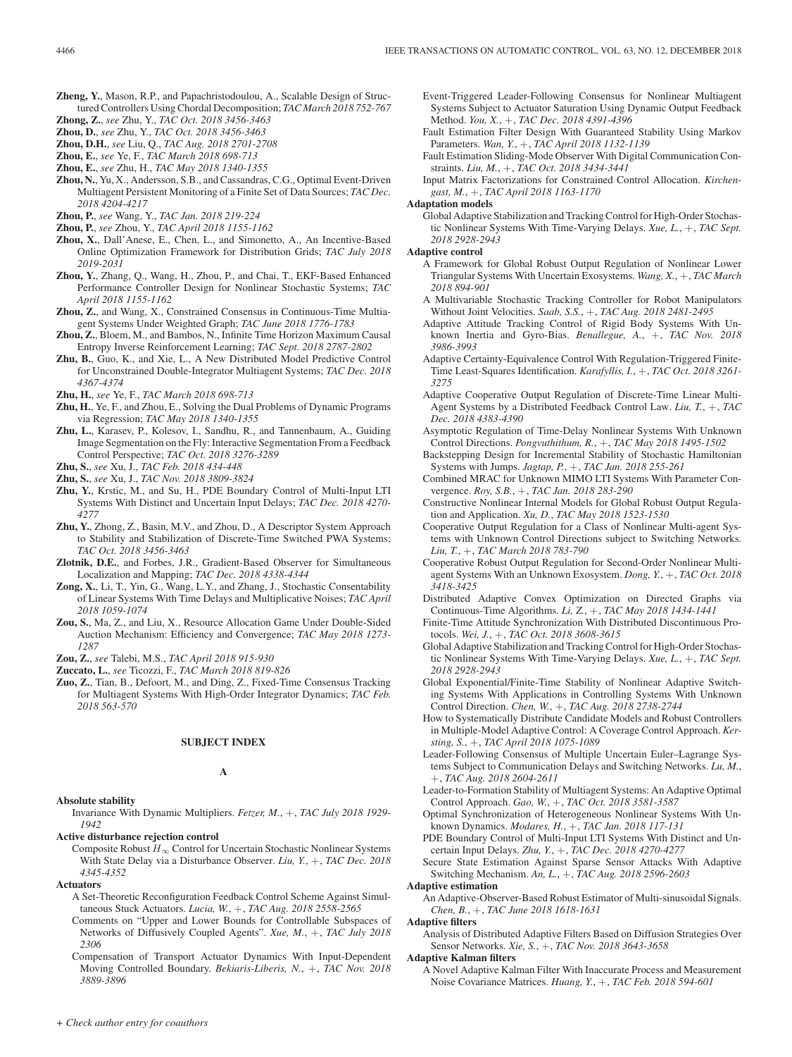**Zheng, Y.**, Mason, R.P., and Papachristodoulou, A., Scalable Design of Structured Controllers Using Chordal Decomposition; *TAC March 2018 752-767*

**Zhong, Z.**, *see* Zhu, Y., *TAC Oct. 2018 3456-3463*

**Zhou, D.**, *see* Zhu, Y., *TAC Oct. 2018 3456-3463*

**Zhou, D.H.**, *see* Liu, Q., *TAC Aug. 2018 2701-2708*

**Zhou, E.**, *see* Ye, F., *TAC March 2018 698-713*

**Zhou, E.**, *see* Zhu, H., *TAC May 2018 1340-1355*

**Zhou, N.**, Yu, X., Andersson, S.B., and Cassandras, C.G., Optimal Event-Driven Multiagent Persistent Monitoring of a Finite Set of Data Sources; *TAC Dec. 2018 4204-4217*

**Zhou, P.**, *see* Wang, Y., *TAC Jan. 2018 219-224*

**Zhou, P.**, *see* Zhou, Y., *TAC April 2018 1155-1162*

**Zhou, X.**, Dall'Anese, E., Chen, L., and Simonetto, A., An Incentive-Based Online Optimization Framework for Distribution Grids; *TAC July 2018 2019-2031*

**Zhou, Y.**, Zhang, Q., Wang, H., Zhou, P., and Chai, T., EKF-Based Enhanced Performance Controller Design for Nonlinear Stochastic Systems; *TAC April 2018 1155-1162*

**Zhou, Z.**, and Wang, X., Constrained Consensus in Continuous-Time Multiagent Systems Under Weighted Graph; *TAC June 2018 1776-1783*

**Zhou, Z.**, Bloem, M., and Bambos, N., Infinite Time Horizon Maximum Causal Entropy Inverse Reinforcement Learning; *TAC Sept. 2018 2787-2802*

**Zhu, B.**, Guo, K., and Xie, L., A New Distributed Model Predictive Control for Unconstrained Double-Integrator Multiagent Systems; *TAC Dec. 2018 4367-4374*

**Zhu, H.**, *see* Ye, F., *TAC March 2018 698-713*

**Zhu, H.**, Ye, F., and Zhou, E., Solving the Dual Problems of Dynamic Programs via Regression; *TAC May 2018 1340-1355*

**Zhu, L.**, Karasev, P., Kolesov, I., Sandhu, R., and Tannenbaum, A., Guiding Image Segmentation on the Fly: Interactive Segmentation From a Feedback Control Perspective; *TAC Oct. 2018 3276-3289*

**Zhu, S.**, *see* Xu, J., *TAC Feb. 2018 434-448*

**Zhu, S.**, *see* Xu, J., *TAC Nov. 2018 3809-3824*

**Zhu, Y.**, Krstic, M., and Su, H., PDE Boundary Control of Multi-Input LTI Systems With Distinct and Uncertain Input Delays; *TAC Dec. 2018 4270-4277*

**Zhu, Y.**, Zhong, Z., Basin, M.V., and Zhou, D., A Descriptor System Approach to Stability and Stabilization of Discrete-Time Switched PWA Systems; *TAC Oct. 2018 3456-3463*

**Zlotnik, D.E.**, and Forbes, J.R., Gradient-Based Observer for Simultaneous Localization and Mapping; *TAC Dec. 2018 4338-4344*

**Zong, X.**, Li, T., Yin, G., Wang, L.Y., and Zhang, J., Stochastic Consentability of Linear Systems With Time Delays and Multiplicative Noises; *TAC April 2018 1059-1074*

**Zou, S.**, Ma, Z., and Liu, X., Resource Allocation Game Under Double-Sided Auction Mechanism: Efficiency and Convergence; *TAC May 2018 1273-1287*

**Zou, Z.**, *see* Talebi, M.S., *TAC April 2018 915-930*

**Zuccato, L.**, *see* Ticozzi, F., *TAC March 2018 819-826*

**Zuo, Z.**, Tian, B., Defoort, M., and Ding, Z., Fixed-Time Consensus Tracking for Multiagent Systems With High-Order Integrator Dynamics; *TAC Feb. 2018 563-570*

## SUBJECT INDEX

### A

**Absolute stability**

Invariance With Dynamic Multipliers. *Fetzer, M.*, +, *TAC July 2018 1929-1942*

**Active disturbance rejection control**

Composite Robust $H_\infty$ Control for Uncertain Stochastic Nonlinear Systems With State Delay via a Disturbance Observer. *Liu, Y.*, +, *TAC Dec. 2018 4345-4352*

**Actuators**

A Set-Theoretic Reconfiguration Feedback Control Scheme Against Simultaneous Stuck Actuators. *Lucia, W.*, +, *TAC Aug. 2018 2558-2565*

Comments on "Upper and Lower Bounds for Controllable Subspaces of Networks of Diffusively Coupled Agents". *Xue, M.*, +, *TAC July 2018 2306*

Compensation of Transport Actuator Dynamics With Input-Dependent Moving Controlled Boundary. *Bekiaris-Liberis, N.*, +, *TAC Nov. 2018 3889-3896*

Event-Triggered Leader-Following Consensus for Nonlinear Multiagent Systems Subject to Actuator Saturation Using Dynamic Output Feedback Method. *You, X.*, +, *TAC Dec. 2018 4391-4396*

Fault Estimation Filter Design With Guaranteed Stability Using Markov Parameters. *Wan, Y.*, +, *TAC April 2018 1132-1139*

Fault Estimation Sliding-Mode Observer With Digital Communication Constraints. *Liu, M.*, +, *TAC Oct. 2018 3434-3441*

Input Matrix Factorizations for Constrained Control Allocation. *Kirchengast, M.*, +, *TAC April 2018 1163-1170*

**Adaptation models**

Global Adaptive Stabilization and Tracking Control for High-Order Stochastic Nonlinear Systems With Time-Varying Delays. *Xue, L.*, +, *TAC Sept. 2018 2928-2943*

**Adaptive control**

A Framework for Global Robust Output Regulation of Nonlinear Lower Triangular Systems With Uncertain Exosystems. *Wang, X.*, +, *TAC March 2018 894-901*

A Multivariable Stochastic Tracking Controller for Robot Manipulators Without Joint Velocities. *Saab, S.S.*, +, *TAC Aug. 2018 2481-2495*

Adaptive Attitude Tracking Control of Rigid Body Systems With Unknown Inertia and Gyro-Bias. *Benallegue, A.*, +, *TAC Nov. 2018 3986-3993*

Adaptive Certainty-Equivalence Control With Regulation-Triggered Finite-Time Least-Squares Identification. *Karafyllis, I.*, +, *TAC Oct. 2018 3261-3275*

Adaptive Cooperative Output Regulation of Discrete-Time Linear Multi-Agent Systems by a Distributed Feedback Control Law. *Liu, T.*, +, *TAC Dec. 2018 4383-4390*

Asymptotic Regulation of Time-Delay Nonlinear Systems With Unknown Control Directions. *Pongvuthithum, R.*, +, *TAC May 2018 1495-1502*

Backstepping Design for Incremental Stability of Stochastic Hamiltonian Systems with Jumps. *Jagtap, P.*, +, *TAC Jan. 2018 255-261*

Combined MRAC for Unknown MIMO LTI Systems With Parameter Convergence. *Roy, S.B.*, +, *TAC Jan. 2018 283-290*

Constructive Nonlinear Internal Models for Global Robust Output Regulation and Application. *Xu, D.*, *TAC May 2018 1523-1530*

Cooperative Output Regulation for a Class of Nonlinear Multi-agent Systems with Unknown Control Directions subject to Switching Networks. *Liu, T.*, +, *TAC March 2018 783-790*

Cooperative Robust Output Regulation for Second-Order Nonlinear Multiagent Systems With an Unknown Exosystem. *Dong, Y.*, +, *TAC Oct. 2018 3418-3425*

Distributed Adaptive Convex Optimization on Directed Graphs via Continuous-Time Algorithms. *Li, Z.*, +, *TAC May 2018 1434-1441*

Finite-Time Attitude Synchronization With Distributed Discontinuous Protocols. *Wei, J.*, +, *TAC Oct. 2018 3608-3615*

Global Adaptive Stabilization and Tracking Control for High-Order Stochastic Nonlinear Systems With Time-Varying Delays. *Xue, L.*, +, *TAC Sept. 2018 2928-2943*

Global Exponential/Finite-Time Stability of Nonlinear Adaptive Switching Systems With Applications in Controlling Systems With Unknown Control Direction. *Chen, W.*, +, *TAC Aug. 2018 2738-2744*

How to Systematically Distribute Candidate Models and Robust Controllers in Multiple-Model Adaptive Control: A Coverage Control Approach. *Kersting, S.*, +, *TAC April 2018 1075-1089*

Leader-Following Consensus of Multiple Uncertain Euler–Lagrange Systems Subject to Communication Delays and Switching Networks. *Lu, M.*, +, *TAC Aug. 2018 2604-2611*

Leader-to-Formation Stability of Multiagent Systems: An Adaptive Optimal Control Approach. *Gao, W.*, +, *TAC Oct. 2018 3581-3587*

Optimal Synchronization of Heterogeneous Nonlinear Systems With Unknown Dynamics. *Modares, H.*, +, *TAC Jan. 2018 117-131*

PDE Boundary Control of Multi-Input LTI Systems With Distinct and Uncertain Input Delays. *Zhu, Y.*, +, *TAC Dec. 2018 4270-4277*

Secure State Estimation Against Sparse Sensor Attacks With Adaptive Switching Mechanism. *An, L.*, +, *TAC Aug. 2018 2596-2603*

**Adaptive estimation**

An Adaptive-Observer-Based Robust Estimator of Multi-sinusoidal Signals. *Chen, B.*, +, *TAC June 2018 1618-1631*

**Adaptive filters**

Analysis of Distributed Adaptive Filters Based on Diffusion Strategies Over Sensor Networks. *Xie, S.*, +, *TAC Nov. 2018 3643-3658*

**Adaptive Kalman filters**

A Novel Adaptive Kalman Filter With Inaccurate Process and Measurement Noise Covariance Matrices. *Huang, Y.*, +, *TAC Feb. 2018 594-601*

*+ Check author entry for coauthors*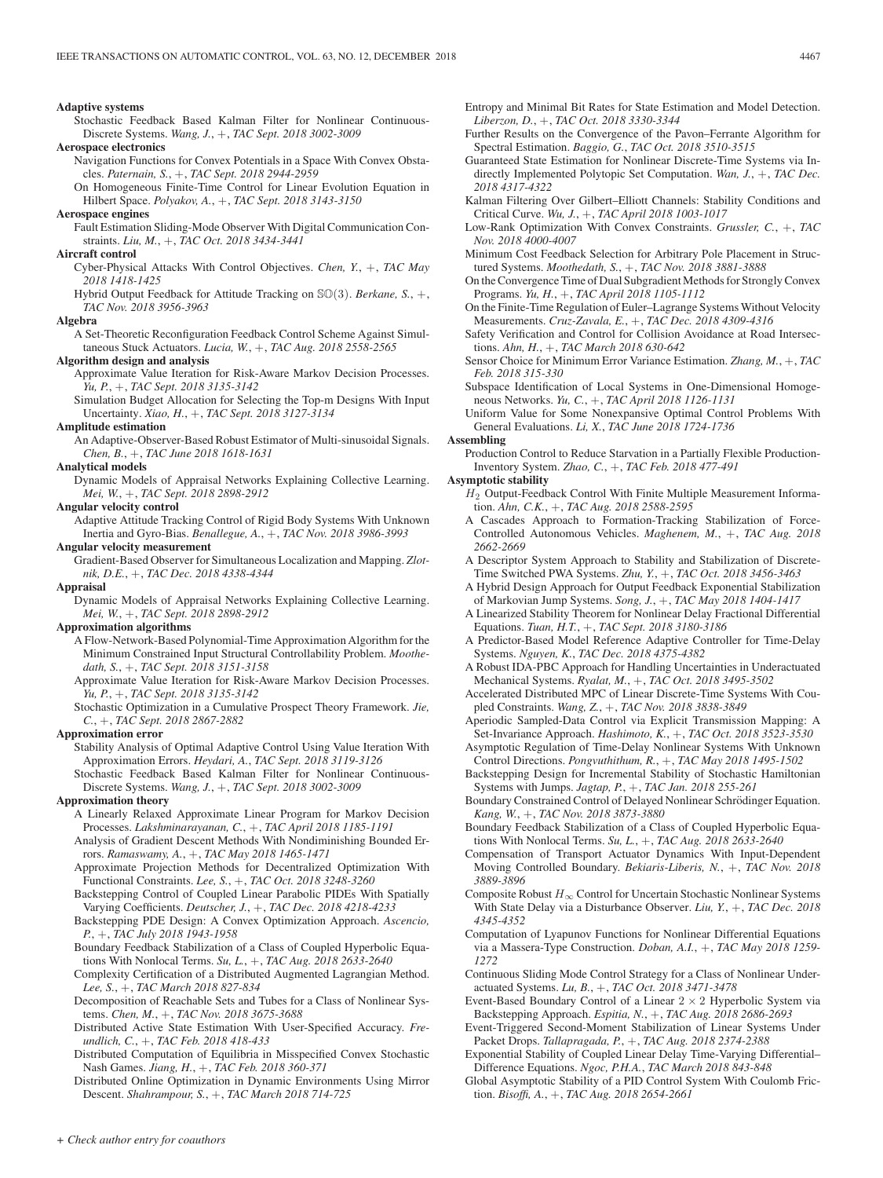**Adaptive systems**

Stochastic Feedback Based Kalman Filter for Nonlinear Continuous-Discrete Systems. *Wang, J.*, +, *TAC Sept. 2018 3002-3009*

**Aerospace electronics**

Navigation Functions for Convex Potentials in a Space With Convex Obstacles. *Paternain, S.*, +, *TAC Sept. 2018 2944-2959*

On Homogeneous Finite-Time Control for Linear Evolution Equation in Hilbert Space. *Polyakov, A.*, +, *TAC Sept. 2018 3143-3150*

**Aerospace engines**

Fault Estimation Sliding-Mode Observer With Digital Communication Constraints. *Liu, M.*, +, *TAC Oct. 2018 3434-3441*

**Aircraft control**

Cyber-Physical Attacks With Control Objectives. *Chen, Y.*, +, *TAC May 2018 1418-1425*

Hybrid Output Feedback for Attitude Tracking on $\mathbb{SO}(3)$. *Berkane, S.*, +, *TAC Nov. 2018 3956-3963*

**Algebra**

A Set-Theoretic Reconfiguration Feedback Control Scheme Against Simultaneous Stuck Actuators. *Lucia, W.*, +, *TAC Aug. 2018 2558-2565*

**Algorithm design and analysis**

Approximate Value Iteration for Risk-Aware Markov Decision Processes. *Yu, P.*, +, *TAC Sept. 2018 3135-3142*

Simulation Budget Allocation for Selecting the Top-m Designs With Input Uncertainty. *Xiao, H.*, +, *TAC Sept. 2018 3127-3134*

**Amplitude estimation**

An Adaptive-Observer-Based Robust Estimator of Multi-sinusoidal Signals. *Chen, B.*, +, *TAC June 2018 1618-1631*

**Analytical models**

Dynamic Models of Appraisal Networks Explaining Collective Learning. *Mei, W.*, +, *TAC Sept. 2018 2898-2912*

**Angular velocity control**

Adaptive Attitude Tracking Control of Rigid Body Systems With Unknown Inertia and Gyro-Bias. *Benallegue, A.*, +, *TAC Nov. 2018 3986-3993*

**Angular velocity measurement**

Gradient-Based Observer for Simultaneous Localization and Mapping. *Zlotnik, D.E.*, +, *TAC Dec. 2018 4338-4344*

**Appraisal**

Dynamic Models of Appraisal Networks Explaining Collective Learning. *Mei, W.*, +, *TAC Sept. 2018 2898-2912*

**Approximation algorithms**

A Flow-Network-Based Polynomial-Time Approximation Algorithm for the Minimum Constrained Input Structural Controllability Problem. *Moothedath, S.*, +, *TAC Sept. 2018 3151-3158*

Approximate Value Iteration for Risk-Aware Markov Decision Processes. *Yu, P.*, +, *TAC Sept. 2018 3135-3142*

Stochastic Optimization in a Cumulative Prospect Theory Framework. *Jie, C.*, +, *TAC Sept. 2018 2867-2882*

**Approximation error**

Stability Analysis of Optimal Adaptive Control Using Value Iteration With Approximation Errors. *Heydari, A.*, *TAC Sept. 2018 3119-3126*

Stochastic Feedback Based Kalman Filter for Nonlinear Continuous-Discrete Systems. *Wang, J.*, +, *TAC Sept. 2018 3002-3009*

**Approximation theory**

A Linearly Relaxed Approximate Linear Program for Markov Decision Processes. *Lakshminarayanan, C.*, +, *TAC April 2018 1185-1191*

Analysis of Gradient Descent Methods With Nondiminishing Bounded Errors. *Ramaswamy, A.*, +, *TAC May 2018 1465-1471*

Approximate Projection Methods for Decentralized Optimization With Functional Constraints. *Lee, S.*, +, *TAC Oct. 2018 3248-3260*

Backstepping Control of Coupled Linear Parabolic PIDEs With Spatially Varying Coefficients. *Deutscher, J.*, +, *TAC Dec. 2018 4218-4233*

Backstepping PDE Design: A Convex Optimization Approach. *Ascencio, P.*, +, *TAC July 2018 1943-1958*

Boundary Feedback Stabilization of a Class of Coupled Hyperbolic Equations With Nonlocal Terms. *Su, L.*, +, *TAC Aug. 2018 2633-2640*

Complexity Certification of a Distributed Augmented Lagrangian Method. *Lee, S.*, +, *TAC March 2018 827-834*

Decomposition of Reachable Sets and Tubes for a Class of Nonlinear Systems. *Chen, M.*, +, *TAC Nov. 2018 3675-3688*

Distributed Active State Estimation With User-Specified Accuracy. *Freundlich, C.*, +, *TAC Feb. 2018 418-433*

Distributed Computation of Equilibria in Misspecified Convex Stochastic Nash Games. *Jiang, H.*, +, *TAC Feb. 2018 360-371*

Distributed Online Optimization in Dynamic Environments Using Mirror Descent. *Shahrampour, S.*, +, *TAC March 2018 714-725*

Entropy and Minimal Bit Rates for State Estimation and Model Detection. *Liberzon, D.*, +, *TAC Oct. 2018 3330-3344*

Further Results on the Convergence of the Pavon–Ferrante Algorithm for Spectral Estimation. *Baggio, G.*, *TAC Oct. 2018 3510-3515*

Guaranteed State Estimation for Nonlinear Discrete-Time Systems via Indirectly Implemented Polytopic Set Computation. *Wan, J.*, +, *TAC Dec. 2018 4317-4322*

Kalman Filtering Over Gilbert–Elliott Channels: Stability Conditions and Critical Curve. *Wu, J.*, +, *TAC April 2018 1003-1017*

Low-Rank Optimization With Convex Constraints. *Grussler, C.*, +, *TAC Nov. 2018 4000-4007*

Minimum Cost Feedback Selection for Arbitrary Pole Placement in Structured Systems. *Moothedath, S.*, +, *TAC Nov. 2018 3881-3888*

On the Convergence Time of Dual Subgradient Methods for Strongly Convex Programs. *Yu, H.*, +, *TAC April 2018 1105-1112*

On the Finite-Time Regulation of Euler–Lagrange Systems Without Velocity Measurements. *Cruz-Zavala, E.*, +, *TAC Dec. 2018 4309-4316*

Safety Verification and Control for Collision Avoidance at Road Intersections. *Ahn, H.*, +, *TAC March 2018 630-642*

Sensor Choice for Minimum Error Variance Estimation. *Zhang, M.*, +, *TAC Feb. 2018 315-330*

Subspace Identification of Local Systems in One-Dimensional Homogeneous Networks. *Yu, C.*, +, *TAC April 2018 1126-1131*

Uniform Value for Some Nonexpansive Optimal Control Problems With General Evaluations. *Li, X.*, *TAC June 2018 1724-1736*

**Assembling**

Production Control to Reduce Starvation in a Partially Flexible Production-Inventory System. *Zhao, C.*, +, *TAC Feb. 2018 477-491*

**Asymptotic stability**

$H_2$ Output-Feedback Control With Finite Multiple Measurement Information. *Ahn, C.K.*, +, *TAC Aug. 2018 2588-2595*

A Cascades Approach to Formation-Tracking Stabilization of Force-Controlled Autonomous Vehicles. *Maghenem, M.*, +, *TAC Aug. 2018 2662-2669*

A Descriptor System Approach to Stability and Stabilization of Discrete-Time Switched PWA Systems. *Zhu, Y.*, +, *TAC Oct. 2018 3456-3463*

A Hybrid Design Approach for Output Feedback Exponential Stabilization of Markovian Jump Systems. *Song, J.*, +, *TAC May 2018 1404-1417*

A Linearized Stability Theorem for Nonlinear Delay Fractional Differential Equations. *Tuan, H.T.*, +, *TAC Sept. 2018 3180-3186*

A Predictor-Based Model Reference Adaptive Controller for Time-Delay Systems. *Nguyen, K.*, *TAC Dec. 2018 4375-4382*

A Robust IDA-PBC Approach for Handling Uncertainties in Underactuated Mechanical Systems. *Ryalat, M.*, +, *TAC Oct. 2018 3495-3502*

Accelerated Distributed MPC of Linear Discrete-Time Systems With Coupled Constraints. *Wang, Z.*, +, *TAC Nov. 2018 3838-3849*

Aperiodic Sampled-Data Control via Explicit Transmission Mapping: A Set-Invariance Approach. *Hashimoto, K.*, +, *TAC Oct. 2018 3523-3530*

Asymptotic Regulation of Time-Delay Nonlinear Systems With Unknown Control Directions. *Pongvuthithum, R.*, +, *TAC May 2018 1495-1502*

Backstepping Design for Incremental Stability of Stochastic Hamiltonian Systems with Jumps. *Jagtap, P.*, +, *TAC Jan. 2018 255-261*

Boundary Constrained Control of Delayed Nonlinear Schrödinger Equation. *Kang, W.*, +, *TAC Nov. 2018 3873-3880*

Boundary Feedback Stabilization of a Class of Coupled Hyperbolic Equations With Nonlocal Terms. *Su, L.*, +, *TAC Aug. 2018 2633-2640*

Compensation of Transport Actuator Dynamics With Input-Dependent Moving Controlled Boundary. *Bekiaris-Liberis, N.*, +, *TAC Nov. 2018 3889-3896*

Composite Robust $H_\infty$ Control for Uncertain Stochastic Nonlinear Systems With State Delay via a Disturbance Observer. *Liu, Y.*, +, *TAC Dec. 2018 4345-4352*

Computation of Lyapunov Functions for Nonlinear Differential Equations via a Massera-Type Construction. *Doban, A.I.*, +, *TAC May 2018 1259-1272*

Continuous Sliding Mode Control Strategy for a Class of Nonlinear Underactuated Systems. *Lu, B.*, +, *TAC Oct. 2018 3471-3478*

Event-Based Boundary Control of a Linear $2 \times 2$ Hyperbolic System via Backstepping Approach. *Espitia, N.*, +, *TAC Aug. 2018 2686-2693*

Event-Triggered Second-Moment Stabilization of Linear Systems Under Packet Drops. *Tallapragada, P.*, +, *TAC Aug. 2018 2374-2388*

Exponential Stability of Coupled Linear Delay Time-Varying Differential–Difference Equations. *Ngoc, P.H.A.*, *TAC March 2018 843-848*

Global Asymptotic Stability of a PID Control System With Coulomb Friction. *Bisoffi, A.*, +, *TAC Aug. 2018 2654-2661*

+ Check author entry for coauthors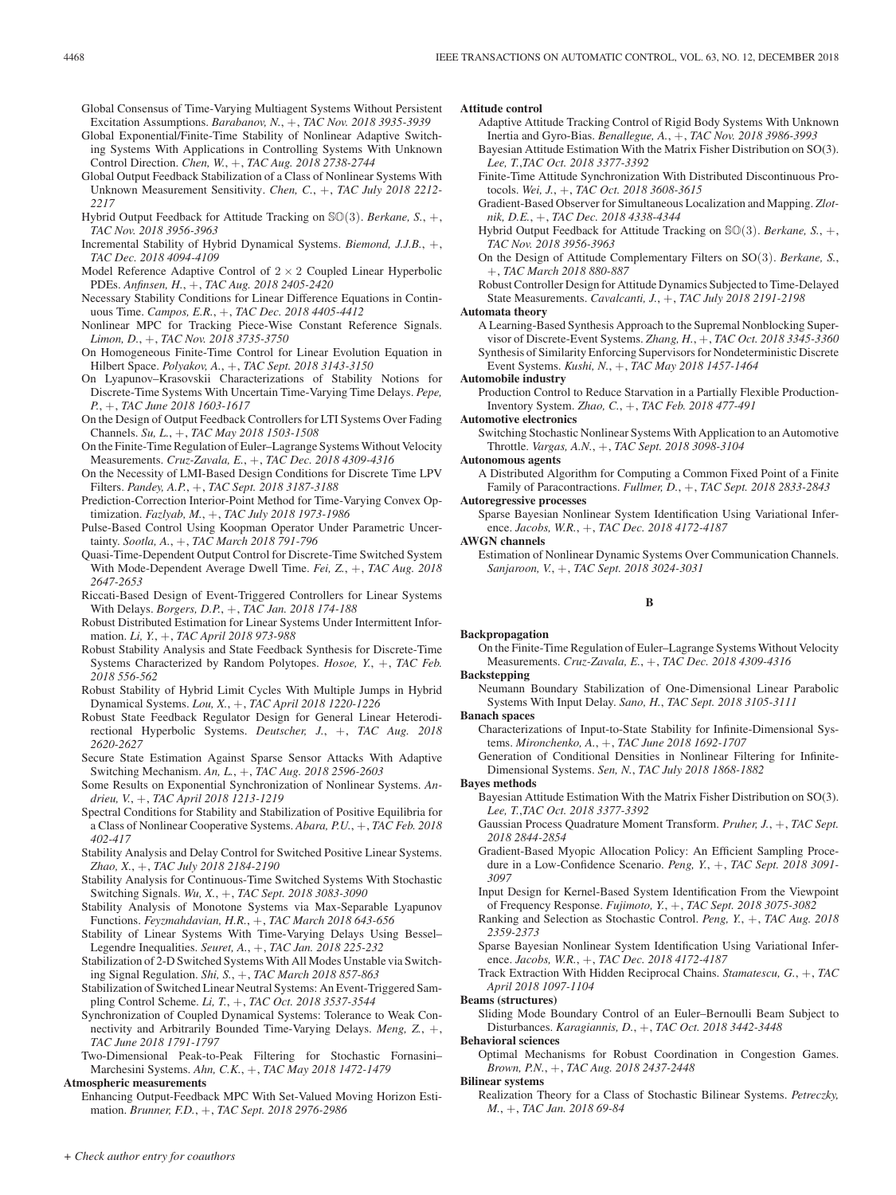Global Consensus of Time-Varying Multiagent Systems Without Persistent Excitation Assumptions. *Barabanov, N.*, +, *TAC Nov. 2018 3935-3939*

Global Exponential/Finite-Time Stability of Nonlinear Adaptive Switching Systems With Applications in Controlling Systems With Unknown Control Direction. *Chen, W.*, +, *TAC Aug. 2018 2738-2744*

Global Output Feedback Stabilization of a Class of Nonlinear Systems With Unknown Measurement Sensitivity. *Chen, C.*, +, *TAC July 2018 2212-2217*

Hybrid Output Feedback for Attitude Tracking on $\mathbb{SO}(3)$. *Berkane, S.*, +, *TAC Nov. 2018 3956-3963*

Incremental Stability of Hybrid Dynamical Systems. *Biemond, J.J.B.*, +, *TAC Dec. 2018 4094-4109*

Model Reference Adaptive Control of $2 \times 2$ Coupled Linear Hyperbolic PDEs. *Anfinsen, H.*, +, *TAC Aug. 2018 2405-2420*

Necessary Stability Conditions for Linear Difference Equations in Continuous Time. *Campos, E.R.*, +, *TAC Dec. 2018 4405-4412*

Nonlinear MPC for Tracking Piece-Wise Constant Reference Signals. *Limon, D.*, +, *TAC Nov. 2018 3735-3750*

On Homogeneous Finite-Time Control for Linear Evolution Equation in Hilbert Space. *Polyakov, A.*, +, *TAC Sept. 2018 3143-3150*

On Lyapunov–Krasovskii Characterizations of Stability Notions for Discrete-Time Systems With Uncertain Time-Varying Time Delays. *Pepe, P.*, +, *TAC June 2018 1603-1617*

On the Design of Output Feedback Controllers for LTI Systems Over Fading Channels. *Su, L.*, +, *TAC May 2018 1503-1508*

On the Finite-Time Regulation of Euler–Lagrange Systems Without Velocity Measurements. *Cruz-Zavala, E.*, +, *TAC Dec. 2018 4309-4316*

On the Necessity of LMI-Based Design Conditions for Discrete Time LPV Filters. *Pandey, A.P.*, +, *TAC Sept. 2018 3187-3188*

Prediction-Correction Interior-Point Method for Time-Varying Convex Optimization. *Fazlyab, M.*, +, *TAC July 2018 1973-1986*

Pulse-Based Control Using Koopman Operator Under Parametric Uncertainty. *Sootla, A.*, +, *TAC March 2018 791-796*

Quasi-Time-Dependent Output Control for Discrete-Time Switched System With Mode-Dependent Average Dwell Time. *Fei, Z.*, +, *TAC Aug. 2018 2647-2653*

Riccati-Based Design of Event-Triggered Controllers for Linear Systems With Delays. *Borgers, D.P.*, +, *TAC Jan. 2018 174-188*

Robust Distributed Estimation for Linear Systems Under Intermittent Information. *Li, Y.*, +, *TAC April 2018 973-988*

Robust Stability Analysis and State Feedback Synthesis for Discrete-Time Systems Characterized by Random Polytopes. *Hosoe, Y.*, +, *TAC Feb. 2018 556-562*

Robust Stability of Hybrid Limit Cycles With Multiple Jumps in Hybrid Dynamical Systems. *Lou, X.*, +, *TAC April 2018 1220-1226*

Robust State Feedback Regulator Design for General Linear Heterodirectional Hyperbolic Systems. *Deutscher, J.*, +, *TAC Aug. 2018 2620-2627*

Secure State Estimation Against Sparse Sensor Attacks With Adaptive Switching Mechanism. *An, L.*, +, *TAC Aug. 2018 2596-2603*

Some Results on Exponential Synchronization of Nonlinear Systems. *Andrieu, V.*, +, *TAC April 2018 1213-1219*

Spectral Conditions for Stability and Stabilization of Positive Equilibria for a Class of Nonlinear Cooperative Systems. *Abara, P.U.*, +, *TAC Feb. 2018 402-417*

Stability Analysis and Delay Control for Switched Positive Linear Systems. *Zhao, X.*, +, *TAC July 2018 2184-2190*

Stability Analysis for Continuous-Time Switched Systems With Stochastic Switching Signals. *Wu, X.*, +, *TAC Sept. 2018 3083-3090*

Stability Analysis of Monotone Systems via Max-Separable Lyapunov Functions. *Feyzmahdavian, H.R.*, +, *TAC March 2018 643-656*

Stability of Linear Systems With Time-Varying Delays Using Bessel–Legendre Inequalities. *Seuret, A.*, +, *TAC Jan. 2018 225-232*

Stabilization of 2-D Switched Systems With All Modes Unstable via Switching Signal Regulation. *Shi, S.*, +, *TAC March 2018 857-863*

Stabilization of Switched Linear Neutral Systems: An Event-Triggered Sampling Control Scheme. *Li, T.*, +, *TAC Oct. 2018 3537-3544*

Synchronization of Coupled Dynamical Systems: Tolerance to Weak Connectivity and Arbitrarily Bounded Time-Varying Delays. *Meng, Z.*, +, *TAC June 2018 1791-1797*

Two-Dimensional Peak-to-Peak Filtering for Stochastic Fornasini–Marchesini Systems. *Ahn, C.K.*, +, *TAC May 2018 1472-1479*

**Atmospheric measurements**

Enhancing Output-Feedback MPC With Set-Valued Moving Horizon Estimation. *Brunner, F.D.*, +, *TAC Sept. 2018 2976-2986*

**Attitude control**

Adaptive Attitude Tracking Control of Rigid Body Systems With Unknown Inertia and Gyro-Bias. *Benallegue, A.*, +, *TAC Nov. 2018 3986-3993*

Bayesian Attitude Estimation With the Matrix Fisher Distribution on SO(3). *Lee, T.*,*TAC Oct. 2018 3377-3392*

Finite-Time Attitude Synchronization With Distributed Discontinuous Protocols. *Wei, J.*, +, *TAC Oct. 2018 3608-3615*

Gradient-Based Observer for Simultaneous Localization and Mapping. *Zlotnik, D.E.*, +, *TAC Dec. 2018 4338-4344*

Hybrid Output Feedback for Attitude Tracking on $\mathbb{SO}(3)$. *Berkane, S.*, +, *TAC Nov. 2018 3956-3963*

On the Design of Attitude Complementary Filters on SO(3). *Berkane, S.*, +, *TAC March 2018 880-887*

Robust Controller Design for Attitude Dynamics Subjected to Time-Delayed State Measurements. *Cavalcanti, J.*, +, *TAC July 2018 2191-2198*

**Automata theory**

A Learning-Based Synthesis Approach to the Supremal Nonblocking Supervisor of Discrete-Event Systems. *Zhang, H.*, +, *TAC Oct. 2018 3345-3360*

Synthesis of Similarity Enforcing Supervisors for Nondeterministic Discrete Event Systems. *Kushi, N.*, +, *TAC May 2018 1457-1464*

**Automobile industry**

Production Control to Reduce Starvation in a Partially Flexible Production-Inventory System. *Zhao, C.*, +, *TAC Feb. 2018 477-491*

**Automotive electronics**

Switching Stochastic Nonlinear Systems With Application to an Automotive Throttle. *Vargas, A.N.*, +, *TAC Sept. 2018 3098-3104*

**Autonomous agents**

A Distributed Algorithm for Computing a Common Fixed Point of a Finite Family of Paracontractions. *Fullmer, D.*, +, *TAC Sept. 2018 2833-2843*

**Autoregressive processes**

Sparse Bayesian Nonlinear System Identification Using Variational Inference. *Jacobs, W.R.*, +, *TAC Dec. 2018 4172-4187*

**AWGN channels**

Estimation of Nonlinear Dynamic Systems Over Communication Channels. *Sanjaroon, V.*, +, *TAC Sept. 2018 3024-3031*

## B

**Backpropagation**

On the Finite-Time Regulation of Euler–Lagrange Systems Without Velocity Measurements. *Cruz-Zavala, E.*, +, *TAC Dec. 2018 4309-4316*

**Backstepping**

Neumann Boundary Stabilization of One-Dimensional Linear Parabolic Systems With Input Delay. *Sano, H.*, *TAC Sept. 2018 3105-3111*

**Banach spaces**

Characterizations of Input-to-State Stability for Infinite-Dimensional Systems. *Mironchenko, A.*, +, *TAC June 2018 1692-1707*

Generation of Conditional Densities in Nonlinear Filtering for Infinite-Dimensional Systems. *Sen, N.*, *TAC July 2018 1868-1882*

**Bayes methods**

Bayesian Attitude Estimation With the Matrix Fisher Distribution on SO(3). *Lee, T.*,*TAC Oct. 2018 3377-3392*

Gaussian Process Quadrature Moment Transform. *Pruher, J.*, +, *TAC Sept. 2018 2844-2854*

Gradient-Based Myopic Allocation Policy: An Efficient Sampling Procedure in a Low-Confidence Scenario. *Peng, Y.*, +, *TAC Sept. 2018 3091-3097*

Input Design for Kernel-Based System Identification From the Viewpoint of Frequency Response. *Fujimoto, Y.*, +, *TAC Sept. 2018 3075-3082*

Ranking and Selection as Stochastic Control. *Peng, Y.*, +, *TAC Aug. 2018 2359-2373*

Sparse Bayesian Nonlinear System Identification Using Variational Inference. *Jacobs, W.R.*, +, *TAC Dec. 2018 4172-4187*

Track Extraction With Hidden Reciprocal Chains. *Stamatescu, G.*, +, *TAC April 2018 1097-1104*

**Beams (structures)**

Sliding Mode Boundary Control of an Euler–Bernoulli Beam Subject to Disturbances. *Karagiannis, D.*, +, *TAC Oct. 2018 3442-3448*

**Behavioral sciences**

Optimal Mechanisms for Robust Coordination in Congestion Games. *Brown, P.N.*, +, *TAC Aug. 2018 2437-2448*

**Bilinear systems**

Realization Theory for a Class of Stochastic Bilinear Systems. *Petreczky, M.*, +, *TAC Jan. 2018 69-84*

*+ Check author entry for coauthors*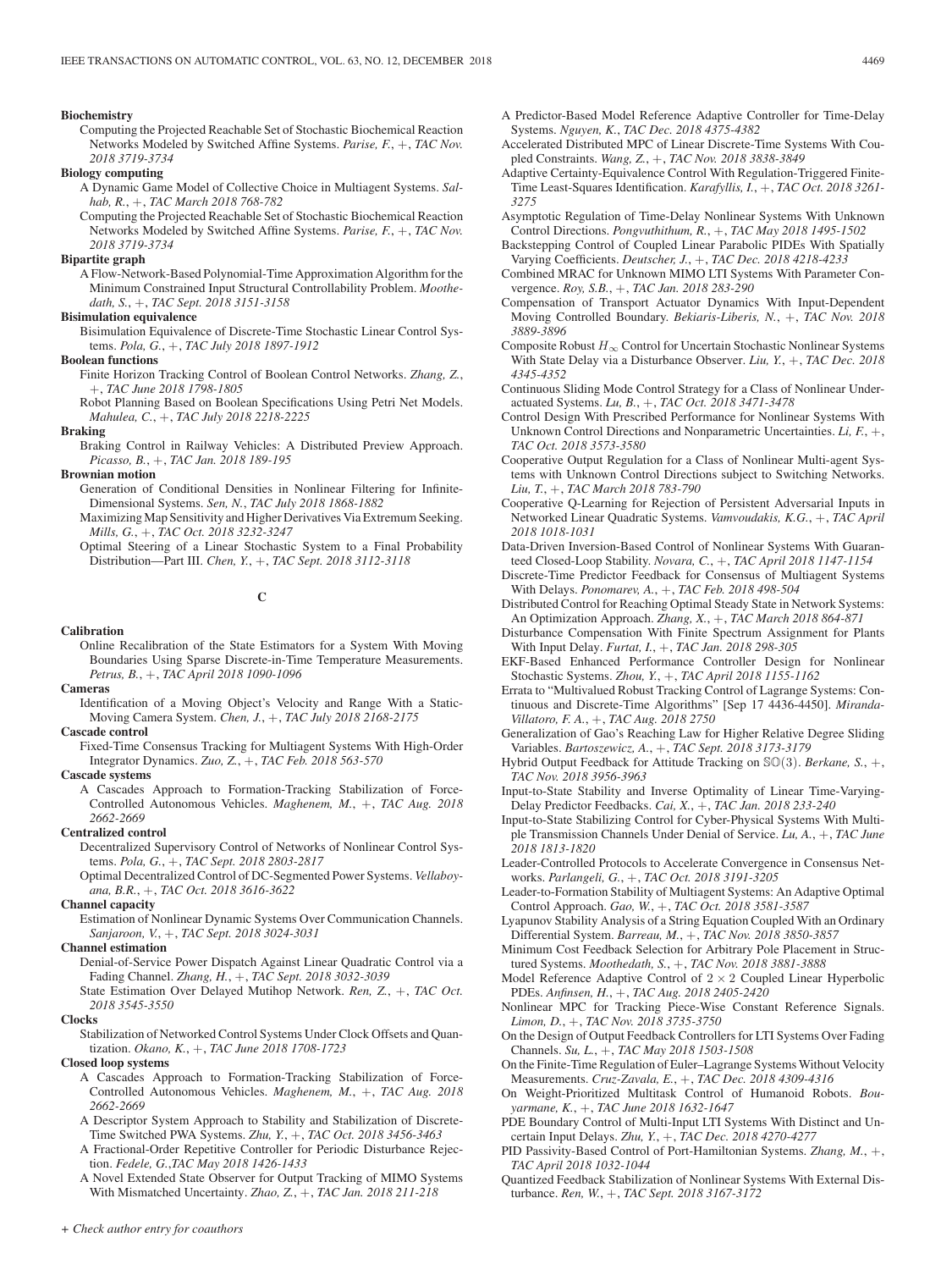**Biochemistry**

Computing the Projected Reachable Set of Stochastic Biochemical Reaction Networks Modeled by Switched Affine Systems. *Parise, F.*, +, *TAC Nov. 2018 3719-3734*

**Biology computing**

A Dynamic Game Model of Collective Choice in Multiagent Systems. *Salhab, R.*, +, *TAC March 2018 768-782*

Computing the Projected Reachable Set of Stochastic Biochemical Reaction Networks Modeled by Switched Affine Systems. *Parise, F.*, +, *TAC Nov. 2018 3719-3734*

**Bipartite graph**

A Flow-Network-Based Polynomial-Time Approximation Algorithm for the Minimum Constrained Input Structural Controllability Problem. *Moothedath, S.*, +, *TAC Sept. 2018 3151-3158*

**Bisimulation equivalence**

Bisimulation Equivalence of Discrete-Time Stochastic Linear Control Systems. *Pola, G.*, +, *TAC July 2018 1897-1912*

**Boolean functions**

Finite Horizon Tracking Control of Boolean Control Networks. *Zhang, Z.*, +, *TAC June 2018 1798-1805*

Robot Planning Based on Boolean Specifications Using Petri Net Models. *Mahulea, C.*, +, *TAC July 2018 2218-2225*

**Braking**

Braking Control in Railway Vehicles: A Distributed Preview Approach. *Picasso, B.*, +, *TAC Jan. 2018 189-195*

**Brownian motion**

Generation of Conditional Densities in Nonlinear Filtering for Infinite-Dimensional Systems. *Sen, N.*, *TAC July 2018 1868-1882*

Maximizing Map Sensitivity and Higher Derivatives Via Extremum Seeking. *Mills, G.*, +, *TAC Oct. 2018 3232-3247*

Optimal Steering of a Linear Stochastic System to a Final Probability Distribution—Part III. *Chen, Y.*, +, *TAC Sept. 2018 3112-3118*

## C

**Calibration**

Online Recalibration of the State Estimators for a System With Moving Boundaries Using Sparse Discrete-in-Time Temperature Measurements. *Petrus, B.*, +, *TAC April 2018 1090-1096*

**Cameras**

Identification of a Moving Object's Velocity and Range With a Static-Moving Camera System. *Chen, J.*, +, *TAC July 2018 2168-2175*

**Cascade control**

Fixed-Time Consensus Tracking for Multiagent Systems With High-Order Integrator Dynamics. *Zuo, Z.*, +, *TAC Feb. 2018 563-570*

**Cascade systems**

A Cascades Approach to Formation-Tracking Stabilization of Force-Controlled Autonomous Vehicles. *Maghenem, M.*, +, *TAC Aug. 2018 2662-2669*

**Centralized control**

Decentralized Supervisory Control of Networks of Nonlinear Control Systems. *Pola, G.*, +, *TAC Sept. 2018 2803-2817*

Optimal Decentralized Control of DC-Segmented Power Systems. *Vellaboyana, B.R.*, +, *TAC Oct. 2018 3616-3622*

**Channel capacity**

Estimation of Nonlinear Dynamic Systems Over Communication Channels. *Sanjaroon, V.*, +, *TAC Sept. 2018 3024-3031*

**Channel estimation**

Denial-of-Service Power Dispatch Against Linear Quadratic Control via a Fading Channel. *Zhang, H.*, +, *TAC Sept. 2018 3032-3039*

State Estimation Over Delayed Mutihop Network. *Ren, Z.*, +, *TAC Oct. 2018 3545-3550*

**Clocks**

Stabilization of Networked Control Systems Under Clock Offsets and Quantization. *Okano, K.*, +, *TAC June 2018 1708-1723*

**Closed loop systems**

A Cascades Approach to Formation-Tracking Stabilization of Force-Controlled Autonomous Vehicles. *Maghenem, M.*, +, *TAC Aug. 2018 2662-2669*

A Descriptor System Approach to Stability and Stabilization of Discrete-Time Switched PWA Systems. *Zhu, Y.*, +, *TAC Oct. 2018 3456-3463*

A Fractional-Order Repetitive Controller for Periodic Disturbance Rejection. *Fedele, G.*,*TAC May 2018 1426-1433*

A Novel Extended State Observer for Output Tracking of MIMO Systems With Mismatched Uncertainty. *Zhao, Z.*, +, *TAC Jan. 2018 211-218*

A Predictor-Based Model Reference Adaptive Controller for Time-Delay Systems. *Nguyen, K.*, *TAC Dec. 2018 4375-4382*

Accelerated Distributed MPC of Linear Discrete-Time Systems With Coupled Constraints. *Wang, Z.*, +, *TAC Nov. 2018 3838-3849*

Adaptive Certainty-Equivalence Control With Regulation-Triggered Finite-Time Least-Squares Identification. *Karafyllis, I.*, +, *TAC Oct. 2018 3261-3275*

Asymptotic Regulation of Time-Delay Nonlinear Systems With Unknown Control Directions. *Pongvuthithum, R.*, +, *TAC May 2018 1495-1502*

Backstepping Control of Coupled Linear Parabolic PIDEs With Spatially Varying Coefficients. *Deutscher, J.*, +, *TAC Dec. 2018 4218-4233*

Combined MRAC for Unknown MIMO LTI Systems With Parameter Convergence. *Roy, S.B.*, +, *TAC Jan. 2018 283-290*

Compensation of Transport Actuator Dynamics With Input-Dependent Moving Controlled Boundary. *Bekiaris-Liberis, N.*, +, *TAC Nov. 2018 3889-3896*

Composite Robust $H_\infty$ Control for Uncertain Stochastic Nonlinear Systems With State Delay via a Disturbance Observer. *Liu, Y.*, +, *TAC Dec. 2018 4345-4352*

Continuous Sliding Mode Control Strategy for a Class of Nonlinear Underactuated Systems. *Lu, B.*, +, *TAC Oct. 2018 3471-3478*

Control Design With Prescribed Performance for Nonlinear Systems With Unknown Control Directions and Nonparametric Uncertainties. *Li, F.*, +, *TAC Oct. 2018 3573-3580*

Cooperative Output Regulation for a Class of Nonlinear Multi-agent Systems with Unknown Control Directions subject to Switching Networks. *Liu, T.*, +, *TAC March 2018 783-790*

Cooperative Q-Learning for Rejection of Persistent Adversarial Inputs in Networked Linear Quadratic Systems. *Vamvoudakis, K.G.*, +, *TAC April 2018 1018-1031*

Data-Driven Inversion-Based Control of Nonlinear Systems With Guaranteed Closed-Loop Stability. *Novara, C.*, +, *TAC April 2018 1147-1154*

Discrete-Time Predictor Feedback for Consensus of Multiagent Systems With Delays. *Ponomarev, A.*, +, *TAC Feb. 2018 498-504*

Distributed Control for Reaching Optimal Steady State in Network Systems: An Optimization Approach. *Zhang, X.*, +, *TAC March 2018 864-871*

Disturbance Compensation With Finite Spectrum Assignment for Plants With Input Delay. *Furtat, I.*, +, *TAC Jan. 2018 298-305*

EKF-Based Enhanced Performance Controller Design for Nonlinear Stochastic Systems. *Zhou, Y.*, +, *TAC April 2018 1155-1162*

Errata to "Multivalued Robust Tracking Control of Lagrange Systems: Continuous and Discrete-Time Algorithms" [Sep 17 4436-4450]. *Miranda-Villatoro, F. A.*, +, *TAC Aug. 2018 2750*

Generalization of Gao's Reaching Law for Higher Relative Degree Sliding Variables. *Bartoszewicz, A.*, +, *TAC Sept. 2018 3173-3179*

Hybrid Output Feedback for Attitude Tracking on $\mathbb{SO}(3)$. *Berkane, S.*, +, *TAC Nov. 2018 3956-3963*

Input-to-State Stability and Inverse Optimality of Linear Time-Varying-Delay Predictor Feedbacks. *Cai, X.*, +, *TAC Jan. 2018 233-240*

Input-to-State Stabilizing Control for Cyber-Physical Systems With Multiple Transmission Channels Under Denial of Service. *Lu, A.*, +, *TAC June 2018 1813-1820*

Leader-Controlled Protocols to Accelerate Convergence in Consensus Networks. *Parlangeli, G.*, +, *TAC Oct. 2018 3191-3205*

Leader-to-Formation Stability of Multiagent Systems: An Adaptive Optimal Control Approach. *Gao, W.*, +, *TAC Oct. 2018 3581-3587*

Lyapunov Stability Analysis of a String Equation Coupled With an Ordinary Differential System. *Barreau, M.*, +, *TAC Nov. 2018 3850-3857*

Minimum Cost Feedback Selection for Arbitrary Pole Placement in Structured Systems. *Moothedath, S.*, +, *TAC Nov. 2018 3881-3888*

Model Reference Adaptive Control of $2 \times 2$ Coupled Linear Hyperbolic PDEs. *Anfinsen, H.*, +, *TAC Aug. 2018 2405-2420*

Nonlinear MPC for Tracking Piece-Wise Constant Reference Signals. *Limon, D.*, +, *TAC Nov. 2018 3735-3750*

On the Design of Output Feedback Controllers for LTI Systems Over Fading Channels. *Su, L.*, +, *TAC May 2018 1503-1508*

On the Finite-Time Regulation of Euler–Lagrange Systems Without Velocity Measurements. *Cruz-Zavala, E.*, +, *TAC Dec. 2018 4309-4316*

On Weight-Prioritized Multitask Control of Humanoid Robots. *Bouyarmane, K.*, +, *TAC June 2018 1632-1647*

PDE Boundary Control of Multi-Input LTI Systems With Distinct and Uncertain Input Delays. *Zhu, Y.*, +, *TAC Dec. 2018 4270-4277*

PID Passivity-Based Control of Port-Hamiltonian Systems. *Zhang, M.*, +, *TAC April 2018 1032-1044*

Quantized Feedback Stabilization of Nonlinear Systems With External Disturbance. *Ren, W.*, +, *TAC Sept. 2018 3167-3172*

*+ Check author entry for coauthors*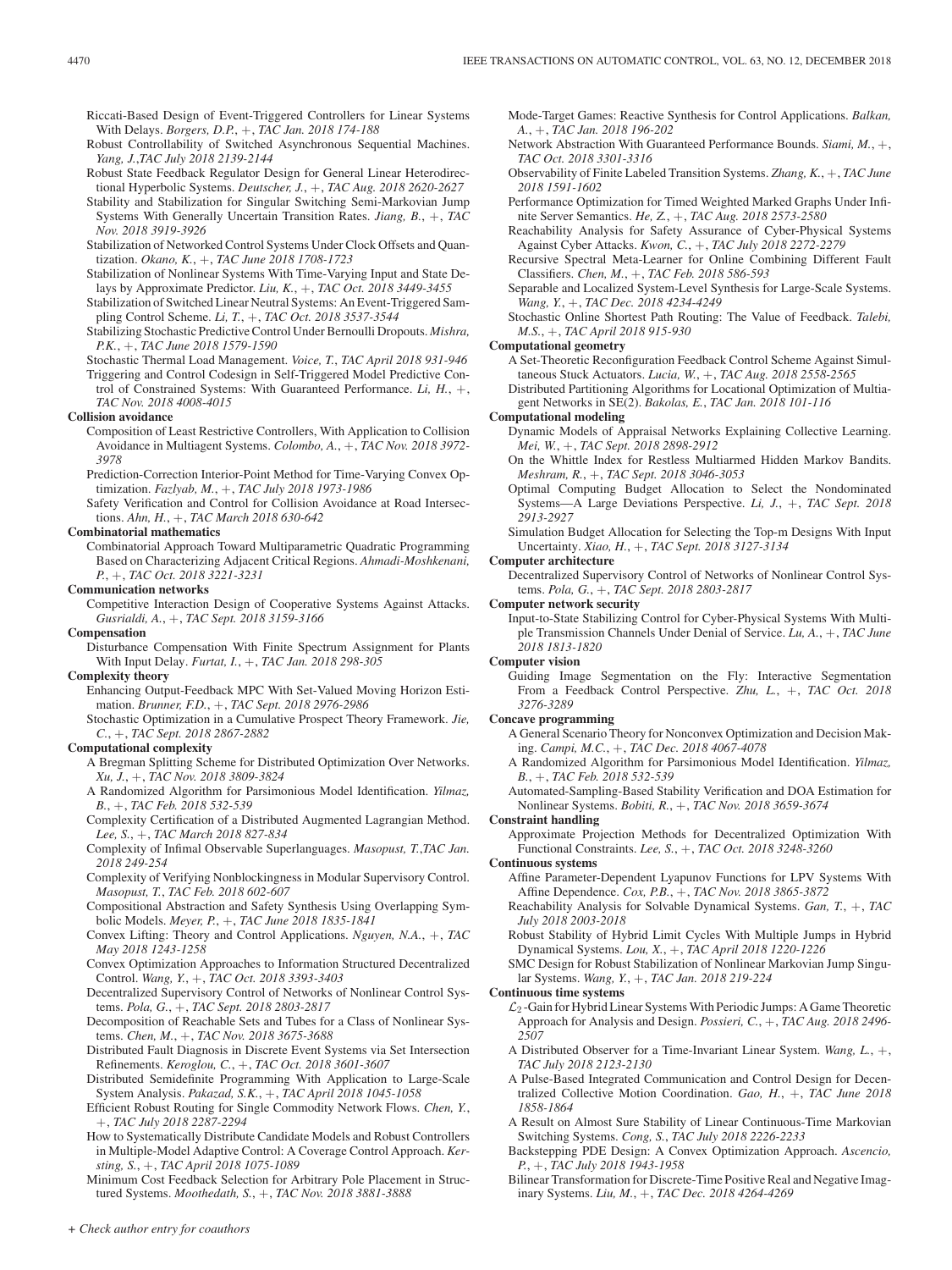Riccati-Based Design of Event-Triggered Controllers for Linear Systems With Delays. *Borgers, D.P.*, +, *TAC Jan. 2018 174-188*

Robust Controllability of Switched Asynchronous Sequential Machines. *Yang, J.*,*TAC July 2018 2139-2144*

Robust State Feedback Regulator Design for General Linear Heterodirectional Hyperbolic Systems. *Deutscher, J.*, +, *TAC Aug. 2018 2620-2627*

Stability and Stabilization for Singular Switching Semi-Markovian Jump Systems With Generally Uncertain Transition Rates. *Jiang, B.*, +, *TAC Nov. 2018 3919-3926*

Stabilization of Networked Control Systems Under Clock Offsets and Quantization. *Okano, K.*, +, *TAC June 2018 1708-1723*

Stabilization of Nonlinear Systems With Time-Varying Input and State Delays by Approximate Predictor. *Liu, K.*, +, *TAC Oct. 2018 3449-3455*

Stabilization of Switched Linear Neutral Systems: An Event-Triggered Sampling Control Scheme. *Li, T.*, +, *TAC Oct. 2018 3537-3544*

Stabilizing Stochastic Predictive Control Under Bernoulli Dropouts. *Mishra, P.K.*, +, *TAC June 2018 1579-1590*

Stochastic Thermal Load Management. *Voice, T.*, *TAC April 2018 931-946*

Triggering and Control Codesign in Self-Triggered Model Predictive Control of Constrained Systems: With Guaranteed Performance. *Li, H.*, +, *TAC Nov. 2018 4008-4015*

**Collision avoidance**

Composition of Least Restrictive Controllers, With Application to Collision Avoidance in Multiagent Systems. *Colombo, A.*, +, *TAC Nov. 2018 3972-3978*

Prediction-Correction Interior-Point Method for Time-Varying Convex Optimization. *Fazlyab, M.*, +, *TAC July 2018 1973-1986*

Safety Verification and Control for Collision Avoidance at Road Intersections. *Ahn, H.*, +, *TAC March 2018 630-642*

**Combinatorial mathematics**

Combinatorial Approach Toward Multiparametric Quadratic Programming Based on Characterizing Adjacent Critical Regions. *Ahmadi-Moshkenani, P.*, +, *TAC Oct. 2018 3221-3231*

**Communication networks**

Competitive Interaction Design of Cooperative Systems Against Attacks. *Gusrialdi, A.*, +, *TAC Sept. 2018 3159-3166*

**Compensation**

Disturbance Compensation With Finite Spectrum Assignment for Plants With Input Delay. *Furtat, I.*, +, *TAC Jan. 2018 298-305*

**Complexity theory**

Enhancing Output-Feedback MPC With Set-Valued Moving Horizon Estimation. *Brunner, F.D.*, +, *TAC Sept. 2018 2976-2986*

Stochastic Optimization in a Cumulative Prospect Theory Framework. *Jie, C.*, +, *TAC Sept. 2018 2867-2882*

**Computational complexity**

A Bregman Splitting Scheme for Distributed Optimization Over Networks. *Xu, J.*, +, *TAC Nov. 2018 3809-3824*

A Randomized Algorithm for Parsimonious Model Identification. *Yilmaz, B.*, +, *TAC Feb. 2018 532-539*

Complexity Certification of a Distributed Augmented Lagrangian Method. *Lee, S.*, +, *TAC March 2018 827-834*

Complexity of Infimal Observable Superlanguages. *Masopust, T.*,*TAC Jan. 2018 249-254*

Complexity of Verifying Nonblockingness in Modular Supervisory Control. *Masopust, T.*, *TAC Feb. 2018 602-607*

Compositional Abstraction and Safety Synthesis Using Overlapping Symbolic Models. *Meyer, P.*, +, *TAC June 2018 1835-1841*

Convex Lifting: Theory and Control Applications. *Nguyen, N.A.*, +, *TAC May 2018 1243-1258*

Convex Optimization Approaches to Information Structured Decentralized Control. *Wang, Y.*, +, *TAC Oct. 2018 3393-3403*

Decentralized Supervisory Control of Networks of Nonlinear Control Systems. *Pola, G.*, +, *TAC Sept. 2018 2803-2817*

Decomposition of Reachable Sets and Tubes for a Class of Nonlinear Systems. *Chen, M.*, +, *TAC Nov. 2018 3675-3688*

Distributed Fault Diagnosis in Discrete Event Systems via Set Intersection Refinements. *Keroglou, C.*, +, *TAC Oct. 2018 3601-3607*

Distributed Semidefinite Programming With Application to Large-Scale System Analysis. *Pakazad, S.K.*, +, *TAC April 2018 1045-1058*

Efficient Robust Routing for Single Commodity Network Flows. *Chen, Y.*, +, *TAC July 2018 2287-2294*

How to Systematically Distribute Candidate Models and Robust Controllers in Multiple-Model Adaptive Control: A Coverage Control Approach. *Kersting, S.*, +, *TAC April 2018 1075-1089*

Minimum Cost Feedback Selection for Arbitrary Pole Placement in Structured Systems. *Moothedath, S.*, +, *TAC Nov. 2018 3881-3888*

Mode-Target Games: Reactive Synthesis for Control Applications. *Balkan, A.*, +, *TAC Jan. 2018 196-202*

Network Abstraction With Guaranteed Performance Bounds. *Siami, M.*, +, *TAC Oct. 2018 3301-3316*

Observability of Finite Labeled Transition Systems. *Zhang, K.*, +, *TAC June 2018 1591-1602*

Performance Optimization for Timed Weighted Marked Graphs Under Infinite Server Semantics. *He, Z.*, +, *TAC Aug. 2018 2573-2580*

Reachability Analysis for Safety Assurance of Cyber-Physical Systems Against Cyber Attacks. *Kwon, C.*, +, *TAC July 2018 2272-2279*

Recursive Spectral Meta-Learner for Online Combining Different Fault Classifiers. *Chen, M.*, +, *TAC Feb. 2018 586-593*

Separable and Localized System-Level Synthesis for Large-Scale Systems. *Wang, Y.*, +, *TAC Dec. 2018 4234-4249*

Stochastic Online Shortest Path Routing: The Value of Feedback. *Talebi, M.S.*, +, *TAC April 2018 915-930*

**Computational geometry**

A Set-Theoretic Reconfiguration Feedback Control Scheme Against Simultaneous Stuck Actuators. *Lucia, W.*, +, *TAC Aug. 2018 2558-2565*

Distributed Partitioning Algorithms for Locational Optimization of Multiagent Networks in SE(2). *Bakolas, E.*, *TAC Jan. 2018 101-116*

**Computational modeling**

Dynamic Models of Appraisal Networks Explaining Collective Learning. *Mei, W.*, +, *TAC Sept. 2018 2898-2912*

On the Whittle Index for Restless Multiarmed Hidden Markov Bandits. *Meshram, R.*, +, *TAC Sept. 2018 3046-3053*

Optimal Computing Budget Allocation to Select the Nondominated Systems—A Large Deviations Perspective. *Li, J.*, +, *TAC Sept. 2018 2913-2927*

Simulation Budget Allocation for Selecting the Top-m Designs With Input Uncertainty. *Xiao, H.*, +, *TAC Sept. 2018 3127-3134*

**Computer architecture**

Decentralized Supervisory Control of Networks of Nonlinear Control Systems. *Pola, G.*, +, *TAC Sept. 2018 2803-2817*

**Computer network security**

Input-to-State Stabilizing Control for Cyber-Physical Systems With Multiple Transmission Channels Under Denial of Service. *Lu, A.*, +, *TAC June 2018 1813-1820*

**Computer vision**

Guiding Image Segmentation on the Fly: Interactive Segmentation From a Feedback Control Perspective. *Zhu, L.*, +, *TAC Oct. 2018 3276-3289*

**Concave programming**

A General Scenario Theory for Nonconvex Optimization and Decision Making. *Campi, M.C.*, +, *TAC Dec. 2018 4067-4078*

A Randomized Algorithm for Parsimonious Model Identification. *Yilmaz, B.*, +, *TAC Feb. 2018 532-539*

Automated-Sampling-Based Stability Verification and DOA Estimation for Nonlinear Systems. *Bobiti, R.*, +, *TAC Nov. 2018 3659-3674*

**Constraint handling**

Approximate Projection Methods for Decentralized Optimization With Functional Constraints. *Lee, S.*, +, *TAC Oct. 2018 3248-3260*

**Continuous systems**

Affine Parameter-Dependent Lyapunov Functions for LPV Systems With Affine Dependence. *Cox, P.B.*, +, *TAC Nov. 2018 3865-3872*

Reachability Analysis for Solvable Dynamical Systems. *Gan, T.*, +, *TAC July 2018 2003-2018*

Robust Stability of Hybrid Limit Cycles With Multiple Jumps in Hybrid Dynamical Systems. *Lou, X.*, +, *TAC April 2018 1220-1226*

SMC Design for Robust Stabilization of Nonlinear Markovian Jump Singular Systems. *Wang, Y.*, +, *TAC Jan. 2018 219-224*

**Continuous time systems**

$\mathcal{L}_2$-Gain for Hybrid Linear Systems With Periodic Jumps: A Game Theoretic Approach for Analysis and Design. *Possieri, C.*, +, *TAC Aug. 2018 2496-2507*

A Distributed Observer for a Time-Invariant Linear System. *Wang, L.*, +, *TAC July 2018 2123-2130*

A Pulse-Based Integrated Communication and Control Design for Decentralized Collective Motion Coordination. *Gao, H.*, +, *TAC June 2018 1858-1864*

A Result on Almost Sure Stability of Linear Continuous-Time Markovian Switching Systems. *Cong, S.*, *TAC July 2018 2226-2233*

Backstepping PDE Design: A Convex Optimization Approach. *Ascencio, P.*, +, *TAC July 2018 1943-1958*

Bilinear Transformation for Discrete-Time Positive Real and Negative Imaginary Systems. *Liu, M.*, +, *TAC Dec. 2018 4264-4269*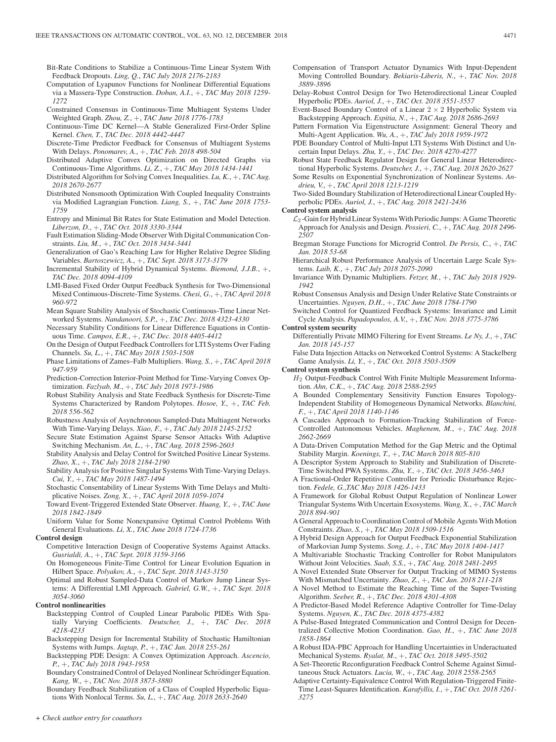Bit-Rate Conditions to Stabilize a Continuous-Time Linear System With Feedback Dropouts. *Ling, Q.*, *TAC July 2018 2176-2183*

Computation of Lyapunov Functions for Nonlinear Differential Equations via a Massera-Type Construction. *Doban, A.I.*, +, *TAC May 2018 1259-1272*

Constrained Consensus in Continuous-Time Multiagent Systems Under Weighted Graph. *Zhou, Z.*, +, *TAC June 2018 1776-1783*

Continuous-Time DC Kernel—A Stable Generalized First-Order Spline Kernel. *Chen, T.*, *TAC Dec. 2018 4442-4447*

Discrete-Time Predictor Feedback for Consensus of Multiagent Systems With Delays. *Ponomarev, A.*, +, *TAC Feb. 2018 498-504*

Distributed Adaptive Convex Optimization on Directed Graphs via Continuous-Time Algorithms. *Li, Z.*, +, *TAC May 2018 1434-1441*

Distributed Algorithm for Solving Convex Inequalities. *Lu, K.*, +, *TAC Aug. 2018 2670-2677*

Distributed Nonsmooth Optimization With Coupled Inequality Constraints via Modified Lagrangian Function. *Liang, S.*, +, *TAC June 2018 1753-1759*

Entropy and Minimal Bit Rates for State Estimation and Model Detection. *Liberzon, D.*, +, *TAC Oct. 2018 3330-3344*

Fault Estimation Sliding-Mode Observer With Digital Communication Constraints. *Liu, M.*, +, *TAC Oct. 2018 3434-3441*

Generalization of Gao's Reaching Law for Higher Relative Degree Sliding Variables. *Bartoszewicz, A.*, +, *TAC Sept. 2018 3173-3179*

Incremental Stability of Hybrid Dynamical Systems. *Biemond, J.J.B.*, +, *TAC Dec. 2018 4094-4109*

LMI-Based Fixed Order Output Feedback Synthesis for Two-Dimensional Mixed Continuous-Discrete-Time Systems. *Chesi, G.*, +, *TAC April 2018 960-972*

Mean Square Stability Analysis of Stochastic Continuous-Time Linear Networked Systems. *Nandanoori, S.P.*, +, *TAC Dec. 2018 4323-4330*

Necessary Stability Conditions for Linear Difference Equations in Continuous Time. *Campos, E.R.*, +, *TAC Dec. 2018 4405-4412*

On the Design of Output Feedback Controllers for LTI Systems Over Fading Channels. *Su, L.*, +, *TAC May 2018 1503-1508*

Phase Limitations of Zames–Falb Multipliers. *Wang, S.*, +, *TAC April 2018 947-959*

Prediction-Correction Interior-Point Method for Time-Varying Convex Optimization. *Fazlyab, M.*, +, *TAC July 2018 1973-1986*

Robust Stability Analysis and State Feedback Synthesis for Discrete-Time Systems Characterized by Random Polytopes. *Hosoe, Y.*, +, *TAC Feb. 2018 556-562*

Robustness Analysis of Asynchronous Sampled-Data Multiagent Networks With Time-Varying Delays. *Xiao, F.*, +, *TAC July 2018 2145-2152*

Secure State Estimation Against Sparse Sensor Attacks With Adaptive Switching Mechanism. *An, L.*, +, *TAC Aug. 2018 2596-2603*

Stability Analysis and Delay Control for Switched Positive Linear Systems. *Zhao, X.*, +, *TAC July 2018 2184-2190*

Stability Analysis for Positive Singular Systems With Time-Varying Delays. *Cui, Y.*, +, *TAC May 2018 1487-1494*

Stochastic Consentability of Linear Systems With Time Delays and Multiplicative Noises. *Zong, X.*, +, *TAC April 2018 1059-1074*

Toward Event-Triggered Extended State Observer. *Huang, Y.*, +, *TAC June 2018 1842-1849*

Uniform Value for Some Nonexpansive Optimal Control Problems With General Evaluations. *Li, X.*, *TAC June 2018 1724-1736*

**Control design**

Competitive Interaction Design of Cooperative Systems Against Attacks. *Gusrialdi, A.*, +, *TAC Sept. 2018 3159-3166*

On Homogeneous Finite-Time Control for Linear Evolution Equation in Hilbert Space. *Polyakov, A.*, +, *TAC Sept. 2018 3143-3150*

Optimal and Robust Sampled-Data Control of Markov Jump Linear Systems: A Differential LMI Approach. *Gabriel, G.W.*, +, *TAC Sept. 2018 3054-3060*

**Control nonlinearities**

Backstepping Control of Coupled Linear Parabolic PIDEs With Spatially Varying Coefficients. *Deutscher, J.*, +, *TAC Dec. 2018 4218-4233*

Backstepping Design for Incremental Stability of Stochastic Hamiltonian Systems with Jumps. *Jagtap, P.*, +, *TAC Jan. 2018 255-261*

Backstepping PDE Design: A Convex Optimization Approach. *Ascencio, P.*, +, *TAC July 2018 1943-1958*

Boundary Constrained Control of Delayed Nonlinear Schrödinger Equation. *Kang, W.*, +, *TAC Nov. 2018 3873-3880*

Boundary Feedback Stabilization of a Class of Coupled Hyperbolic Equations With Nonlocal Terms. *Su, L.*, +, *TAC Aug. 2018 2633-2640*

Compensation of Transport Actuator Dynamics With Input-Dependent Moving Controlled Boundary. *Bekiaris-Liberis, N.*, +, *TAC Nov. 2018 3889-3896*

Delay-Robust Control Design for Two Heterodirectional Linear Coupled Hyperbolic PDEs. *Auriol, J.*, +, *TAC Oct. 2018 3551-3557*

Event-Based Boundary Control of a Linear $2 \times 2$ Hyperbolic System via Backstepping Approach. *Espitia, N.*, +, *TAC Aug. 2018 2686-2693*

Pattern Formation Via Eigenstructure Assignment: General Theory and Multi-Agent Application. *Wu, A.*, +, *TAC July 2018 1959-1972*

PDE Boundary Control of Multi-Input LTI Systems With Distinct and Uncertain Input Delays. *Zhu, Y.*, +, *TAC Dec. 2018 4270-4277*

Robust State Feedback Regulator Design for General Linear Heterodirectional Hyperbolic Systems. *Deutscher, J.*, +, *TAC Aug. 2018 2620-2627*

Some Results on Exponential Synchronization of Nonlinear Systems. *Andrieu, V.*, +, *TAC April 2018 1213-1219*

Two-Sided Boundary Stabilization of Heterodirectional Linear Coupled Hyperbolic PDEs. *Auriol, J.*, +, *TAC Aug. 2018 2421-2436*

**Control system analysis**

$\mathcal{L}_2$-Gain for Hybrid Linear Systems With Periodic Jumps: A Game Theoretic Approach for Analysis and Design. *Possieri, C.*, +, *TAC Aug. 2018 2496-2507*

Bregman Storage Functions for Microgrid Control. *De Persis, C.*, +, *TAC Jan. 2018 53-68*

Hierarchical Robust Performance Analysis of Uncertain Large Scale Systems. *Laib, K.*, +, *TAC July 2018 2075-2090*

Invariance With Dynamic Multipliers. *Fetzer, M.*, +, *TAC July 2018 1929-1942*

Robust Consensus Analysis and Design Under Relative State Constraints or Uncertainties. *Nguyen, D.H.*, +, *TAC June 2018 1784-1790*

Switched Control for Quantized Feedback Systems: Invariance and Limit Cycle Analysis. *Papadopoulos, A.V.*, +, *TAC Nov. 2018 3775-3786*

**Control system security**

Differentially Private MIMO Filtering for Event Streams. *Le Ny, J.*, +, *TAC Jan. 2018 145-157*

False Data Injection Attacks on Networked Control Systems: A Stackelberg Game Analysis. *Li, Y.*, +, *TAC Oct. 2018 3503-3509*

**Control system synthesis**

$H_2$ Output-Feedback Control With Finite Multiple Measurement Information. *Ahn, C.K.*, +, *TAC Aug. 2018 2588-2595*

A Bounded Complementary Sensitivity Function Ensures Topology-Independent Stability of Homogeneous Dynamical Networks. *Blanchini, F.*, +, *TAC April 2018 1140-1146*

A Cascades Approach to Formation-Tracking Stabilization of Force-Controlled Autonomous Vehicles. *Maghenem, M.*, +, *TAC Aug. 2018 2662-2669*

A Data-Driven Computation Method for the Gap Metric and the Optimal Stability Margin. *Koenings, T.*, +, *TAC March 2018 805-810*

A Descriptor System Approach to Stability and Stabilization of Discrete-Time Switched PWA Systems. *Zhu, Y.*, +, *TAC Oct. 2018 3456-3463*

A Fractional-Order Repetitive Controller for Periodic Disturbance Rejection. *Fedele, G.*,*TAC May 2018 1426-1433*

A Framework for Global Robust Output Regulation of Nonlinear Lower Triangular Systems With Uncertain Exosystems. *Wang, X.*, +, *TAC March 2018 894-901*

A General Approach to Coordination Control of Mobile Agents With Motion Constraints. *Zhao, S.*, +, *TAC May 2018 1509-1516*

A Hybrid Design Approach for Output Feedback Exponential Stabilization of Markovian Jump Systems. *Song, J.*, +, *TAC May 2018 1404-1417*

A Multivariable Stochastic Tracking Controller for Robot Manipulators Without Joint Velocities. *Saab, S.S.*, +, *TAC Aug. 2018 2481-2495*

A Novel Extended State Observer for Output Tracking of MIMO Systems With Mismatched Uncertainty. *Zhao, Z.*, +, *TAC Jan. 2018 211-218*

A Novel Method to Estimate the Reaching Time of the Super-Twisting Algorithm. *Seeber, R.*, +, *TAC Dec. 2018 4301-4308*

A Predictor-Based Model Reference Adaptive Controller for Time-Delay Systems. *Nguyen, K.*, *TAC Dec. 2018 4375-4382*

A Pulse-Based Integrated Communication and Control Design for Decentralized Collective Motion Coordination. *Gao, H.*, +, *TAC June 2018 1858-1864*

A Robust IDA-PBC Approach for Handling Uncertainties in Underactuated Mechanical Systems. *Ryalat, M.*, +, *TAC Oct. 2018 3495-3502*

A Set-Theoretic Reconfiguration Feedback Control Scheme Against Simultaneous Stuck Actuators. *Lucia, W.*, +, *TAC Aug. 2018 2558-2565*

Adaptive Certainty-Equivalence Control With Regulation-Triggered Finite-Time Least-Squares Identification. *Karafyllis, I.*, +, *TAC Oct. 2018 3261-3275*

+ *Check author entry for coauthors*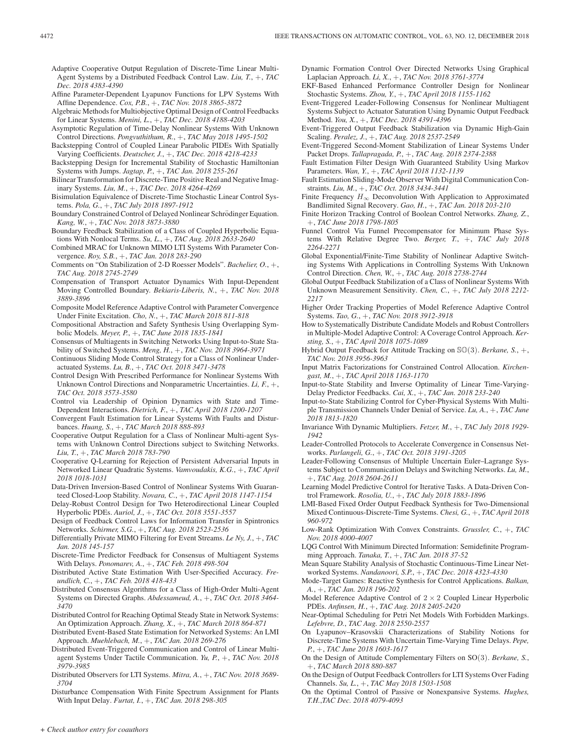Adaptive Cooperative Output Regulation of Discrete-Time Linear Multi-Agent Systems by a Distributed Feedback Control Law. *Liu, T.*, +, *TAC Dec. 2018 4383-4390*

Affine Parameter-Dependent Lyapunov Functions for LPV Systems With Affine Dependence. *Cox, P.B.*, +, *TAC Nov. 2018 3865-3872*

Algebraic Methods for Multiobjective Optimal Design of Control Feedbacks for Linear Systems. *Menini, L.*, +, *TAC Dec. 2018 4188-4203*

Asymptotic Regulation of Time-Delay Nonlinear Systems With Unknown Control Directions. *Pongvuthithum, R.*, +, *TAC May 2018 1495-1502*

Backstepping Control of Coupled Linear Parabolic PIDEs With Spatially Varying Coefficients. *Deutscher, J.*, +, *TAC Dec. 2018 4218-4233*

Backstepping Design for Incremental Stability of Stochastic Hamiltonian Systems with Jumps. *Jagtap, P.*, +, *TAC Jan. 2018 255-261*

Bilinear Transformation for Discrete-Time Positive Real and Negative Imaginary Systems. *Liu, M.*, +, *TAC Dec. 2018 4264-4269*

Bisimulation Equivalence of Discrete-Time Stochastic Linear Control Systems. *Pola, G.*, +, *TAC July 2018 1897-1912*

Boundary Constrained Control of Delayed Nonlinear Schrödinger Equation. *Kang, W.*, +, *TAC Nov. 2018 3873-3880*

Boundary Feedback Stabilization of a Class of Coupled Hyperbolic Equations With Nonlocal Terms. *Su, L.*, +, *TAC Aug. 2018 2633-2640*

Combined MRAC for Unknown MIMO LTI Systems With Parameter Convergence. *Roy, S.B.*, +, *TAC Jan. 2018 283-290*

Comments on "On Stabilization of 2-D Roesser Models". *Bachelier, O.*, +, *TAC Aug. 2018 2745-2749*

Compensation of Transport Actuator Dynamics With Input-Dependent Moving Controlled Boundary. *Bekiaris-Liberis, N.*, +, *TAC Nov. 2018 3889-3896*

Composite Model Reference Adaptive Control with Parameter Convergence Under Finite Excitation. *Cho, N.*, +, *TAC March 2018 811-818*

Compositional Abstraction and Safety Synthesis Using Overlapping Symbolic Models. *Meyer, P.*, +, *TAC June 2018 1835-1841*

Consensus of Multiagents in Switching Networks Using Input-to-State Stability of Switched Systems. *Meng, H.*, +, *TAC Nov. 2018 3964-3971*

Continuous Sliding Mode Control Strategy for a Class of Nonlinear Underactuated Systems. *Lu, B.*, +, *TAC Oct. 2018 3471-3478*

Control Design With Prescribed Performance for Nonlinear Systems With Unknown Control Directions and Nonparametric Uncertainties. *Li, F.*, +, *TAC Oct. 2018 3573-3580*

Control via Leadership of Opinion Dynamics with State and Time-Dependent Interactions. *Dietrich, F.*, +, *TAC April 2018 1200-1207*

Convergent Fault Estimation for Linear Systems With Faults and Disturbances. *Huang, S.*, +, *TAC March 2018 888-893*

Cooperative Output Regulation for a Class of Nonlinear Multi-agent Systems with Unknown Control Directions subject to Switching Networks. *Liu, T.*, +, *TAC March 2018 783-790*

Cooperative Q-Learning for Rejection of Persistent Adversarial Inputs in Networked Linear Quadratic Systems. *Vamvoudakis, K.G.*, +, *TAC April 2018 1018-1031*

Data-Driven Inversion-Based Control of Nonlinear Systems With Guaranteed Closed-Loop Stability. *Novara, C.*, +, *TAC April 2018 1147-1154*

Delay-Robust Control Design for Two Heterodirectional Linear Coupled Hyperbolic PDEs. *Auriol, J.*, +, *TAC Oct. 2018 3551-3557*

Design of Feedback Control Laws for Information Transfer in Spintronics Networks. *Schirmer, S.G.*, +, *TAC Aug. 2018 2523-2536*

Differentially Private MIMO Filtering for Event Streams. *Le Ny, J.*, +, *TAC Jan. 2018 145-157*

Discrete-Time Predictor Feedback for Consensus of Multiagent Systems With Delays. *Ponomarev, A.*, +, *TAC Feb. 2018 498-504*

Distributed Active State Estimation With User-Specified Accuracy. *Freundlich, C.*, +, *TAC Feb. 2018 418-433*

Distributed Consensus Algorithms for a Class of High-Order Multi-Agent Systems on Directed Graphs. *Abdessameud, A.*, +, *TAC Oct. 2018 3464-3470*

Distributed Control for Reaching Optimal Steady State in Network Systems: An Optimization Approach. *Zhang, X.*, +, *TAC March 2018 864-871*

Distributed Event-Based State Estimation for Networked Systems: An LMI Approach. *Muehlebach, M.*, +, *TAC Jan. 2018 269-276*

Distributed Event-Triggered Communication and Control of Linear Multiagent Systems Under Tactile Communication. *Yu, P.*, +, *TAC Nov. 2018 3979-3985*

Distributed Observers for LTI Systems. *Mitra, A.*, +, *TAC Nov. 2018 3689-3704*

Disturbance Compensation With Finite Spectrum Assignment for Plants With Input Delay. *Furtat, I.*, +, *TAC Jan. 2018 298-305*

Dynamic Formation Control Over Directed Networks Using Graphical Laplacian Approach. *Li, X.*, +, *TAC Nov. 2018 3761-3774*

EKF-Based Enhanced Performance Controller Design for Nonlinear Stochastic Systems. *Zhou, Y.*, +, *TAC April 2018 1155-1162*

Event-Triggered Leader-Following Consensus for Nonlinear Multiagent Systems Subject to Actuator Saturation Using Dynamic Output Feedback Method. *You, X.*, +, *TAC Dec. 2018 4391-4396*

Event-Triggered Output Feedback Stabilization via Dynamic High-Gain Scaling. *Peralez, J.*, +, *TAC Aug. 2018 2537-2549*

Event-Triggered Second-Moment Stabilization of Linear Systems Under Packet Drops. *Tallapragada, P.*, +, *TAC Aug. 2018 2374-2388*

Fault Estimation Filter Design With Guaranteed Stability Using Markov Parameters. *Wan, Y.*, +, *TAC April 2018 1132-1139*

Fault Estimation Sliding-Mode Observer With Digital Communication Constraints. *Liu, M.*, +, *TAC Oct. 2018 3434-3441*

Finite Frequency $H_\infty$ Deconvolution With Application to Approximated Bandlimited Signal Recovery. *Gao, H.*, +, *TAC Jan. 2018 203-210*

Finite Horizon Tracking Control of Boolean Control Networks. *Zhang, Z.*, +, *TAC June 2018 1798-1805*

Funnel Control Via Funnel Precompensator for Minimum Phase Systems With Relative Degree Two. *Berger, T.*, +, *TAC July 2018 2264-2271*

Global Exponential/Finite-Time Stability of Nonlinear Adaptive Switching Systems With Applications in Controlling Systems With Unknown Control Direction. *Chen, W.*, +, *TAC Aug. 2018 2738-2744*

Global Output Feedback Stabilization of a Class of Nonlinear Systems With Unknown Measurement Sensitivity. *Chen, C.*, +, *TAC July 2018 2212-2217*

Higher Order Tracking Properties of Model Reference Adaptive Control Systems. *Tao, G.*, +, *TAC Nov. 2018 3912-3918*

How to Systematically Distribute Candidate Models and Robust Controllers in Multiple-Model Adaptive Control: A Coverage Control Approach. *Kersting, S.*, +, *TAC April 2018 1075-1089*

Hybrid Output Feedback for Attitude Tracking on $\mathbb{SO}(3)$. *Berkane, S.*, +, *TAC Nov. 2018 3956-3963*

Input Matrix Factorizations for Constrained Control Allocation. *Kirchengast, M.*, +, *TAC April 2018 1163-1170*

Input-to-State Stability and Inverse Optimality of Linear Time-Varying-Delay Predictor Feedbacks. *Cai, X.*, +, *TAC Jan. 2018 233-240*

Input-to-State Stabilizing Control for Cyber-Physical Systems With Multiple Transmission Channels Under Denial of Service. *Lu, A.*, +, *TAC June 2018 1813-1820*

Invariance With Dynamic Multipliers. *Fetzer, M.*, +, *TAC July 2018 1929-1942*

Leader-Controlled Protocols to Accelerate Convergence in Consensus Networks. *Parlangeli, G.*, +, *TAC Oct. 2018 3191-3205*

Leader-Following Consensus of Multiple Uncertain Euler–Lagrange Systems Subject to Communication Delays and Switching Networks. *Lu, M.*, +, *TAC Aug. 2018 2604-2611*

Learning Model Predictive Control for Iterative Tasks. A Data-Driven Control Framework. *Rosolia, U.*, +, *TAC July 2018 1883-1896*

LMI-Based Fixed Order Output Feedback Synthesis for Two-Dimensional Mixed Continuous-Discrete-Time Systems. *Chesi, G.*, +, *TAC April 2018 960-972*

Low-Rank Optimization With Convex Constraints. *Grussler, C.*, +, *TAC Nov. 2018 4000-4007*

LQG Control With Minimum Directed Information: Semidefinite Programming Approach. *Tanaka, T.*, +, *TAC Jan. 2018 37-52*

Mean Square Stability Analysis of Stochastic Continuous-Time Linear Networked Systems. *Nandanoori, S.P.*, +, *TAC Dec. 2018 4323-4330*

Mode-Target Games: Reactive Synthesis for Control Applications. *Balkan, A.*, +, *TAC Jan. 2018 196-202*

Model Reference Adaptive Control of $2 \times 2$ Coupled Linear Hyperbolic PDEs. *Anfinsen, H.*, +, *TAC Aug. 2018 2405-2420*

Near-Optimal Scheduling for Petri Net Models With Forbidden Markings. *Lefebvre, D.*, *TAC Aug. 2018 2550-2557*

On Lyapunov–Krasovskii Characterizations of Stability Notions for Discrete-Time Systems With Uncertain Time-Varying Time Delays. *Pepe, P.*, +, *TAC June 2018 1603-1617*

On the Design of Attitude Complementary Filters on SO(3). *Berkane, S.*, +, *TAC March 2018 880-887*

On the Design of Output Feedback Controllers for LTI Systems Over Fading Channels. *Su, L.*, +, *TAC May 2018 1503-1508*

On the Optimal Control of Passive or Nonexpansive Systems. *Hughes, T.H.*,*TAC Dec. 2018 4079-4093*

+ *Check author entry for coauthors*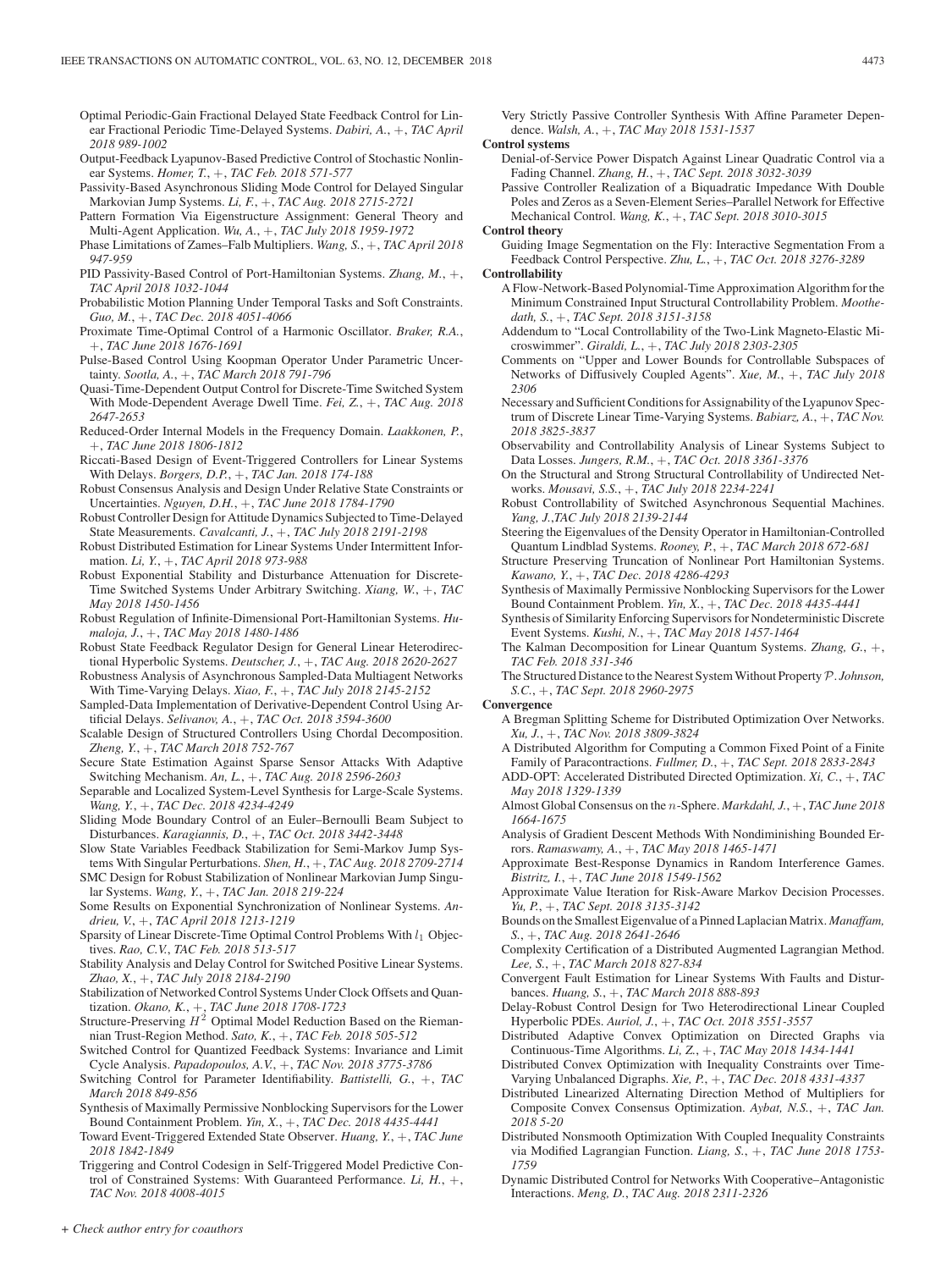Optimal Periodic-Gain Fractional Delayed State Feedback Control for Linear Fractional Periodic Time-Delayed Systems. *Dabiri, A.*, +, *TAC April 2018 989-1002*

Output-Feedback Lyapunov-Based Predictive Control of Stochastic Nonlinear Systems. *Homer, T.*, +, *TAC Feb. 2018 571-577*

Passivity-Based Asynchronous Sliding Mode Control for Delayed Singular Markovian Jump Systems. *Li, F.*, +, *TAC Aug. 2018 2715-2721*

Pattern Formation Via Eigenstructure Assignment: General Theory and Multi-Agent Application. *Wu, A.*, +, *TAC July 2018 1959-1972*

Phase Limitations of Zames–Falb Multipliers. *Wang, S.*, +, *TAC April 2018 947-959*

PID Passivity-Based Control of Port-Hamiltonian Systems. *Zhang, M.*, +, *TAC April 2018 1032-1044*

Probabilistic Motion Planning Under Temporal Tasks and Soft Constraints. *Guo, M.*, +, *TAC Dec. 2018 4051-4066*

Proximate Time-Optimal Control of a Harmonic Oscillator. *Braker, R.A.*, +, *TAC June 2018 1676-1691*

Pulse-Based Control Using Koopman Operator Under Parametric Uncertainty. *Sootla, A.*, +, *TAC March 2018 791-796*

Quasi-Time-Dependent Output Control for Discrete-Time Switched System With Mode-Dependent Average Dwell Time. *Fei, Z.*, +, *TAC Aug. 2018 2647-2653*

Reduced-Order Internal Models in the Frequency Domain. *Laakkonen, P.*, +, *TAC June 2018 1806-1812*

Riccati-Based Design of Event-Triggered Controllers for Linear Systems With Delays. *Borgers, D.P.*, +, *TAC Jan. 2018 174-188*

Robust Consensus Analysis and Design Under Relative State Constraints or Uncertainties. *Nguyen, D.H.*, +, *TAC June 2018 1784-1790*

Robust Controller Design for Attitude Dynamics Subjected to Time-Delayed State Measurements. *Cavalcanti, J.*, +, *TAC July 2018 2191-2198*

Robust Distributed Estimation for Linear Systems Under Intermittent Information. *Li, Y.*, +, *TAC April 2018 973-988*

Robust Exponential Stability and Disturbance Attenuation for Discrete-Time Switched Systems Under Arbitrary Switching. *Xiang, W.*, +, *TAC May 2018 1450-1456*

Robust Regulation of Infinite-Dimensional Port-Hamiltonian Systems. *Humaloja, J.*, +, *TAC May 2018 1480-1486*

Robust State Feedback Regulator Design for General Linear Heterodirectional Hyperbolic Systems. *Deutscher, J.*, +, *TAC Aug. 2018 2620-2627*

Robustness Analysis of Asynchronous Sampled-Data Multiagent Networks With Time-Varying Delays. *Xiao, F.*, +, *TAC July 2018 2145-2152*

Sampled-Data Implementation of Derivative-Dependent Control Using Artificial Delays. *Selivanov, A.*, +, *TAC Oct. 2018 3594-3600*

Scalable Design of Structured Controllers Using Chordal Decomposition. *Zheng, Y.*, +, *TAC March 2018 752-767*

Secure State Estimation Against Sparse Sensor Attacks With Adaptive Switching Mechanism. *An, L.*, +, *TAC Aug. 2018 2596-2603*

Separable and Localized System-Level Synthesis for Large-Scale Systems. *Wang, Y.*, +, *TAC Dec. 2018 4234-4249*

Sliding Mode Boundary Control of an Euler–Bernoulli Beam Subject to Disturbances. *Karagiannis, D.*, +, *TAC Oct. 2018 3442-3448*

Slow State Variables Feedback Stabilization for Semi-Markov Jump Systems With Singular Perturbations. *Shen, H.*, +, *TAC Aug. 2018 2709-2714*

SMC Design for Robust Stabilization of Nonlinear Markovian Jump Singular Systems. *Wang, Y.*, +, *TAC Jan. 2018 219-224*

Some Results on Exponential Synchronization of Nonlinear Systems. *Andrieu, V.*, +, *TAC April 2018 1213-1219*

Sparsity of Linear Discrete-Time Optimal Control Problems With $l_1$ Objectives. *Rao, C.V.*, *TAC Feb. 2018 513-517*

Stability Analysis and Delay Control for Switched Positive Linear Systems. *Zhao, X.*, +, *TAC July 2018 2184-2190*

Stabilization of Networked Control Systems Under Clock Offsets and Quantization. *Okano, K.*, +, *TAC June 2018 1708-1723*

Structure-Preserving $H^2$ Optimal Model Reduction Based on the Riemannian Trust-Region Method. *Sato, K.*, +, *TAC Feb. 2018 505-512*

Switched Control for Quantized Feedback Systems: Invariance and Limit Cycle Analysis. *Papadopoulos, A.V.*, +, *TAC Nov. 2018 3775-3786*

Switching Control for Parameter Identifiability. *Battistelli, G.*, +, *TAC March 2018 849-856*

Synthesis of Maximally Permissive Nonblocking Supervisors for the Lower Bound Containment Problem. *Yin, X.*, +, *TAC Dec. 2018 4435-4441*

Toward Event-Triggered Extended State Observer. *Huang, Y.*, +, *TAC June 2018 1842-1849*

Triggering and Control Codesign in Self-Triggered Model Predictive Control of Constrained Systems: With Guaranteed Performance. *Li, H.*, +, *TAC Nov. 2018 4008-4015*

Very Strictly Passive Controller Synthesis With Affine Parameter Dependence. *Walsh, A.*, +, *TAC May 2018 1531-1537*

**Control systems**

Denial-of-Service Power Dispatch Against Linear Quadratic Control via a Fading Channel. *Zhang, H.*, +, *TAC Sept. 2018 3032-3039*

Passive Controller Realization of a Biquadratic Impedance With Double Poles and Zeros as a Seven-Element Series–Parallel Network for Effective Mechanical Control. *Wang, K.*, +, *TAC Sept. 2018 3010-3015*

**Control theory**

Guiding Image Segmentation on the Fly: Interactive Segmentation From a Feedback Control Perspective. *Zhu, L.*, +, *TAC Oct. 2018 3276-3289*

**Controllability**

A Flow-Network-Based Polynomial-Time Approximation Algorithm for the Minimum Constrained Input Structural Controllability Problem. *Moothedath, S.*, +, *TAC Sept. 2018 3151-3158*

Addendum to "Local Controllability of the Two-Link Magneto-Elastic Microswimmer". *Giraldi, L.*, +, *TAC July 2018 2303-2305*

Comments on "Upper and Lower Bounds for Controllable Subspaces of Networks of Diffusively Coupled Agents". *Xue, M.*, +, *TAC July 2018 2306*

Necessary and Sufficient Conditions for Assignability of the Lyapunov Spectrum of Discrete Linear Time-Varying Systems. *Babiarz, A.*, +, *TAC Nov. 2018 3825-3837*

Observability and Controllability Analysis of Linear Systems Subject to Data Losses. *Jungers, R.M.*, +, *TAC Oct. 2018 3361-3376*

On the Structural and Strong Structural Controllability of Undirected Networks. *Mousavi, S.S.*, +, *TAC July 2018 2234-2241*

Robust Controllability of Switched Asynchronous Sequential Machines. *Yang, J.*,*TAC July 2018 2139-2144*

Steering the Eigenvalues of the Density Operator in Hamiltonian-Controlled Quantum Lindblad Systems. *Rooney, P.*, +, *TAC March 2018 672-681*

Structure Preserving Truncation of Nonlinear Port Hamiltonian Systems. *Kawano, Y.*, +, *TAC Dec. 2018 4286-4293*

Synthesis of Maximally Permissive Nonblocking Supervisors for the Lower Bound Containment Problem. *Yin, X.*, +, *TAC Dec. 2018 4435-4441*

Synthesis of Similarity Enforcing Supervisors for Nondeterministic Discrete Event Systems. *Kushi, N.*, +, *TAC May 2018 1457-1464*

The Kalman Decomposition for Linear Quantum Systems. *Zhang, G.*, +, *TAC Feb. 2018 331-346*

The Structured Distance to the Nearest System Without Property $\mathcal{P}$. *Johnson, S.C.*, +, *TAC Sept. 2018 2960-2975*

**Convergence**

A Bregman Splitting Scheme for Distributed Optimization Over Networks. *Xu, J.*, +, *TAC Nov. 2018 3809-3824*

A Distributed Algorithm for Computing a Common Fixed Point of a Finite Family of Paracontractions. *Fullmer, D.*, +, *TAC Sept. 2018 2833-2843*

ADD-OPT: Accelerated Distributed Directed Optimization. *Xi, C.*, +, *TAC May 2018 1329-1339*

Almost Global Consensus on the $n$-Sphere. *Markdahl, J.*, +, *TAC June 2018 1664-1675*

Analysis of Gradient Descent Methods With Nondiminishing Bounded Errors. *Ramaswamy, A.*, +, *TAC May 2018 1465-1471*

Approximate Best-Response Dynamics in Random Interference Games. *Bistritz, I.*, +, *TAC June 2018 1549-1562*

Approximate Value Iteration for Risk-Aware Markov Decision Processes. *Yu, P.*, +, *TAC Sept. 2018 3135-3142*

Bounds on the Smallest Eigenvalue of a Pinned Laplacian Matrix. *Manaffam, S.*, +, *TAC Aug. 2018 2641-2646*

Complexity Certification of a Distributed Augmented Lagrangian Method. *Lee, S.*, +, *TAC March 2018 827-834*

Convergent Fault Estimation for Linear Systems With Faults and Disturbances. *Huang, S.*, +, *TAC March 2018 888-893*

Delay-Robust Control Design for Two Heterodirectional Linear Coupled Hyperbolic PDEs. *Auriol, J.*, +, *TAC Oct. 2018 3551-3557*

Distributed Adaptive Convex Optimization on Directed Graphs via Continuous-Time Algorithms. *Li, Z.*, +, *TAC May 2018 1434-1441*

Distributed Convex Optimization with Inequality Constraints over Time-Varying Unbalanced Digraphs. *Xie, P.*, +, *TAC Dec. 2018 4331-4337*

Distributed Linearized Alternating Direction Method of Multipliers for Composite Convex Consensus Optimization. *Aybat, N.S.*, +, *TAC Jan. 2018 5-20*

Distributed Nonsmooth Optimization With Coupled Inequality Constraints via Modified Lagrangian Function. *Liang, S.*, +, *TAC June 2018 1753-1759*

Dynamic Distributed Control for Networks With Cooperative–Antagonistic Interactions. *Meng, D.*, *TAC Aug. 2018 2311-2326*

+ *Check author entry for coauthors*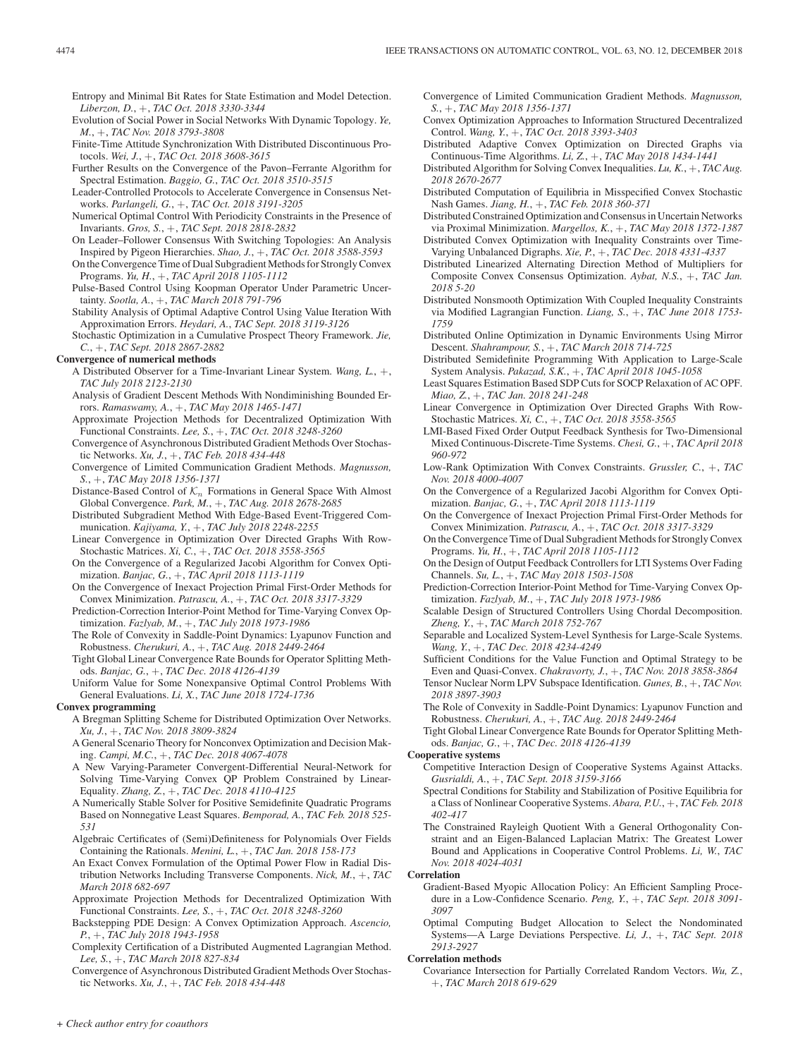Entropy and Minimal Bit Rates for State Estimation and Model Detection. *Liberzon, D.*, +, *TAC Oct. 2018 3330-3344*

Evolution of Social Power in Social Networks With Dynamic Topology. *Ye, M.*, +, *TAC Nov. 2018 3793-3808*

Finite-Time Attitude Synchronization With Distributed Discontinuous Protocols. *Wei, J.*, +, *TAC Oct. 2018 3608-3615*

Further Results on the Convergence of the Pavon–Ferrante Algorithm for Spectral Estimation. *Baggio, G.*, *TAC Oct. 2018 3510-3515*

Leader-Controlled Protocols to Accelerate Convergence in Consensus Networks. *Parlangeli, G.*, +, *TAC Oct. 2018 3191-3205*

Numerical Optimal Control With Periodicity Constraints in the Presence of Invariants. *Gros, S.*, +, *TAC Sept. 2018 2818-2832*

On Leader–Follower Consensus With Switching Topologies: An Analysis Inspired by Pigeon Hierarchies. *Shao, J.*, +, *TAC Oct. 2018 3588-3593*

On the Convergence Time of Dual Subgradient Methods for Strongly Convex Programs. *Yu, H.*, +, *TAC April 2018 1105-1112*

Pulse-Based Control Using Koopman Operator Under Parametric Uncertainty. *Sootla, A.*, +, *TAC March 2018 791-796*

Stability Analysis of Optimal Adaptive Control Using Value Iteration With Approximation Errors. *Heydari, A.*, *TAC Sept. 2018 3119-3126*

Stochastic Optimization in a Cumulative Prospect Theory Framework. *Jie, C.*, +, *TAC Sept. 2018 2867-2882*

**Convergence of numerical methods**

A Distributed Observer for a Time-Invariant Linear System. *Wang, L.*, +, *TAC July 2018 2123-2130*

Analysis of Gradient Descent Methods With Nondiminishing Bounded Errors. *Ramaswamy, A.*, +, *TAC May 2018 1465-1471*

Approximate Projection Methods for Decentralized Optimization With Functional Constraints. *Lee, S.*, +, *TAC Oct. 2018 3248-3260*

Convergence of Asynchronous Distributed Gradient Methods Over Stochastic Networks. *Xu, J.*, +, *TAC Feb. 2018 434-448*

Convergence of Limited Communication Gradient Methods. *Magnusson, S.*, +, *TAC May 2018 1356-1371*

Distance-Based Control of $\mathcal{K}_n$ Formations in General Space With Almost Global Convergence. *Park, M.*, +, *TAC Aug. 2018 2678-2685*

Distributed Subgradient Method With Edge-Based Event-Triggered Communication. *Kajiyama, Y.*, +, *TAC July 2018 2248-2255*

Linear Convergence in Optimization Over Directed Graphs With Row-Stochastic Matrices. *Xi, C.*, +, *TAC Oct. 2018 3558-3565*

On the Convergence of a Regularized Jacobi Algorithm for Convex Optimization. *Banjac, G.*, +, *TAC April 2018 1113-1119*

On the Convergence of Inexact Projection Primal First-Order Methods for Convex Minimization. *Patrascu, A.*, +, *TAC Oct. 2018 3317-3329*

Prediction-Correction Interior-Point Method for Time-Varying Convex Optimization. *Fazlyab, M.*, +, *TAC July 2018 1973-1986*

The Role of Convexity in Saddle-Point Dynamics: Lyapunov Function and Robustness. *Cherukuri, A.*, +, *TAC Aug. 2018 2449-2464*

Tight Global Linear Convergence Rate Bounds for Operator Splitting Methods. *Banjac, G.*, +, *TAC Dec. 2018 4126-4139*

Uniform Value for Some Nonexpansive Optimal Control Problems With General Evaluations. *Li, X.*, *TAC June 2018 1724-1736*

**Convex programming**

A Bregman Splitting Scheme for Distributed Optimization Over Networks. *Xu, J.*, +, *TAC Nov. 2018 3809-3824*

A General Scenario Theory for Nonconvex Optimization and Decision Making. *Campi, M.C.*, +, *TAC Dec. 2018 4067-4078*

A New Varying-Parameter Convergent-Differential Neural-Network for Solving Time-Varying Convex QP Problem Constrained by Linear-Equality. *Zhang, Z.*, +, *TAC Dec. 2018 4110-4125*

A Numerically Stable Solver for Positive Semidefinite Quadratic Programs Based on Nonnegative Least Squares. *Bemporad, A.*, *TAC Feb. 2018 525-531*

Algebraic Certificates of (Semi)Definiteness for Polynomials Over Fields Containing the Rationals. *Menini, L.*, +, *TAC Jan. 2018 158-173*

An Exact Convex Formulation of the Optimal Power Flow in Radial Distribution Networks Including Transverse Components. *Nick, M.*, +, *TAC March 2018 682-697*

Approximate Projection Methods for Decentralized Optimization With Functional Constraints. *Lee, S.*, +, *TAC Oct. 2018 3248-3260*

Backstepping PDE Design: A Convex Optimization Approach. *Ascencio, P.*, +, *TAC July 2018 1943-1958*

Complexity Certification of a Distributed Augmented Lagrangian Method. *Lee, S.*, +, *TAC March 2018 827-834*

Convergence of Asynchronous Distributed Gradient Methods Over Stochastic Networks. *Xu, J.*, +, *TAC Feb. 2018 434-448*

Convergence of Limited Communication Gradient Methods. *Magnusson, S.*, +, *TAC May 2018 1356-1371*

Convex Optimization Approaches to Information Structured Decentralized Control. *Wang, Y.*, +, *TAC Oct. 2018 3393-3403*

Distributed Adaptive Convex Optimization on Directed Graphs via Continuous-Time Algorithms. *Li, Z.*, +, *TAC May 2018 1434-1441*

Distributed Algorithm for Solving Convex Inequalities. *Lu, K.*, +, *TAC Aug. 2018 2670-2677*

Distributed Computation of Equilibria in Misspecified Convex Stochastic Nash Games. *Jiang, H.*, +, *TAC Feb. 2018 360-371*

Distributed Constrained Optimization and Consensus in Uncertain Networks via Proximal Minimization. *Margellos, K.*, +, *TAC May 2018 1372-1387*

Distributed Convex Optimization with Inequality Constraints over Time-Varying Unbalanced Digraphs. *Xie, P.*, +, *TAC Dec. 2018 4331-4337*

Distributed Linearized Alternating Direction Method of Multipliers for Composite Convex Consensus Optimization. *Aybat, N.S.*, +, *TAC Jan. 2018 5-20*

Distributed Nonsmooth Optimization With Coupled Inequality Constraints via Modified Lagrangian Function. *Liang, S.*, +, *TAC June 2018 1753-1759*

Distributed Online Optimization in Dynamic Environments Using Mirror Descent. *Shahrampour, S.*, +, *TAC March 2018 714-725*

Distributed Semidefinite Programming With Application to Large-Scale System Analysis. *Pakazad, S.K.*, +, *TAC April 2018 1045-1058*

Least Squares Estimation Based SDP Cuts for SOCP Relaxation of AC OPF. *Miao, Z.*, +, *TAC Jan. 2018 241-248*

Linear Convergence in Optimization Over Directed Graphs With Row-Stochastic Matrices. *Xi, C.*, +, *TAC Oct. 2018 3558-3565*

LMI-Based Fixed Order Output Feedback Synthesis for Two-Dimensional Mixed Continuous-Discrete-Time Systems. *Chesi, G.*, +, *TAC April 2018 960-972*

Low-Rank Optimization With Convex Constraints. *Grussler, C.*, +, *TAC Nov. 2018 4000-4007*

On the Convergence of a Regularized Jacobi Algorithm for Convex Optimization. *Banjac, G.*, +, *TAC April 2018 1113-1119*

On the Convergence of Inexact Projection Primal First-Order Methods for Convex Minimization. *Patrascu, A.*, +, *TAC Oct. 2018 3317-3329*

On the Convergence Time of Dual Subgradient Methods for Strongly Convex Programs. *Yu, H.*, +, *TAC April 2018 1105-1112*

On the Design of Output Feedback Controllers for LTI Systems Over Fading Channels. *Su, L.*, +, *TAC May 2018 1503-1508*

Prediction-Correction Interior-Point Method for Time-Varying Convex Optimization. *Fazlyab, M.*, +, *TAC July 2018 1973-1986*

Scalable Design of Structured Controllers Using Chordal Decomposition. *Zheng, Y.*, +, *TAC March 2018 752-767*

Separable and Localized System-Level Synthesis for Large-Scale Systems. *Wang, Y.*, +, *TAC Dec. 2018 4234-4249*

Sufficient Conditions for the Value Function and Optimal Strategy to be Even and Quasi-Convex. *Chakravorty, J.*, +, *TAC Nov. 2018 3858-3864*

Tensor Nuclear Norm LPV Subspace Identification. *Gunes, B.*, +, *TAC Nov. 2018 3897-3903*

The Role of Convexity in Saddle-Point Dynamics: Lyapunov Function and Robustness. *Cherukuri, A.*, +, *TAC Aug. 2018 2449-2464*

Tight Global Linear Convergence Rate Bounds for Operator Splitting Methods. *Banjac, G.*, +, *TAC Dec. 2018 4126-4139*

**Cooperative systems**

Competitive Interaction Design of Cooperative Systems Against Attacks. *Gusrialdi, A.*, +, *TAC Sept. 2018 3159-3166*

Spectral Conditions for Stability and Stabilization of Positive Equilibria for a Class of Nonlinear Cooperative Systems. *Abara, P.U.*, +, *TAC Feb. 2018 402-417*

The Constrained Rayleigh Quotient With a General Orthogonality Constraint and an Eigen-Balanced Laplacian Matrix: The Greatest Lower Bound and Applications in Cooperative Control Problems. *Li, W.*, *TAC Nov. 2018 4024-4031*

**Correlation**

Gradient-Based Myopic Allocation Policy: An Efficient Sampling Procedure in a Low-Confidence Scenario. *Peng, Y.*, +, *TAC Sept. 2018 3091-3097*

Optimal Computing Budget Allocation to Select the Nondominated Systems—A Large Deviations Perspective. *Li, J.*, +, *TAC Sept. 2018 2913-2927*

**Correlation methods**

Covariance Intersection for Partially Correlated Random Vectors. *Wu, Z.*, +, *TAC March 2018 619-629*

+ *Check author entry for coauthors*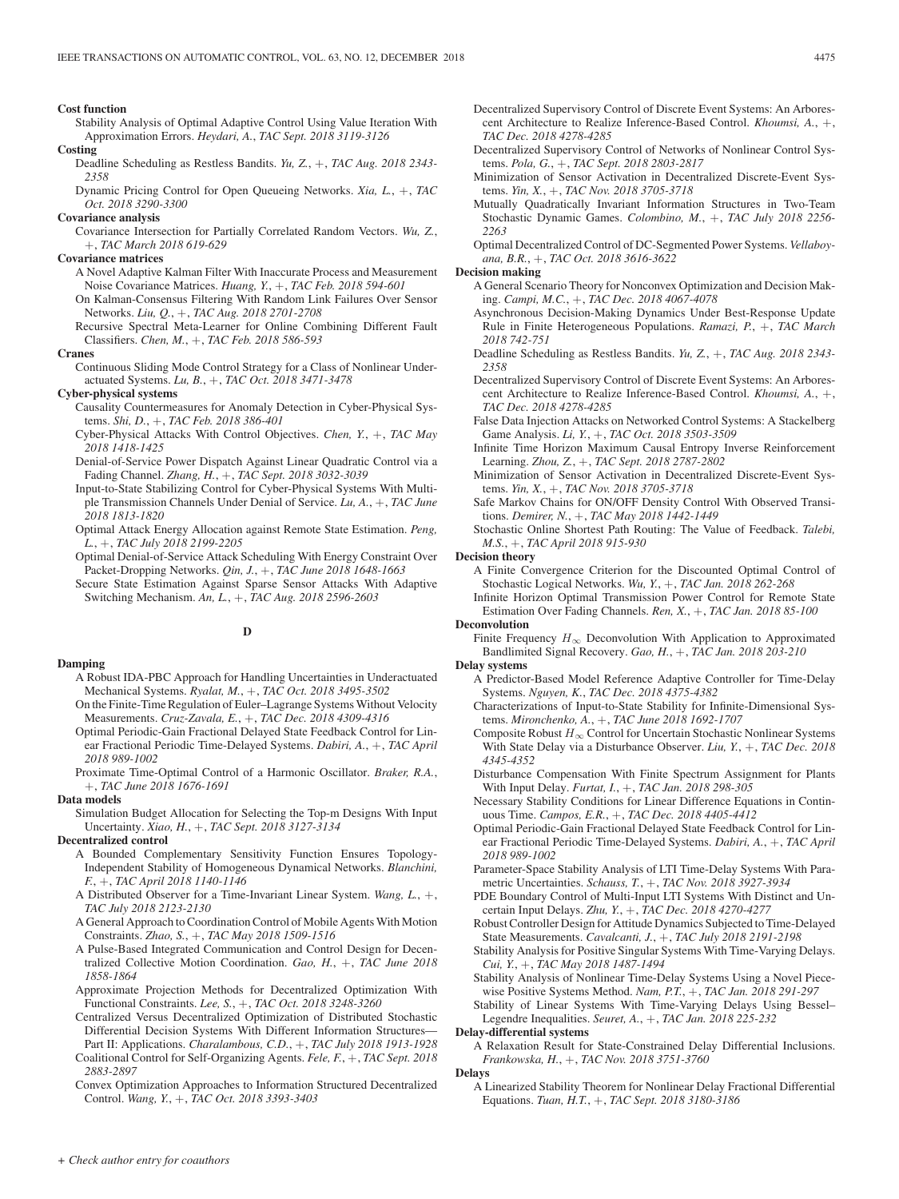**Cost function**

Stability Analysis of Optimal Adaptive Control Using Value Iteration With Approximation Errors. *Heydari, A.*, *TAC Sept. 2018 3119-3126*

**Costing**

Deadline Scheduling as Restless Bandits. *Yu, Z.*, +, *TAC Aug. 2018 2343-2358*

Dynamic Pricing Control for Open Queueing Networks. *Xia, L.*, +, *TAC Oct. 2018 3290-3300*

**Covariance analysis**

Covariance Intersection for Partially Correlated Random Vectors. *Wu, Z.*, +, *TAC March 2018 619-629*

**Covariance matrices**

A Novel Adaptive Kalman Filter With Inaccurate Process and Measurement Noise Covariance Matrices. *Huang, Y.*, +, *TAC Feb. 2018 594-601*

On Kalman-Consensus Filtering With Random Link Failures Over Sensor Networks. *Liu, Q.*, +, *TAC Aug. 2018 2701-2708*

Recursive Spectral Meta-Learner for Online Combining Different Fault Classifiers. *Chen, M.*, +, *TAC Feb. 2018 586-593*

**Cranes**

Continuous Sliding Mode Control Strategy for a Class of Nonlinear Underactuated Systems. *Lu, B.*, +, *TAC Oct. 2018 3471-3478*

**Cyber-physical systems**

Causality Countermeasures for Anomaly Detection in Cyber-Physical Systems. *Shi, D.*, +, *TAC Feb. 2018 386-401*

Cyber-Physical Attacks With Control Objectives. *Chen, Y.*, +, *TAC May 2018 1418-1425*

Denial-of-Service Power Dispatch Against Linear Quadratic Control via a Fading Channel. *Zhang, H.*, +, *TAC Sept. 2018 3032-3039*

Input-to-State Stabilizing Control for Cyber-Physical Systems With Multiple Transmission Channels Under Denial of Service. *Lu, A.*, +, *TAC June 2018 1813-1820*

Optimal Attack Energy Allocation against Remote State Estimation. *Peng, L.*, +, *TAC July 2018 2199-2205*

Optimal Denial-of-Service Attack Scheduling With Energy Constraint Over Packet-Dropping Networks. *Qin, J.*, +, *TAC June 2018 1648-1663*

Secure State Estimation Against Sparse Sensor Attacks With Adaptive Switching Mechanism. *An, L.*, +, *TAC Aug. 2018 2596-2603*

## D

**Damping**

A Robust IDA-PBC Approach for Handling Uncertainties in Underactuated Mechanical Systems. *Ryalat, M.*, +, *TAC Oct. 2018 3495-3502*

On the Finite-Time Regulation of Euler–Lagrange Systems Without Velocity Measurements. *Cruz-Zavala, E.*, +, *TAC Dec. 2018 4309-4316*

Optimal Periodic-Gain Fractional Delayed State Feedback Control for Linear Fractional Periodic Time-Delayed Systems. *Dabiri, A.*, +, *TAC April 2018 989-1002*

Proximate Time-Optimal Control of a Harmonic Oscillator. *Braker, R.A.*, +, *TAC June 2018 1676-1691*

**Data models**

Simulation Budget Allocation for Selecting the Top-m Designs With Input Uncertainty. *Xiao, H.*, +, *TAC Sept. 2018 3127-3134*

**Decentralized control**

A Bounded Complementary Sensitivity Function Ensures Topology-Independent Stability of Homogeneous Dynamical Networks. *Blanchini, F.*, +, *TAC April 2018 1140-1146*

A Distributed Observer for a Time-Invariant Linear System. *Wang, L.*, +, *TAC July 2018 2123-2130*

A General Approach to Coordination Control of Mobile Agents With Motion Constraints. *Zhao, S.*, +, *TAC May 2018 1509-1516*

A Pulse-Based Integrated Communication and Control Design for Decentralized Collective Motion Coordination. *Gao, H.*, +, *TAC June 2018 1858-1864*

Approximate Projection Methods for Decentralized Optimization With Functional Constraints. *Lee, S.*, +, *TAC Oct. 2018 3248-3260*

Centralized Versus Decentralized Optimization of Distributed Stochastic Differential Decision Systems With Different Information Structures—Part II: Applications. *Charalambous, C.D.*, +, *TAC July 2018 1913-1928*

Coalitional Control for Self-Organizing Agents. *Fele, F.*, +, *TAC Sept. 2018 2883-2897*

Convex Optimization Approaches to Information Structured Decentralized Control. *Wang, Y.*, +, *TAC Oct. 2018 3393-3403*

Decentralized Supervisory Control of Discrete Event Systems: An Arborescent Architecture to Realize Inference-Based Control. *Khoumsi, A.*, +, *TAC Dec. 2018 4278-4285*

Decentralized Supervisory Control of Networks of Nonlinear Control Systems. *Pola, G.*, +, *TAC Sept. 2018 2803-2817*

Minimization of Sensor Activation in Decentralized Discrete-Event Systems. *Yin, X.*, +, *TAC Nov. 2018 3705-3718*

Mutually Quadratically Invariant Information Structures in Two-Team Stochastic Dynamic Games. *Colombino, M.*, +, *TAC July 2018 2256-2263*

Optimal Decentralized Control of DC-Segmented Power Systems. *Vellaboyana, B.R.*, +, *TAC Oct. 2018 3616-3622*

**Decision making**

A General Scenario Theory for Nonconvex Optimization and Decision Making. *Campi, M.C.*, +, *TAC Dec. 2018 4067-4078*

Asynchronous Decision-Making Dynamics Under Best-Response Update Rule in Finite Heterogeneous Populations. *Ramazi, P.*, +, *TAC March 2018 742-751*

Deadline Scheduling as Restless Bandits. *Yu, Z.*, +, *TAC Aug. 2018 2343-2358*

Decentralized Supervisory Control of Discrete Event Systems: An Arborescent Architecture to Realize Inference-Based Control. *Khoumsi, A.*, +, *TAC Dec. 2018 4278-4285*

False Data Injection Attacks on Networked Control Systems: A Stackelberg Game Analysis. *Li, Y.*, +, *TAC Oct. 2018 3503-3509*

Infinite Time Horizon Maximum Causal Entropy Inverse Reinforcement Learning. *Zhou, Z.*, +, *TAC Sept. 2018 2787-2802*

Minimization of Sensor Activation in Decentralized Discrete-Event Systems. *Yin, X.*, +, *TAC Nov. 2018 3705-3718*

Safe Markov Chains for ON/OFF Density Control With Observed Transitions. *Demirer, N.*, +, *TAC May 2018 1442-1449*

Stochastic Online Shortest Path Routing: The Value of Feedback. *Talebi, M.S.*, +, *TAC April 2018 915-930*

**Decision theory**

A Finite Convergence Criterion for the Discounted Optimal Control of Stochastic Logical Networks. *Wu, Y.*, +, *TAC Jan. 2018 262-268*

Infinite Horizon Optimal Transmission Power Control for Remote State Estimation Over Fading Channels. *Ren, X.*, +, *TAC Jan. 2018 85-100*

**Deconvolution**

Finite Frequency $H_\infty$ Deconvolution With Application to Approximated Bandlimited Signal Recovery. *Gao, H.*, +, *TAC Jan. 2018 203-210*

**Delay systems**

A Predictor-Based Model Reference Adaptive Controller for Time-Delay Systems. *Nguyen, K.*, *TAC Dec. 2018 4375-4382*

Characterizations of Input-to-State Stability for Infinite-Dimensional Systems. *Mironchenko, A.*, +, *TAC June 2018 1692-1707*

Composite Robust $H_\infty$ Control for Uncertain Stochastic Nonlinear Systems With State Delay via a Disturbance Observer. *Liu, Y.*, +, *TAC Dec. 2018 4345-4352*

Disturbance Compensation With Finite Spectrum Assignment for Plants With Input Delay. *Furtat, I.*, +, *TAC Jan. 2018 298-305*

Necessary Stability Conditions for Linear Difference Equations in Continuous Time. *Campos, E.R.*, +, *TAC Dec. 2018 4405-4412*

Optimal Periodic-Gain Fractional Delayed State Feedback Control for Linear Fractional Periodic Time-Delayed Systems. *Dabiri, A.*, +, *TAC April 2018 989-1002*

Parameter-Space Stability Analysis of LTI Time-Delay Systems With Parametric Uncertainties. *Schauss, T.*, +, *TAC Nov. 2018 3927-3934*

PDE Boundary Control of Multi-Input LTI Systems With Distinct and Uncertain Input Delays. *Zhu, Y.*, +, *TAC Dec. 2018 4270-4277*

Robust Controller Design for Attitude Dynamics Subjected to Time-Delayed State Measurements. *Cavalcanti, J.*, +, *TAC July 2018 2191-2198*

Stability Analysis for Positive Singular Systems With Time-Varying Delays. *Cui, Y.*, +, *TAC May 2018 1487-1494*

Stability Analysis of Nonlinear Time-Delay Systems Using a Novel Piecewise Positive Systems Method. *Nam, P.T.*, +, *TAC Jan. 2018 291-297*

Stability of Linear Systems With Time-Varying Delays Using Bessel–Legendre Inequalities. *Seuret, A.*, +, *TAC Jan. 2018 225-232*

**Delay-differential systems**

A Relaxation Result for State-Constrained Delay Differential Inclusions. *Frankowska, H.*, +, *TAC Nov. 2018 3751-3760*

**Delays**

A Linearized Stability Theorem for Nonlinear Delay Fractional Differential Equations. *Tuan, H.T.*, +, *TAC Sept. 2018 3180-3186*

+ *Check author entry for coauthors*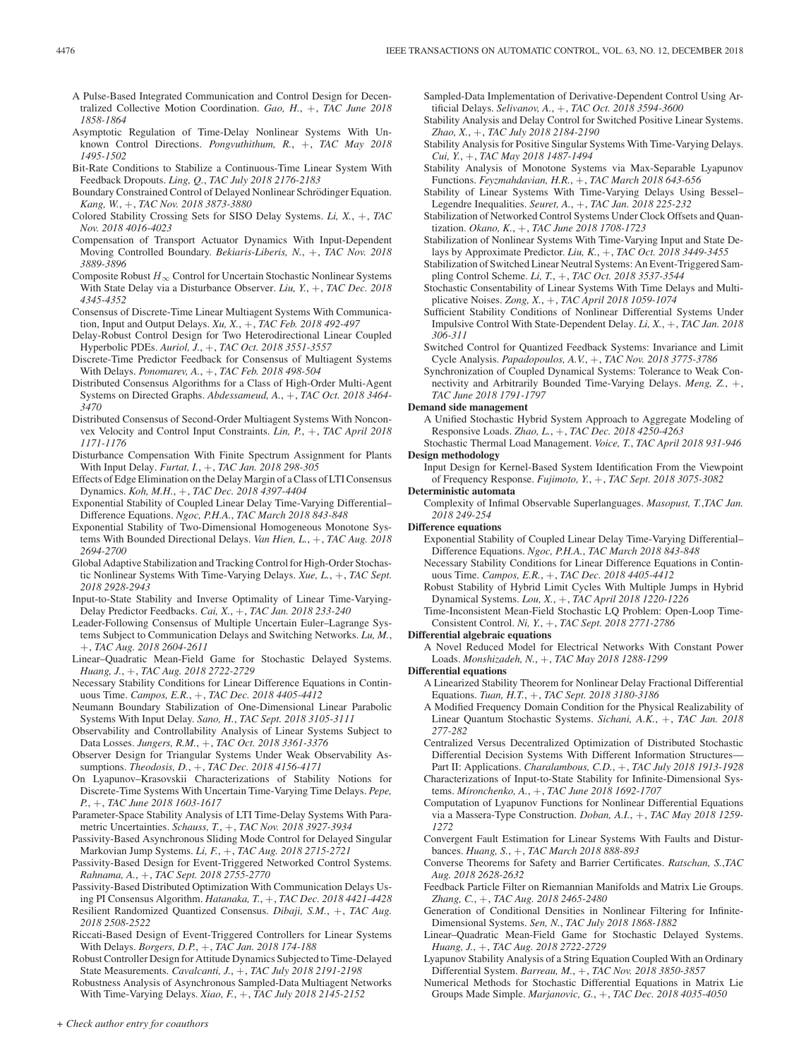A Pulse-Based Integrated Communication and Control Design for Decentralized Collective Motion Coordination. *Gao, H.*, +, *TAC June 2018 1858-1864*

Asymptotic Regulation of Time-Delay Nonlinear Systems With Unknown Control Directions. *Pongvuthithum, R.*, +, *TAC May 2018 1495-1502*

Bit-Rate Conditions to Stabilize a Continuous-Time Linear System With Feedback Dropouts. *Ling, Q.*, *TAC July 2018 2176-2183*

Boundary Constrained Control of Delayed Nonlinear Schrödinger Equation. *Kang, W.*, +, *TAC Nov. 2018 3873-3880*

Colored Stability Crossing Sets for SISO Delay Systems. *Li, X.*, +, *TAC Nov. 2018 4016-4023*

Compensation of Transport Actuator Dynamics With Input-Dependent Moving Controlled Boundary. *Bekiaris-Liberis, N.*, +, *TAC Nov. 2018 3889-3896*

Composite Robust $H_\infty$ Control for Uncertain Stochastic Nonlinear Systems With State Delay via a Disturbance Observer. *Liu, Y.*, +, *TAC Dec. 2018 4345-4352*

Consensus of Discrete-Time Linear Multiagent Systems With Communication, Input and Output Delays. *Xu, X.*, +, *TAC Feb. 2018 492-497*

Delay-Robust Control Design for Two Heterodirectional Linear Coupled Hyperbolic PDEs. *Auriol, J.*, +, *TAC Oct. 2018 3551-3557*

Discrete-Time Predictor Feedback for Consensus of Multiagent Systems With Delays. *Ponomarev, A.*, +, *TAC Feb. 2018 498-504*

Distributed Consensus Algorithms for a Class of High-Order Multi-Agent Systems on Directed Graphs. *Abdessameud, A.*, +, *TAC Oct. 2018 3464-3470*

Distributed Consensus of Second-Order Multiagent Systems With Nonconvex Velocity and Control Input Constraints. *Lin, P.*, +, *TAC April 2018 1171-1176*

Disturbance Compensation With Finite Spectrum Assignment for Plants With Input Delay. *Furtat, I.*, +, *TAC Jan. 2018 298-305*

Effects of Edge Elimination on the Delay Margin of a Class of LTI Consensus Dynamics. *Koh, M.H.*, +, *TAC Dec. 2018 4397-4404*

Exponential Stability of Coupled Linear Delay Time-Varying Differential–Difference Equations. *Ngoc, P.H.A.*, *TAC March 2018 843-848*

Exponential Stability of Two-Dimensional Homogeneous Monotone Systems With Bounded Directional Delays. *Van Hien, L.*, +, *TAC Aug. 2018 2694-2700*

Global Adaptive Stabilization and Tracking Control for High-Order Stochastic Nonlinear Systems With Time-Varying Delays. *Xue, L.*, +, *TAC Sept. 2018 2928-2943*

Input-to-State Stability and Inverse Optimality of Linear Time-Varying-Delay Predictor Feedbacks. *Cai, X.*, +, *TAC Jan. 2018 233-240*

Leader-Following Consensus of Multiple Uncertain Euler–Lagrange Systems Subject to Communication Delays and Switching Networks. *Lu, M.*, +, *TAC Aug. 2018 2604-2611*

Linear–Quadratic Mean-Field Game for Stochastic Delayed Systems. *Huang, J.*, +, *TAC Aug. 2018 2722-2729*

Necessary Stability Conditions for Linear Difference Equations in Continuous Time. *Campos, E.R.*, +, *TAC Dec. 2018 4405-4412*

Neumann Boundary Stabilization of One-Dimensional Linear Parabolic Systems With Input Delay. *Sano, H.*, *TAC Sept. 2018 3105-3111*

Observability and Controllability Analysis of Linear Systems Subject to Data Losses. *Jungers, R.M.*, +, *TAC Oct. 2018 3361-3376*

Observer Design for Triangular Systems Under Weak Observability Assumptions. *Theodosis, D.*, +, *TAC Dec. 2018 4156-4171*

On Lyapunov–Krasovskii Characterizations of Stability Notions for Discrete-Time Systems With Uncertain Time-Varying Time Delays. *Pepe, P.*, +, *TAC June 2018 1603-1617*

Parameter-Space Stability Analysis of LTI Time-Delay Systems With Parametric Uncertainties. *Schauss, T.*, +, *TAC Nov. 2018 3927-3934*

Passivity-Based Asynchronous Sliding Mode Control for Delayed Singular Markovian Jump Systems. *Li, F.*, +, *TAC Aug. 2018 2715-2721*

Passivity-Based Design for Event-Triggered Networked Control Systems. *Rahnama, A.*, +, *TAC Sept. 2018 2755-2770*

Passivity-Based Distributed Optimization With Communication Delays Using PI Consensus Algorithm. *Hatanaka, T.*, +, *TAC Dec. 2018 4421-4428*

Resilient Randomized Quantized Consensus. *Dibaji, S.M.*, +, *TAC Aug. 2018 2508-2522*

Riccati-Based Design of Event-Triggered Controllers for Linear Systems With Delays. *Borgers, D.P.*, +, *TAC Jan. 2018 174-188*

Robust Controller Design for Attitude Dynamics Subjected to Time-Delayed State Measurements. *Cavalcanti, J.*, +, *TAC July 2018 2191-2198*

Robustness Analysis of Asynchronous Sampled-Data Multiagent Networks With Time-Varying Delays. *Xiao, F.*, +, *TAC July 2018 2145-2152*

Sampled-Data Implementation of Derivative-Dependent Control Using Artificial Delays. *Selivanov, A.*, +, *TAC Oct. 2018 3594-3600*

Stability Analysis and Delay Control for Switched Positive Linear Systems. *Zhao, X.*, +, *TAC July 2018 2184-2190*

Stability Analysis for Positive Singular Systems With Time-Varying Delays. *Cui, Y.*, +, *TAC May 2018 1487-1494*

Stability Analysis of Monotone Systems via Max-Separable Lyapunov Functions. *Feyzmahdavian, H.R.*, +, *TAC March 2018 643-656*

Stability of Linear Systems With Time-Varying Delays Using Bessel–Legendre Inequalities. *Seuret, A.*, +, *TAC Jan. 2018 225-232*

Stabilization of Networked Control Systems Under Clock Offsets and Quantization. *Okano, K.*, +, *TAC June 2018 1708-1723*

Stabilization of Nonlinear Systems With Time-Varying Input and State Delays by Approximate Predictor. *Liu, K.*, +, *TAC Oct. 2018 3449-3455*

Stabilization of Switched Linear Neutral Systems: An Event-Triggered Sampling Control Scheme. *Li, T.*, +, *TAC Oct. 2018 3537-3544*

Stochastic Consentability of Linear Systems With Time Delays and Multiplicative Noises. *Zong, X.*, +, *TAC April 2018 1059-1074*

Sufficient Stability Conditions of Nonlinear Differential Systems Under Impulsive Control With State-Dependent Delay. *Li, X.*, +, *TAC Jan. 2018 306-311*

Switched Control for Quantized Feedback Systems: Invariance and Limit Cycle Analysis. *Papadopoulos, A.V.*, +, *TAC Nov. 2018 3775-3786*

Synchronization of Coupled Dynamical Systems: Tolerance to Weak Connectivity and Arbitrarily Bounded Time-Varying Delays. *Meng, Z.*, +, *TAC June 2018 1791-1797*

**Demand side management**

A Unified Stochastic Hybrid System Approach to Aggregate Modeling of Responsive Loads. *Zhao, L.*, +, *TAC Dec. 2018 4250-4263*

Stochastic Thermal Load Management. *Voice, T.*, *TAC April 2018 931-946*

**Design methodology**

Input Design for Kernel-Based System Identification From the Viewpoint of Frequency Response. *Fujimoto, Y.*, +, *TAC Sept. 2018 3075-3082*

**Deterministic automata**

Complexity of Infimal Observable Superlanguages. *Masopust, T.*,*TAC Jan. 2018 249-254*

**Difference equations**

Exponential Stability of Coupled Linear Delay Time-Varying Differential–Difference Equations. *Ngoc, P.H.A.*, *TAC March 2018 843-848*

Necessary Stability Conditions for Linear Difference Equations in Continuous Time. *Campos, E.R.*, +, *TAC Dec. 2018 4405-4412*

Robust Stability of Hybrid Limit Cycles With Multiple Jumps in Hybrid Dynamical Systems. *Lou, X.*, +, *TAC April 2018 1220-1226*

Time-Inconsistent Mean-Field Stochastic LQ Problem: Open-Loop Time-Consistent Control. *Ni, Y.*, +, *TAC Sept. 2018 2771-2786*

**Differential algebraic equations**

A Novel Reduced Model for Electrical Networks With Constant Power Loads. *Monshizadeh, N.*, +, *TAC May 2018 1288-1299*

**Differential equations**

A Linearized Stability Theorem for Nonlinear Delay Fractional Differential Equations. *Tuan, H.T.*, +, *TAC Sept. 2018 3180-3186*

A Modified Frequency Domain Condition for the Physical Realizability of Linear Quantum Stochastic Systems. *Sichani, A.K.*, +, *TAC Jan. 2018 277-282*

Centralized Versus Decentralized Optimization of Distributed Stochastic Differential Decision Systems With Different Information Structures—Part II: Applications. *Charalambous, C.D.*, +, *TAC July 2018 1913-1928*

Characterizations of Input-to-State Stability for Infinite-Dimensional Systems. *Mironchenko, A.*, +, *TAC June 2018 1692-1707*

Computation of Lyapunov Functions for Nonlinear Differential Equations via a Massera-Type Construction. *Doban, A.I.*, +, *TAC May 2018 1259-1272*

Convergent Fault Estimation for Linear Systems With Faults and Disturbances. *Huang, S.*, +, *TAC March 2018 888-893*

Converse Theorems for Safety and Barrier Certificates. *Ratschan, S.*,*TAC Aug. 2018 2628-2632*

Feedback Particle Filter on Riemannian Manifolds and Matrix Lie Groups. *Zhang, C.*, +, *TAC Aug. 2018 2465-2480*

Generation of Conditional Densities in Nonlinear Filtering for Infinite-Dimensional Systems. *Sen, N.*, *TAC July 2018 1868-1882*

Linear–Quadratic Mean-Field Game for Stochastic Delayed Systems. *Huang, J.*, +, *TAC Aug. 2018 2722-2729*

Lyapunov Stability Analysis of a String Equation Coupled With an Ordinary Differential System. *Barreau, M.*, +, *TAC Nov. 2018 3850-3857*

Numerical Methods for Stochastic Differential Equations in Matrix Lie Groups Made Simple. *Marjanovic, G.*, +, *TAC Dec. 2018 4035-4050*

+ *Check author entry for coauthors*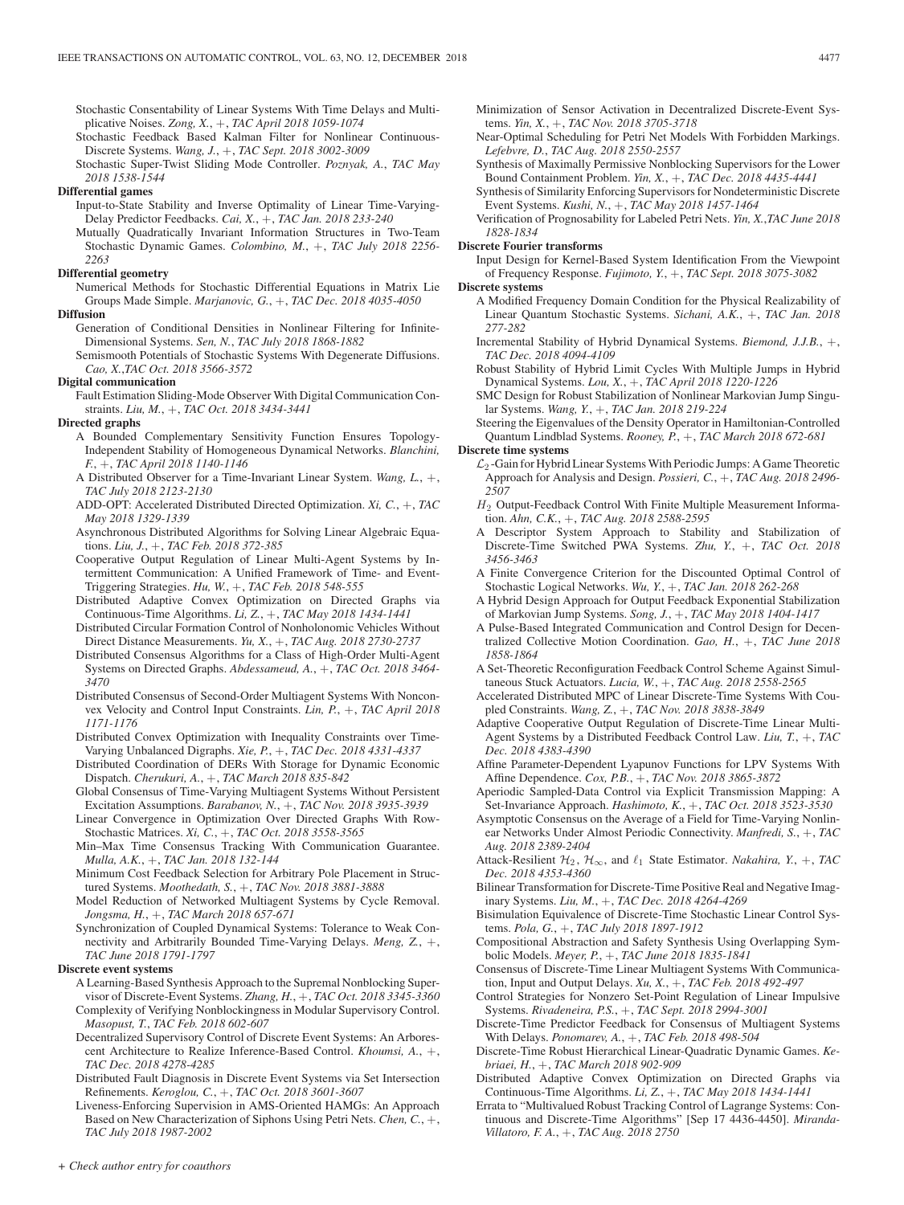Stochastic Consentability of Linear Systems With Time Delays and Multiplicative Noises. *Zong, X.*, +, *TAC April 2018 1059-1074*

Stochastic Feedback Based Kalman Filter for Nonlinear Continuous-Discrete Systems. *Wang, J.*, +, *TAC Sept. 2018 3002-3009*

Stochastic Super-Twist Sliding Mode Controller. *Poznyak, A.*, *TAC May 2018 1538-1544*

**Differential games**

Input-to-State Stability and Inverse Optimality of Linear Time-Varying-Delay Predictor Feedbacks. *Cai, X.*, +, *TAC Jan. 2018 233-240*

Mutually Quadratically Invariant Information Structures in Two-Team Stochastic Dynamic Games. *Colombino, M.*, +, *TAC July 2018 2256-2263*

**Differential geometry**

Numerical Methods for Stochastic Differential Equations in Matrix Lie Groups Made Simple. *Marjanovic, G.*, +, *TAC Dec. 2018 4035-4050*

**Diffusion**

Generation of Conditional Densities in Nonlinear Filtering for Infinite-Dimensional Systems. *Sen, N.*, *TAC July 2018 1868-1882*

Semismooth Potentials of Stochastic Systems With Degenerate Diffusions. *Cao, X.*,*TAC Oct. 2018 3566-3572*

**Digital communication**

Fault Estimation Sliding-Mode Observer With Digital Communication Constraints. *Liu, M.*, +, *TAC Oct. 2018 3434-3441*

**Directed graphs**

A Bounded Complementary Sensitivity Function Ensures Topology-Independent Stability of Homogeneous Dynamical Networks. *Blanchini, F.*, +, *TAC April 2018 1140-1146*

A Distributed Observer for a Time-Invariant Linear System. *Wang, L.*, +, *TAC July 2018 2123-2130*

ADD-OPT: Accelerated Distributed Directed Optimization. *Xi, C.*, +, *TAC May 2018 1329-1339*

Asynchronous Distributed Algorithms for Solving Linear Algebraic Equations. *Liu, J.*, +, *TAC Feb. 2018 372-385*

Cooperative Output Regulation of Linear Multi-Agent Systems by Intermittent Communication: A Unified Framework of Time- and Event-Triggering Strategies. *Hu, W.*, +, *TAC Feb. 2018 548-555*

Distributed Adaptive Convex Optimization on Directed Graphs via Continuous-Time Algorithms. *Li, Z.*, +, *TAC May 2018 1434-1441*

Distributed Circular Formation Control of Nonholonomic Vehicles Without Direct Distance Measurements. *Yu, X.*, +, *TAC Aug. 2018 2730-2737*

Distributed Consensus Algorithms for a Class of High-Order Multi-Agent Systems on Directed Graphs. *Abdessameud, A.*, +, *TAC Oct. 2018 3464-3470*

Distributed Consensus of Second-Order Multiagent Systems With Nonconvex Velocity and Control Input Constraints. *Lin, P.*, +, *TAC April 2018 1171-1176*

Distributed Convex Optimization with Inequality Constraints over Time-Varying Unbalanced Digraphs. *Xie, P.*, +, *TAC Dec. 2018 4331-4337*

Distributed Coordination of DERs With Storage for Dynamic Economic Dispatch. *Cherukuri, A.*, +, *TAC March 2018 835-842*

Global Consensus of Time-Varying Multiagent Systems Without Persistent Excitation Assumptions. *Barabanov, N.*, +, *TAC Nov. 2018 3935-3939*

Linear Convergence in Optimization Over Directed Graphs With Row-Stochastic Matrices. *Xi, C.*, +, *TAC Oct. 2018 3558-3565*

Min–Max Time Consensus Tracking With Communication Guarantee. *Mulla, A.K.*, +, *TAC Jan. 2018 132-144*

Minimum Cost Feedback Selection for Arbitrary Pole Placement in Structured Systems. *Moothedath, S.*, +, *TAC Nov. 2018 3881-3888*

Model Reduction of Networked Multiagent Systems by Cycle Removal. *Jongsma, H.*, +, *TAC March 2018 657-671*

Synchronization of Coupled Dynamical Systems: Tolerance to Weak Connectivity and Arbitrarily Bounded Time-Varying Delays. *Meng, Z.*, +, *TAC June 2018 1791-1797*

**Discrete event systems**

A Learning-Based Synthesis Approach to the Supremal Nonblocking Supervisor of Discrete-Event Systems. *Zhang, H.*, +, *TAC Oct. 2018 3345-3360*

Complexity of Verifying Nonblockingness in Modular Supervisory Control. *Masopust, T.*, *TAC Feb. 2018 602-607*

Decentralized Supervisory Control of Discrete Event Systems: An Arborescent Architecture to Realize Inference-Based Control. *Khoumsi, A.*, +, *TAC Dec. 2018 4278-4285*

Distributed Fault Diagnosis in Discrete Event Systems via Set Intersection Refinements. *Keroglou, C.*, +, *TAC Oct. 2018 3601-3607*

Liveness-Enforcing Supervision in AMS-Oriented HAMGs: An Approach Based on New Characterization of Siphons Using Petri Nets. *Chen, C.*, +, *TAC July 2018 1987-2002*

Minimization of Sensor Activation in Decentralized Discrete-Event Systems. *Yin, X.*, +, *TAC Nov. 2018 3705-3718*

Near-Optimal Scheduling for Petri Net Models With Forbidden Markings. *Lefebvre, D.*, *TAC Aug. 2018 2550-2557*

Synthesis of Maximally Permissive Nonblocking Supervisors for the Lower Bound Containment Problem. *Yin, X.*, +, *TAC Dec. 2018 4435-4441*

Synthesis of Similarity Enforcing Supervisors for Nondeterministic Discrete Event Systems. *Kushi, N.*, +, *TAC May 2018 1457-1464*

Verification of Prognosability for Labeled Petri Nets. *Yin, X.*,*TAC June 2018 1828-1834*

**Discrete Fourier transforms**

Input Design for Kernel-Based System Identification From the Viewpoint of Frequency Response. *Fujimoto, Y.*, +, *TAC Sept. 2018 3075-3082*

**Discrete systems**

A Modified Frequency Domain Condition for the Physical Realizability of Linear Quantum Stochastic Systems. *Sichani, A.K.*, +, *TAC Jan. 2018 277-282*

Incremental Stability of Hybrid Dynamical Systems. *Biemond, J.J.B.*, +, *TAC Dec. 2018 4094-4109*

Robust Stability of Hybrid Limit Cycles With Multiple Jumps in Hybrid Dynamical Systems. *Lou, X.*, +, *TAC April 2018 1220-1226*

SMC Design for Robust Stabilization of Nonlinear Markovian Jump Singular Systems. *Wang, Y.*, +, *TAC Jan. 2018 219-224*

Steering the Eigenvalues of the Density Operator in Hamiltonian-Controlled Quantum Lindblad Systems. *Rooney, P.*, +, *TAC March 2018 672-681*

**Discrete time systems**

$\mathcal{L}_2$-Gain for Hybrid Linear Systems With Periodic Jumps: A Game Theoretic Approach for Analysis and Design. *Possieri, C.*, +, *TAC Aug. 2018 2496-2507*

$H_2$ Output-Feedback Control With Finite Multiple Measurement Information. *Ahn, C.K.*, +, *TAC Aug. 2018 2588-2595*

A Descriptor System Approach to Stability and Stabilization of Discrete-Time Switched PWA Systems. *Zhu, Y.*, +, *TAC Oct. 2018 3456-3463*

A Finite Convergence Criterion for the Discounted Optimal Control of Stochastic Logical Networks. *Wu, Y.*, +, *TAC Jan. 2018 262-268*

A Hybrid Design Approach for Output Feedback Exponential Stabilization of Markovian Jump Systems. *Song, J.*, +, *TAC May 2018 1404-1417*

A Pulse-Based Integrated Communication and Control Design for Decentralized Collective Motion Coordination. *Gao, H.*, +, *TAC June 2018 1858-1864*

A Set-Theoretic Reconfiguration Feedback Control Scheme Against Simultaneous Stuck Actuators. *Lucia, W.*, +, *TAC Aug. 2018 2558-2565*

Accelerated Distributed MPC of Linear Discrete-Time Systems With Coupled Constraints. *Wang, Z.*, +, *TAC Nov. 2018 3838-3849*

Adaptive Cooperative Output Regulation of Discrete-Time Linear Multi-Agent Systems by a Distributed Feedback Control Law. *Liu, T.*, +, *TAC Dec. 2018 4383-4390*

Affine Parameter-Dependent Lyapunov Functions for LPV Systems With Affine Dependence. *Cox, P.B.*, +, *TAC Nov. 2018 3865-3872*

Aperiodic Sampled-Data Control via Explicit Transmission Mapping: A Set-Invariance Approach. *Hashimoto, K.*, +, *TAC Oct. 2018 3523-3530*

Asymptotic Consensus on the Average of a Field for Time-Varying Nonlinear Networks Under Almost Periodic Connectivity. *Manfredi, S.*, +, *TAC Aug. 2018 2389-2404*

Attack-Resilient $\mathcal{H}_2$, $\mathcal{H}_\infty$, and $\ell_1$ State Estimator. *Nakahira, Y.*, +, *TAC Dec. 2018 4353-4360*

Bilinear Transformation for Discrete-Time Positive Real and Negative Imaginary Systems. *Liu, M.*, +, *TAC Dec. 2018 4264-4269*

Bisimulation Equivalence of Discrete-Time Stochastic Linear Control Systems. *Pola, G.*, +, *TAC July 2018 1897-1912*

Compositional Abstraction and Safety Synthesis Using Overlapping Symbolic Models. *Meyer, P.*, +, *TAC June 2018 1835-1841*

Consensus of Discrete-Time Linear Multiagent Systems With Communication, Input and Output Delays. *Xu, X.*, +, *TAC Feb. 2018 492-497*

Control Strategies for Nonzero Set-Point Regulation of Linear Impulsive Systems. *Rivadeneira, P.S.*, +, *TAC Sept. 2018 2994-3001*

Discrete-Time Predictor Feedback for Consensus of Multiagent Systems With Delays. *Ponomarev, A.*, +, *TAC Feb. 2018 498-504*

Discrete-Time Robust Hierarchical Linear-Quadratic Dynamic Games. *Kebriaei, H.*, +, *TAC March 2018 902-909*

Distributed Adaptive Convex Optimization on Directed Graphs via Continuous-Time Algorithms. *Li, Z.*, +, *TAC May 2018 1434-1441*

Errata to "Multivalued Robust Tracking Control of Lagrange Systems: Continuous and Discrete-Time Algorithms" [Sep 17 4436-4450]. *Miranda-Villatoro, F. A.*, +, *TAC Aug. 2018 2750*

*+ Check author entry for coauthors*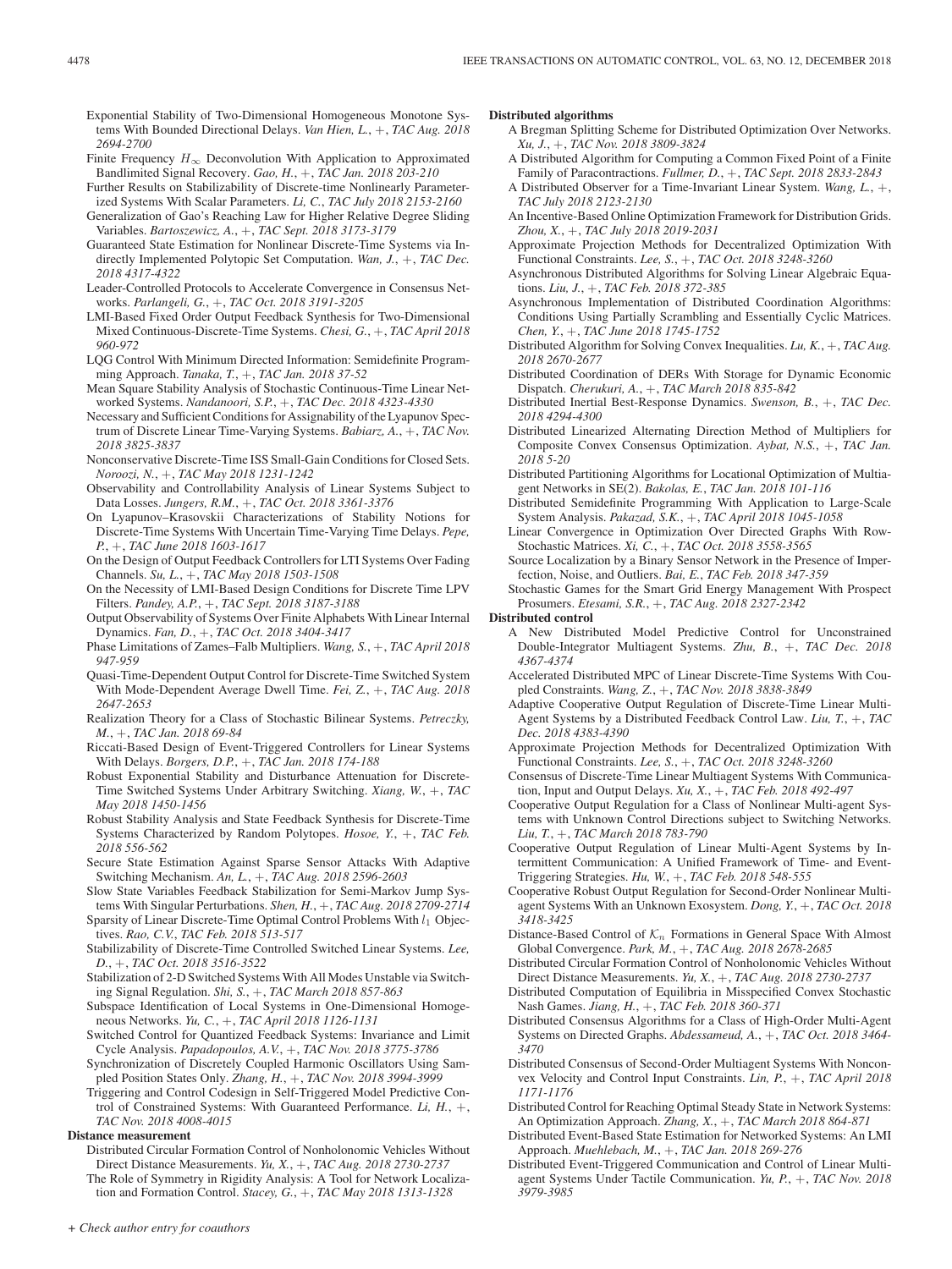Exponential Stability of Two-Dimensional Homogeneous Monotone Systems With Bounded Directional Delays. *Van Hien, L.*, +, *TAC Aug. 2018 2694-2700*

Finite Frequency $H_\infty$ Deconvolution With Application to Approximated Bandlimited Signal Recovery. *Gao, H.*, +, *TAC Jan. 2018 203-210*

Further Results on Stabilizability of Discrete-time Nonlinearly Parameterized Systems With Scalar Parameters. *Li, C.*, *TAC July 2018 2153-2160*

Generalization of Gao's Reaching Law for Higher Relative Degree Sliding Variables. *Bartoszewicz, A.*, +, *TAC Sept. 2018 3173-3179*

Guaranteed State Estimation for Nonlinear Discrete-Time Systems via Indirectly Implemented Polytopic Set Computation. *Wan, J.*, +, *TAC Dec. 2018 4317-4322*

Leader-Controlled Protocols to Accelerate Convergence in Consensus Networks. *Parlangeli, G.*, +, *TAC Oct. 2018 3191-3205*

LMI-Based Fixed Order Output Feedback Synthesis for Two-Dimensional Mixed Continuous-Discrete-Time Systems. *Chesi, G.*, +, *TAC April 2018 960-972*

LQG Control With Minimum Directed Information: Semidefinite Programming Approach. *Tanaka, T.*, +, *TAC Jan. 2018 37-52*

Mean Square Stability Analysis of Stochastic Continuous-Time Linear Networked Systems. *Nandanoori, S.P.*, +, *TAC Dec. 2018 4323-4330*

Necessary and Sufficient Conditions for Assignability of the Lyapunov Spectrum of Discrete Linear Time-Varying Systems. *Babiarz, A.*, +, *TAC Nov. 2018 3825-3837*

Nonconservative Discrete-Time ISS Small-Gain Conditions for Closed Sets. *Noroozi, N.*, +, *TAC May 2018 1231-1242*

Observability and Controllability Analysis of Linear Systems Subject to Data Losses. *Jungers, R.M.*, +, *TAC Oct. 2018 3361-3376*

On Lyapunov–Krasovskii Characterizations of Stability Notions for Discrete-Time Systems With Uncertain Time-Varying Time Delays. *Pepe, P.*, +, *TAC June 2018 1603-1617*

On the Design of Output Feedback Controllers for LTI Systems Over Fading Channels. *Su, L.*, +, *TAC May 2018 1503-1508*

On the Necessity of LMI-Based Design Conditions for Discrete Time LPV Filters. *Pandey, A.P.*, +, *TAC Sept. 2018 3187-3188*

Output Observability of Systems Over Finite Alphabets With Linear Internal Dynamics. *Fan, D.*, +, *TAC Oct. 2018 3404-3417*

Phase Limitations of Zames–Falb Multipliers. *Wang, S.*, +, *TAC April 2018 947-959*

Quasi-Time-Dependent Output Control for Discrete-Time Switched System With Mode-Dependent Average Dwell Time. *Fei, Z.*, +, *TAC Aug. 2018 2647-2653*

Realization Theory for a Class of Stochastic Bilinear Systems. *Petreczky, M.*, +, *TAC Jan. 2018 69-84*

Riccati-Based Design of Event-Triggered Controllers for Linear Systems With Delays. *Borgers, D.P.*, +, *TAC Jan. 2018 174-188*

Robust Exponential Stability and Disturbance Attenuation for Discrete-Time Switched Systems Under Arbitrary Switching. *Xiang, W.*, +, *TAC May 2018 1450-1456*

Robust Stability Analysis and State Feedback Synthesis for Discrete-Time Systems Characterized by Random Polytopes. *Hosoe, Y.*, +, *TAC Feb. 2018 556-562*

Secure State Estimation Against Sparse Sensor Attacks With Adaptive Switching Mechanism. *An, L.*, +, *TAC Aug. 2018 2596-2603*

Slow State Variables Feedback Stabilization for Semi-Markov Jump Systems With Singular Perturbations. *Shen, H.*, +, *TAC Aug. 2018 2709-2714*

Sparsity of Linear Discrete-Time Optimal Control Problems With $l_1$ Objectives. *Rao, C.V.*, *TAC Feb. 2018 513-517*

Stabilizability of Discrete-Time Controlled Switched Linear Systems. *Lee, D.*, +, *TAC Oct. 2018 3516-3522*

Stabilization of 2-D Switched Systems With All Modes Unstable via Switching Signal Regulation. *Shi, S.*, +, *TAC March 2018 857-863*

Subspace Identification of Local Systems in One-Dimensional Homogeneous Networks. *Yu, C.*, +, *TAC April 2018 1126-1131*

Switched Control for Quantized Feedback Systems: Invariance and Limit Cycle Analysis. *Papadopoulos, A.V.*, +, *TAC Nov. 2018 3775-3786*

Synchronization of Discretely Coupled Harmonic Oscillators Using Sampled Position States Only. *Zhang, H.*, +, *TAC Nov. 2018 3994-3999*

Triggering and Control Codesign in Self-Triggered Model Predictive Control of Constrained Systems: With Guaranteed Performance. *Li, H.*, +, *TAC Nov. 2018 4008-4015*

**Distance measurement**

Distributed Circular Formation Control of Nonholonomic Vehicles Without Direct Distance Measurements. *Yu, X.*, +, *TAC Aug. 2018 2730-2737*

The Role of Symmetry in Rigidity Analysis: A Tool for Network Localization and Formation Control. *Stacey, G.*, +, *TAC May 2018 1313-1328*

**Distributed algorithms**

A Bregman Splitting Scheme for Distributed Optimization Over Networks. *Xu, J.*, +, *TAC Nov. 2018 3809-3824*

A Distributed Algorithm for Computing a Common Fixed Point of a Finite Family of Paracontractions. *Fullmer, D.*, +, *TAC Sept. 2018 2833-2843*

A Distributed Observer for a Time-Invariant Linear System. *Wang, L.*, +, *TAC July 2018 2123-2130*

An Incentive-Based Online Optimization Framework for Distribution Grids. *Zhou, X.*, +, *TAC July 2018 2019-2031*

Approximate Projection Methods for Decentralized Optimization With Functional Constraints. *Lee, S.*, +, *TAC Oct. 2018 3248-3260*

Asynchronous Distributed Algorithms for Solving Linear Algebraic Equations. *Liu, J.*, +, *TAC Feb. 2018 372-385*

Asynchronous Implementation of Distributed Coordination Algorithms: Conditions Using Partially Scrambling and Essentially Cyclic Matrices. *Chen, Y.*, +, *TAC June 2018 1745-1752*

Distributed Algorithm for Solving Convex Inequalities. *Lu, K.*, +, *TAC Aug. 2018 2670-2677*

Distributed Coordination of DERs With Storage for Dynamic Economic Dispatch. *Cherukuri, A.*, +, *TAC March 2018 835-842*

Distributed Inertial Best-Response Dynamics. *Swenson, B.*, +, *TAC Dec. 2018 4294-4300*

Distributed Linearized Alternating Direction Method of Multipliers for Composite Convex Consensus Optimization. *Aybat, N.S.*, +, *TAC Jan. 2018 5-20*

Distributed Partitioning Algorithms for Locational Optimization of Multiagent Networks in SE(2). *Bakolas, E.*, *TAC Jan. 2018 101-116*

Distributed Semidefinite Programming With Application to Large-Scale System Analysis. *Pakazad, S.K.*, +, *TAC April 2018 1045-1058*

Linear Convergence in Optimization Over Directed Graphs With Row-Stochastic Matrices. *Xi, C.*, +, *TAC Oct. 2018 3558-3565*

Source Localization by a Binary Sensor Network in the Presence of Imperfection, Noise, and Outliers. *Bai, E.*, *TAC Feb. 2018 347-359*

Stochastic Games for the Smart Grid Energy Management With Prospect Prosumers. *Etesami, S.R.*, +, *TAC Aug. 2018 2327-2342*

**Distributed control**

A New Distributed Model Predictive Control for Unconstrained Double-Integrator Multiagent Systems. *Zhu, B.*, +, *TAC Dec. 2018 4367-4374*

Accelerated Distributed MPC of Linear Discrete-Time Systems With Coupled Constraints. *Wang, Z.*, +, *TAC Nov. 2018 3838-3849*

Adaptive Cooperative Output Regulation of Discrete-Time Linear Multi-Agent Systems by a Distributed Feedback Control Law. *Liu, T.*, +, *TAC Dec. 2018 4383-4390*

Approximate Projection Methods for Decentralized Optimization With Functional Constraints. *Lee, S.*, +, *TAC Oct. 2018 3248-3260*

Consensus of Discrete-Time Linear Multiagent Systems With Communication, Input and Output Delays. *Xu, X.*, +, *TAC Feb. 2018 492-497*

Cooperative Output Regulation for a Class of Nonlinear Multi-agent Systems with Unknown Control Directions subject to Switching Networks. *Liu, T.*, +, *TAC March 2018 783-790*

Cooperative Output Regulation of Linear Multi-Agent Systems by Intermittent Communication: A Unified Framework of Time- and Event-Triggering Strategies. *Hu, W.*, +, *TAC Feb. 2018 548-555*

Cooperative Robust Output Regulation for Second-Order Nonlinear Multiagent Systems With an Unknown Exosystem. *Dong, Y.*, +, *TAC Oct. 2018 3418-3425*

Distance-Based Control of $\mathcal{K}_n$ Formations in General Space With Almost Global Convergence. *Park, M.*, +, *TAC Aug. 2018 2678-2685*

Distributed Circular Formation Control of Nonholonomic Vehicles Without Direct Distance Measurements. *Yu, X.*, +, *TAC Aug. 2018 2730-2737*

Distributed Computation of Equilibria in Misspecified Convex Stochastic Nash Games. *Jiang, H.*, +, *TAC Feb. 2018 360-371*

Distributed Consensus Algorithms for a Class of High-Order Multi-Agent Systems on Directed Graphs. *Abdessameud, A.*, +, *TAC Oct. 2018 3464-3470*

Distributed Consensus of Second-Order Multiagent Systems With Nonconvex Velocity and Control Input Constraints. *Lin, P.*, +, *TAC April 2018 1171-1176*

Distributed Control for Reaching Optimal Steady State in Network Systems: An Optimization Approach. *Zhang, X.*, +, *TAC March 2018 864-871*

Distributed Event-Based State Estimation for Networked Systems: An LMI Approach. *Muehlebach, M.*, +, *TAC Jan. 2018 269-276*

Distributed Event-Triggered Communication and Control of Linear Multiagent Systems Under Tactile Communication. *Yu, P.*, +, *TAC Nov. 2018 3979-3985*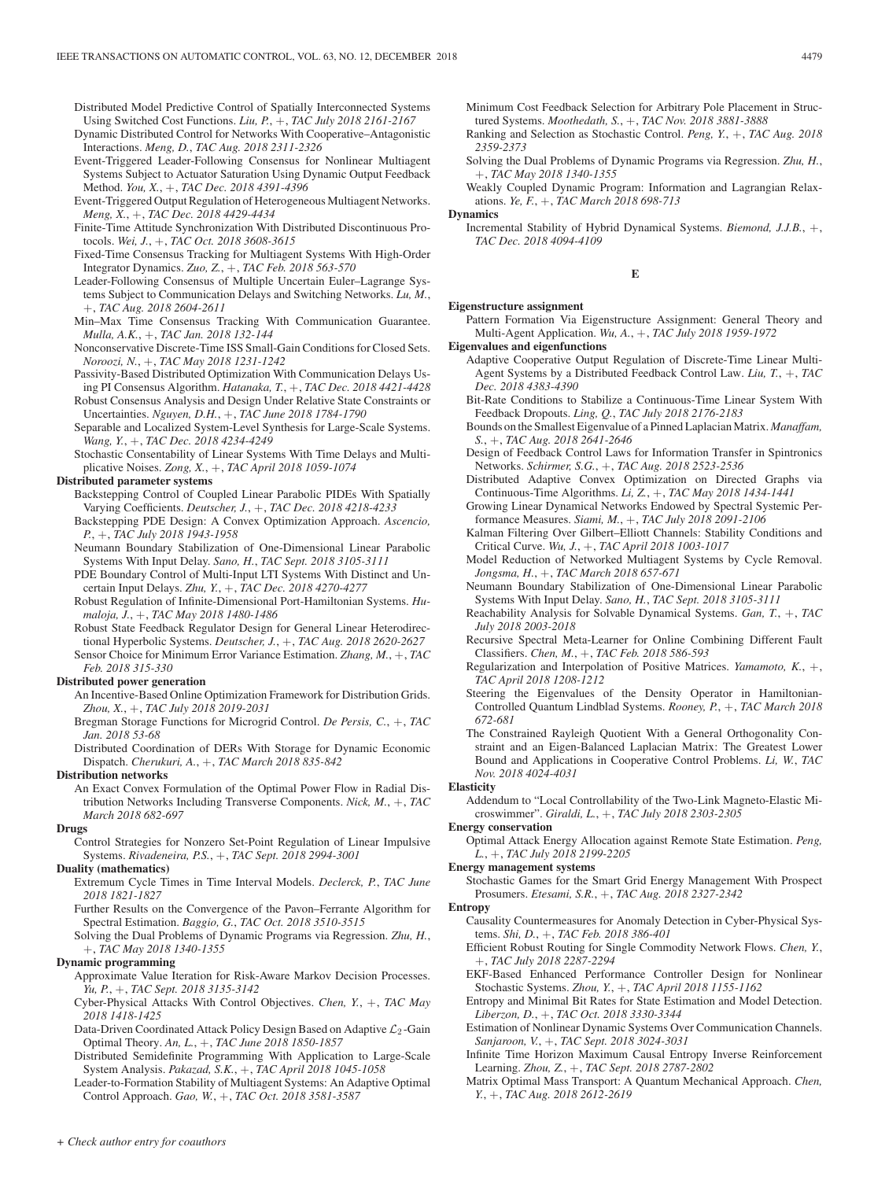Distributed Model Predictive Control of Spatially Interconnected Systems Using Switched Cost Functions. *Liu, P.*, +, *TAC July 2018 2161-2167*

Dynamic Distributed Control for Networks With Cooperative–Antagonistic Interactions. *Meng, D.*, *TAC Aug. 2018 2311-2326*

Event-Triggered Leader-Following Consensus for Nonlinear Multiagent Systems Subject to Actuator Saturation Using Dynamic Output Feedback Method. *You, X.*, +, *TAC Dec. 2018 4391-4396*

Event-Triggered Output Regulation of Heterogeneous Multiagent Networks. *Meng, X.*, +, *TAC Dec. 2018 4429-4434*

Finite-Time Attitude Synchronization With Distributed Discontinuous Protocols. *Wei, J.*, +, *TAC Oct. 2018 3608-3615*

Fixed-Time Consensus Tracking for Multiagent Systems With High-Order Integrator Dynamics. *Zuo, Z.*, +, *TAC Feb. 2018 563-570*

Leader-Following Consensus of Multiple Uncertain Euler–Lagrange Systems Subject to Communication Delays and Switching Networks. *Lu, M.*, +, *TAC Aug. 2018 2604-2611*

Min–Max Time Consensus Tracking With Communication Guarantee. *Mulla, A.K.*, +, *TAC Jan. 2018 132-144*

Nonconservative Discrete-Time ISS Small-Gain Conditions for Closed Sets. *Noroozi, N.*, +, *TAC May 2018 1231-1242*

Passivity-Based Distributed Optimization With Communication Delays Using PI Consensus Algorithm. *Hatanaka, T.*, +, *TAC Dec. 2018 4421-4428*

Robust Consensus Analysis and Design Under Relative State Constraints or Uncertainties. *Nguyen, D.H.*, +, *TAC June 2018 1784-1790*

Separable and Localized System-Level Synthesis for Large-Scale Systems. *Wang, Y.*, +, *TAC Dec. 2018 4234-4249*

Stochastic Consentability of Linear Systems With Time Delays and Multiplicative Noises. *Zong, X.*, +, *TAC April 2018 1059-1074*

**Distributed parameter systems**

Backstepping Control of Coupled Linear Parabolic PIDEs With Spatially Varying Coefficients. *Deutscher, J.*, +, *TAC Dec. 2018 4218-4233*

Backstepping PDE Design: A Convex Optimization Approach. *Ascencio, P.*, +, *TAC July 2018 1943-1958*

Neumann Boundary Stabilization of One-Dimensional Linear Parabolic Systems With Input Delay. *Sano, H.*, *TAC Sept. 2018 3105-3111*

PDE Boundary Control of Multi-Input LTI Systems With Distinct and Uncertain Input Delays. *Zhu, Y.*, +, *TAC Dec. 2018 4270-4277*

Robust Regulation of Infinite-Dimensional Port-Hamiltonian Systems. *Humaloja, J.*, +, *TAC May 2018 1480-1486*

Robust State Feedback Regulator Design for General Linear Heterodirectional Hyperbolic Systems. *Deutscher, J.*, +, *TAC Aug. 2018 2620-2627*

Sensor Choice for Minimum Error Variance Estimation. *Zhang, M.*, +, *TAC Feb. 2018 315-330*

**Distributed power generation**

An Incentive-Based Online Optimization Framework for Distribution Grids. *Zhou, X.*, +, *TAC July 2018 2019-2031*

Bregman Storage Functions for Microgrid Control. *De Persis, C.*, +, *TAC Jan. 2018 53-68*

Distributed Coordination of DERs With Storage for Dynamic Economic Dispatch. *Cherukuri, A.*, +, *TAC March 2018 835-842*

**Distribution networks**

An Exact Convex Formulation of the Optimal Power Flow in Radial Distribution Networks Including Transverse Components. *Nick, M.*, +, *TAC March 2018 682-697*

**Drugs**

Control Strategies for Nonzero Set-Point Regulation of Linear Impulsive Systems. *Rivadeneira, P.S.*, +, *TAC Sept. 2018 2994-3001*

**Duality (mathematics)**

Extremum Cycle Times in Time Interval Models. *Declerck, P.*, *TAC June 2018 1821-1827*

Further Results on the Convergence of the Pavon–Ferrante Algorithm for Spectral Estimation. *Baggio, G.*, *TAC Oct. 2018 3510-3515*

Solving the Dual Problems of Dynamic Programs via Regression. *Zhu, H.*, +, *TAC May 2018 1340-1355*

**Dynamic programming**

Approximate Value Iteration for Risk-Aware Markov Decision Processes. *Yu, P.*, +, *TAC Sept. 2018 3135-3142*

Cyber-Physical Attacks With Control Objectives. *Chen, Y.*, +, *TAC May 2018 1418-1425*

Data-Driven Coordinated Attack Policy Design Based on Adaptive $\mathcal{L}_2$-Gain Optimal Theory. *An, L.*, +, *TAC June 2018 1850-1857*

Distributed Semidefinite Programming With Application to Large-Scale System Analysis. *Pakazad, S.K.*, +, *TAC April 2018 1045-1058*

Leader-to-Formation Stability of Multiagent Systems: An Adaptive Optimal Control Approach. *Gao, W.*, +, *TAC Oct. 2018 3581-3587*

Minimum Cost Feedback Selection for Arbitrary Pole Placement in Structured Systems. *Moothedath, S.*, +, *TAC Nov. 2018 3881-3888*

Ranking and Selection as Stochastic Control. *Peng, Y.*, +, *TAC Aug. 2018 2359-2373*

Solving the Dual Problems of Dynamic Programs via Regression. *Zhu, H.*, +, *TAC May 2018 1340-1355*

Weakly Coupled Dynamic Program: Information and Lagrangian Relaxations. *Ye, F.*, +, *TAC March 2018 698-713*

**Dynamics**

Incremental Stability of Hybrid Dynamical Systems. *Biemond, J.J.B.*, +, *TAC Dec. 2018 4094-4109*

## E

**Eigenstructure assignment**

Pattern Formation Via Eigenstructure Assignment: General Theory and Multi-Agent Application. *Wu, A.*, +, *TAC July 2018 1959-1972*

**Eigenvalues and eigenfunctions**

Adaptive Cooperative Output Regulation of Discrete-Time Linear Multi-Agent Systems by a Distributed Feedback Control Law. *Liu, T.*, +, *TAC Dec. 2018 4383-4390*

Bit-Rate Conditions to Stabilize a Continuous-Time Linear System With Feedback Dropouts. *Ling, Q.*, *TAC July 2018 2176-2183*

Bounds on the Smallest Eigenvalue of a Pinned Laplacian Matrix. *Manaffam, S.*, +, *TAC Aug. 2018 2641-2646*

Design of Feedback Control Laws for Information Transfer in Spintronics Networks. *Schirmer, S.G.*, +, *TAC Aug. 2018 2523-2536*

Distributed Adaptive Convex Optimization on Directed Graphs via Continuous-Time Algorithms. *Li, Z.*, +, *TAC May 2018 1434-1441*

Growing Linear Dynamical Networks Endowed by Spectral Systemic Performance Measures. *Siami, M.*, +, *TAC July 2018 2091-2106*

Kalman Filtering Over Gilbert–Elliott Channels: Stability Conditions and Critical Curve. *Wu, J.*, +, *TAC April 2018 1003-1017*

Model Reduction of Networked Multiagent Systems by Cycle Removal. *Jongsma, H.*, +, *TAC March 2018 657-671*

Neumann Boundary Stabilization of One-Dimensional Linear Parabolic Systems With Input Delay. *Sano, H.*, *TAC Sept. 2018 3105-3111*

Reachability Analysis for Solvable Dynamical Systems. *Gan, T.*, +, *TAC July 2018 2003-2018*

Recursive Spectral Meta-Learner for Online Combining Different Fault Classifiers. *Chen, M.*, +, *TAC Feb. 2018 586-593*

Regularization and Interpolation of Positive Matrices. *Yamamoto, K.*, +, *TAC April 2018 1208-1212*

Steering the Eigenvalues of the Density Operator in Hamiltonian-Controlled Quantum Lindblad Systems. *Rooney, P.*, +, *TAC March 2018 672-681*

The Constrained Rayleigh Quotient With a General Orthogonality Constraint and an Eigen-Balanced Laplacian Matrix: The Greatest Lower Bound and Applications in Cooperative Control Problems. *Li, W.*, *TAC Nov. 2018 4024-4031*

**Elasticity**

Addendum to "Local Controllability of the Two-Link Magneto-Elastic Microswimmer". *Giraldi, L.*, +, *TAC July 2018 2303-2305*

**Energy conservation**

Optimal Attack Energy Allocation against Remote State Estimation. *Peng, L.*, +, *TAC July 2018 2199-2205*

**Energy management systems**

Stochastic Games for the Smart Grid Energy Management With Prospect Prosumers. *Etesami, S.R.*, +, *TAC Aug. 2018 2327-2342*

**Entropy**

Causality Countermeasures for Anomaly Detection in Cyber-Physical Systems. *Shi, D.*, +, *TAC Feb. 2018 386-401*

Efficient Robust Routing for Single Commodity Network Flows. *Chen, Y.*, +, *TAC July 2018 2287-2294*

EKF-Based Enhanced Performance Controller Design for Nonlinear Stochastic Systems. *Zhou, Y.*, +, *TAC April 2018 1155-1162*

Entropy and Minimal Bit Rates for State Estimation and Model Detection. *Liberzon, D.*, +, *TAC Oct. 2018 3330-3344*

Estimation of Nonlinear Dynamic Systems Over Communication Channels. *Sanjaroon, V.*, +, *TAC Sept. 2018 3024-3031*

Infinite Time Horizon Maximum Causal Entropy Inverse Reinforcement Learning. *Zhou, Z.*, +, *TAC Sept. 2018 2787-2802*

Matrix Optimal Mass Transport: A Quantum Mechanical Approach. *Chen, Y.*, +, *TAC Aug. 2018 2612-2619*

*+ Check author entry for coauthors*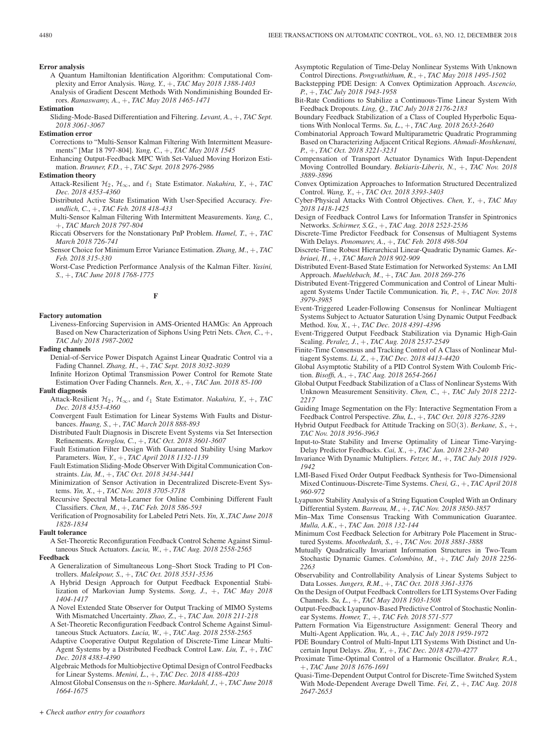**Error analysis**

A Quantum Hamiltonian Identification Algorithm: Computational Complexity and Error Analysis. *Wang, Y.*, +, *TAC May 2018 1388-1403*

Analysis of Gradient Descent Methods With Nondiminishing Bounded Errors. *Ramaswamy, A.*, +, *TAC May 2018 1465-1471*

**Estimation**

Sliding-Mode-Based Differentiation and Filtering. *Levant, A.*, +, *TAC Sept. 2018 3061-3067*

**Estimation error**

Corrections to "Multi-Sensor Kalman Filtering With Intermittent Measurements" [Mar 18 797-804]. *Yang, C.*, +, *TAC May 2018 1545*

Enhancing Output-Feedback MPC With Set-Valued Moving Horizon Estimation. *Brunner, F.D.*, +, *TAC Sept. 2018 2976-2986*

**Estimation theory**

Attack-Resilient $\mathcal{H}_2$, $\mathcal{H}_\infty$, and $\ell_1$ State Estimator. *Nakahira, Y.*, +, *TAC Dec. 2018 4353-4360*

Distributed Active State Estimation With User-Specified Accuracy. *Freundlich, C.*, +, *TAC Feb. 2018 418-433*

Multi-Sensor Kalman Filtering With Intermittent Measurements. *Yang, C.*, +, *TAC March 2018 797-804*

Riccati Observers for the Nonstationary PnP Problem. *Hamel, T.*, +, *TAC March 2018 726-741*

Sensor Choice for Minimum Error Variance Estimation. *Zhang, M.*, +, *TAC Feb. 2018 315-330*

Worst-Case Prediction Performance Analysis of the Kalman Filter. *Yasini, S.*, +, *TAC June 2018 1768-1775*

## F

**Factory automation**

Liveness-Enforcing Supervision in AMS-Oriented HAMGs: An Approach Based on New Characterization of Siphons Using Petri Nets. *Chen, C.*, +, *TAC July 2018 1987-2002*

**Fading channels**

Denial-of-Service Power Dispatch Against Linear Quadratic Control via a Fading Channel. *Zhang, H.*, +, *TAC Sept. 2018 3032-3039*

Infinite Horizon Optimal Transmission Power Control for Remote State Estimation Over Fading Channels. *Ren, X.*, +, *TAC Jan. 2018 85-100*

**Fault diagnosis**

Attack-Resilient $\mathcal{H}_2$, $\mathcal{H}_\infty$, and $\ell_1$ State Estimator. *Nakahira, Y.*, +, *TAC Dec. 2018 4353-4360*

Convergent Fault Estimation for Linear Systems With Faults and Disturbances. *Huang, S.*, +, *TAC March 2018 888-893*

Distributed Fault Diagnosis in Discrete Event Systems via Set Intersection Refinements. *Keroglou, C.*, +, *TAC Oct. 2018 3601-3607*

Fault Estimation Filter Design With Guaranteed Stability Using Markov Parameters. *Wan, Y.*, +, *TAC April 2018 1132-1139*

Fault Estimation Sliding-Mode Observer With Digital Communication Constraints. *Liu, M.*, +, *TAC Oct. 2018 3434-3441*

Minimization of Sensor Activation in Decentralized Discrete-Event Systems. *Yin, X.*, +, *TAC Nov. 2018 3705-3718*

Recursive Spectral Meta-Learner for Online Combining Different Fault Classifiers. *Chen, M.*, +, *TAC Feb. 2018 586-593*

Verification of Prognosability for Labeled Petri Nets. *Yin, X.*,*TAC June 2018 1828-1834*

**Fault tolerance**

A Set-Theoretic Reconfiguration Feedback Control Scheme Against Simultaneous Stuck Actuators. *Lucia, W.*, +, *TAC Aug. 2018 2558-2565*

**Feedback**

A Generalization of Simultaneous Long–Short Stock Trading to PI Controllers. *Malekpour, S.*, +, *TAC Oct. 2018 3531-3536*

A Hybrid Design Approach for Output Feedback Exponential Stabilization of Markovian Jump Systems. *Song, J.*, +, *TAC May 2018 1404-1417*

A Novel Extended State Observer for Output Tracking of MIMO Systems With Mismatched Uncertainty. *Zhao, Z.*, +, *TAC Jan. 2018 211-218*

A Set-Theoretic Reconfiguration Feedback Control Scheme Against Simultaneous Stuck Actuators. *Lucia, W.*, +, *TAC Aug. 2018 2558-2565*

Adaptive Cooperative Output Regulation of Discrete-Time Linear Multi-Agent Systems by a Distributed Feedback Control Law. *Liu, T.*, +, *TAC Dec. 2018 4383-4390*

Algebraic Methods for Multiobjective Optimal Design of Control Feedbacks for Linear Systems. *Menini, L.*, +, *TAC Dec. 2018 4188-4203*

Almost Global Consensus on the $n$-Sphere. *Markdahl, J.*, +, *TAC June 2018 1664-1675*

Asymptotic Regulation of Time-Delay Nonlinear Systems With Unknown Control Directions. *Pongvuthithum, R.*, +, *TAC May 2018 1495-1502*

Backstepping PDE Design: A Convex Optimization Approach. *Ascencio, P.*, +, *TAC July 2018 1943-1958*

Bit-Rate Conditions to Stabilize a Continuous-Time Linear System With Feedback Dropouts. *Ling, Q.*, *TAC July 2018 2176-2183*

Boundary Feedback Stabilization of a Class of Coupled Hyperbolic Equations With Nonlocal Terms. *Su, L.*, +, *TAC Aug. 2018 2633-2640*

Combinatorial Approach Toward Multiparametric Quadratic Programming Based on Characterizing Adjacent Critical Regions. *Ahmadi-Moshkenani, P.*, +, *TAC Oct. 2018 3221-3231*

Compensation of Transport Actuator Dynamics With Input-Dependent Moving Controlled Boundary. *Bekiaris-Liberis, N.*, +, *TAC Nov. 2018 3889-3896*

Convex Optimization Approaches to Information Structured Decentralized Control. *Wang, Y.*, +, *TAC Oct. 2018 3393-3403*

Cyber-Physical Attacks With Control Objectives. *Chen, Y.*, +, *TAC May 2018 1418-1425*

Design of Feedback Control Laws for Information Transfer in Spintronics Networks. *Schirmer, S.G.*, +, *TAC Aug. 2018 2523-2536*

Discrete-Time Predictor Feedback for Consensus of Multiagent Systems With Delays. *Ponomarev, A.*, +, *TAC Feb. 2018 498-504*

Discrete-Time Robust Hierarchical Linear-Quadratic Dynamic Games. *Kebriaei, H.*, +, *TAC March 2018 902-909*

Distributed Event-Based State Estimation for Networked Systems: An LMI Approach. *Muehlebach, M.*, +, *TAC Jan. 2018 269-276*

Distributed Event-Triggered Communication and Control of Linear Multiagent Systems Under Tactile Communication. *Yu, P.*, +, *TAC Nov. 2018 3979-3985*

Event-Triggered Leader-Following Consensus for Nonlinear Multiagent Systems Subject to Actuator Saturation Using Dynamic Output Feedback Method. *You, X.*, +, *TAC Dec. 2018 4391-4396*

Event-Triggered Output Feedback Stabilization via Dynamic High-Gain Scaling. *Peralez, J.*, +, *TAC Aug. 2018 2537-2549*

Finite-Time Consensus and Tracking Control of A Class of Nonlinear Multiagent Systems. *Li, Z.*, +, *TAC Dec. 2018 4413-4420*

Global Asymptotic Stability of a PID Control System With Coulomb Friction. *Bisoffi, A.*, +, *TAC Aug. 2018 2654-2661*

Global Output Feedback Stabilization of a Class of Nonlinear Systems With Unknown Measurement Sensitivity. *Chen, C.*, +, *TAC July 2018 2212-2217*

Guiding Image Segmentation on the Fly: Interactive Segmentation From a Feedback Control Perspective. *Zhu, L.*, +, *TAC Oct. 2018 3276-3289*

Hybrid Output Feedback for Attitude Tracking on $\mathbb{SO}(3)$. *Berkane, S.*, +, *TAC Nov. 2018 3956-3963*

Input-to-State Stability and Inverse Optimality of Linear Time-Varying-Delay Predictor Feedbacks. *Cai, X.*, +, *TAC Jan. 2018 233-240*

Invariance With Dynamic Multipliers. *Fetzer, M.*, +, *TAC July 2018 1929-1942*

LMI-Based Fixed Order Output Feedback Synthesis for Two-Dimensional Mixed Continuous-Discrete-Time Systems. *Chesi, G.*, +, *TAC April 2018 960-972*

Lyapunov Stability Analysis of a String Equation Coupled With an Ordinary Differential System. *Barreau, M.*, +, *TAC Nov. 2018 3850-3857*

Min–Max Time Consensus Tracking With Communication Guarantee. *Mulla, A.K.*, +, *TAC Jan. 2018 132-144*

Minimum Cost Feedback Selection for Arbitrary Pole Placement in Structured Systems. *Moothedath, S.*, +, *TAC Nov. 2018 3881-3888*

Mutually Quadratically Invariant Information Structures in Two-Team Stochastic Dynamic Games. *Colombino, M.*, +, *TAC July 2018 2256-2263*

Observability and Controllability Analysis of Linear Systems Subject to Data Losses. *Jungers, R.M.*, +, *TAC Oct. 2018 3361-3376*

On the Design of Output Feedback Controllers for LTI Systems Over Fading Channels. *Su, L.*, +, *TAC May 2018 1503-1508*

Output-Feedback Lyapunov-Based Predictive Control of Stochastic Nonlinear Systems. *Homer, T.*, +, *TAC Feb. 2018 571-577*

Pattern Formation Via Eigenstructure Assignment: General Theory and Multi-Agent Application. *Wu, A.*, +, *TAC July 2018 1959-1972*

PDE Boundary Control of Multi-Input LTI Systems With Distinct and Uncertain Input Delays. *Zhu, Y.*, +, *TAC Dec. 2018 4270-4277*

Proximate Time-Optimal Control of a Harmonic Oscillator. *Braker, R.A.*, +, *TAC June 2018 1676-1691*

Quasi-Time-Dependent Output Control for Discrete-Time Switched System With Mode-Dependent Average Dwell Time. *Fei, Z.*, +, *TAC Aug. 2018 2647-2653*

*+ Check author entry for coauthors*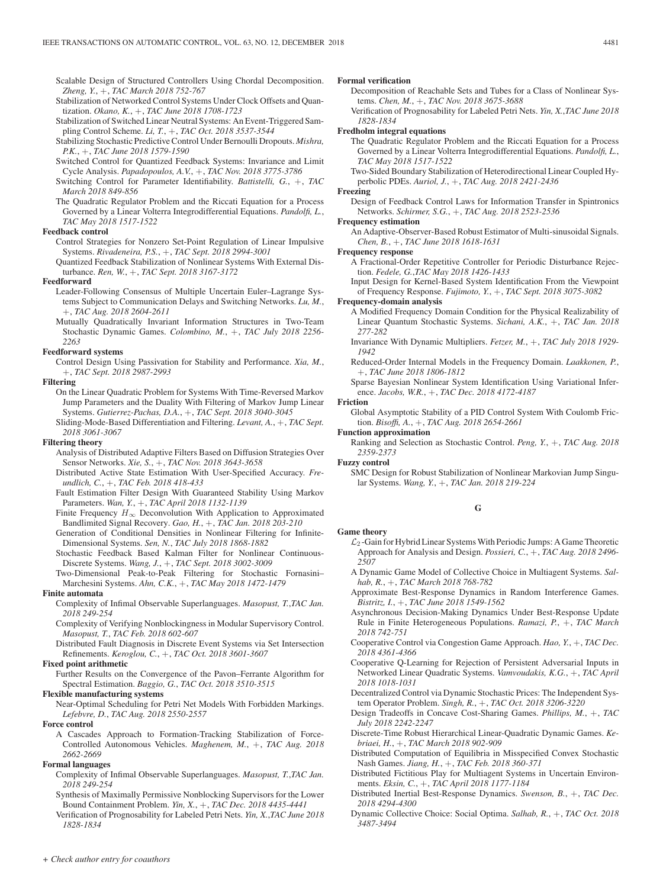Scalable Design of Structured Controllers Using Chordal Decomposition. *Zheng, Y.*, +, *TAC March 2018 752-767*

Stabilization of Networked Control Systems Under Clock Offsets and Quantization. *Okano, K.*, +, *TAC June 2018 1708-1723*

Stabilization of Switched Linear Neutral Systems: An Event-Triggered Sampling Control Scheme. *Li, T.*, +, *TAC Oct. 2018 3537-3544*

Stabilizing Stochastic Predictive Control Under Bernoulli Dropouts. *Mishra, P.K.*, +, *TAC June 2018 1579-1590*

Switched Control for Quantized Feedback Systems: Invariance and Limit Cycle Analysis. *Papadopoulos, A.V.*, +, *TAC Nov. 2018 3775-3786*

Switching Control for Parameter Identifiability. *Battistelli, G.*, +, *TAC March 2018 849-856*

The Quadratic Regulator Problem and the Riccati Equation for a Process Governed by a Linear Volterra Integrodifferential Equations. *Pandolfi, L.*, *TAC May 2018 1517-1522*

**Feedback control**

Control Strategies for Nonzero Set-Point Regulation of Linear Impulsive Systems. *Rivadeneira, P.S.*, +, *TAC Sept. 2018 2994-3001*

Quantized Feedback Stabilization of Nonlinear Systems With External Disturbance. *Ren, W.*, +, *TAC Sept. 2018 3167-3172*

**Feedforward**

Leader-Following Consensus of Multiple Uncertain Euler–Lagrange Systems Subject to Communication Delays and Switching Networks. *Lu, M.*, +, *TAC Aug. 2018 2604-2611*

Mutually Quadratically Invariant Information Structures in Two-Team Stochastic Dynamic Games. *Colombino, M.*, +, *TAC July 2018 2256-2263*

**Feedforward systems**

Control Design Using Passivation for Stability and Performance. *Xia, M.*, +, *TAC Sept. 2018 2987-2993*

**Filtering**

On the Linear Quadratic Problem for Systems With Time-Reversed Markov Jump Parameters and the Duality With Filtering of Markov Jump Linear Systems. *Gutierrez-Pachas, D.A.*, +, *TAC Sept. 2018 3040-3045*

Sliding-Mode-Based Differentiation and Filtering. *Levant, A.*, +, *TAC Sept. 2018 3061-3067*

**Filtering theory**

Analysis of Distributed Adaptive Filters Based on Diffusion Strategies Over Sensor Networks. *Xie, S.*, +, *TAC Nov. 2018 3643-3658*

Distributed Active State Estimation With User-Specified Accuracy. *Freundlich, C.*, +, *TAC Feb. 2018 418-433*

Fault Estimation Filter Design With Guaranteed Stability Using Markov Parameters. *Wan, Y.*, +, *TAC April 2018 1132-1139*

Finite Frequency $H_\infty$ Deconvolution With Application to Approximated Bandlimited Signal Recovery. *Gao, H.*, +, *TAC Jan. 2018 203-210*

Generation of Conditional Densities in Nonlinear Filtering for Infinite-Dimensional Systems. *Sen, N.*, *TAC July 2018 1868-1882*

Stochastic Feedback Based Kalman Filter for Nonlinear Continuous-Discrete Systems. *Wang, J.*, +, *TAC Sept. 2018 3002-3009*

Two-Dimensional Peak-to-Peak Filtering for Stochastic Fornasini–Marchesini Systems. *Ahn, C.K.*, +, *TAC May 2018 1472-1479*

**Finite automata**

Complexity of Infimal Observable Superlanguages. *Masopust, T.*,*TAC Jan. 2018 249-254*

Complexity of Verifying Nonblockingness in Modular Supervisory Control. *Masopust, T.*, *TAC Feb. 2018 602-607*

Distributed Fault Diagnosis in Discrete Event Systems via Set Intersection Refinements. *Keroglou, C.*, +, *TAC Oct. 2018 3601-3607*

**Fixed point arithmetic**

Further Results on the Convergence of the Pavon–Ferrante Algorithm for Spectral Estimation. *Baggio, G.*, *TAC Oct. 2018 3510-3515*

**Flexible manufacturing systems**

Near-Optimal Scheduling for Petri Net Models With Forbidden Markings. *Lefebvre, D.*, *TAC Aug. 2018 2550-2557*

**Force control**

A Cascades Approach to Formation-Tracking Stabilization of Force-Controlled Autonomous Vehicles. *Maghenem, M.*, +, *TAC Aug. 2018 2662-2669*

**Formal languages**

Complexity of Infimal Observable Superlanguages. *Masopust, T.*,*TAC Jan. 2018 249-254*

Synthesis of Maximally Permissive Nonblocking Supervisors for the Lower Bound Containment Problem. *Yin, X.*, +, *TAC Dec. 2018 4435-4441*

Verification of Prognosability for Labeled Petri Nets. *Yin, X.*,*TAC June 2018 1828-1834*

**Formal verification**

Decomposition of Reachable Sets and Tubes for a Class of Nonlinear Systems. *Chen, M.*, +, *TAC Nov. 2018 3675-3688*

Verification of Prognosability for Labeled Petri Nets. *Yin, X.*,*TAC June 2018 1828-1834*

**Fredholm integral equations**

The Quadratic Regulator Problem and the Riccati Equation for a Process Governed by a Linear Volterra Integrodifferential Equations. *Pandolfi, L.*, *TAC May 2018 1517-1522*

Two-Sided Boundary Stabilization of Heterodirectional Linear Coupled Hyperbolic PDEs. *Auriol, J.*, +, *TAC Aug. 2018 2421-2436*

**Freezing**

Design of Feedback Control Laws for Information Transfer in Spintronics Networks. *Schirmer, S.G.*, +, *TAC Aug. 2018 2523-2536*

**Frequency estimation**

An Adaptive-Observer-Based Robust Estimator of Multi-sinusoidal Signals. *Chen, B.*, +, *TAC June 2018 1618-1631*

**Frequency response**

A Fractional-Order Repetitive Controller for Periodic Disturbance Rejection. *Fedele, G.*,*TAC May 2018 1426-1433*

Input Design for Kernel-Based System Identification From the Viewpoint of Frequency Response. *Fujimoto, Y.*, +, *TAC Sept. 2018 3075-3082*

**Frequency-domain analysis**

A Modified Frequency Domain Condition for the Physical Realizability of Linear Quantum Stochastic Systems. *Sichani, A.K.*, +, *TAC Jan. 2018 277-282*

Invariance With Dynamic Multipliers. *Fetzer, M.*, +, *TAC July 2018 1929-1942*

Reduced-Order Internal Models in the Frequency Domain. *Laakkonen, P.*, +, *TAC June 2018 1806-1812*

Sparse Bayesian Nonlinear System Identification Using Variational Inference. *Jacobs, W.R.*, +, *TAC Dec. 2018 4172-4187*

**Friction**

Global Asymptotic Stability of a PID Control System With Coulomb Friction. *Bisoffi, A.*, +, *TAC Aug. 2018 2654-2661*

**Function approximation**

Ranking and Selection as Stochastic Control. *Peng, Y.*, +, *TAC Aug. 2018 2359-2373*

**Fuzzy control**

SMC Design for Robust Stabilization of Nonlinear Markovian Jump Singular Systems. *Wang, Y.*, +, *TAC Jan. 2018 219-224*

## G

**Game theory**

$\mathcal{L}_2$-Gain for Hybrid Linear Systems With Periodic Jumps: A Game Theoretic Approach for Analysis and Design. *Possieri, C.*, +, *TAC Aug. 2018 2496-2507*

A Dynamic Game Model of Collective Choice in Multiagent Systems. *Salhab, R.*, +, *TAC March 2018 768-782*

Approximate Best-Response Dynamics in Random Interference Games. *Bistritz, I.*, +, *TAC June 2018 1549-1562*

Asynchronous Decision-Making Dynamics Under Best-Response Update Rule in Finite Heterogeneous Populations. *Ramazi, P.*, +, *TAC March 2018 742-751*

Cooperative Control via Congestion Game Approach. *Hao, Y.*, +, *TAC Dec. 2018 4361-4366*

Cooperative Q-Learning for Rejection of Persistent Adversarial Inputs in Networked Linear Quadratic Systems. *Vamvoudakis, K.G.*, +, *TAC April 2018 1018-1031*

Decentralized Control via Dynamic Stochastic Prices: The Independent System Operator Problem. *Singh, R.*, +, *TAC Oct. 2018 3206-3220*

Design Tradeoffs in Concave Cost-Sharing Games. *Phillips, M.*, +, *TAC July 2018 2242-2247*

Discrete-Time Robust Hierarchical Linear-Quadratic Dynamic Games. *Kebriaei, H.*, +, *TAC March 2018 902-909*

Distributed Computation of Equilibria in Misspecified Convex Stochastic Nash Games. *Jiang, H.*, +, *TAC Feb. 2018 360-371*

Distributed Fictitious Play for Multiagent Systems in Uncertain Environments. *Eksin, C.*, +, *TAC April 2018 1177-1184*

Distributed Inertial Best-Response Dynamics. *Swenson, B.*, +, *TAC Dec. 2018 4294-4300*

Dynamic Collective Choice: Social Optima. *Salhab, R.*, +, *TAC Oct. 2018 3487-3494*

+ Check author entry for coauthors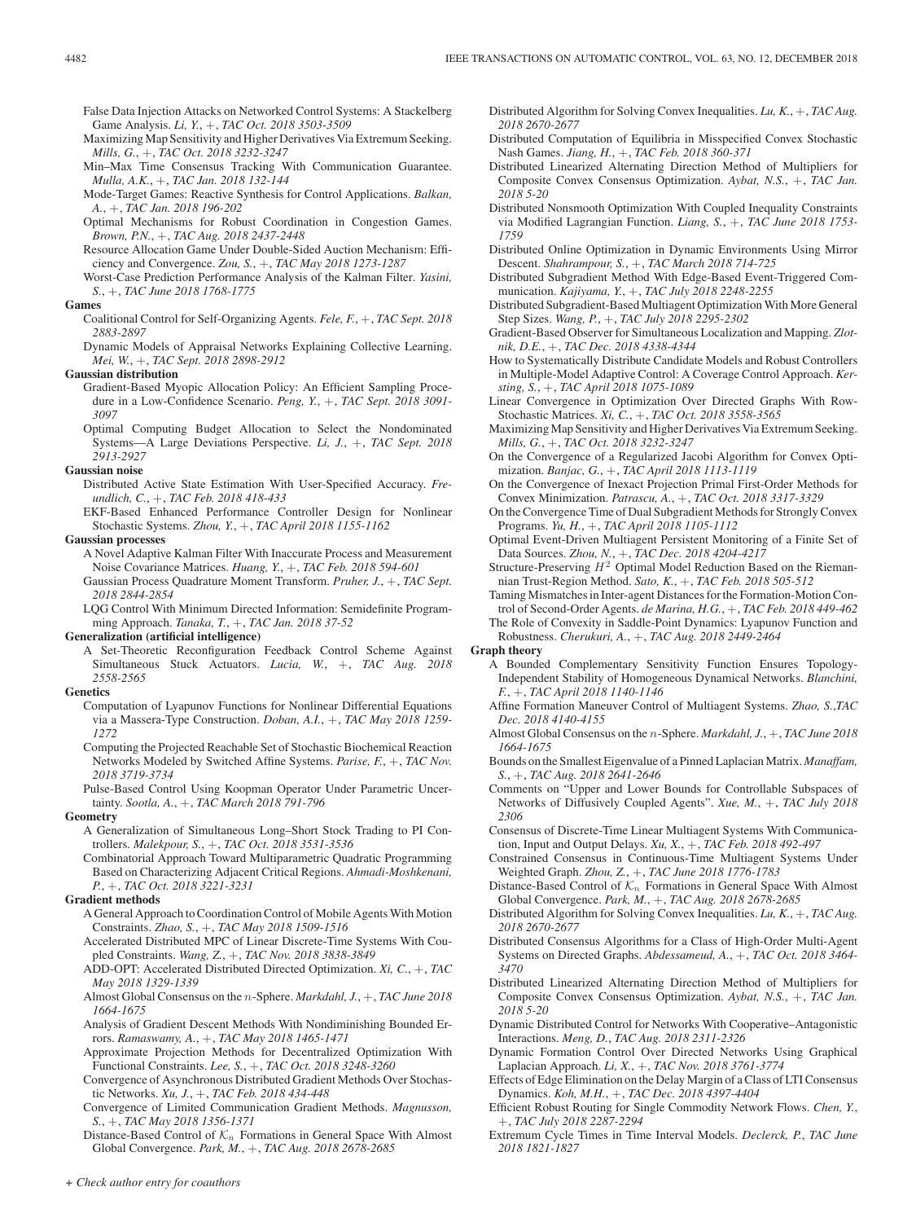False Data Injection Attacks on Networked Control Systems: A Stackelberg Game Analysis. *Li, Y.*, +, *TAC Oct. 2018 3503-3509*

Maximizing Map Sensitivity and Higher Derivatives Via Extremum Seeking. *Mills, G.*, +, *TAC Oct. 2018 3232-3247*

Min–Max Time Consensus Tracking With Communication Guarantee. *Mulla, A.K.*, +, *TAC Jan. 2018 132-144*

Mode-Target Games: Reactive Synthesis for Control Applications. *Balkan, A.*, +, *TAC Jan. 2018 196-202*

Optimal Mechanisms for Robust Coordination in Congestion Games. *Brown, P.N.*, +, *TAC Aug. 2018 2437-2448*

Resource Allocation Game Under Double-Sided Auction Mechanism: Efficiency and Convergence. *Zou, S.*, +, *TAC May 2018 1273-1287*

Worst-Case Prediction Performance Analysis of the Kalman Filter. *Yasini, S.*, +, *TAC June 2018 1768-1775*

**Games**

Coalitional Control for Self-Organizing Agents. *Fele, F.*, +, *TAC Sept. 2018 2883-2897*

Dynamic Models of Appraisal Networks Explaining Collective Learning. *Mei, W.*, +, *TAC Sept. 2018 2898-2912*

**Gaussian distribution**

Gradient-Based Myopic Allocation Policy: An Efficient Sampling Procedure in a Low-Confidence Scenario. *Peng, Y.*, +, *TAC Sept. 2018 3091-3097*

Optimal Computing Budget Allocation to Select the Nondominated Systems—A Large Deviations Perspective. *Li, J.*, +, *TAC Sept. 2018 2913-2927*

**Gaussian noise**

Distributed Active State Estimation With User-Specified Accuracy. *Freundlich, C.*, +, *TAC Feb. 2018 418-433*

EKF-Based Enhanced Performance Controller Design for Nonlinear Stochastic Systems. *Zhou, Y.*, +, *TAC April 2018 1155-1162*

**Gaussian processes**

A Novel Adaptive Kalman Filter With Inaccurate Process and Measurement Noise Covariance Matrices. *Huang, Y.*, +, *TAC Feb. 2018 594-601*

Gaussian Process Quadrature Moment Transform. *Pruher, J.*, +, *TAC Sept. 2018 2844-2854*

LQG Control With Minimum Directed Information: Semidefinite Programming Approach. *Tanaka, T.*, +, *TAC Jan. 2018 37-52*

**Generalization (artificial intelligence)**

A Set-Theoretic Reconfiguration Feedback Control Scheme Against Simultaneous Stuck Actuators. *Lucia, W.*, +, *TAC Aug. 2018 2558-2565*

**Genetics**

Computation of Lyapunov Functions for Nonlinear Differential Equations via a Massera-Type Construction. *Doban, A.I.*, +, *TAC May 2018 1259-1272*

Computing the Projected Reachable Set of Stochastic Biochemical Reaction Networks Modeled by Switched Affine Systems. *Parise, F.*, +, *TAC Nov. 2018 3719-3734*

Pulse-Based Control Using Koopman Operator Under Parametric Uncertainty. *Sootla, A.*, +, *TAC March 2018 791-796*

**Geometry**

A Generalization of Simultaneous Long–Short Stock Trading to PI Controllers. *Malekpour, S.*, +, *TAC Oct. 2018 3531-3536*

Combinatorial Approach Toward Multiparametric Quadratic Programming Based on Characterizing Adjacent Critical Regions. *Ahmadi-Moshkenani, P.*, +, *TAC Oct. 2018 3221-3231*

**Gradient methods**

A General Approach to Coordination Control of Mobile Agents With Motion Constraints. *Zhao, S.*, +, *TAC May 2018 1509-1516*

Accelerated Distributed MPC of Linear Discrete-Time Systems With Coupled Constraints. *Wang, Z.*, +, *TAC Nov. 2018 3838-3849*

ADD-OPT: Accelerated Distributed Directed Optimization. *Xi, C.*, +, *TAC May 2018 1329-1339*

Almost Global Consensus on the $n$-Sphere. *Markdahl, J.*, +, *TAC June 2018 1664-1675*

Analysis of Gradient Descent Methods With Nondiminishing Bounded Errors. *Ramaswamy, A.*, +, *TAC May 2018 1465-1471*

Approximate Projection Methods for Decentralized Optimization With Functional Constraints. *Lee, S.*, +, *TAC Oct. 2018 3248-3260*

Convergence of Asynchronous Distributed Gradient Methods Over Stochastic Networks. *Xu, J.*, +, *TAC Feb. 2018 434-448*

Convergence of Limited Communication Gradient Methods. *Magnusson, S.*, +, *TAC May 2018 1356-1371*

Distance-Based Control of $\mathcal{K}_n$ Formations in General Space With Almost Global Convergence. *Park, M.*, +, *TAC Aug. 2018 2678-2685*

Distributed Algorithm for Solving Convex Inequalities. *Lu, K.*, +, *TAC Aug. 2018 2670-2677*

Distributed Computation of Equilibria in Misspecified Convex Stochastic Nash Games. *Jiang, H.*, +, *TAC Feb. 2018 360-371*

Distributed Linearized Alternating Direction Method of Multipliers for Composite Convex Consensus Optimization. *Aybat, N.S.*, +, *TAC Jan. 2018 5-20*

Distributed Nonsmooth Optimization With Coupled Inequality Constraints via Modified Lagrangian Function. *Liang, S.*, +, *TAC June 2018 1753-1759*

Distributed Online Optimization in Dynamic Environments Using Mirror Descent. *Shahrampour, S.*, +, *TAC March 2018 714-725*

Distributed Subgradient Method With Edge-Based Event-Triggered Communication. *Kajiyama, Y.*, +, *TAC July 2018 2248-2255*

Distributed Subgradient-Based Multiagent Optimization With More General Step Sizes. *Wang, P.*, +, *TAC July 2018 2295-2302*

Gradient-Based Observer for Simultaneous Localization and Mapping. *Zlotnik, D.E.*, +, *TAC Dec. 2018 4338-4344*

How to Systematically Distribute Candidate Models and Robust Controllers in Multiple-Model Adaptive Control: A Coverage Control Approach. *Kersting, S.*, +, *TAC April 2018 1075-1089*

Linear Convergence in Optimization Over Directed Graphs With Row-Stochastic Matrices. *Xi, C.*, +, *TAC Oct. 2018 3558-3565*

Maximizing Map Sensitivity and Higher Derivatives Via Extremum Seeking. *Mills, G.*, +, *TAC Oct. 2018 3232-3247*

On the Convergence of a Regularized Jacobi Algorithm for Convex Optimization. *Banjac, G.*, +, *TAC April 2018 1113-1119*

On the Convergence of Inexact Projection Primal First-Order Methods for Convex Minimization. *Patrascu, A.*, +, *TAC Oct. 2018 3317-3329*

On the Convergence Time of Dual Subgradient Methods for Strongly Convex Programs. *Yu, H.*, +, *TAC April 2018 1105-1112*

Optimal Event-Driven Multiagent Persistent Monitoring of a Finite Set of Data Sources. *Zhou, N.*, +, *TAC Dec. 2018 4204-4217*

Structure-Preserving $H^2$ Optimal Model Reduction Based on the Riemannian Trust-Region Method. *Sato, K.*, +, *TAC Feb. 2018 505-512*

Taming Mismatches in Inter-agent Distances for the Formation-Motion Control of Second-Order Agents. *de Marina, H.G.*, +, *TAC Feb. 2018 449-462*

The Role of Convexity in Saddle-Point Dynamics: Lyapunov Function and Robustness. *Cherukuri, A.*, +, *TAC Aug. 2018 2449-2464*

**Graph theory**

A Bounded Complementary Sensitivity Function Ensures Topology-Independent Stability of Homogeneous Dynamical Networks. *Blanchini, F.*, +, *TAC April 2018 1140-1146*

Affine Formation Maneuver Control of Multiagent Systems. *Zhao, S.*, *TAC Dec. 2018 4140-4155*

Almost Global Consensus on the $n$-Sphere. *Markdahl, J.*, +, *TAC June 2018 1664-1675*

Bounds on the Smallest Eigenvalue of a Pinned Laplacian Matrix. *Manaffam, S.*, +, *TAC Aug. 2018 2641-2646*

Comments on "Upper and Lower Bounds for Controllable Subspaces of Networks of Diffusively Coupled Agents". *Xue, M.*, +, *TAC July 2018 2306*

Consensus of Discrete-Time Linear Multiagent Systems With Communication, Input and Output Delays. *Xu, X.*, +, *TAC Feb. 2018 492-497*

Constrained Consensus in Continuous-Time Multiagent Systems Under Weighted Graph. *Zhou, Z.*, +, *TAC June 2018 1776-1783*

Distance-Based Control of $\mathcal{K}_n$ Formations in General Space With Almost Global Convergence. *Park, M.*, +, *TAC Aug. 2018 2678-2685*

Distributed Algorithm for Solving Convex Inequalities. *Lu, K.*, +, *TAC Aug. 2018 2670-2677*

Distributed Consensus Algorithms for a Class of High-Order Multi-Agent Systems on Directed Graphs. *Abdessameud, A.*, +, *TAC Oct. 2018 3464-3470*

Distributed Linearized Alternating Direction Method of Multipliers for Composite Convex Consensus Optimization. *Aybat, N.S.*, +, *TAC Jan. 2018 5-20*

Dynamic Distributed Control for Networks With Cooperative–Antagonistic Interactions. *Meng, D.*, *TAC Aug. 2018 2311-2326*

Dynamic Formation Control Over Directed Networks Using Graphical Laplacian Approach. *Li, X.*, +, *TAC Nov. 2018 3761-3774*

Effects of Edge Elimination on the Delay Margin of a Class of LTI Consensus Dynamics. *Koh, M.H.*, +, *TAC Dec. 2018 4397-4404*

Efficient Robust Routing for Single Commodity Network Flows. *Chen, Y.*, +, *TAC July 2018 2287-2294*

Extremum Cycle Times in Time Interval Models. *Declerck, P.*, *TAC June 2018 1821-1827*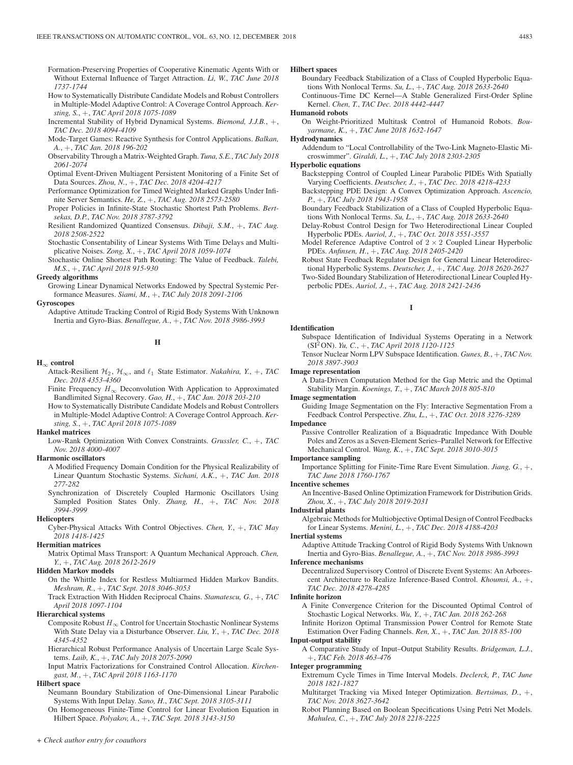Formation-Preserving Properties of Cooperative Kinematic Agents With or Without External Influence of Target Attraction. *Li, W.*, *TAC June 2018 1737-1744*

How to Systematically Distribute Candidate Models and Robust Controllers in Multiple-Model Adaptive Control: A Coverage Control Approach. *Kersting, S.*, +, *TAC April 2018 1075-1089*

Incremental Stability of Hybrid Dynamical Systems. *Biemond, J.J.B.*, +, *TAC Dec. 2018 4094-4109*

Mode-Target Games: Reactive Synthesis for Control Applications. *Balkan, A.*, +, *TAC Jan. 2018 196-202*

Observability Through a Matrix-Weighted Graph. *Tuna, S.E.*, *TAC July 2018 2061-2074*

Optimal Event-Driven Multiagent Persistent Monitoring of a Finite Set of Data Sources. *Zhou, N.*, +, *TAC Dec. 2018 4204-4217*

Performance Optimization for Timed Weighted Marked Graphs Under Infinite Server Semantics. *He, Z.*, +, *TAC Aug. 2018 2573-2580*

Proper Policies in Infinite-State Stochastic Shortest Path Problems. *Bertsekas, D.P.*, *TAC Nov. 2018 3787-3792*

Resilient Randomized Quantized Consensus. *Dibaji, S.M.*, +, *TAC Aug. 2018 2508-2522*

Stochastic Consentability of Linear Systems With Time Delays and Multiplicative Noises. *Zong, X.*, +, *TAC April 2018 1059-1074*

Stochastic Online Shortest Path Routing: The Value of Feedback. *Talebi, M.S.*, +, *TAC April 2018 915-930*

**Greedy algorithms**

Growing Linear Dynamical Networks Endowed by Spectral Systemic Performance Measures. *Siami, M.*, +, *TAC July 2018 2091-2106*

**Gyroscopes**

Adaptive Attitude Tracking Control of Rigid Body Systems With Unknown Inertia and Gyro-Bias. *Benallegue, A.*, +, *TAC Nov. 2018 3986-3993*

## H

**$H_\infty$ control**

Attack-Resilient $\mathcal{H}_2$, $\mathcal{H}_\infty$, and $\ell_1$ State Estimator. *Nakahira, Y.*, +, *TAC Dec. 2018 4353-4360*

Finite Frequency $H_\infty$ Deconvolution With Application to Approximated Bandlimited Signal Recovery. *Gao, H.*, +, *TAC Jan. 2018 203-210*

How to Systematically Distribute Candidate Models and Robust Controllers in Multiple-Model Adaptive Control: A Coverage Control Approach. *Kersting, S.*, +, *TAC April 2018 1075-1089*

**Hankel matrices**

Low-Rank Optimization With Convex Constraints. *Grussler, C.*, +, *TAC Nov. 2018 4000-4007*

**Harmonic oscillators**

A Modified Frequency Domain Condition for the Physical Realizability of Linear Quantum Stochastic Systems. *Sichani, A.K.*, +, *TAC Jan. 2018 277-282*

Synchronization of Discretely Coupled Harmonic Oscillators Using Sampled Position States Only. *Zhang, H.*, +, *TAC Nov. 2018 3994-3999*

**Helicopters**

Cyber-Physical Attacks With Control Objectives. *Chen, Y.*, +, *TAC May 2018 1418-1425*

**Hermitian matrices**

Matrix Optimal Mass Transport: A Quantum Mechanical Approach. *Chen, Y.*, +, *TAC Aug. 2018 2612-2619*

**Hidden Markov models**

On the Whittle Index for Restless Multiarmed Hidden Markov Bandits. *Meshram, R.*, +, *TAC Sept. 2018 3046-3053*

Track Extraction With Hidden Reciprocal Chains. *Stamatescu, G.*, +, *TAC April 2018 1097-1104*

**Hierarchical systems**

Composite Robust $H_\infty$ Control for Uncertain Stochastic Nonlinear Systems With State Delay via a Disturbance Observer. *Liu, Y.*, +, *TAC Dec. 2018 4345-4352*

Hierarchical Robust Performance Analysis of Uncertain Large Scale Systems. *Laib, K.*, +, *TAC July 2018 2075-2090*

Input Matrix Factorizations for Constrained Control Allocation. *Kirchengast, M.*, +, *TAC April 2018 1163-1170*

**Hilbert space**

Neumann Boundary Stabilization of One-Dimensional Linear Parabolic Systems With Input Delay. *Sano, H.*, *TAC Sept. 2018 3105-3111*

On Homogeneous Finite-Time Control for Linear Evolution Equation in Hilbert Space. *Polyakov, A.*, +, *TAC Sept. 2018 3143-3150*

**Hilbert spaces**

Boundary Feedback Stabilization of a Class of Coupled Hyperbolic Equations With Nonlocal Terms. *Su, L.*, +, *TAC Aug. 2018 2633-2640*

Continuous-Time DC Kernel—A Stable Generalized First-Order Spline Kernel. *Chen, T.*, *TAC Dec. 2018 4442-4447*

**Humanoid robots**

On Weight-Prioritized Multitask Control of Humanoid Robots. *Bouyarmane, K.*, +, *TAC June 2018 1632-1647*

**Hydrodynamics**

Addendum to "Local Controllability of the Two-Link Magneto-Elastic Microswimmer". *Giraldi, L.*, +, *TAC July 2018 2303-2305*

**Hyperbolic equations**

Backstepping Control of Coupled Linear Parabolic PIDEs With Spatially Varying Coefficients. *Deutscher, J.*, +, *TAC Dec. 2018 4218-4233*

Backstepping PDE Design: A Convex Optimization Approach. *Ascencio, P.*, +, *TAC July 2018 1943-1958*

Boundary Feedback Stabilization of a Class of Coupled Hyperbolic Equations With Nonlocal Terms. *Su, L.*, +, *TAC Aug. 2018 2633-2640*

Delay-Robust Control Design for Two Heterodirectional Linear Coupled Hyperbolic PDEs. *Auriol, J.*, +, *TAC Oct. 2018 3551-3557*

Model Reference Adaptive Control of $2 \times 2$ Coupled Linear Hyperbolic PDEs. *Anfinsen, H.*, +, *TAC Aug. 2018 2405-2420*

Robust State Feedback Regulator Design for General Linear Heterodirectional Hyperbolic Systems. *Deutscher, J.*, +, *TAC Aug. 2018 2620-2627*

Two-Sided Boundary Stabilization of Heterodirectional Linear Coupled Hyperbolic PDEs. *Auriol, J.*, +, *TAC Aug. 2018 2421-2436*

## I

**Identification**

Subspace Identification of Individual Systems Operating in a Network (SI$^2$ON). *Yu, C.*, +, *TAC April 2018 1120-1125*

Tensor Nuclear Norm LPV Subspace Identification. *Gunes, B.*, +, *TAC Nov. 2018 3897-3903*

**Image representation**

A Data-Driven Computation Method for the Gap Metric and the Optimal Stability Margin. *Koenings, T.*, +, *TAC March 2018 805-810*

**Image segmentation**

Guiding Image Segmentation on the Fly: Interactive Segmentation From a Feedback Control Perspective. *Zhu, L.*, +, *TAC Oct. 2018 3276-3289*

**Impedance**

Passive Controller Realization of a Biquadratic Impedance With Double Poles and Zeros as a Seven-Element Series–Parallel Network for Effective Mechanical Control. *Wang, K.*, +, *TAC Sept. 2018 3010-3015*

**Importance sampling**

Importance Splitting for Finite-Time Rare Event Simulation. *Jiang, G.*, +, *TAC June 2018 1760-1767*

**Incentive schemes**

An Incentive-Based Online Optimization Framework for Distribution Grids. *Zhou, X.*, +, *TAC July 2018 2019-2031*

**Industrial plants**

Algebraic Methods for Multiobjective Optimal Design of Control Feedbacks for Linear Systems. *Menini, L.*, +, *TAC Dec. 2018 4188-4203*

**Inertial systems**

Adaptive Attitude Tracking Control of Rigid Body Systems With Unknown Inertia and Gyro-Bias. *Benallegue, A.*, +, *TAC Nov. 2018 3986-3993*

**Inference mechanisms**

Decentralized Supervisory Control of Discrete Event Systems: An Arborescent Architecture to Realize Inference-Based Control. *Khoumsi, A.*, +, *TAC Dec. 2018 4278-4285*

**Infinite horizon**

A Finite Convergence Criterion for the Discounted Optimal Control of Stochastic Logical Networks. *Wu, Y.*, +, *TAC Jan. 2018 262-268*

Infinite Horizon Optimal Transmission Power Control for Remote State Estimation Over Fading Channels. *Ren, X.*, +, *TAC Jan. 2018 85-100*

**Input-output stability**

A Comparative Study of Input–Output Stability Results. *Bridgeman, L.J.*, +, *TAC Feb. 2018 463-476*

**Integer programming**

Extremum Cycle Times in Time Interval Models. *Declerck, P.*, *TAC June 2018 1821-1827*

Multitarget Tracking via Mixed Integer Optimization. *Bertsimas, D.*, +, *TAC Nov. 2018 3627-3642*

Robot Planning Based on Boolean Specifications Using Petri Net Models. *Mahulea, C.*, +, *TAC July 2018 2218-2225*

*+ Check author entry for coauthors*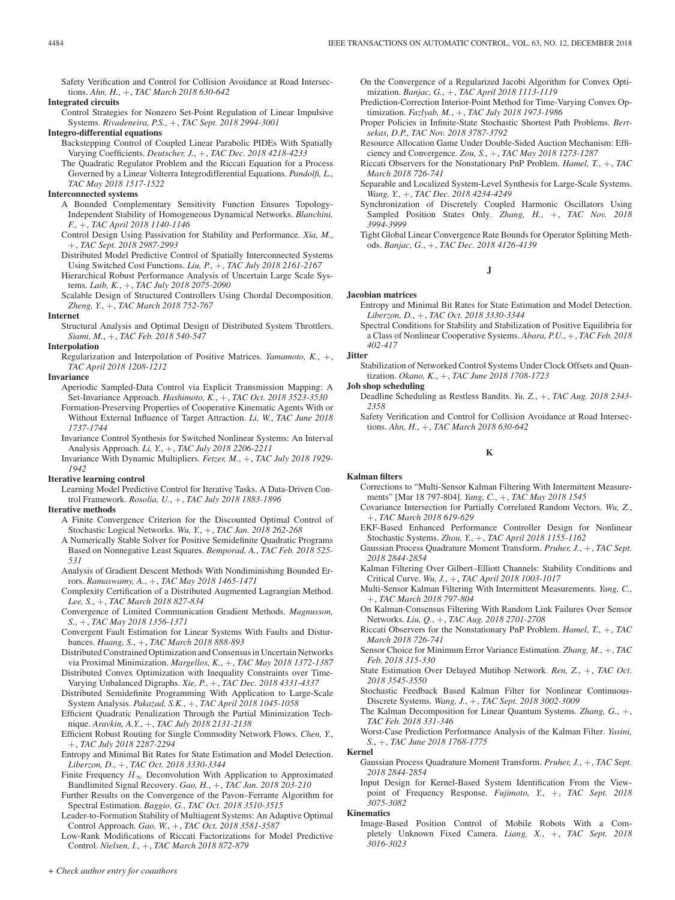Safety Verification and Control for Collision Avoidance at Road Intersections. *Ahn, H.*, +, *TAC March 2018 630-642*

**Integrated circuits**

Control Strategies for Nonzero Set-Point Regulation of Linear Impulsive Systems. *Rivadeneira, P.S.*, +, *TAC Sept. 2018 2994-3001*

**Integro-differential equations**

Backstepping Control of Coupled Linear Parabolic PIDEs With Spatially Varying Coefficients. *Deutscher, J.*, +, *TAC Dec. 2018 4218-4233*

The Quadratic Regulator Problem and the Riccati Equation for a Process Governed by a Linear Volterra Integrodifferential Equations. *Pandolfi, L.*, *TAC May 2018 1517-1522*

**Interconnected systems**

A Bounded Complementary Sensitivity Function Ensures Topology-Independent Stability of Homogeneous Dynamical Networks. *Blanchini, F.*, +, *TAC April 2018 1140-1146*

Control Design Using Passivation for Stability and Performance. *Xia, M.*, +, *TAC Sept. 2018 2987-2993*

Distributed Model Predictive Control of Spatially Interconnected Systems Using Switched Cost Functions. *Liu, P.*, +, *TAC July 2018 2161-2167*

Hierarchical Robust Performance Analysis of Uncertain Large Scale Systems. *Laib, K.*, +, *TAC July 2018 2075-2090*

Scalable Design of Structured Controllers Using Chordal Decomposition. *Zheng, Y.*, +, *TAC March 2018 752-767*

**Internet**

Structural Analysis and Optimal Design of Distributed System Throttlers. *Siami, M.*, +, *TAC Feb. 2018 540-547*

**Interpolation**

Regularization and Interpolation of Positive Matrices. *Yamamoto, K.*, +, *TAC April 2018 1208-1212*

**Invariance**

Aperiodic Sampled-Data Control via Explicit Transmission Mapping: A Set-Invariance Approach. *Hashimoto, K.*, +, *TAC Oct. 2018 3523-3530*

Formation-Preserving Properties of Cooperative Kinematic Agents With or Without External Influence of Target Attraction. *Li, W.*, *TAC June 2018 1737-1744*

Invariance Control Synthesis for Switched Nonlinear Systems: An Interval Analysis Approach. *Li, Y.*, +, *TAC July 2018 2206-2211*

Invariance With Dynamic Multipliers. *Fetzer, M.*, +, *TAC July 2018 1929-1942*

**Iterative learning control**

Learning Model Predictive Control for Iterative Tasks. A Data-Driven Control Framework. *Rosolia, U.*, +, *TAC July 2018 1883-1896*

**Iterative methods**

A Finite Convergence Criterion for the Discounted Optimal Control of Stochastic Logical Networks. *Wu, Y.*, +, *TAC Jan. 2018 262-268*

A Numerically Stable Solver for Positive Semidefinite Quadratic Programs Based on Nonnegative Least Squares. *Bemporad, A.*, *TAC Feb. 2018 525-531*

Analysis of Gradient Descent Methods With Nondiminishing Bounded Errors. *Ramaswamy, A.*, +, *TAC May 2018 1465-1471*

Complexity Certification of a Distributed Augmented Lagrangian Method. *Lee, S.*, +, *TAC March 2018 827-834*

Convergence of Limited Communication Gradient Methods. *Magnusson, S.*, +, *TAC May 2018 1356-1371*

Convergent Fault Estimation for Linear Systems With Faults and Disturbances. *Huang, S.*, +, *TAC March 2018 888-893*

Distributed Constrained Optimization and Consensus in Uncertain Networks via Proximal Minimization. *Margellos, K.*, +, *TAC May 2018 1372-1387*

Distributed Convex Optimization with Inequality Constraints over Time-Varying Unbalanced Digraphs. *Xie, P.*, +, *TAC Dec. 2018 4331-4337*

Distributed Semidefinite Programming With Application to Large-Scale System Analysis. *Pakazad, S.K.*, +, *TAC April 2018 1045-1058*

Efficient Quadratic Penalization Through the Partial Minimization Technique. *Aravkin, A.Y.*, +, *TAC July 2018 2131-2138*

Efficient Robust Routing for Single Commodity Network Flows. *Chen, Y.*, +, *TAC July 2018 2287-2294*

Entropy and Minimal Bit Rates for State Estimation and Model Detection. *Liberzon, D.*, +, *TAC Oct. 2018 3330-3344*

Finite Frequency $H_\infty$ Deconvolution With Application to Approximated Bandlimited Signal Recovery. *Gao, H.*, +, *TAC Jan. 2018 203-210*

Further Results on the Convergence of the Pavon–Ferrante Algorithm for Spectral Estimation. *Baggio, G.*, *TAC Oct. 2018 3510-3515*

Leader-to-Formation Stability of Multiagent Systems: An Adaptive Optimal Control Approach. *Gao, W.*, +, *TAC Oct. 2018 3581-3587*

Low-Rank Modifications of Riccati Factorizations for Model Predictive Control. *Nielsen, I.*, +, *TAC March 2018 872-879*

On the Convergence of a Regularized Jacobi Algorithm for Convex Optimization. *Banjac, G.*, +, *TAC April 2018 1113-1119*

Prediction-Correction Interior-Point Method for Time-Varying Convex Optimization. *Fazlyab, M.*, +, *TAC July 2018 1973-1986*

Proper Policies in Infinite-State Stochastic Shortest Path Problems. *Bertsekas, D.P.*, *TAC Nov. 2018 3787-3792*

Resource Allocation Game Under Double-Sided Auction Mechanism: Efficiency and Convergence. *Zou, S.*, +, *TAC May 2018 1273-1287*

Riccati Observers for the Nonstationary PnP Problem. *Hamel, T.*, +, *TAC March 2018 726-741*

Separable and Localized System-Level Synthesis for Large-Scale Systems. *Wang, Y.*, +, *TAC Dec. 2018 4234-4249*

Synchronization of Discretely Coupled Harmonic Oscillators Using Sampled Position States Only. *Zhang, H.*, +, *TAC Nov. 2018 3994-3999*

Tight Global Linear Convergence Rate Bounds for Operator Splitting Methods. *Banjac, G.*, +, *TAC Dec. 2018 4126-4139*

## J

**Jacobian matrices**

Entropy and Minimal Bit Rates for State Estimation and Model Detection. *Liberzon, D.*, +, *TAC Oct. 2018 3330-3344*

Spectral Conditions for Stability and Stabilization of Positive Equilibria for a Class of Nonlinear Cooperative Systems. *Abara, P.U.*, +, *TAC Feb. 2018 402-417*

**Jitter**

Stabilization of Networked Control Systems Under Clock Offsets and Quantization. *Okano, K.*, +, *TAC June 2018 1708-1723*

**Job shop scheduling**

Deadline Scheduling as Restless Bandits. *Yu, Z.*, +, *TAC Aug. 2018 2343-2358*

Safety Verification and Control for Collision Avoidance at Road Intersections. *Ahn, H.*, +, *TAC March 2018 630-642*

## K

**Kalman filters**

Corrections to "Multi-Sensor Kalman Filtering With Intermittent Measurements" [Mar 18 797-804]. *Yang, C.*, +, *TAC May 2018 1545*

Covariance Intersection for Partially Correlated Random Vectors. *Wu, Z.*, +, *TAC March 2018 619-629*

EKF-Based Enhanced Performance Controller Design for Nonlinear Stochastic Systems. *Zhou, Y.*, +, *TAC April 2018 1155-1162*

Gaussian Process Quadrature Moment Transform. *Pruher, J.*, +, *TAC Sept. 2018 2844-2854*

Kalman Filtering Over Gilbert–Elliott Channels: Stability Conditions and Critical Curve. *Wu, J.*, +, *TAC April 2018 1003-1017*

Multi-Sensor Kalman Filtering With Intermittent Measurements. *Yang, C.*, +, *TAC March 2018 797-804*

On Kalman-Consensus Filtering With Random Link Failures Over Sensor Networks. *Liu, Q.*, +, *TAC Aug. 2018 2701-2708*

Riccati Observers for the Nonstationary PnP Problem. *Hamel, T.*, +, *TAC March 2018 726-741*

Sensor Choice for Minimum Error Variance Estimation. *Zhang, M.*, +, *TAC Feb. 2018 315-330*

State Estimation Over Delayed Mutihop Network. *Ren, Z.*, +, *TAC Oct. 2018 3545-3550*

Stochastic Feedback Based Kalman Filter for Nonlinear Continuous-Discrete Systems. *Wang, J.*, +, *TAC Sept. 2018 3002-3009*

The Kalman Decomposition for Linear Quantum Systems. *Zhang, G.*, +, *TAC Feb. 2018 331-346*

Worst-Case Prediction Performance Analysis of the Kalman Filter. *Yasini, S.*, +, *TAC June 2018 1768-1775*

**Kernel**

Gaussian Process Quadrature Moment Transform. *Pruher, J.*, +, *TAC Sept. 2018 2844-2854*

Input Design for Kernel-Based System Identification From the Viewpoint of Frequency Response. *Fujimoto, Y.*, +, *TAC Sept. 2018 3075-3082*

**Kinematics**

Image-Based Position Control of Mobile Robots With a Completely Unknown Fixed Camera. *Liang, X.*, +, *TAC Sept. 2018 3016-3023*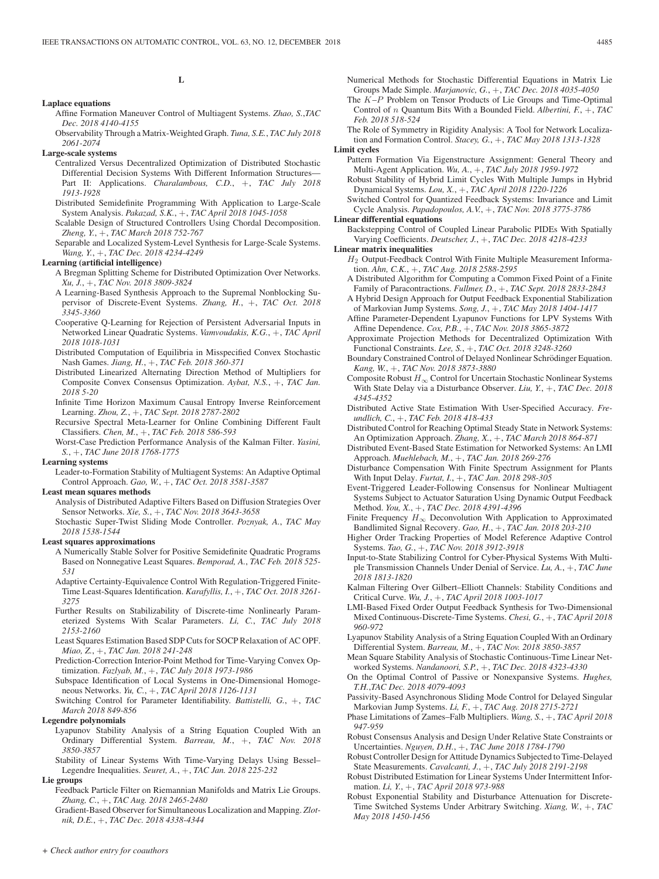# L

**Laplace equations**

Affine Formation Maneuver Control of Multiagent Systems. *Zhao, S.,TAC Dec. 2018 4140-4155*

Observability Through a Matrix-Weighted Graph. *Tuna, S.E., TAC July 2018 2061-2074*

**Large-scale systems**

Centralized Versus Decentralized Optimization of Distributed Stochastic Differential Decision Systems With Different Information Structures—Part II: Applications. *Charalambous, C.D., +, TAC July 2018 1913-1928*

Distributed Semidefinite Programming With Application to Large-Scale System Analysis. *Pakazad, S.K., +, TAC April 2018 1045-1058*

Scalable Design of Structured Controllers Using Chordal Decomposition. *Zheng, Y., +, TAC March 2018 752-767*

Separable and Localized System-Level Synthesis for Large-Scale Systems. *Wang, Y., +, TAC Dec. 2018 4234-4249*

**Learning (artificial intelligence)**

A Bregman Splitting Scheme for Distributed Optimization Over Networks. *Xu, J., +, TAC Nov. 2018 3809-3824*

A Learning-Based Synthesis Approach to the Supremal Nonblocking Supervisor of Discrete-Event Systems. *Zhang, H., +, TAC Oct. 2018 3345-3360*

Cooperative Q-Learning for Rejection of Persistent Adversarial Inputs in Networked Linear Quadratic Systems. *Vamvoudakis, K.G., +, TAC April 2018 1018-1031*

Distributed Computation of Equilibria in Misspecified Convex Stochastic Nash Games. *Jiang, H., +, TAC Feb. 2018 360-371*

Distributed Linearized Alternating Direction Method of Multipliers for Composite Convex Consensus Optimization. *Aybat, N.S., +, TAC Jan. 2018 5-20*

Infinite Time Horizon Maximum Causal Entropy Inverse Reinforcement Learning. *Zhou, Z., +, TAC Sept. 2018 2787-2802*

Recursive Spectral Meta-Learner for Online Combining Different Fault Classifiers. *Chen, M., +, TAC Feb. 2018 586-593*

Worst-Case Prediction Performance Analysis of the Kalman Filter. *Yasini, S., +, TAC June 2018 1768-1775*

**Learning systems**

Leader-to-Formation Stability of Multiagent Systems: An Adaptive Optimal Control Approach. *Gao, W., +, TAC Oct. 2018 3581-3587*

**Least mean squares methods**

Analysis of Distributed Adaptive Filters Based on Diffusion Strategies Over Sensor Networks. *Xie, S., +, TAC Nov. 2018 3643-3658*

Stochastic Super-Twist Sliding Mode Controller. *Poznyak, A., TAC May 2018 1538-1544*

**Least squares approximations**

A Numerically Stable Solver for Positive Semidefinite Quadratic Programs Based on Nonnegative Least Squares. *Bemporad, A., TAC Feb. 2018 525-531*

Adaptive Certainty-Equivalence Control With Regulation-Triggered Finite-Time Least-Squares Identification. *Karafyllis, I., +, TAC Oct. 2018 3261-3275*

Further Results on Stabilizability of Discrete-time Nonlinearly Parameterized Systems With Scalar Parameters. *Li, C., TAC July 2018 2153-2160*

Least Squares Estimation Based SDP Cuts for SOCP Relaxation of AC OPF. *Miao, Z., +, TAC Jan. 2018 241-248*

Prediction-Correction Interior-Point Method for Time-Varying Convex Optimization. *Fazlyab, M., +, TAC July 2018 1973-1986*

Subspace Identification of Local Systems in One-Dimensional Homogeneous Networks. *Yu, C., +, TAC April 2018 1126-1131*

Switching Control for Parameter Identifiability. *Battistelli, G., +, TAC March 2018 849-856*

**Legendre polynomials**

Lyapunov Stability Analysis of a String Equation Coupled With an Ordinary Differential System. *Barreau, M., +, TAC Nov. 2018 3850-3857*

Stability of Linear Systems With Time-Varying Delays Using Bessel–Legendre Inequalities. *Seuret, A., +, TAC Jan. 2018 225-232*

**Lie groups**

Feedback Particle Filter on Riemannian Manifolds and Matrix Lie Groups. *Zhang, C., +, TAC Aug. 2018 2465-2480*

Gradient-Based Observer for Simultaneous Localization and Mapping. *Zlotnik, D.E., +, TAC Dec. 2018 4338-4344*

Numerical Methods for Stochastic Differential Equations in Matrix Lie Groups Made Simple. *Marjanovic, G., +, TAC Dec. 2018 4035-4050*

The $K$–$P$ Problem on Tensor Products of Lie Groups and Time-Optimal Control of $n$ Quantum Bits With a Bounded Field. *Albertini, F., +, TAC Feb. 2018 518-524*

The Role of Symmetry in Rigidity Analysis: A Tool for Network Localization and Formation Control. *Stacey, G., +, TAC May 2018 1313-1328*

**Limit cycles**

Pattern Formation Via Eigenstructure Assignment: General Theory and Multi-Agent Application. *Wu, A., +, TAC July 2018 1959-1972*

Robust Stability of Hybrid Limit Cycles With Multiple Jumps in Hybrid Dynamical Systems. *Lou, X., +, TAC April 2018 1220-1226*

Switched Control for Quantized Feedback Systems: Invariance and Limit Cycle Analysis. *Papadopoulos, A.V., +, TAC Nov. 2018 3775-3786*

**Linear differential equations**

Backstepping Control of Coupled Linear Parabolic PIDEs With Spatially Varying Coefficients. *Deutscher, J., +, TAC Dec. 2018 4218-4233*

**Linear matrix inequalities**

$H_2$ Output-Feedback Control With Finite Multiple Measurement Information. *Ahn, C.K., +, TAC Aug. 2018 2588-2595*

A Distributed Algorithm for Computing a Common Fixed Point of a Finite Family of Paracontractions. *Fullmer, D., +, TAC Sept. 2018 2833-2843*

A Hybrid Design Approach for Output Feedback Exponential Stabilization of Markovian Jump Systems. *Song, J., +, TAC May 2018 1404-1417*

Affine Parameter-Dependent Lyapunov Functions for LPV Systems With Affine Dependence. *Cox, P.B., +, TAC Nov. 2018 3865-3872*

Approximate Projection Methods for Decentralized Optimization With Functional Constraints. *Lee, S., +, TAC Oct. 2018 3248-3260*

Boundary Constrained Control of Delayed Nonlinear Schrödinger Equation. *Kang, W., +, TAC Nov. 2018 3873-3880*

Composite Robust $H_\infty$ Control for Uncertain Stochastic Nonlinear Systems With State Delay via a Disturbance Observer. *Liu, Y., +, TAC Dec. 2018 4345-4352*

Distributed Active State Estimation With User-Specified Accuracy. *Freundlich, C., +, TAC Feb. 2018 418-433*

Distributed Control for Reaching Optimal Steady State in Network Systems: An Optimization Approach. *Zhang, X., +, TAC March 2018 864-871*

Distributed Event-Based State Estimation for Networked Systems: An LMI Approach. *Muehlebach, M., +, TAC Jan. 2018 269-276*

Disturbance Compensation With Finite Spectrum Assignment for Plants With Input Delay. *Furtat, I., +, TAC Jan. 2018 298-305*

Event-Triggered Leader-Following Consensus for Nonlinear Multiagent Systems Subject to Actuator Saturation Using Dynamic Output Feedback Method. *You, X., +, TAC Dec. 2018 4391-4396*

Finite Frequency $H_\infty$ Deconvolution With Application to Approximated Bandlimited Signal Recovery. *Gao, H., +, TAC Jan. 2018 203-210*

Higher Order Tracking Properties of Model Reference Adaptive Control Systems. *Tao, G., +, TAC Nov. 2018 3912-3918*

Input-to-State Stabilizing Control for Cyber-Physical Systems With Multiple Transmission Channels Under Denial of Service. *Lu, A., +, TAC June 2018 1813-1820*

Kalman Filtering Over Gilbert–Elliott Channels: Stability Conditions and Critical Curve. *Wu, J., +, TAC April 2018 1003-1017*

LMI-Based Fixed Order Output Feedback Synthesis for Two-Dimensional Mixed Continuous-Discrete-Time Systems. *Chesi, G., +, TAC April 2018 960-972*

Lyapunov Stability Analysis of a String Equation Coupled With an Ordinary Differential System. *Barreau, M., +, TAC Nov. 2018 3850-3857*

Mean Square Stability Analysis of Stochastic Continuous-Time Linear Networked Systems. *Nandanoori, S.P., +, TAC Dec. 2018 4323-4330*

On the Optimal Control of Passive or Nonexpansive Systems. *Hughes, T.H.,TAC Dec. 2018 4079-4093*

Passivity-Based Asynchronous Sliding Mode Control for Delayed Singular Markovian Jump Systems. *Li, F., +, TAC Aug. 2018 2715-2721*

Phase Limitations of Zames–Falb Multipliers. *Wang, S., +, TAC April 2018 947-959*

Robust Consensus Analysis and Design Under Relative State Constraints or Uncertainties. *Nguyen, D.H., +, TAC June 2018 1784-1790*

Robust Controller Design for Attitude Dynamics Subjected to Time-Delayed State Measurements. *Cavalcanti, J., +, TAC July 2018 2191-2198*

Robust Distributed Estimation for Linear Systems Under Intermittent Information. *Li, Y., +, TAC April 2018 973-988*

Robust Exponential Stability and Disturbance Attenuation for Discrete-Time Switched Systems Under Arbitrary Switching. *Xiang, W., +, TAC May 2018 1450-1456*

*+ Check author entry for coauthors*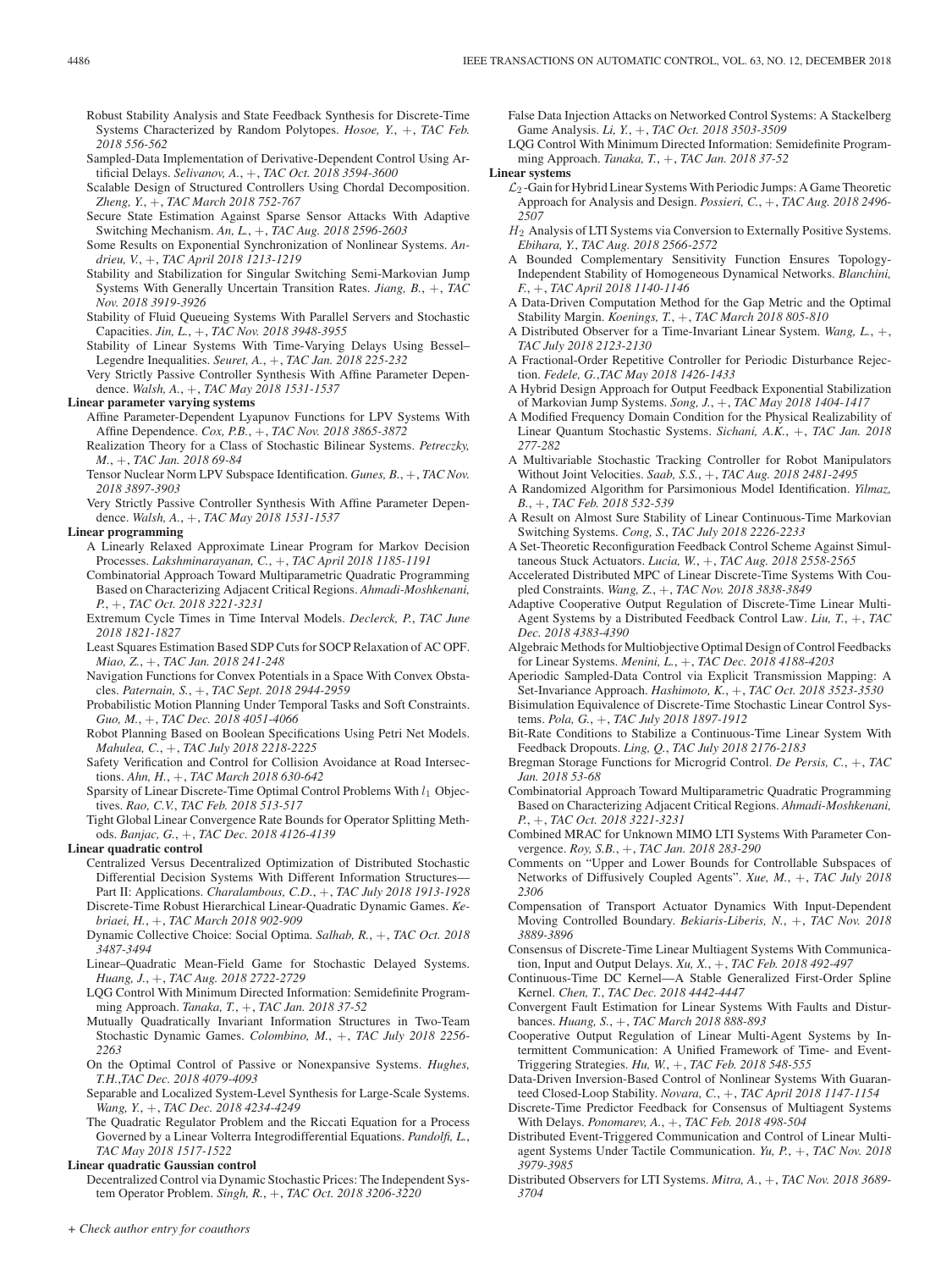Robust Stability Analysis and State Feedback Synthesis for Discrete-Time Systems Characterized by Random Polytopes. *Hosoe, Y.*, +, *TAC Feb. 2018 556-562*

Sampled-Data Implementation of Derivative-Dependent Control Using Artificial Delays. *Selivanov, A.*, +, *TAC Oct. 2018 3594-3600*

Scalable Design of Structured Controllers Using Chordal Decomposition. *Zheng, Y.*, +, *TAC March 2018 752-767*

Secure State Estimation Against Sparse Sensor Attacks With Adaptive Switching Mechanism. *An, L.*, +, *TAC Aug. 2018 2596-2603*

Some Results on Exponential Synchronization of Nonlinear Systems. *Andrieu, V.*, +, *TAC April 2018 1213-1219*

Stability and Stabilization for Singular Switching Semi-Markovian Jump Systems With Generally Uncertain Transition Rates. *Jiang, B.*, +, *TAC Nov. 2018 3919-3926*

Stability of Fluid Queueing Systems With Parallel Servers and Stochastic Capacities. *Jin, L.*, +, *TAC Nov. 2018 3948-3955*

Stability of Linear Systems With Time-Varying Delays Using Bessel–Legendre Inequalities. *Seuret, A.*, +, *TAC Jan. 2018 225-232*

Very Strictly Passive Controller Synthesis With Affine Parameter Dependence. *Walsh, A.*, +, *TAC May 2018 1531-1537*

**Linear parameter varying systems**

Affine Parameter-Dependent Lyapunov Functions for LPV Systems With Affine Dependence. *Cox, P.B.*, +, *TAC Nov. 2018 3865-3872*

Realization Theory for a Class of Stochastic Bilinear Systems. *Petreczky, M.*, +, *TAC Jan. 2018 69-84*

Tensor Nuclear Norm LPV Subspace Identification. *Gunes, B.*, +, *TAC Nov. 2018 3897-3903*

Very Strictly Passive Controller Synthesis With Affine Parameter Dependence. *Walsh, A.*, +, *TAC May 2018 1531-1537*

**Linear programming**

A Linearly Relaxed Approximate Linear Program for Markov Decision Processes. *Lakshminarayanan, C.*, +, *TAC April 2018 1185-1191*

Combinatorial Approach Toward Multiparametric Quadratic Programming Based on Characterizing Adjacent Critical Regions. *Ahmadi-Moshkenani, P.*, +, *TAC Oct. 2018 3221-3231*

Extremum Cycle Times in Time Interval Models. *Declerck, P.*, *TAC June 2018 1821-1827*

Least Squares Estimation Based SDP Cuts for SOCP Relaxation of AC OPF. *Miao, Z.*, +, *TAC Jan. 2018 241-248*

Navigation Functions for Convex Potentials in a Space With Convex Obstacles. *Paternain, S.*, +, *TAC Sept. 2018 2944-2959*

Probabilistic Motion Planning Under Temporal Tasks and Soft Constraints. *Guo, M.*, +, *TAC Dec. 2018 4051-4066*

Robot Planning Based on Boolean Specifications Using Petri Net Models. *Mahulea, C.*, +, *TAC July 2018 2218-2225*

Safety Verification and Control for Collision Avoidance at Road Intersections. *Ahn, H.*, +, *TAC March 2018 630-642*

Sparsity of Linear Discrete-Time Optimal Control Problems With $l_1$ Objectives. *Rao, C.V.*, *TAC Feb. 2018 513-517*

Tight Global Linear Convergence Rate Bounds for Operator Splitting Methods. *Banjac, G.*, +, *TAC Dec. 2018 4126-4139*

**Linear quadratic control**

Centralized Versus Decentralized Optimization of Distributed Stochastic Differential Decision Systems With Different Information Structures—Part II: Applications. *Charalambous, C.D.*, +, *TAC July 2018 1913-1928*

Discrete-Time Robust Hierarchical Linear-Quadratic Dynamic Games. *Kebriaei, H.*, +, *TAC March 2018 902-909*

Dynamic Collective Choice: Social Optima. *Salhab, R.*, +, *TAC Oct. 2018 3487-3494*

Linear–Quadratic Mean-Field Game for Stochastic Delayed Systems. *Huang, J.*, +, *TAC Aug. 2018 2722-2729*

LQG Control With Minimum Directed Information: Semidefinite Programming Approach. *Tanaka, T.*, +, *TAC Jan. 2018 37-52*

Mutually Quadratically Invariant Information Structures in Two-Team Stochastic Dynamic Games. *Colombino, M.*, +, *TAC July 2018 2256-2263*

On the Optimal Control of Passive or Nonexpansive Systems. *Hughes, T.H.*, *TAC Dec. 2018 4079-4093*

Separable and Localized System-Level Synthesis for Large-Scale Systems. *Wang, Y.*, +, *TAC Dec. 2018 4234-4249*

The Quadratic Regulator Problem and the Riccati Equation for a Process Governed by a Linear Volterra Integrodifferential Equations. *Pandolfi, L.*, *TAC May 2018 1517-1522*

**Linear quadratic Gaussian control**

Decentralized Control via Dynamic Stochastic Prices: The Independent System Operator Problem. *Singh, R.*, +, *TAC Oct. 2018 3206-3220*

False Data Injection Attacks on Networked Control Systems: A Stackelberg Game Analysis. *Li, Y.*, +, *TAC Oct. 2018 3503-3509*

LQG Control With Minimum Directed Information: Semidefinite Programming Approach. *Tanaka, T.*, +, *TAC Jan. 2018 37-52*

**Linear systems**

$\mathcal{L}_2$-Gain for Hybrid Linear Systems With Periodic Jumps: A Game Theoretic Approach for Analysis and Design. *Possieri, C.*, +, *TAC Aug. 2018 2496-2507*

$H_2$ Analysis of LTI Systems via Conversion to Externally Positive Systems. *Ebihara, Y.*, *TAC Aug. 2018 2566-2572*

A Bounded Complementary Sensitivity Function Ensures Topology-Independent Stability of Homogeneous Dynamical Networks. *Blanchini, F.*, +, *TAC April 2018 1140-1146*

A Data-Driven Computation Method for the Gap Metric and the Optimal Stability Margin. *Koenings, T.*, +, *TAC March 2018 805-810*

A Distributed Observer for a Time-Invariant Linear System. *Wang, L.*, +, *TAC July 2018 2123-2130*

A Fractional-Order Repetitive Controller for Periodic Disturbance Rejection. *Fedele, G.*, *TAC May 2018 1426-1433*

A Hybrid Design Approach for Output Feedback Exponential Stabilization of Markovian Jump Systems. *Song, J.*, +, *TAC May 2018 1404-1417*

A Modified Frequency Domain Condition for the Physical Realizability of Linear Quantum Stochastic Systems. *Sichani, A.K.*, +, *TAC Jan. 2018 277-282*

A Multivariable Stochastic Tracking Controller for Robot Manipulators Without Joint Velocities. *Saab, S.S.*, +, *TAC Aug. 2018 2481-2495*

A Randomized Algorithm for Parsimonious Model Identification. *Yilmaz, B.*, +, *TAC Feb. 2018 532-539*

A Result on Almost Sure Stability of Linear Continuous-Time Markovian Switching Systems. *Cong, S.*, *TAC July 2018 2226-2233*

A Set-Theoretic Reconfiguration Feedback Control Scheme Against Simultaneous Stuck Actuators. *Lucia, W.*, +, *TAC Aug. 2018 2558-2565*

Accelerated Distributed MPC of Linear Discrete-Time Systems With Coupled Constraints. *Wang, Z.*, +, *TAC Nov. 2018 3838-3849*

Adaptive Cooperative Output Regulation of Discrete-Time Linear Multi-Agent Systems by a Distributed Feedback Control Law. *Liu, T.*, +, *TAC Dec. 2018 4383-4390*

Algebraic Methods for Multiobjective Optimal Design of Control Feedbacks for Linear Systems. *Menini, L.*, +, *TAC Dec. 2018 4188-4203*

Aperiodic Sampled-Data Control via Explicit Transmission Mapping: A Set-Invariance Approach. *Hashimoto, K.*, +, *TAC Oct. 2018 3523-3530*

Bisimulation Equivalence of Discrete-Time Stochastic Linear Control Systems. *Pola, G.*, +, *TAC July 2018 1897-1912*

Bit-Rate Conditions to Stabilize a Continuous-Time Linear System With Feedback Dropouts. *Ling, Q.*, *TAC July 2018 2176-2183*

Bregman Storage Functions for Microgrid Control. *De Persis, C.*, +, *TAC Jan. 2018 53-68*

Combinatorial Approach Toward Multiparametric Quadratic Programming Based on Characterizing Adjacent Critical Regions. *Ahmadi-Moshkenani, P.*, +, *TAC Oct. 2018 3221-3231*

Combined MRAC for Unknown MIMO LTI Systems With Parameter Convergence. *Roy, S.B.*, +, *TAC Jan. 2018 283-290*

Comments on "Upper and Lower Bounds for Controllable Subspaces of Networks of Diffusively Coupled Agents". *Xue, M.*, +, *TAC July 2018 2306*

Compensation of Transport Actuator Dynamics With Input-Dependent Moving Controlled Boundary. *Bekiaris-Liberis, N.*, +, *TAC Nov. 2018 3889-3896*

Consensus of Discrete-Time Linear Multiagent Systems With Communication, Input and Output Delays. *Xu, X.*, +, *TAC Feb. 2018 492-497*

Continuous-Time DC Kernel—A Stable Generalized First-Order Spline Kernel. *Chen, T.*, *TAC Dec. 2018 4442-4447*

Convergent Fault Estimation for Linear Systems With Faults and Disturbances. *Huang, S.*, +, *TAC March 2018 888-893*

Cooperative Output Regulation of Linear Multi-Agent Systems by Intermittent Communication: A Unified Framework of Time- and Event-Triggering Strategies. *Hu, W.*, +, *TAC Feb. 2018 548-555*

Data-Driven Inversion-Based Control of Nonlinear Systems With Guaranteed Closed-Loop Stability. *Novara, C.*, +, *TAC April 2018 1147-1154*

Discrete-Time Predictor Feedback for Consensus of Multiagent Systems With Delays. *Ponomarev, A.*, +, *TAC Feb. 2018 498-504*

Distributed Event-Triggered Communication and Control of Linear Multiagent Systems Under Tactile Communication. *Yu, P.*, +, *TAC Nov. 2018 3979-3985*

Distributed Observers for LTI Systems. *Mitra, A.*, +, *TAC Nov. 2018 3689-3704*

*+ Check author entry for coauthors*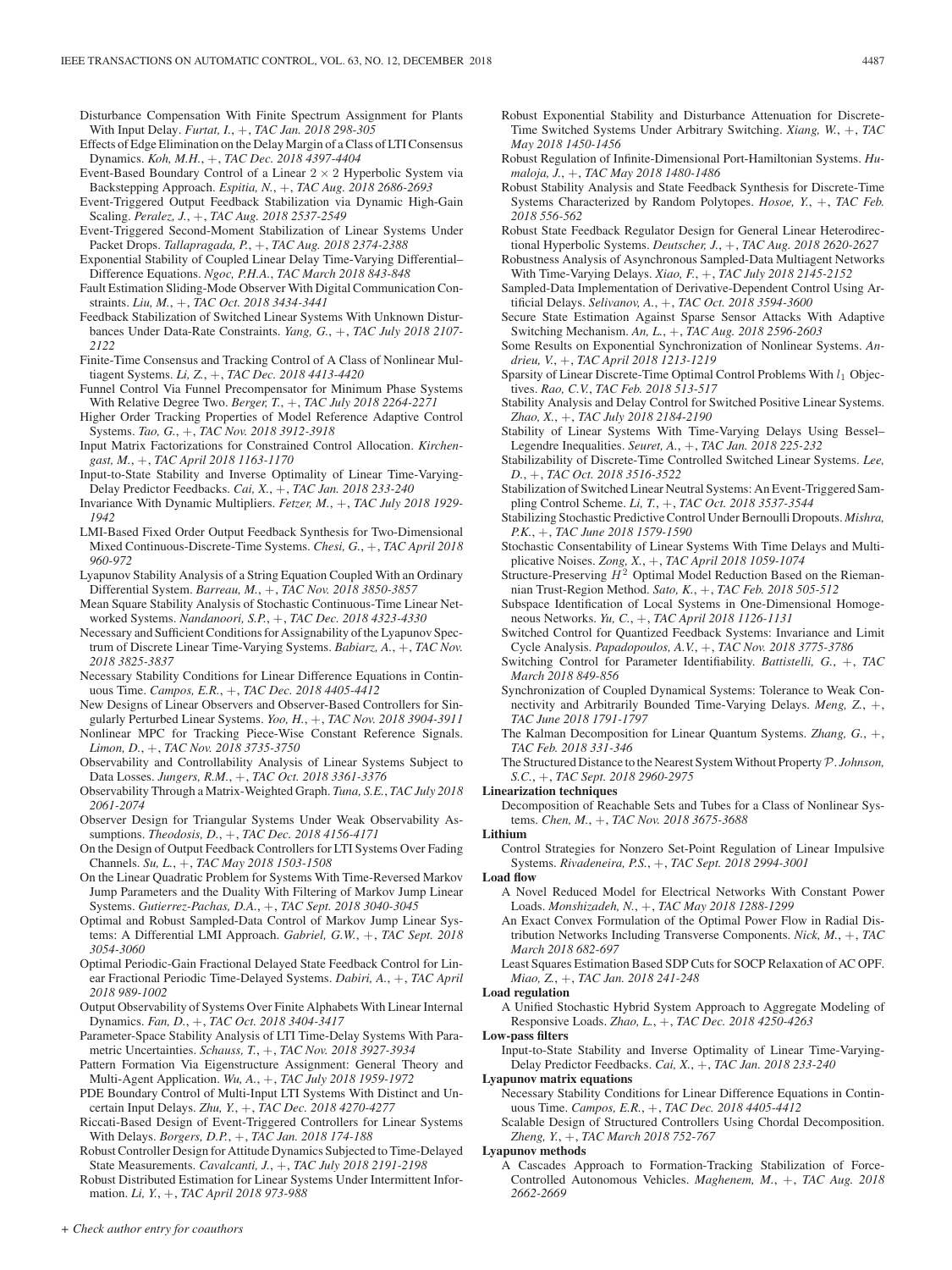Disturbance Compensation With Finite Spectrum Assignment for Plants With Input Delay. *Furtat, I.*, +, *TAC Jan. 2018 298-305*

Effects of Edge Elimination on the Delay Margin of a Class of LTI Consensus Dynamics. *Koh, M.H.*, +, *TAC Dec. 2018 4397-4404*

Event-Based Boundary Control of a Linear $2 \times 2$ Hyperbolic System via Backstepping Approach. *Espitia, N.*, +, *TAC Aug. 2018 2686-2693*

Event-Triggered Output Feedback Stabilization via Dynamic High-Gain Scaling. *Peralez, J.*, +, *TAC Aug. 2018 2537-2549*

Event-Triggered Second-Moment Stabilization of Linear Systems Under Packet Drops. *Tallapragada, P.*, +, *TAC Aug. 2018 2374-2388*

Exponential Stability of Coupled Linear Delay Time-Varying Differential–Difference Equations. *Ngoc, P.H.A.*, *TAC March 2018 843-848*

Fault Estimation Sliding-Mode Observer With Digital Communication Constraints. *Liu, M.*, +, *TAC Oct. 2018 3434-3441*

Feedback Stabilization of Switched Linear Systems With Unknown Disturbances Under Data-Rate Constraints. *Yang, G.*, +, *TAC July 2018 2107-2122*

Finite-Time Consensus and Tracking Control of A Class of Nonlinear Multiagent Systems. *Li, Z.*, +, *TAC Dec. 2018 4413-4420*

Funnel Control Via Funnel Precompensator for Minimum Phase Systems With Relative Degree Two. *Berger, T.*, +, *TAC July 2018 2264-2271*

Higher Order Tracking Properties of Model Reference Adaptive Control Systems. *Tao, G.*, +, *TAC Nov. 2018 3912-3918*

Input Matrix Factorizations for Constrained Control Allocation. *Kirchengast, M.*, +, *TAC April 2018 1163-1170*

Input-to-State Stability and Inverse Optimality of Linear Time-Varying-Delay Predictor Feedbacks. *Cai, X.*, +, *TAC Jan. 2018 233-240*

Invariance With Dynamic Multipliers. *Fetzer, M.*, +, *TAC July 2018 1929-1942*

LMI-Based Fixed Order Output Feedback Synthesis for Two-Dimensional Mixed Continuous-Discrete-Time Systems. *Chesi, G.*, +, *TAC April 2018 960-972*

Lyapunov Stability Analysis of a String Equation Coupled With an Ordinary Differential System. *Barreau, M.*, +, *TAC Nov. 2018 3850-3857*

Mean Square Stability Analysis of Stochastic Continuous-Time Linear Networked Systems. *Nandanoori, S.P.*, +, *TAC Dec. 2018 4323-4330*

Necessary and Sufficient Conditions for Assignability of the Lyapunov Spectrum of Discrete Linear Time-Varying Systems. *Babiarz, A.*, +, *TAC Nov. 2018 3825-3837*

Necessary Stability Conditions for Linear Difference Equations in Continuous Time. *Campos, E.R.*, +, *TAC Dec. 2018 4405-4412*

New Designs of Linear Observers and Observer-Based Controllers for Singularly Perturbed Linear Systems. *Yoo, H.*, +, *TAC Nov. 2018 3904-3911*

Nonlinear MPC for Tracking Piece-Wise Constant Reference Signals. *Limon, D.*, +, *TAC Nov. 2018 3735-3750*

Observability and Controllability Analysis of Linear Systems Subject to Data Losses. *Jungers, R.M.*, +, *TAC Oct. 2018 3361-3376*

Observability Through a Matrix-Weighted Graph. *Tuna, S.E.*, *TAC July 2018 2061-2074*

Observer Design for Triangular Systems Under Weak Observability Assumptions. *Theodosis, D.*, +, *TAC Dec. 2018 4156-4171*

On the Design of Output Feedback Controllers for LTI Systems Over Fading Channels. *Su, L.*, +, *TAC May 2018 1503-1508*

On the Linear Quadratic Problem for Systems With Time-Reversed Markov Jump Parameters and the Duality With Filtering of Markov Jump Linear Systems. *Gutierrez-Pachas, D.A.*, +, *TAC Sept. 2018 3040-3045*

Optimal and Robust Sampled-Data Control of Markov Jump Linear Systems: A Differential LMI Approach. *Gabriel, G.W.*, +, *TAC Sept. 2018 3054-3060*

Optimal Periodic-Gain Fractional Delayed State Feedback Control for Linear Fractional Periodic Time-Delayed Systems. *Dabiri, A.*, +, *TAC April 2018 989-1002*

Output Observability of Systems Over Finite Alphabets With Linear Internal Dynamics. *Fan, D.*, +, *TAC Oct. 2018 3404-3417*

Parameter-Space Stability Analysis of LTI Time-Delay Systems With Parametric Uncertainties. *Schauss, T.*, +, *TAC Nov. 2018 3927-3934*

Pattern Formation Via Eigenstructure Assignment: General Theory and Multi-Agent Application. *Wu, A.*, +, *TAC July 2018 1959-1972*

PDE Boundary Control of Multi-Input LTI Systems With Distinct and Uncertain Input Delays. *Zhu, Y.*, +, *TAC Dec. 2018 4270-4277*

Riccati-Based Design of Event-Triggered Controllers for Linear Systems With Delays. *Borgers, D.P.*, +, *TAC Jan. 2018 174-188*

Robust Controller Design for Attitude Dynamics Subjected to Time-Delayed State Measurements. *Cavalcanti, J.*, +, *TAC July 2018 2191-2198*

Robust Distributed Estimation for Linear Systems Under Intermittent Information. *Li, Y.*, +, *TAC April 2018 973-988*

Robust Exponential Stability and Disturbance Attenuation for Discrete-Time Switched Systems Under Arbitrary Switching. *Xiang, W.*, +, *TAC May 2018 1450-1456*

Robust Regulation of Infinite-Dimensional Port-Hamiltonian Systems. *Humaloja, J.*, +, *TAC May 2018 1480-1486*

Robust Stability Analysis and State Feedback Synthesis for Discrete-Time Systems Characterized by Random Polytopes. *Hosoe, Y.*, +, *TAC Feb. 2018 556-562*

Robust State Feedback Regulator Design for General Linear Heterodirectional Hyperbolic Systems. *Deutscher, J.*, +, *TAC Aug. 2018 2620-2627*

Robustness Analysis of Asynchronous Sampled-Data Multiagent Networks With Time-Varying Delays. *Xiao, F.*, +, *TAC July 2018 2145-2152*

Sampled-Data Implementation of Derivative-Dependent Control Using Artificial Delays. *Selivanov, A.*, +, *TAC Oct. 2018 3594-3600*

Secure State Estimation Against Sparse Sensor Attacks With Adaptive Switching Mechanism. *An, L.*, +, *TAC Aug. 2018 2596-2603*

Some Results on Exponential Synchronization of Nonlinear Systems. *Andrieu, V.*, +, *TAC April 2018 1213-1219*

Sparsity of Linear Discrete-Time Optimal Control Problems With $l_1$ Objectives. *Rao, C.V.*, *TAC Feb. 2018 513-517*

Stability Analysis and Delay Control for Switched Positive Linear Systems. *Zhao, X.*, +, *TAC July 2018 2184-2190*

Stability of Linear Systems With Time-Varying Delays Using Bessel–Legendre Inequalities. *Seuret, A.*, +, *TAC Jan. 2018 225-232*

Stabilizability of Discrete-Time Controlled Switched Linear Systems. *Lee, D.*, +, *TAC Oct. 2018 3516-3522*

Stabilization of Switched Linear Neutral Systems: An Event-Triggered Sampling Control Scheme. *Li, T.*, +, *TAC Oct. 2018 3537-3544*

Stabilizing Stochastic Predictive Control Under Bernoulli Dropouts. *Mishra, P.K.*, +, *TAC June 2018 1579-1590*

Stochastic Consentability of Linear Systems With Time Delays and Multiplicative Noises. *Zong, X.*, +, *TAC April 2018 1059-1074*

Structure-Preserving $H^2$ Optimal Model Reduction Based on the Riemannian Trust-Region Method. *Sato, K.*, +, *TAC Feb. 2018 505-512*

Subspace Identification of Local Systems in One-Dimensional Homogeneous Networks. *Yu, C.*, +, *TAC April 2018 1126-1131*

Switched Control for Quantized Feedback Systems: Invariance and Limit Cycle Analysis. *Papadopoulos, A.V.*, +, *TAC Nov. 2018 3775-3786*

Switching Control for Parameter Identifiability. *Battistelli, G.*, +, *TAC March 2018 849-856*

Synchronization of Coupled Dynamical Systems: Tolerance to Weak Connectivity and Arbitrarily Bounded Time-Varying Delays. *Meng, Z.*, +, *TAC June 2018 1791-1797*

The Kalman Decomposition for Linear Quantum Systems. *Zhang, G.*, +, *TAC Feb. 2018 331-346*

The Structured Distance to the Nearest System Without Property $\mathcal{P}$. *Johnson, S.C.*, +, *TAC Sept. 2018 2960-2975*

**Linearization techniques**

Decomposition of Reachable Sets and Tubes for a Class of Nonlinear Systems. *Chen, M.*, +, *TAC Nov. 2018 3675-3688*

**Lithium**

Control Strategies for Nonzero Set-Point Regulation of Linear Impulsive Systems. *Rivadeneira, P.S.*, +, *TAC Sept. 2018 2994-3001*

**Load flow**

A Novel Reduced Model for Electrical Networks With Constant Power Loads. *Monshizadeh, N.*, +, *TAC May 2018 1288-1299*

An Exact Convex Formulation of the Optimal Power Flow in Radial Distribution Networks Including Transverse Components. *Nick, M.*, +, *TAC March 2018 682-697*

Least Squares Estimation Based SDP Cuts for SOCP Relaxation of AC OPF. *Miao, Z.*, +, *TAC Jan. 2018 241-248*

**Load regulation**

A Unified Stochastic Hybrid System Approach to Aggregate Modeling of Responsive Loads. *Zhao, L.*, +, *TAC Dec. 2018 4250-4263*

**Low-pass filters**

Input-to-State Stability and Inverse Optimality of Linear Time-Varying-Delay Predictor Feedbacks. *Cai, X.*, +, *TAC Jan. 2018 233-240*

**Lyapunov matrix equations**

Necessary Stability Conditions for Linear Difference Equations in Continuous Time. *Campos, E.R.*, +, *TAC Dec. 2018 4405-4412*

Scalable Design of Structured Controllers Using Chordal Decomposition. *Zheng, Y.*, +, *TAC March 2018 752-767*

**Lyapunov methods**

A Cascades Approach to Formation-Tracking Stabilization of Force-Controlled Autonomous Vehicles. *Maghenem, M.*, +, *TAC Aug. 2018 2662-2669*

*+ Check author entry for coauthors*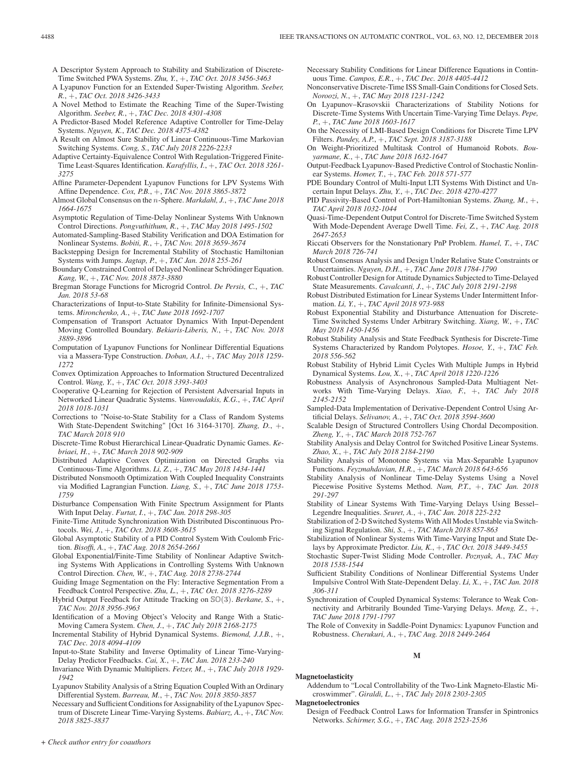A Descriptor System Approach to Stability and Stabilization of Discrete-Time Switched PWA Systems. *Zhu, Y.*, +, *TAC Oct. 2018 3456-3463*

A Lyapunov Function for an Extended Super-Twisting Algorithm. *Seeber, R.*, +, *TAC Oct. 2018 3426-3433*

A Novel Method to Estimate the Reaching Time of the Super-Twisting Algorithm. *Seeber, R.*, +, *TAC Dec. 2018 4301-4308*

A Predictor-Based Model Reference Adaptive Controller for Time-Delay Systems. *Nguyen, K.*, *TAC Dec. 2018 4375-4382*

A Result on Almost Sure Stability of Linear Continuous-Time Markovian Switching Systems. *Cong, S.*, *TAC July 2018 2226-2233*

Adaptive Certainty-Equivalence Control With Regulation-Triggered Finite-Time Least-Squares Identification. *Karafyllis, I.*, +, *TAC Oct. 2018 3261-3275*

Affine Parameter-Dependent Lyapunov Functions for LPV Systems With Affine Dependence. *Cox, P.B.*, +, *TAC Nov. 2018 3865-3872*

Almost Global Consensus on the $n$-Sphere. *Markdahl, J.*, +, *TAC June 2018 1664-1675*

Asymptotic Regulation of Time-Delay Nonlinear Systems With Unknown Control Directions. *Pongvuthithum, R.*, +, *TAC May 2018 1495-1502*

Automated-Sampling-Based Stability Verification and DOA Estimation for Nonlinear Systems. *Bobiti, R.*, +, *TAC Nov. 2018 3659-3674*

Backstepping Design for Incremental Stability of Stochastic Hamiltonian Systems with Jumps. *Jagtap, P.*, +, *TAC Jan. 2018 255-261*

Boundary Constrained Control of Delayed Nonlinear Schrödinger Equation. *Kang, W.*, +, *TAC Nov. 2018 3873-3880*

Bregman Storage Functions for Microgrid Control. *De Persis, C.*, +, *TAC Jan. 2018 53-68*

Characterizations of Input-to-State Stability for Infinite-Dimensional Systems. *Mironchenko, A.*, +, *TAC June 2018 1692-1707*

Compensation of Transport Actuator Dynamics With Input-Dependent Moving Controlled Boundary. *Bekiaris-Liberis, N.*, +, *TAC Nov. 2018 3889-3896*

Computation of Lyapunov Functions for Nonlinear Differential Equations via a Massera-Type Construction. *Doban, A.I.*, +, *TAC May 2018 1259-1272*

Convex Optimization Approaches to Information Structured Decentralized Control. *Wang, Y.*, +, *TAC Oct. 2018 3393-3403*

Cooperative Q-Learning for Rejection of Persistent Adversarial Inputs in Networked Linear Quadratic Systems. *Vamvoudakis, K.G.*, +, *TAC April 2018 1018-1031*

Corrections to "Noise-to-State Stability for a Class of Random Systems With State-Dependent Switching" [Oct 16 3164-3170]. *Zhang, D.*, +, *TAC March 2018 910*

Discrete-Time Robust Hierarchical Linear-Quadratic Dynamic Games. *Kebriaei, H.*, +, *TAC March 2018 902-909*

Distributed Adaptive Convex Optimization on Directed Graphs via Continuous-Time Algorithms. *Li, Z.*, +, *TAC May 2018 1434-1441*

Distributed Nonsmooth Optimization With Coupled Inequality Constraints via Modified Lagrangian Function. *Liang, S.*, +, *TAC June 2018 1753-1759*

Disturbance Compensation With Finite Spectrum Assignment for Plants With Input Delay. *Furtat, I.*, +, *TAC Jan. 2018 298-305*

Finite-Time Attitude Synchronization With Distributed Discontinuous Protocols. *Wei, J.*, +, *TAC Oct. 2018 3608-3615*

Global Asymptotic Stability of a PID Control System With Coulomb Friction. *Bisoffi, A.*, +, *TAC Aug. 2018 2654-2661*

Global Exponential/Finite-Time Stability of Nonlinear Adaptive Switching Systems With Applications in Controlling Systems With Unknown Control Direction. *Chen, W.*, +, *TAC Aug. 2018 2738-2744*

Guiding Image Segmentation on the Fly: Interactive Segmentation From a Feedback Control Perspective. *Zhu, L.*, +, *TAC Oct. 2018 3276-3289*

Hybrid Output Feedback for Attitude Tracking on $\mathbb{SO}(3)$. *Berkane, S.*, +, *TAC Nov. 2018 3956-3963*

Identification of a Moving Object's Velocity and Range With a Static-Moving Camera System. *Chen, J.*, +, *TAC July 2018 2168-2175*

Incremental Stability of Hybrid Dynamical Systems. *Biemond, J.J.B.*, +, *TAC Dec. 2018 4094-4109*

Input-to-State Stability and Inverse Optimality of Linear Time-Varying-Delay Predictor Feedbacks. *Cai, X.*, +, *TAC Jan. 2018 233-240*

Invariance With Dynamic Multipliers. *Fetzer, M.*, +, *TAC July 2018 1929-1942*

Lyapunov Stability Analysis of a String Equation Coupled With an Ordinary Differential System. *Barreau, M.*, +, *TAC Nov. 2018 3850-3857*

Necessary and Sufficient Conditions for Assignability of the Lyapunov Spectrum of Discrete Linear Time-Varying Systems. *Babiarz, A.*, +, *TAC Nov. 2018 3825-3837*

Necessary Stability Conditions for Linear Difference Equations in Continuous Time. *Campos, E.R.*, +, *TAC Dec. 2018 4405-4412*

Nonconservative Discrete-Time ISS Small-Gain Conditions for Closed Sets. *Noroozi, N.*, +, *TAC May 2018 1231-1242*

On Lyapunov–Krasovskii Characterizations of Stability Notions for Discrete-Time Systems With Uncertain Time-Varying Time Delays. *Pepe, P.*, +, *TAC June 2018 1603-1617*

On the Necessity of LMI-Based Design Conditions for Discrete Time LPV Filters. *Pandey, A.P.*, +, *TAC Sept. 2018 3187-3188*

On Weight-Prioritized Multitask Control of Humanoid Robots. *Bouyarmane, K.*, +, *TAC June 2018 1632-1647*

Output-Feedback Lyapunov-Based Predictive Control of Stochastic Nonlinear Systems. *Homer, T.*, +, *TAC Feb. 2018 571-577*

PDE Boundary Control of Multi-Input LTI Systems With Distinct and Uncertain Input Delays. *Zhu, Y.*, +, *TAC Dec. 2018 4270-4277*

PID Passivity-Based Control of Port-Hamiltonian Systems. *Zhang, M.*, +, *TAC April 2018 1032-1044*

Quasi-Time-Dependent Output Control for Discrete-Time Switched System With Mode-Dependent Average Dwell Time. *Fei, Z.*, +, *TAC Aug. 2018 2647-2653*

Riccati Observers for the Nonstationary PnP Problem. *Hamel, T.*, +, *TAC March 2018 726-741*

Robust Consensus Analysis and Design Under Relative State Constraints or Uncertainties. *Nguyen, D.H.*, +, *TAC June 2018 1784-1790*

Robust Controller Design for Attitude Dynamics Subjected to Time-Delayed State Measurements. *Cavalcanti, J.*, +, *TAC July 2018 2191-2198*

Robust Distributed Estimation for Linear Systems Under Intermittent Information. *Li, Y.*, +, *TAC April 2018 973-988*

Robust Exponential Stability and Disturbance Attenuation for Discrete-Time Switched Systems Under Arbitrary Switching. *Xiang, W.*, +, *TAC May 2018 1450-1456*

Robust Stability Analysis and State Feedback Synthesis for Discrete-Time Systems Characterized by Random Polytopes. *Hosoe, Y.*, +, *TAC Feb. 2018 556-562*

Robust Stability of Hybrid Limit Cycles With Multiple Jumps in Hybrid Dynamical Systems. *Lou, X.*, +, *TAC April 2018 1220-1226*

Robustness Analysis of Asynchronous Sampled-Data Multiagent Networks With Time-Varying Delays. *Xiao, F.*, +, *TAC July 2018 2145-2152*

Sampled-Data Implementation of Derivative-Dependent Control Using Artificial Delays. *Selivanov, A.*, +, *TAC Oct. 2018 3594-3600*

Scalable Design of Structured Controllers Using Chordal Decomposition. *Zheng, Y.*, +, *TAC March 2018 752-767*

Stability Analysis and Delay Control for Switched Positive Linear Systems. *Zhao, X.*, +, *TAC July 2018 2184-2190*

Stability Analysis of Monotone Systems via Max-Separable Lyapunov Functions. *Feyzmahdavian, H.R.*, +, *TAC March 2018 643-656*

Stability Analysis of Nonlinear Time-Delay Systems Using a Novel Piecewise Positive Systems Method. *Nam, P.T.*, +, *TAC Jan. 2018 291-297*

Stability of Linear Systems With Time-Varying Delays Using Bessel–Legendre Inequalities. *Seuret, A.*, +, *TAC Jan. 2018 225-232*

Stabilization of 2-D Switched Systems With All Modes Unstable via Switching Signal Regulation. *Shi, S.*, +, *TAC March 2018 857-863*

Stabilization of Nonlinear Systems With Time-Varying Input and State Delays by Approximate Predictor. *Liu, K.*, +, *TAC Oct. 2018 3449-3455*

Stochastic Super-Twist Sliding Mode Controller. *Poznyak, A.*, *TAC May 2018 1538-1544*

Sufficient Stability Conditions of Nonlinear Differential Systems Under Impulsive Control With State-Dependent Delay. *Li, X.*, +, *TAC Jan. 2018 306-311*

Synchronization of Coupled Dynamical Systems: Tolerance to Weak Connectivity and Arbitrarily Bounded Time-Varying Delays. *Meng, Z.*, +, *TAC June 2018 1791-1797*

The Role of Convexity in Saddle-Point Dynamics: Lyapunov Function and Robustness. *Cherukuri, A.*, +, *TAC Aug. 2018 2449-2464*

## M

**Magnetoelasticity**

Addendum to "Local Controllability of the Two-Link Magneto-Elastic Microswimmer". *Giraldi, L.*, +, *TAC July 2018 2303-2305*

**Magnetoelectronics**

Design of Feedback Control Laws for Information Transfer in Spintronics Networks. *Schirmer, S.G.*, +, *TAC Aug. 2018 2523-2536*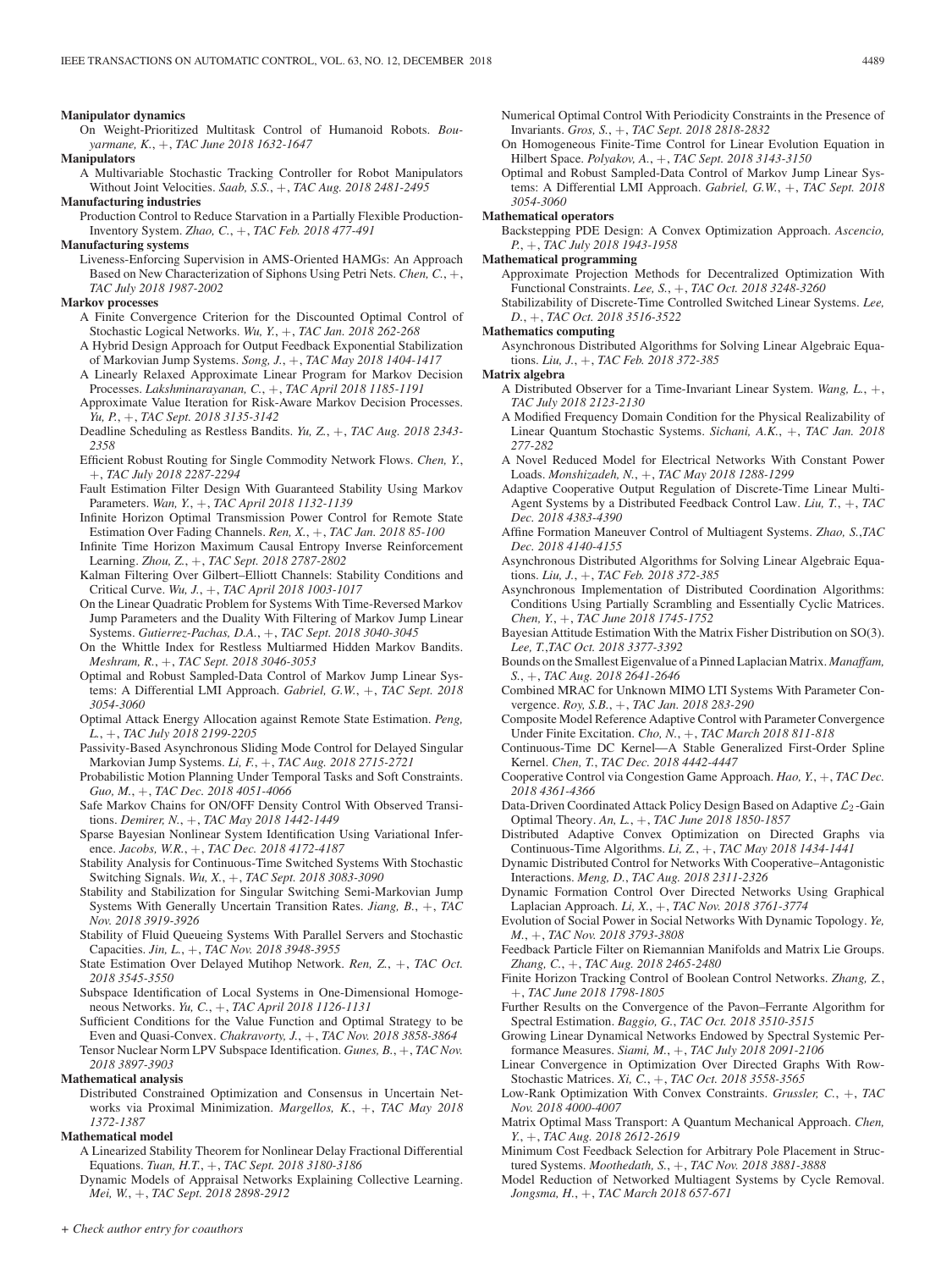**Manipulator dynamics**

On Weight-Prioritized Multitask Control of Humanoid Robots. *Bouyarmane, K.*, +, *TAC June 2018 1632-1647*

**Manipulators**

A Multivariable Stochastic Tracking Controller for Robot Manipulators Without Joint Velocities. *Saab, S.S.*, +, *TAC Aug. 2018 2481-2495*

**Manufacturing industries**

Production Control to Reduce Starvation in a Partially Flexible Production-Inventory System. *Zhao, C.*, +, *TAC Feb. 2018 477-491*

**Manufacturing systems**

Liveness-Enforcing Supervision in AMS-Oriented HAMGs: An Approach Based on New Characterization of Siphons Using Petri Nets. *Chen, C.*, +, *TAC July 2018 1987-2002*

**Markov processes**

A Finite Convergence Criterion for the Discounted Optimal Control of Stochastic Logical Networks. *Wu, Y.*, +, *TAC Jan. 2018 262-268*

A Hybrid Design Approach for Output Feedback Exponential Stabilization of Markovian Jump Systems. *Song, J.*, +, *TAC May 2018 1404-1417*

A Linearly Relaxed Approximate Linear Program for Markov Decision Processes. *Lakshminarayanan, C.*, +, *TAC April 2018 1185-1191*

Approximate Value Iteration for Risk-Aware Markov Decision Processes. *Yu, P.*, +, *TAC Sept. 2018 3135-3142*

Deadline Scheduling as Restless Bandits. *Yu, Z.*, +, *TAC Aug. 2018 2343-2358*

Efficient Robust Routing for Single Commodity Network Flows. *Chen, Y.*, +, *TAC July 2018 2287-2294*

Fault Estimation Filter Design With Guaranteed Stability Using Markov Parameters. *Wan, Y.*, +, *TAC April 2018 1132-1139*

Infinite Horizon Optimal Transmission Power Control for Remote State Estimation Over Fading Channels. *Ren, X.*, +, *TAC Jan. 2018 85-100*

Infinite Time Horizon Maximum Causal Entropy Inverse Reinforcement Learning. *Zhou, Z.*, +, *TAC Sept. 2018 2787-2802*

Kalman Filtering Over Gilbert–Elliott Channels: Stability Conditions and Critical Curve. *Wu, J.*, +, *TAC April 2018 1003-1017*

On the Linear Quadratic Problem for Systems With Time-Reversed Markov Jump Parameters and the Duality With Filtering of Markov Jump Linear Systems. *Gutierrez-Pachas, D.A.*, +, *TAC Sept. 2018 3040-3045*

On the Whittle Index for Restless Multiarmed Hidden Markov Bandits. *Meshram, R.*, +, *TAC Sept. 2018 3046-3053*

Optimal and Robust Sampled-Data Control of Markov Jump Linear Systems: A Differential LMI Approach. *Gabriel, G.W.*, +, *TAC Sept. 2018 3054-3060*

Optimal Attack Energy Allocation against Remote State Estimation. *Peng, L.*, +, *TAC July 2018 2199-2205*

Passivity-Based Asynchronous Sliding Mode Control for Delayed Singular Markovian Jump Systems. *Li, F.*, +, *TAC Aug. 2018 2715-2721*

Probabilistic Motion Planning Under Temporal Tasks and Soft Constraints. *Guo, M.*, +, *TAC Dec. 2018 4051-4066*

Safe Markov Chains for ON/OFF Density Control With Observed Transitions. *Demirer, N.*, +, *TAC May 2018 1442-1449*

Sparse Bayesian Nonlinear System Identification Using Variational Inference. *Jacobs, W.R.*, +, *TAC Dec. 2018 4172-4187*

Stability Analysis for Continuous-Time Switched Systems With Stochastic Switching Signals. *Wu, X.*, +, *TAC Sept. 2018 3083-3090*

Stability and Stabilization for Singular Switching Semi-Markovian Jump Systems With Generally Uncertain Transition Rates. *Jiang, B.*, +, *TAC Nov. 2018 3919-3926*

Stability of Fluid Queueing Systems With Parallel Servers and Stochastic Capacities. *Jin, L.*, +, *TAC Nov. 2018 3948-3955*

State Estimation Over Delayed Mutihop Network. *Ren, Z.*, +, *TAC Oct. 2018 3545-3550*

Subspace Identification of Local Systems in One-Dimensional Homogeneous Networks. *Yu, C.*, +, *TAC April 2018 1126-1131*

Sufficient Conditions for the Value Function and Optimal Strategy to be Even and Quasi-Convex. *Chakravorty, J.*, +, *TAC Nov. 2018 3858-3864*

Tensor Nuclear Norm LPV Subspace Identification. *Gunes, B.*, +, *TAC Nov. 2018 3897-3903*

**Mathematical analysis**

Distributed Constrained Optimization and Consensus in Uncertain Networks via Proximal Minimization. *Margellos, K.*, +, *TAC May 2018 1372-1387*

**Mathematical model**

A Linearized Stability Theorem for Nonlinear Delay Fractional Differential Equations. *Tuan, H.T.*, +, *TAC Sept. 2018 3180-3186*

Dynamic Models of Appraisal Networks Explaining Collective Learning. *Mei, W.*, +, *TAC Sept. 2018 2898-2912*

Numerical Optimal Control With Periodicity Constraints in the Presence of Invariants. *Gros, S.*, +, *TAC Sept. 2018 2818-2832*

On Homogeneous Finite-Time Control for Linear Evolution Equation in Hilbert Space. *Polyakov, A.*, +, *TAC Sept. 2018 3143-3150*

Optimal and Robust Sampled-Data Control of Markov Jump Linear Systems: A Differential LMI Approach. *Gabriel, G.W.*, +, *TAC Sept. 2018 3054-3060*

**Mathematical operators**

Backstepping PDE Design: A Convex Optimization Approach. *Ascencio, P.*, +, *TAC July 2018 1943-1958*

**Mathematical programming**

Approximate Projection Methods for Decentralized Optimization With Functional Constraints. *Lee, S.*, +, *TAC Oct. 2018 3248-3260*

Stabilizability of Discrete-Time Controlled Switched Linear Systems. *Lee, D.*, +, *TAC Oct. 2018 3516-3522*

**Mathematics computing**

Asynchronous Distributed Algorithms for Solving Linear Algebraic Equations. *Liu, J.*, +, *TAC Feb. 2018 372-385*

**Matrix algebra**

A Distributed Observer for a Time-Invariant Linear System. *Wang, L.*, +, *TAC July 2018 2123-2130*

A Modified Frequency Domain Condition for the Physical Realizability of Linear Quantum Stochastic Systems. *Sichani, A.K.*, +, *TAC Jan. 2018 277-282*

A Novel Reduced Model for Electrical Networks With Constant Power Loads. *Monshizadeh, N.*, +, *TAC May 2018 1288-1299*

Adaptive Cooperative Output Regulation of Discrete-Time Linear Multi-Agent Systems by a Distributed Feedback Control Law. *Liu, T.*, +, *TAC Dec. 2018 4383-4390*

Affine Formation Maneuver Control of Multiagent Systems. *Zhao, S.*,*TAC Dec. 2018 4140-4155*

Asynchronous Distributed Algorithms for Solving Linear Algebraic Equations. *Liu, J.*, +, *TAC Feb. 2018 372-385*

Asynchronous Implementation of Distributed Coordination Algorithms: Conditions Using Partially Scrambling and Essentially Cyclic Matrices. *Chen, Y.*, +, *TAC June 2018 1745-1752*

Bayesian Attitude Estimation With the Matrix Fisher Distribution on SO(3). *Lee, T.*,*TAC Oct. 2018 3377-3392*

Bounds on the Smallest Eigenvalue of a Pinned Laplacian Matrix. *Manaffam, S.*, +, *TAC Aug. 2018 2641-2646*

Combined MRAC for Unknown MIMO LTI Systems With Parameter Convergence. *Roy, S.B.*, +, *TAC Jan. 2018 283-290*

Composite Model Reference Adaptive Control with Parameter Convergence Under Finite Excitation. *Cho, N.*, +, *TAC March 2018 811-818*

Continuous-Time DC Kernel—A Stable Generalized First-Order Spline Kernel. *Chen, T.*, *TAC Dec. 2018 4442-4447*

Cooperative Control via Congestion Game Approach. *Hao, Y.*, +, *TAC Dec. 2018 4361-4366*

Data-Driven Coordinated Attack Policy Design Based on Adaptive $\mathcal{L}_2$-Gain Optimal Theory. *An, L.*, +, *TAC June 2018 1850-1857*

Distributed Adaptive Convex Optimization on Directed Graphs via Continuous-Time Algorithms. *Li, Z.*, +, *TAC May 2018 1434-1441*

Dynamic Distributed Control for Networks With Cooperative–Antagonistic Interactions. *Meng, D.*, *TAC Aug. 2018 2311-2326*

Dynamic Formation Control Over Directed Networks Using Graphical Laplacian Approach. *Li, X.*, +, *TAC Nov. 2018 3761-3774*

Evolution of Social Power in Social Networks With Dynamic Topology. *Ye, M.*, +, *TAC Nov. 2018 3793-3808*

Feedback Particle Filter on Riemannian Manifolds and Matrix Lie Groups. *Zhang, C.*, +, *TAC Aug. 2018 2465-2480*

Finite Horizon Tracking Control of Boolean Control Networks. *Zhang, Z.*, +, *TAC June 2018 1798-1805*

Further Results on the Convergence of the Pavon–Ferrante Algorithm for Spectral Estimation. *Baggio, G.*, *TAC Oct. 2018 3510-3515*

Growing Linear Dynamical Networks Endowed by Spectral Systemic Performance Measures. *Siami, M.*, +, *TAC July 2018 2091-2106*

Linear Convergence in Optimization Over Directed Graphs With Row-Stochastic Matrices. *Xi, C.*, +, *TAC Oct. 2018 3558-3565*

Low-Rank Optimization With Convex Constraints. *Grussler, C.*, +, *TAC Nov. 2018 4000-4007*

Matrix Optimal Mass Transport: A Quantum Mechanical Approach. *Chen, Y.*, +, *TAC Aug. 2018 2612-2619*

Minimum Cost Feedback Selection for Arbitrary Pole Placement in Structured Systems. *Moothedath, S.*, +, *TAC Nov. 2018 3881-3888*

Model Reduction of Networked Multiagent Systems by Cycle Removal. *Jongsma, H.*, +, *TAC March 2018 657-671*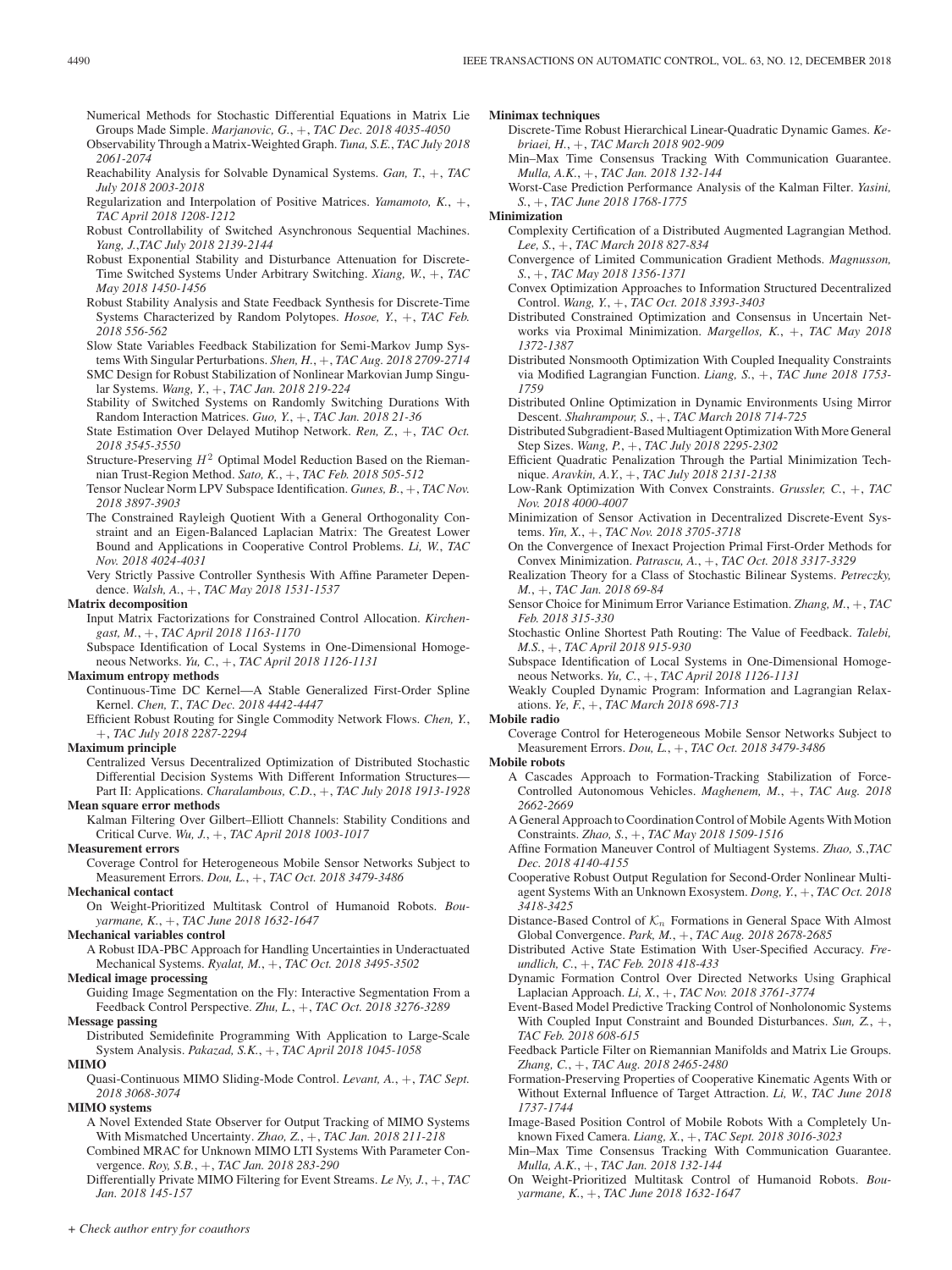Numerical Methods for Stochastic Differential Equations in Matrix Lie Groups Made Simple. *Marjanovic, G.*, +, *TAC Dec. 2018 4035-4050*

Observability Through a Matrix-Weighted Graph. *Tuna, S.E., TAC July 2018 2061-2074*

Reachability Analysis for Solvable Dynamical Systems. *Gan, T.*, +, *TAC July 2018 2003-2018*

Regularization and Interpolation of Positive Matrices. *Yamamoto, K.*, +, *TAC April 2018 1208-1212*

Robust Controllability of Switched Asynchronous Sequential Machines. *Yang, J.,TAC July 2018 2139-2144*

Robust Exponential Stability and Disturbance Attenuation for Discrete-Time Switched Systems Under Arbitrary Switching. *Xiang, W.*, +, *TAC May 2018 1450-1456*

Robust Stability Analysis and State Feedback Synthesis for Discrete-Time Systems Characterized by Random Polytopes. *Hosoe, Y.*, +, *TAC Feb. 2018 556-562*

Slow State Variables Feedback Stabilization for Semi-Markov Jump Systems With Singular Perturbations. *Shen, H.*, +, *TAC Aug. 2018 2709-2714*

SMC Design for Robust Stabilization of Nonlinear Markovian Jump Singular Systems. *Wang, Y.*, +, *TAC Jan. 2018 219-224*

Stability of Switched Systems on Randomly Switching Durations With Random Interaction Matrices. *Guo, Y.*, +, *TAC Jan. 2018 21-36*

State Estimation Over Delayed Mutihop Network. *Ren, Z.*, +, *TAC Oct. 2018 3545-3550*

Structure-Preserving $H^2$ Optimal Model Reduction Based on the Riemannian Trust-Region Method. *Sato, K.*, +, *TAC Feb. 2018 505-512*

Tensor Nuclear Norm LPV Subspace Identification. *Gunes, B.*, +, *TAC Nov. 2018 3897-3903*

The Constrained Rayleigh Quotient With a General Orthogonality Constraint and an Eigen-Balanced Laplacian Matrix: The Greatest Lower Bound and Applications in Cooperative Control Problems. *Li, W., TAC Nov. 2018 4024-4031*

Very Strictly Passive Controller Synthesis With Affine Parameter Dependence. *Walsh, A.*, +, *TAC May 2018 1531-1537*

**Matrix decomposition**

Input Matrix Factorizations for Constrained Control Allocation. *Kirchengast, M.*, +, *TAC April 2018 1163-1170*

Subspace Identification of Local Systems in One-Dimensional Homogeneous Networks. *Yu, C.*, +, *TAC April 2018 1126-1131*

**Maximum entropy methods**

Continuous-Time DC Kernel—A Stable Generalized First-Order Spline Kernel. *Chen, T., TAC Dec. 2018 4442-4447*

Efficient Robust Routing for Single Commodity Network Flows. *Chen, Y.*, +, *TAC July 2018 2287-2294*

**Maximum principle**

Centralized Versus Decentralized Optimization of Distributed Stochastic Differential Decision Systems With Different Information Structures—Part II: Applications. *Charalambous, C.D.*, +, *TAC July 2018 1913-1928*

**Mean square error methods**

Kalman Filtering Over Gilbert–Elliott Channels: Stability Conditions and Critical Curve. *Wu, J.*, +, *TAC April 2018 1003-1017*

**Measurement errors**

Coverage Control for Heterogeneous Mobile Sensor Networks Subject to Measurement Errors. *Dou, L.*, +, *TAC Oct. 2018 3479-3486*

**Mechanical contact**

On Weight-Prioritized Multitask Control of Humanoid Robots. *Bouyarmane, K.*, +, *TAC June 2018 1632-1647*

**Mechanical variables control**

A Robust IDA-PBC Approach for Handling Uncertainties in Underactuated Mechanical Systems. *Ryalat, M.*, +, *TAC Oct. 2018 3495-3502*

**Medical image processing**

Guiding Image Segmentation on the Fly: Interactive Segmentation From a Feedback Control Perspective. *Zhu, L.*, +, *TAC Oct. 2018 3276-3289*

**Message passing**

Distributed Semidefinite Programming With Application to Large-Scale System Analysis. *Pakazad, S.K.*, +, *TAC April 2018 1045-1058*

**MIMO**

Quasi-Continuous MIMO Sliding-Mode Control. *Levant, A.*, +, *TAC Sept. 2018 3068-3074*

**MIMO systems**

A Novel Extended State Observer for Output Tracking of MIMO Systems With Mismatched Uncertainty. *Zhao, Z.*, +, *TAC Jan. 2018 211-218*

Combined MRAC for Unknown MIMO LTI Systems With Parameter Convergence. *Roy, S.B.*, +, *TAC Jan. 2018 283-290*

Differentially Private MIMO Filtering for Event Streams. *Le Ny, J.*, +, *TAC Jan. 2018 145-157*

**Minimax techniques**

Discrete-Time Robust Hierarchical Linear-Quadratic Dynamic Games. *Kebriaei, H.*, +, *TAC March 2018 902-909*

Min–Max Time Consensus Tracking With Communication Guarantee. *Mulla, A.K.*, +, *TAC Jan. 2018 132-144*

Worst-Case Prediction Performance Analysis of the Kalman Filter. *Yasini, S.*, +, *TAC June 2018 1768-1775*

**Minimization**

Complexity Certification of a Distributed Augmented Lagrangian Method. *Lee, S.*, +, *TAC March 2018 827-834*

Convergence of Limited Communication Gradient Methods. *Magnusson, S.*, +, *TAC May 2018 1356-1371*

Convex Optimization Approaches to Information Structured Decentralized Control. *Wang, Y.*, +, *TAC Oct. 2018 3393-3403*

Distributed Constrained Optimization and Consensus in Uncertain Networks via Proximal Minimization. *Margellos, K.*, +, *TAC May 2018 1372-1387*

Distributed Nonsmooth Optimization With Coupled Inequality Constraints via Modified Lagrangian Function. *Liang, S.*, +, *TAC June 2018 1753-1759*

Distributed Online Optimization in Dynamic Environments Using Mirror Descent. *Shahrampour, S.*, +, *TAC March 2018 714-725*

Distributed Subgradient-Based Multiagent Optimization With More General Step Sizes. *Wang, P.*, +, *TAC July 2018 2295-2302*

Efficient Quadratic Penalization Through the Partial Minimization Technique. *Aravkin, A.Y.*, +, *TAC July 2018 2131-2138*

Low-Rank Optimization With Convex Constraints. *Grussler, C.*, +, *TAC Nov. 2018 4000-4007*

Minimization of Sensor Activation in Decentralized Discrete-Event Systems. *Yin, X.*, +, *TAC Nov. 2018 3705-3718*

On the Convergence of Inexact Projection Primal First-Order Methods for Convex Minimization. *Patrascu, A.*, +, *TAC Oct. 2018 3317-3329*

Realization Theory for a Class of Stochastic Bilinear Systems. *Petreczky, M.*, +, *TAC Jan. 2018 69-84*

Sensor Choice for Minimum Error Variance Estimation. *Zhang, M.*, +, *TAC Feb. 2018 315-330*

Stochastic Online Shortest Path Routing: The Value of Feedback. *Talebi, M.S.*, +, *TAC April 2018 915-930*

Subspace Identification of Local Systems in One-Dimensional Homogeneous Networks. *Yu, C.*, +, *TAC April 2018 1126-1131*

Weakly Coupled Dynamic Program: Information and Lagrangian Relaxations. *Ye, F.*, +, *TAC March 2018 698-713*

**Mobile radio**

Coverage Control for Heterogeneous Mobile Sensor Networks Subject to Measurement Errors. *Dou, L.*, +, *TAC Oct. 2018 3479-3486*

**Mobile robots**

A Cascades Approach to Formation-Tracking Stabilization of Force-Controlled Autonomous Vehicles. *Maghenem, M.*, +, *TAC Aug. 2018 2662-2669*

A General Approach to Coordination Control of Mobile Agents With Motion Constraints. *Zhao, S.*, +, *TAC May 2018 1509-1516*

Affine Formation Maneuver Control of Multiagent Systems. *Zhao, S.,TAC Dec. 2018 4140-4155*

Cooperative Robust Output Regulation for Second-Order Nonlinear Multiagent Systems With an Unknown Exosystem. *Dong, Y.*, +, *TAC Oct. 2018 3418-3425*

Distance-Based Control of $\mathcal{K}_n$ Formations in General Space With Almost Global Convergence. *Park, M.*, +, *TAC Aug. 2018 2678-2685*

Distributed Active State Estimation With User-Specified Accuracy. *Freundlich, C.*, +, *TAC Feb. 2018 418-433*

Dynamic Formation Control Over Directed Networks Using Graphical Laplacian Approach. *Li, X.*, +, *TAC Nov. 2018 3761-3774*

Event-Based Model Predictive Tracking Control of Nonholonomic Systems With Coupled Input Constraint and Bounded Disturbances. *Sun, Z.*, +, *TAC Feb. 2018 608-615*

Feedback Particle Filter on Riemannian Manifolds and Matrix Lie Groups. *Zhang, C.*, +, *TAC Aug. 2018 2465-2480*

Formation-Preserving Properties of Cooperative Kinematic Agents With or Without External Influence of Target Attraction. *Li, W., TAC June 2018 1737-1744*

Image-Based Position Control of Mobile Robots With a Completely Unknown Fixed Camera. *Liang, X.*, +, *TAC Sept. 2018 3016-3023*

Min–Max Time Consensus Tracking With Communication Guarantee. *Mulla, A.K.*, +, *TAC Jan. 2018 132-144*

On Weight-Prioritized Multitask Control of Humanoid Robots. *Bouyarmane, K.*, +, *TAC June 2018 1632-1647*

*+ Check author entry for coauthors*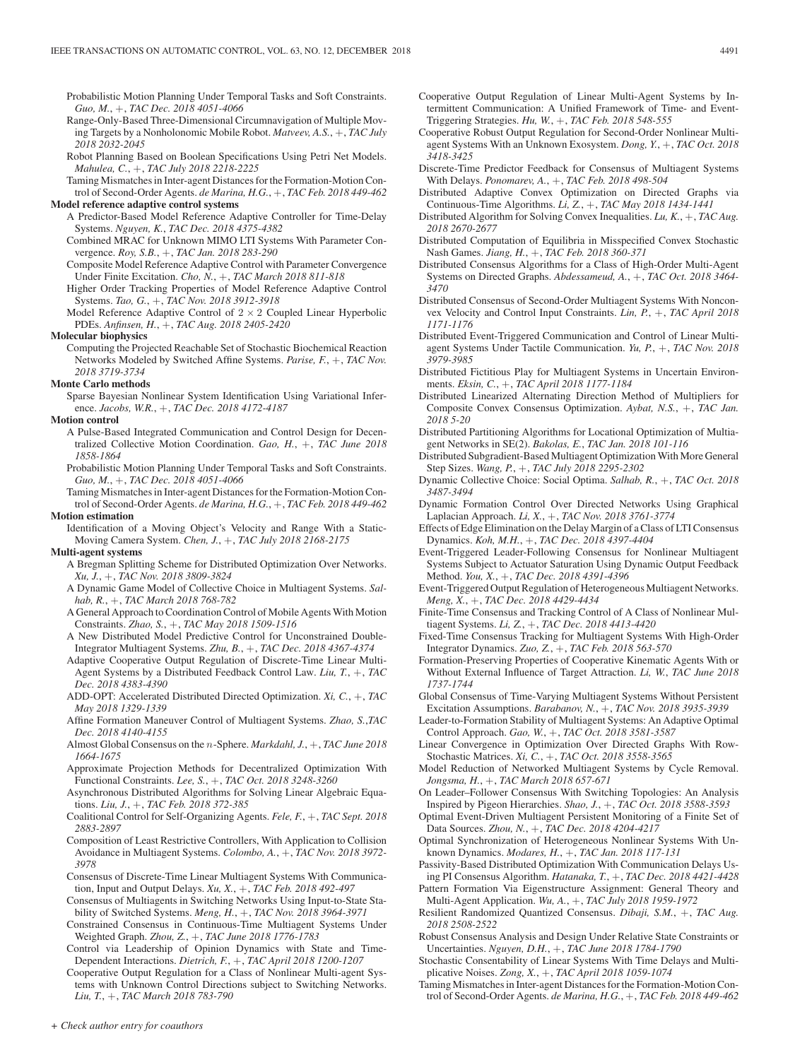Probabilistic Motion Planning Under Temporal Tasks and Soft Constraints. *Guo, M.*, +, *TAC Dec. 2018 4051-4066*

Range-Only-Based Three-Dimensional Circumnavigation of Multiple Moving Targets by a Nonholonomic Mobile Robot. *Matveev, A.S.*, +, *TAC July 2018 2032-2045*

Robot Planning Based on Boolean Specifications Using Petri Net Models. *Mahulea, C.*, +, *TAC July 2018 2218-2225*

Taming Mismatches in Inter-agent Distances for the Formation-Motion Control of Second-Order Agents. *de Marina, H.G.*, +, *TAC Feb. 2018 449-462*

**Model reference adaptive control systems**

A Predictor-Based Model Reference Adaptive Controller for Time-Delay Systems. *Nguyen, K.*, *TAC Dec. 2018 4375-4382*

Combined MRAC for Unknown MIMO LTI Systems With Parameter Convergence. *Roy, S.B.*, +, *TAC Jan. 2018 283-290*

Composite Model Reference Adaptive Control with Parameter Convergence Under Finite Excitation. *Cho, N.*, +, *TAC March 2018 811-818*

Higher Order Tracking Properties of Model Reference Adaptive Control Systems. *Tao, G.*, +, *TAC Nov. 2018 3912-3918*

Model Reference Adaptive Control of $2 \times 2$ Coupled Linear Hyperbolic PDEs. *Anfinsen, H.*, +, *TAC Aug. 2018 2405-2420*

**Molecular biophysics**

Computing the Projected Reachable Set of Stochastic Biochemical Reaction Networks Modeled by Switched Affine Systems. *Parise, F.*, +, *TAC Nov. 2018 3719-3734*

**Monte Carlo methods**

Sparse Bayesian Nonlinear System Identification Using Variational Inference. *Jacobs, W.R.*, +, *TAC Dec. 2018 4172-4187*

**Motion control**

A Pulse-Based Integrated Communication and Control Design for Decentralized Collective Motion Coordination. *Gao, H.*, +, *TAC June 2018 1858-1864*

Probabilistic Motion Planning Under Temporal Tasks and Soft Constraints. *Guo, M.*, +, *TAC Dec. 2018 4051-4066*

Taming Mismatches in Inter-agent Distances for the Formation-Motion Control of Second-Order Agents. *de Marina, H.G.*, +, *TAC Feb. 2018 449-462*

**Motion estimation**

Identification of a Moving Object's Velocity and Range With a Static-Moving Camera System. *Chen, J.*, +, *TAC July 2018 2168-2175*

**Multi-agent systems**

A Bregman Splitting Scheme for Distributed Optimization Over Networks. *Xu, J.*, +, *TAC Nov. 2018 3809-3824*

A Dynamic Game Model of Collective Choice in Multiagent Systems. *Salhab, R.*, +, *TAC March 2018 768-782*

A General Approach to Coordination Control of Mobile Agents With Motion Constraints. *Zhao, S.*, +, *TAC May 2018 1509-1516*

A New Distributed Model Predictive Control for Unconstrained Double-Integrator Multiagent Systems. *Zhu, B.*, +, *TAC Dec. 2018 4367-4374*

Adaptive Cooperative Output Regulation of Discrete-Time Linear Multi-Agent Systems by a Distributed Feedback Control Law. *Liu, T.*, +, *TAC Dec. 2018 4383-4390*

ADD-OPT: Accelerated Distributed Directed Optimization. *Xi, C.*, +, *TAC May 2018 1329-1339*

Affine Formation Maneuver Control of Multiagent Systems. *Zhao, S.*,*TAC Dec. 2018 4140-4155*

Almost Global Consensus on the $n$-Sphere. *Markdahl, J.*, +, *TAC June 2018 1664-1675*

Approximate Projection Methods for Decentralized Optimization With Functional Constraints. *Lee, S.*, +, *TAC Oct. 2018 3248-3260*

Asynchronous Distributed Algorithms for Solving Linear Algebraic Equations. *Liu, J.*, +, *TAC Feb. 2018 372-385*

Coalitional Control for Self-Organizing Agents. *Fele, F.*, +, *TAC Sept. 2018 2883-2897*

Composition of Least Restrictive Controllers, With Application to Collision Avoidance in Multiagent Systems. *Colombo, A.*, +, *TAC Nov. 2018 3972-3978*

Consensus of Discrete-Time Linear Multiagent Systems With Communication, Input and Output Delays. *Xu, X.*, +, *TAC Feb. 2018 492-497*

Consensus of Multiagents in Switching Networks Using Input-to-State Stability of Switched Systems. *Meng, H.*, +, *TAC Nov. 2018 3964-3971*

Constrained Consensus in Continuous-Time Multiagent Systems Under Weighted Graph. *Zhou, Z.*, +, *TAC June 2018 1776-1783*

Control via Leadership of Opinion Dynamics with State and Time-Dependent Interactions. *Dietrich, F.*, +, *TAC April 2018 1200-1207*

Cooperative Output Regulation for a Class of Nonlinear Multi-agent Systems with Unknown Control Directions subject to Switching Networks. *Liu, T.*, +, *TAC March 2018 783-790*

Cooperative Output Regulation of Linear Multi-Agent Systems by Intermittent Communication: A Unified Framework of Time- and Event-Triggering Strategies. *Hu, W.*, +, *TAC Feb. 2018 548-555*

Cooperative Robust Output Regulation for Second-Order Nonlinear Multiagent Systems With an Unknown Exosystem. *Dong, Y.*, +, *TAC Oct. 2018 3418-3425*

Discrete-Time Predictor Feedback for Consensus of Multiagent Systems With Delays. *Ponomarev, A.*, +, *TAC Feb. 2018 498-504*

Distributed Adaptive Convex Optimization on Directed Graphs via Continuous-Time Algorithms. *Li, Z.*, +, *TAC May 2018 1434-1441*

Distributed Algorithm for Solving Convex Inequalities. *Lu, K.*, +, *TAC Aug. 2018 2670-2677*

Distributed Computation of Equilibria in Misspecified Convex Stochastic Nash Games. *Jiang, H.*, +, *TAC Feb. 2018 360-371*

Distributed Consensus Algorithms for a Class of High-Order Multi-Agent Systems on Directed Graphs. *Abdessameud, A.*, +, *TAC Oct. 2018 3464-3470*

Distributed Consensus of Second-Order Multiagent Systems With Nonconvex Velocity and Control Input Constraints. *Lin, P.*, +, *TAC April 2018 1171-1176*

Distributed Event-Triggered Communication and Control of Linear Multiagent Systems Under Tactile Communication. *Yu, P.*, +, *TAC Nov. 2018 3979-3985*

Distributed Fictitious Play for Multiagent Systems in Uncertain Environments. *Eksin, C.*, +, *TAC April 2018 1177-1184*

Distributed Linearized Alternating Direction Method of Multipliers for Composite Convex Consensus Optimization. *Aybat, N.S.*, +, *TAC Jan. 2018 5-20*

Distributed Partitioning Algorithms for Locational Optimization of Multiagent Networks in SE(2). *Bakolas, E.*, *TAC Jan. 2018 101-116*

Distributed Subgradient-Based Multiagent Optimization With More General Step Sizes. *Wang, P.*, +, *TAC July 2018 2295-2302*

Dynamic Collective Choice: Social Optima. *Salhab, R.*, +, *TAC Oct. 2018 3487-3494*

Dynamic Formation Control Over Directed Networks Using Graphical Laplacian Approach. *Li, X.*, +, *TAC Nov. 2018 3761-3774*

Effects of Edge Elimination on the Delay Margin of a Class of LTI Consensus Dynamics. *Koh, M.H.*, +, *TAC Dec. 2018 4397-4404*

Event-Triggered Leader-Following Consensus for Nonlinear Multiagent Systems Subject to Actuator Saturation Using Dynamic Output Feedback Method. *You, X.*, +, *TAC Dec. 2018 4391-4396*

Event-Triggered Output Regulation of Heterogeneous Multiagent Networks. *Meng, X.*, +, *TAC Dec. 2018 4429-4434*

Finite-Time Consensus and Tracking Control of A Class of Nonlinear Multiagent Systems. *Li, Z.*, +, *TAC Dec. 2018 4413-4420*

Fixed-Time Consensus Tracking for Multiagent Systems With High-Order Integrator Dynamics. *Zuo, Z.*, +, *TAC Feb. 2018 563-570*

Formation-Preserving Properties of Cooperative Kinematic Agents With or Without External Influence of Target Attraction. *Li, W.*, *TAC June 2018 1737-1744*

Global Consensus of Time-Varying Multiagent Systems Without Persistent Excitation Assumptions. *Barabanov, N.*, +, *TAC Nov. 2018 3935-3939*

Leader-to-Formation Stability of Multiagent Systems: An Adaptive Optimal Control Approach. *Gao, W.*, +, *TAC Oct. 2018 3581-3587*

Linear Convergence in Optimization Over Directed Graphs With Row-Stochastic Matrices. *Xi, C.*, +, *TAC Oct. 2018 3558-3565*

Model Reduction of Networked Multiagent Systems by Cycle Removal. *Jongsma, H.*, +, *TAC March 2018 657-671*

On Leader–Follower Consensus With Switching Topologies: An Analysis Inspired by Pigeon Hierarchies. *Shao, J.*, +, *TAC Oct. 2018 3588-3593*

Optimal Event-Driven Multiagent Persistent Monitoring of a Finite Set of Data Sources. *Zhou, N.*, +, *TAC Dec. 2018 4204-4217*

Optimal Synchronization of Heterogeneous Nonlinear Systems With Unknown Dynamics. *Modares, H.*, +, *TAC Jan. 2018 117-131*

Passivity-Based Distributed Optimization With Communication Delays Using PI Consensus Algorithm. *Hatanaka, T.*, +, *TAC Dec. 2018 4421-4428*

Pattern Formation Via Eigenstructure Assignment: General Theory and Multi-Agent Application. *Wu, A.*, +, *TAC July 2018 1959-1972*

Resilient Randomized Quantized Consensus. *Dibaji, S.M.*, +, *TAC Aug. 2018 2508-2522*

Robust Consensus Analysis and Design Under Relative State Constraints or Uncertainties. *Nguyen, D.H.*, +, *TAC June 2018 1784-1790*

Stochastic Consentability of Linear Systems With Time Delays and Multiplicative Noises. *Zong, X.*, +, *TAC April 2018 1059-1074*

Taming Mismatches in Inter-agent Distances for the Formation-Motion Control of Second-Order Agents. *de Marina, H.G.*, +, *TAC Feb. 2018 449-462*

+ *Check author entry for coauthors*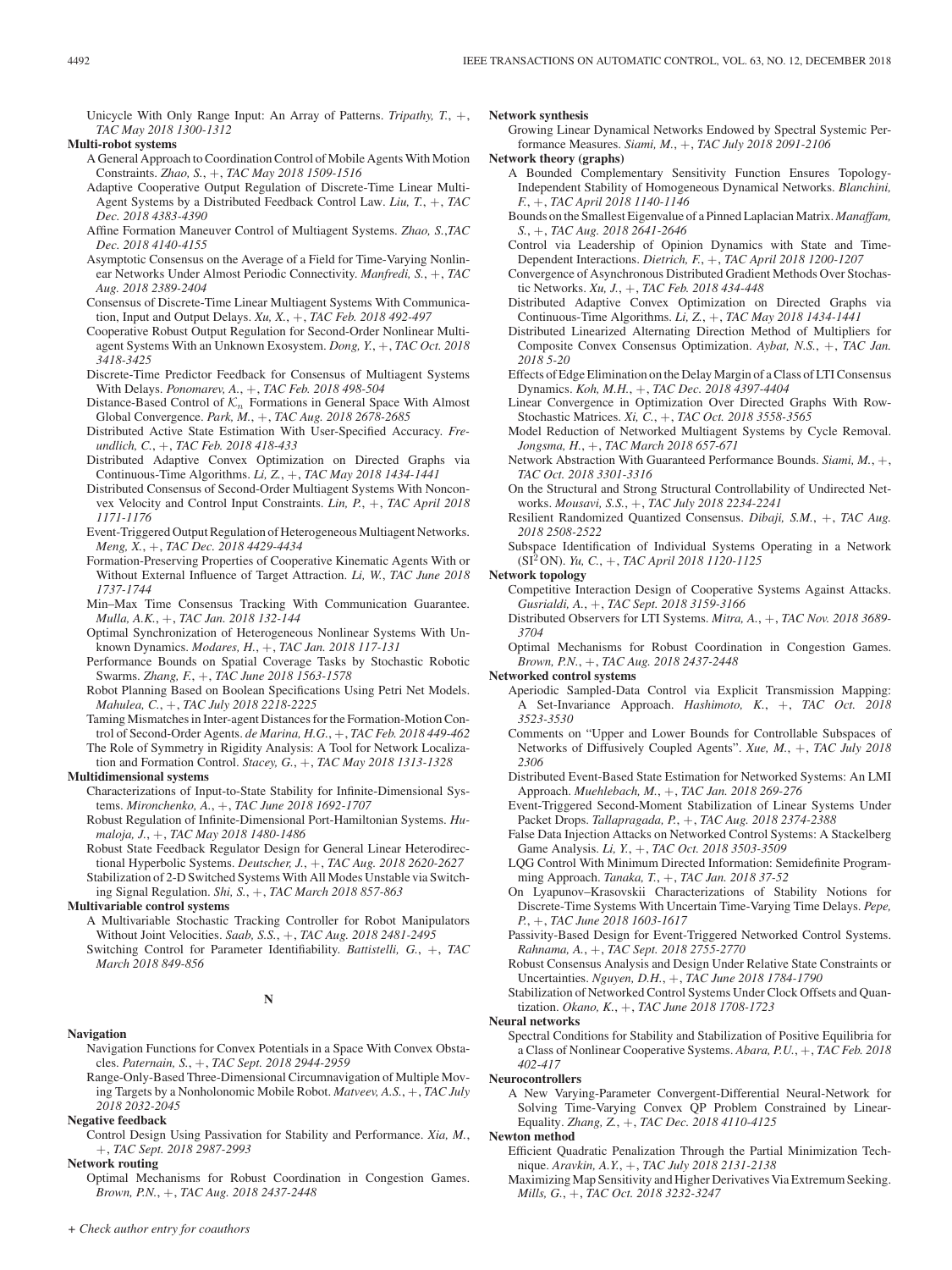Unicycle With Only Range Input: An Array of Patterns. *Tripathy, T.*, +, *TAC May 2018 1300-1312*

**Multi-robot systems**

A General Approach to Coordination Control of Mobile Agents With Motion Constraints. *Zhao, S.*, +, *TAC May 2018 1509-1516*

Adaptive Cooperative Output Regulation of Discrete-Time Linear Multi-Agent Systems by a Distributed Feedback Control Law. *Liu, T.*, +, *TAC Dec. 2018 4383-4390*

Affine Formation Maneuver Control of Multiagent Systems. *Zhao, S.*,*TAC Dec. 2018 4140-4155*

Asymptotic Consensus on the Average of a Field for Time-Varying Nonlinear Networks Under Almost Periodic Connectivity. *Manfredi, S.*, +, *TAC Aug. 2018 2389-2404*

Consensus of Discrete-Time Linear Multiagent Systems With Communication, Input and Output Delays. *Xu, X.*, +, *TAC Feb. 2018 492-497*

Cooperative Robust Output Regulation for Second-Order Nonlinear Multiagent Systems With an Unknown Exosystem. *Dong, Y.*, +, *TAC Oct. 2018 3418-3425*

Discrete-Time Predictor Feedback for Consensus of Multiagent Systems With Delays. *Ponomarev, A.*, +, *TAC Feb. 2018 498-504*

Distance-Based Control of $\mathcal{K}_n$ Formations in General Space With Almost Global Convergence. *Park, M.*, +, *TAC Aug. 2018 2678-2685*

Distributed Active State Estimation With User-Specified Accuracy. *Freundlich, C.*, +, *TAC Feb. 2018 418-433*

Distributed Adaptive Convex Optimization on Directed Graphs via Continuous-Time Algorithms. *Li, Z.*, +, *TAC May 2018 1434-1441*

Distributed Consensus of Second-Order Multiagent Systems With Nonconvex Velocity and Control Input Constraints. *Lin, P.*, +, *TAC April 2018 1171-1176*

Event-Triggered Output Regulation of Heterogeneous Multiagent Networks. *Meng, X.*, +, *TAC Dec. 2018 4429-4434*

Formation-Preserving Properties of Cooperative Kinematic Agents With or Without External Influence of Target Attraction. *Li, W.*, *TAC June 2018 1737-1744*

Min–Max Time Consensus Tracking With Communication Guarantee. *Mulla, A.K.*, +, *TAC Jan. 2018 132-144*

Optimal Synchronization of Heterogeneous Nonlinear Systems With Unknown Dynamics. *Modares, H.*, +, *TAC Jan. 2018 117-131*

Performance Bounds on Spatial Coverage Tasks by Stochastic Robotic Swarms. *Zhang, F.*, +, *TAC June 2018 1563-1578*

Robot Planning Based on Boolean Specifications Using Petri Net Models. *Mahulea, C.*, +, *TAC July 2018 2218-2225*

Taming Mismatches in Inter-agent Distances for the Formation-Motion Control of Second-Order Agents. *de Marina, H.G.*, +, *TAC Feb. 2018 449-462*

The Role of Symmetry in Rigidity Analysis: A Tool for Network Localization and Formation Control. *Stacey, G.*, +, *TAC May 2018 1313-1328*

**Multidimensional systems**

Characterizations of Input-to-State Stability for Infinite-Dimensional Systems. *Mironchenko, A.*, +, *TAC June 2018 1692-1707*

Robust Regulation of Infinite-Dimensional Port-Hamiltonian Systems. *Humaloja, J.*, +, *TAC May 2018 1480-1486*

Robust State Feedback Regulator Design for General Linear Heterodirectional Hyperbolic Systems. *Deutscher, J.*, +, *TAC Aug. 2018 2620-2627*

Stabilization of 2-D Switched Systems With All Modes Unstable via Switching Signal Regulation. *Shi, S.*, +, *TAC March 2018 857-863*

**Multivariable control systems**

A Multivariable Stochastic Tracking Controller for Robot Manipulators Without Joint Velocities. *Saab, S.S.*, +, *TAC Aug. 2018 2481-2495*

Switching Control for Parameter Identifiability. *Battistelli, G.*, +, *TAC March 2018 849-856*

## N

**Navigation**

Navigation Functions for Convex Potentials in a Space With Convex Obstacles. *Paternain, S.*, +, *TAC Sept. 2018 2944-2959*

Range-Only-Based Three-Dimensional Circumnavigation of Multiple Moving Targets by a Nonholonomic Mobile Robot. *Matveev, A.S.*, +, *TAC July 2018 2032-2045*

**Negative feedback**

Control Design Using Passivation for Stability and Performance. *Xia, M.*, +, *TAC Sept. 2018 2987-2993*

**Network routing**

Optimal Mechanisms for Robust Coordination in Congestion Games. *Brown, P.N.*, +, *TAC Aug. 2018 2437-2448*

**Network synthesis**

Growing Linear Dynamical Networks Endowed by Spectral Systemic Performance Measures. *Siami, M.*, +, *TAC July 2018 2091-2106*

**Network theory (graphs)**

A Bounded Complementary Sensitivity Function Ensures Topology-Independent Stability of Homogeneous Dynamical Networks. *Blanchini, F.*, +, *TAC April 2018 1140-1146*

Bounds on the Smallest Eigenvalue of a Pinned Laplacian Matrix. *Manaffam, S.*, +, *TAC Aug. 2018 2641-2646*

Control via Leadership of Opinion Dynamics with State and Time-Dependent Interactions. *Dietrich, F.*, +, *TAC April 2018 1200-1207*

Convergence of Asynchronous Distributed Gradient Methods Over Stochastic Networks. *Xu, J.*, +, *TAC Feb. 2018 434-448*

Distributed Adaptive Convex Optimization on Directed Graphs via Continuous-Time Algorithms. *Li, Z.*, +, *TAC May 2018 1434-1441*

Distributed Linearized Alternating Direction Method of Multipliers for Composite Convex Consensus Optimization. *Aybat, N.S.*, +, *TAC Jan. 2018 5-20*

Effects of Edge Elimination on the Delay Margin of a Class of LTI Consensus Dynamics. *Koh, M.H.*, +, *TAC Dec. 2018 4397-4404*

Linear Convergence in Optimization Over Directed Graphs With Row-Stochastic Matrices. *Xi, C.*, +, *TAC Oct. 2018 3558-3565*

Model Reduction of Networked Multiagent Systems by Cycle Removal. *Jongsma, H.*, +, *TAC March 2018 657-671*

Network Abstraction With Guaranteed Performance Bounds. *Siami, M.*, +, *TAC Oct. 2018 3301-3316*

On the Structural and Strong Structural Controllability of Undirected Networks. *Mousavi, S.S.*, +, *TAC July 2018 2234-2241*

Resilient Randomized Quantized Consensus. *Dibaji, S.M.*, +, *TAC Aug. 2018 2508-2522*

Subspace Identification of Individual Systems Operating in a Network ($\mathrm{SI}^2\mathrm{ON}$). *Yu, C.*, +, *TAC April 2018 1120-1125*

**Network topology**

Competitive Interaction Design of Cooperative Systems Against Attacks. *Gusrialdi, A.*, +, *TAC Sept. 2018 3159-3166*

Distributed Observers for LTI Systems. *Mitra, A.*, +, *TAC Nov. 2018 3689-3704*

Optimal Mechanisms for Robust Coordination in Congestion Games. *Brown, P.N.*, +, *TAC Aug. 2018 2437-2448*

**Networked control systems**

Aperiodic Sampled-Data Control via Explicit Transmission Mapping: A Set-Invariance Approach. *Hashimoto, K.*, +, *TAC Oct. 2018 3523-3530*

Comments on "Upper and Lower Bounds for Controllable Subspaces of Networks of Diffusively Coupled Agents". *Xue, M.*, +, *TAC July 2018 2306*

Distributed Event-Based State Estimation for Networked Systems: An LMI Approach. *Muehlebach, M.*, +, *TAC Jan. 2018 269-276*

Event-Triggered Second-Moment Stabilization of Linear Systems Under Packet Drops. *Tallapragada, P.*, +, *TAC Aug. 2018 2374-2388*

False Data Injection Attacks on Networked Control Systems: A Stackelberg Game Analysis. *Li, Y.*, +, *TAC Oct. 2018 3503-3509*

LQG Control With Minimum Directed Information: Semidefinite Programming Approach. *Tanaka, T.*, +, *TAC Jan. 2018 37-52*

On Lyapunov–Krasovskii Characterizations of Stability Notions for Discrete-Time Systems With Uncertain Time-Varying Time Delays. *Pepe, P.*, +, *TAC June 2018 1603-1617*

Passivity-Based Design for Event-Triggered Networked Control Systems. *Rahnama, A.*, +, *TAC Sept. 2018 2755-2770*

Robust Consensus Analysis and Design Under Relative State Constraints or Uncertainties. *Nguyen, D.H.*, +, *TAC June 2018 1784-1790*

Stabilization of Networked Control Systems Under Clock Offsets and Quantization. *Okano, K.*, +, *TAC June 2018 1708-1723*

**Neural networks**

Spectral Conditions for Stability and Stabilization of Positive Equilibria for a Class of Nonlinear Cooperative Systems. *Abara, P.U.*, +, *TAC Feb. 2018 402-417*

**Neurocontrollers**

A New Varying-Parameter Convergent-Differential Neural-Network for Solving Time-Varying Convex QP Problem Constrained by Linear-Equality. *Zhang, Z.*, +, *TAC Dec. 2018 4110-4125*

**Newton method**

Efficient Quadratic Penalization Through the Partial Minimization Technique. *Aravkin, A.Y.*, +, *TAC July 2018 2131-2138*

Maximizing Map Sensitivity and Higher Derivatives Via Extremum Seeking. *Mills, G.*, +, *TAC Oct. 2018 3232-3247*

*+ Check author entry for coauthors*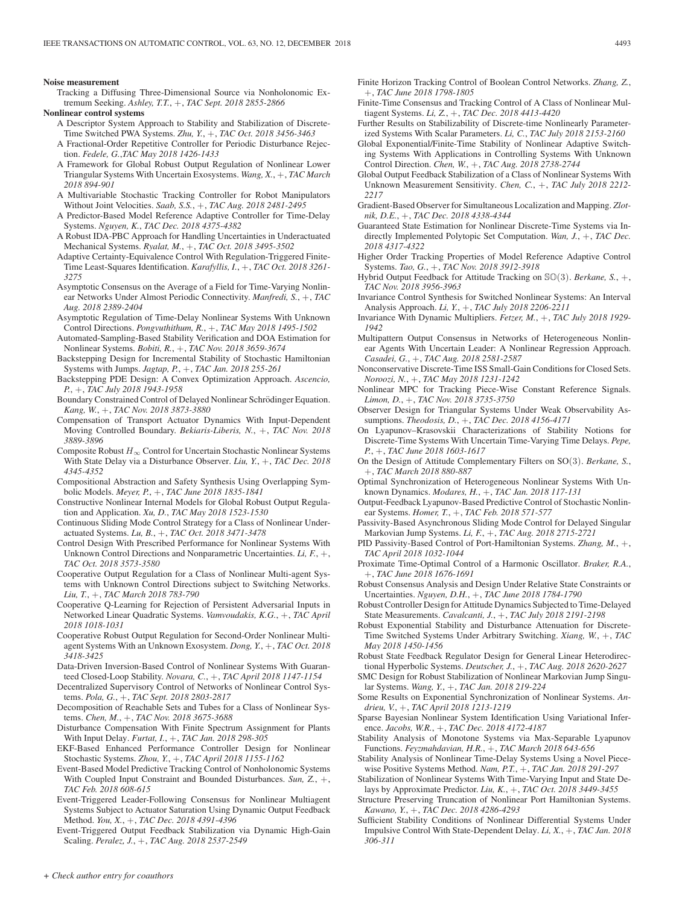**Noise measurement**

Tracking a Diffusing Three-Dimensional Source via Nonholonomic Extremum Seeking. *Ashley, T.T.*, +, *TAC Sept. 2018 2855-2866*

**Nonlinear control systems**

A Descriptor System Approach to Stability and Stabilization of Discrete-Time Switched PWA Systems. *Zhu, Y.*, +, *TAC Oct. 2018 3456-3463*

A Fractional-Order Repetitive Controller for Periodic Disturbance Rejection. *Fedele, G.*,*TAC May 2018 1426-1433*

A Framework for Global Robust Output Regulation of Nonlinear Lower Triangular Systems With Uncertain Exosystems. *Wang, X.*, +, *TAC March 2018 894-901*

A Multivariable Stochastic Tracking Controller for Robot Manipulators Without Joint Velocities. *Saab, S.S.*, +, *TAC Aug. 2018 2481-2495*

A Predictor-Based Model Reference Adaptive Controller for Time-Delay Systems. *Nguyen, K.*, *TAC Dec. 2018 4375-4382*

A Robust IDA-PBC Approach for Handling Uncertainties in Underactuated Mechanical Systems. *Ryalat, M.*, +, *TAC Oct. 2018 3495-3502*

Adaptive Certainty-Equivalence Control With Regulation-Triggered Finite-Time Least-Squares Identification. *Karafyllis, I.*, +, *TAC Oct. 2018 3261-3275*

Asymptotic Consensus on the Average of a Field for Time-Varying Nonlinear Networks Under Almost Periodic Connectivity. *Manfredi, S.*, +, *TAC Aug. 2018 2389-2404*

Asymptotic Regulation of Time-Delay Nonlinear Systems With Unknown Control Directions. *Pongvuthithum, R.*, +, *TAC May 2018 1495-1502*

Automated-Sampling-Based Stability Verification and DOA Estimation for Nonlinear Systems. *Bobiti, R.*, +, *TAC Nov. 2018 3659-3674*

Backstepping Design for Incremental Stability of Stochastic Hamiltonian Systems with Jumps. *Jagtap, P.*, +, *TAC Jan. 2018 255-261*

Backstepping PDE Design: A Convex Optimization Approach. *Ascencio, P.*, +, *TAC July 2018 1943-1958*

Boundary Constrained Control of Delayed Nonlinear Schrödinger Equation. *Kang, W.*, +, *TAC Nov. 2018 3873-3880*

Compensation of Transport Actuator Dynamics With Input-Dependent Moving Controlled Boundary. *Bekiaris-Liberis, N.*, +, *TAC Nov. 2018 3889-3896*

Composite Robust $H_\infty$ Control for Uncertain Stochastic Nonlinear Systems With State Delay via a Disturbance Observer. *Liu, Y.*, +, *TAC Dec. 2018 4345-4352*

Compositional Abstraction and Safety Synthesis Using Overlapping Symbolic Models. *Meyer, P.*, +, *TAC June 2018 1835-1841*

Constructive Nonlinear Internal Models for Global Robust Output Regulation and Application. *Xu, D.*, *TAC May 2018 1523-1530*

Continuous Sliding Mode Control Strategy for a Class of Nonlinear Underactuated Systems. *Lu, B.*, +, *TAC Oct. 2018 3471-3478*

Control Design With Prescribed Performance for Nonlinear Systems With Unknown Control Directions and Nonparametric Uncertainties. *Li, F.*, +, *TAC Oct. 2018 3573-3580*

Cooperative Output Regulation for a Class of Nonlinear Multi-agent Systems with Unknown Control Directions subject to Switching Networks. *Liu, T.*, +, *TAC March 2018 783-790*

Cooperative Q-Learning for Rejection of Persistent Adversarial Inputs in Networked Linear Quadratic Systems. *Vamvoudakis, K.G.*, +, *TAC April 2018 1018-1031*

Cooperative Robust Output Regulation for Second-Order Nonlinear Multi-agent Systems With an Unknown Exosystem. *Dong, Y.*, +, *TAC Oct. 2018 3418-3425*

Data-Driven Inversion-Based Control of Nonlinear Systems With Guaranteed Closed-Loop Stability. *Novara, C.*, +, *TAC April 2018 1147-1154*

Decentralized Supervisory Control of Networks of Nonlinear Control Systems. *Pola, G.*, +, *TAC Sept. 2018 2803-2817*

Decomposition of Reachable Sets and Tubes for a Class of Nonlinear Systems. *Chen, M.*, +, *TAC Nov. 2018 3675-3688*

Disturbance Compensation With Finite Spectrum Assignment for Plants With Input Delay. *Furtat, I.*, +, *TAC Jan. 2018 298-305*

EKF-Based Enhanced Performance Controller Design for Nonlinear Stochastic Systems. *Zhou, Y.*, +, *TAC April 2018 1155-1162*

Event-Based Model Predictive Tracking Control of Nonholonomic Systems With Coupled Input Constraint and Bounded Disturbances. *Sun, Z.*, +, *TAC Feb. 2018 608-615*

Event-Triggered Leader-Following Consensus for Nonlinear Multiagent Systems Subject to Actuator Saturation Using Dynamic Output Feedback Method. *You, X.*, +, *TAC Dec. 2018 4391-4396*

Event-Triggered Output Feedback Stabilization via Dynamic High-Gain Scaling. *Peralez, J.*, +, *TAC Aug. 2018 2537-2549*

Finite Horizon Tracking Control of Boolean Control Networks. *Zhang, Z.*, +, *TAC June 2018 1798-1805*

Finite-Time Consensus and Tracking Control of A Class of Nonlinear Multiagent Systems. *Li, Z.*, +, *TAC Dec. 2018 4413-4420*

Further Results on Stabilizability of Discrete-time Nonlinearly Parameterized Systems With Scalar Parameters. *Li, C.*, +, *TAC July 2018 2153-2160*

Global Exponential/Finite-Time Stability of Nonlinear Adaptive Switching Systems With Applications in Controlling Systems With Unknown Control Direction. *Chen, W.*, +, *TAC Aug. 2018 2738-2744*

Global Output Feedback Stabilization of a Class of Nonlinear Systems With Unknown Measurement Sensitivity. *Chen, C.*, +, *TAC July 2018 2212-2217*

Gradient-Based Observer for Simultaneous Localization and Mapping. *Zlotnik, D.E.*, +, *TAC Dec. 2018 4338-4344*

Guaranteed State Estimation for Nonlinear Discrete-Time Systems via Indirectly Implemented Polytopic Set Computation. *Wan, J.*, +, *TAC Dec. 2018 4317-4322*

Higher Order Tracking Properties of Model Reference Adaptive Control Systems. *Tao, G.*, +, *TAC Nov. 2018 3912-3918*

Hybrid Output Feedback for Attitude Tracking on $\mathbb{SO}(3)$. *Berkane, S.*, +, *TAC Nov. 2018 3956-3963*

Invariance Control Synthesis for Switched Nonlinear Systems: An Interval Analysis Approach. *Li, Y.*, +, *TAC July 2018 2206-2211*

Invariance With Dynamic Multipliers. *Fetzer, M.*, +, *TAC July 2018 1929-1942*

Multipattern Output Consensus in Networks of Heterogeneous Nonlinear Agents With Uncertain Leader: A Nonlinear Regression Approach. *Casadei, G.*, +, *TAC Aug. 2018 2581-2587*

Nonconservative Discrete-Time ISS Small-Gain Conditions for Closed Sets. *Noroozi, N.*, +, *TAC May 2018 1231-1242*

Nonlinear MPC for Tracking Piece-Wise Constant Reference Signals. *Limon, D.*, +, *TAC Nov. 2018 3735-3750*

Observer Design for Triangular Systems Under Weak Observability Assumptions. *Theodosis, D.*, +, *TAC Dec. 2018 4156-4171*

On Lyapunov–Krasovskii Characterizations of Stability Notions for Discrete-Time Systems With Uncertain Time-Varying Time Delays. *Pepe, P.*, +, *TAC June 2018 1603-1617*

On the Design of Attitude Complementary Filters on SO(3). *Berkane, S.*, +, *TAC March 2018 880-887*

Optimal Synchronization of Heterogeneous Nonlinear Systems With Unknown Dynamics. *Modares, H.*, +, *TAC Jan. 2018 117-131*

Output-Feedback Lyapunov-Based Predictive Control of Stochastic Nonlinear Systems. *Homer, T.*, +, *TAC Feb. 2018 571-577*

Passivity-Based Asynchronous Sliding Mode Control for Delayed Singular Markovian Jump Systems. *Li, F.*, +, *TAC Aug. 2018 2715-2721*

PID Passivity-Based Control of Port-Hamiltonian Systems. *Zhang, M.*, +, *TAC April 2018 1032-1044*

Proximate Time-Optimal Control of a Harmonic Oscillator. *Braker, R.A.*, +, *TAC June 2018 1676-1691*

Robust Consensus Analysis and Design Under Relative State Constraints or Uncertainties. *Nguyen, D.H.*, +, *TAC June 2018 1784-1790*

Robust Controller Design for Attitude Dynamics Subjected to Time-Delayed State Measurements. *Cavalcanti, J.*, +, *TAC July 2018 2191-2198*

Robust Exponential Stability and Disturbance Attenuation for Discrete-Time Switched Systems Under Arbitrary Switching. *Xiang, W.*, +, *TAC May 2018 1450-1456*

Robust State Feedback Regulator Design for General Linear Heterodirectional Hyperbolic Systems. *Deutscher, J.*, +, *TAC Aug. 2018 2620-2627*

SMC Design for Robust Stabilization of Nonlinear Markovian Jump Singular Systems. *Wang, Y.*, +, *TAC Jan. 2018 219-224*

Some Results on Exponential Synchronization of Nonlinear Systems. *Andrieu, V.*, +, *TAC April 2018 1213-1219*

Sparse Bayesian Nonlinear System Identification Using Variational Inference. *Jacobs, W.R.*, +, *TAC Dec. 2018 4172-4187*

Stability Analysis of Monotone Systems via Max-Separable Lyapunov Functions. *Feyzmahdavian, H.R.*, +, *TAC March 2018 643-656*

Stability Analysis of Nonlinear Time-Delay Systems Using a Novel Piecewise Positive Systems Method. *Nam, P.T.*, +, *TAC Jan. 2018 291-297*

Stabilization of Nonlinear Systems With Time-Varying Input and State Delays by Approximate Predictor. *Liu, K.*, +, *TAC Oct. 2018 3449-3455*

Structure Preserving Truncation of Nonlinear Port Hamiltonian Systems. *Kawano, Y.*, +, *TAC Dec. 2018 4286-4293*

Sufficient Stability Conditions of Nonlinear Differential Systems Under Impulsive Control With State-Dependent Delay. *Li, X.*, +, *TAC Jan. 2018 306-311*

*+ Check author entry for coauthors*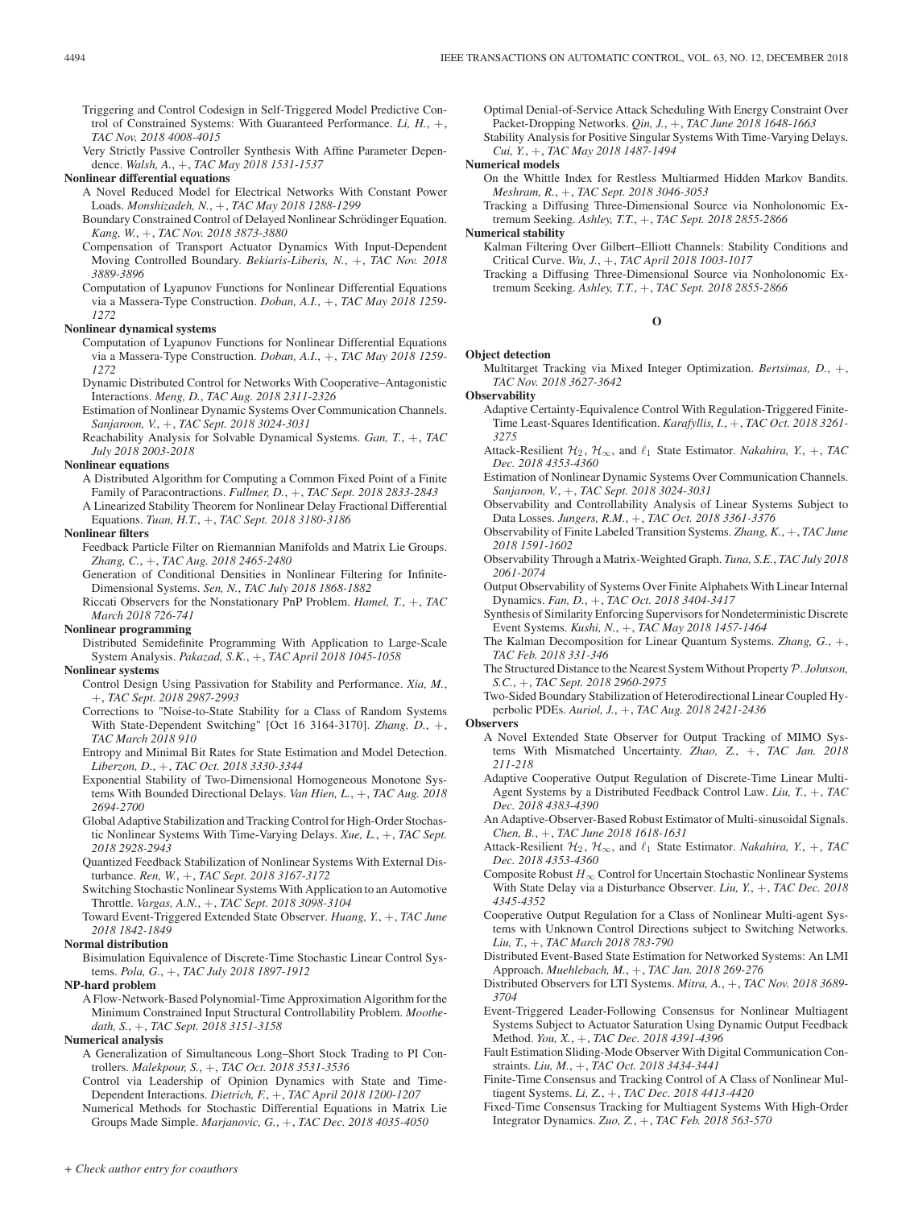Triggering and Control Codesign in Self-Triggered Model Predictive Control of Constrained Systems: With Guaranteed Performance. *Li, H.*, +, *TAC Nov. 2018 4008-4015*

Very Strictly Passive Controller Synthesis With Affine Parameter Dependence. *Walsh, A.*, +, *TAC May 2018 1531-1537*

**Nonlinear differential equations**

A Novel Reduced Model for Electrical Networks With Constant Power Loads. *Monshizadeh, N.*, +, *TAC May 2018 1288-1299*

Boundary Constrained Control of Delayed Nonlinear Schrödinger Equation. *Kang, W.*, +, *TAC Nov. 2018 3873-3880*

Compensation of Transport Actuator Dynamics With Input-Dependent Moving Controlled Boundary. *Bekiaris-Liberis, N.*, +, *TAC Nov. 2018 3889-3896*

Computation of Lyapunov Functions for Nonlinear Differential Equations via a Massera-Type Construction. *Doban, A.I.*, +, *TAC May 2018 1259-1272*

**Nonlinear dynamical systems**

Computation of Lyapunov Functions for Nonlinear Differential Equations via a Massera-Type Construction. *Doban, A.I.*, +, *TAC May 2018 1259-1272*

Dynamic Distributed Control for Networks With Cooperative–Antagonistic Interactions. *Meng, D.*, *TAC Aug. 2018 2311-2326*

Estimation of Nonlinear Dynamic Systems Over Communication Channels. *Sanjaroon, V.*, +, *TAC Sept. 2018 3024-3031*

Reachability Analysis for Solvable Dynamical Systems. *Gan, T.*, +, *TAC July 2018 2003-2018*

**Nonlinear equations**

A Distributed Algorithm for Computing a Common Fixed Point of a Finite Family of Paracontractions. *Fullmer, D.*, +, *TAC Sept. 2018 2833-2843*

A Linearized Stability Theorem for Nonlinear Delay Fractional Differential Equations. *Tuan, H.T.*, +, *TAC Sept. 2018 3180-3186*

**Nonlinear filters**

Feedback Particle Filter on Riemannian Manifolds and Matrix Lie Groups. *Zhang, C.*, +, *TAC Aug. 2018 2465-2480*

Generation of Conditional Densities in Nonlinear Filtering for Infinite-Dimensional Systems. *Sen, N.*, *TAC July 2018 1868-1882*

Riccati Observers for the Nonstationary PnP Problem. *Hamel, T.*, +, *TAC March 2018 726-741*

**Nonlinear programming**

Distributed Semidefinite Programming With Application to Large-Scale System Analysis. *Pakazad, S.K.*, +, *TAC April 2018 1045-1058*

**Nonlinear systems**

Control Design Using Passivation for Stability and Performance. *Xia, M.*, +, *TAC Sept. 2018 2987-2993*

Corrections to "Noise-to-State Stability for a Class of Random Systems With State-Dependent Switching" [Oct 16 3164-3170]. *Zhang, D.*, +, *TAC March 2018 910*

Entropy and Minimal Bit Rates for State Estimation and Model Detection. *Liberzon, D.*, +, *TAC Oct. 2018 3330-3344*

Exponential Stability of Two-Dimensional Homogeneous Monotone Systems With Bounded Directional Delays. *Van Hien, L.*, +, *TAC Aug. 2018 2694-2700*

Global Adaptive Stabilization and Tracking Control for High-Order Stochastic Nonlinear Systems With Time-Varying Delays. *Xue, L.*, +, *TAC Sept. 2018 2928-2943*

Quantized Feedback Stabilization of Nonlinear Systems With External Disturbance. *Ren, W.*, +, *TAC Sept. 2018 3167-3172*

Switching Stochastic Nonlinear Systems With Application to an Automotive Throttle. *Vargas, A.N.*, +, *TAC Sept. 2018 3098-3104*

Toward Event-Triggered Extended State Observer. *Huang, Y.*, +, *TAC June 2018 1842-1849*

**Normal distribution**

Bisimulation Equivalence of Discrete-Time Stochastic Linear Control Systems. *Pola, G.*, +, *TAC July 2018 1897-1912*

**NP-hard problem**

A Flow-Network-Based Polynomial-Time Approximation Algorithm for the Minimum Constrained Input Structural Controllability Problem. *Moothedath, S.*, +, *TAC Sept. 2018 3151-3158*

**Numerical analysis**

A Generalization of Simultaneous Long–Short Stock Trading to PI Controllers. *Malekpour, S.*, +, *TAC Oct. 2018 3531-3536*

Control via Leadership of Opinion Dynamics with State and Time-Dependent Interactions. *Dietrich, F.*, +, *TAC April 2018 1200-1207*

Numerical Methods for Stochastic Differential Equations in Matrix Lie Groups Made Simple. *Marjanovic, G.*, +, *TAC Dec. 2018 4035-4050*

Optimal Denial-of-Service Attack Scheduling With Energy Constraint Over Packet-Dropping Networks. *Qin, J.*, +, *TAC June 2018 1648-1663*

Stability Analysis for Positive Singular Systems With Time-Varying Delays. *Cui, Y.*, +, *TAC May 2018 1487-1494*

**Numerical models**

On the Whittle Index for Restless Multiarmed Hidden Markov Bandits. *Meshram, R.*, +, *TAC Sept. 2018 3046-3053*

Tracking a Diffusing Three-Dimensional Source via Nonholonomic Extremum Seeking. *Ashley, T.T.*, +, *TAC Sept. 2018 2855-2866*

**Numerical stability**

Kalman Filtering Over Gilbert–Elliott Channels: Stability Conditions and Critical Curve. *Wu, J.*, +, *TAC April 2018 1003-1017*

Tracking a Diffusing Three-Dimensional Source via Nonholonomic Extremum Seeking. *Ashley, T.T.*, +, *TAC Sept. 2018 2855-2866*

## O

**Object detection**

Multitarget Tracking via Mixed Integer Optimization. *Bertsimas, D.*, +, *TAC Nov. 2018 3627-3642*

**Observability**

Adaptive Certainty-Equivalence Control With Regulation-Triggered Finite-Time Least-Squares Identification. *Karafyllis, I.*, +, *TAC Oct. 2018 3261-3275*

Attack-Resilient $\mathcal{H}_2$, $\mathcal{H}_\infty$, and $\ell_1$ State Estimator. *Nakahira, Y.*, +, *TAC Dec. 2018 4353-4360*

Estimation of Nonlinear Dynamic Systems Over Communication Channels. *Sanjaroon, V.*, +, *TAC Sept. 2018 3024-3031*

Observability and Controllability Analysis of Linear Systems Subject to Data Losses. *Jungers, R.M.*, +, *TAC Oct. 2018 3361-3376*

Observability of Finite Labeled Transition Systems. *Zhang, K.*, +, *TAC June 2018 1591-1602*

Observability Through a Matrix-Weighted Graph. *Tuna, S.E.*, *TAC July 2018 2061-2074*

Output Observability of Systems Over Finite Alphabets With Linear Internal Dynamics. *Fan, D.*, +, *TAC Oct. 2018 3404-3417*

Synthesis of Similarity Enforcing Supervisors for Nondeterministic Discrete Event Systems. *Kushi, N.*, +, *TAC May 2018 1457-1464*

The Kalman Decomposition for Linear Quantum Systems. *Zhang, G.*, +, *TAC Feb. 2018 331-346*

The Structured Distance to the Nearest System Without Property $\mathcal{P}$. *Johnson, S.C.*, +, *TAC Sept. 2018 2960-2975*

Two-Sided Boundary Stabilization of Heterodirectional Linear Coupled Hyperbolic PDEs. *Auriol, J.*, +, *TAC Aug. 2018 2421-2436*

**Observers**

A Novel Extended State Observer for Output Tracking of MIMO Systems With Mismatched Uncertainty. *Zhao, Z.*, +, *TAC Jan. 2018 211-218*

Adaptive Cooperative Output Regulation of Discrete-Time Linear Multi-Agent Systems by a Distributed Feedback Control Law. *Liu, T.*, +, *TAC Dec. 2018 4383-4390*

An Adaptive-Observer-Based Robust Estimator of Multi-sinusoidal Signals. *Chen, B.*, +, *TAC June 2018 1618-1631*

Attack-Resilient $\mathcal{H}_2$, $\mathcal{H}_\infty$, and $\ell_1$ State Estimator. *Nakahira, Y.*, +, *TAC Dec. 2018 4353-4360*

Composite Robust $H_\infty$ Control for Uncertain Stochastic Nonlinear Systems With State Delay via a Disturbance Observer. *Liu, Y.*, +, *TAC Dec. 2018 4345-4352*

Cooperative Output Regulation for a Class of Nonlinear Multi-agent Systems with Unknown Control Directions subject to Switching Networks. *Liu, T.*, +, *TAC March 2018 783-790*

Distributed Event-Based State Estimation for Networked Systems: An LMI Approach. *Muehlebach, M.*, +, *TAC Jan. 2018 269-276*

Distributed Observers for LTI Systems. *Mitra, A.*, +, *TAC Nov. 2018 3689-3704*

Event-Triggered Leader-Following Consensus for Nonlinear Multiagent Systems Subject to Actuator Saturation Using Dynamic Output Feedback Method. *You, X.*, +, *TAC Dec. 2018 4391-4396*

Fault Estimation Sliding-Mode Observer With Digital Communication Constraints. *Liu, M.*, +, *TAC Oct. 2018 3434-3441*

Finite-Time Consensus and Tracking Control of A Class of Nonlinear Multiagent Systems. *Li, Z.*, +, *TAC Dec. 2018 4413-4420*

Fixed-Time Consensus Tracking for Multiagent Systems With High-Order Integrator Dynamics. *Zuo, Z.*, +, *TAC Feb. 2018 563-570*

*+ Check author entry for coauthors*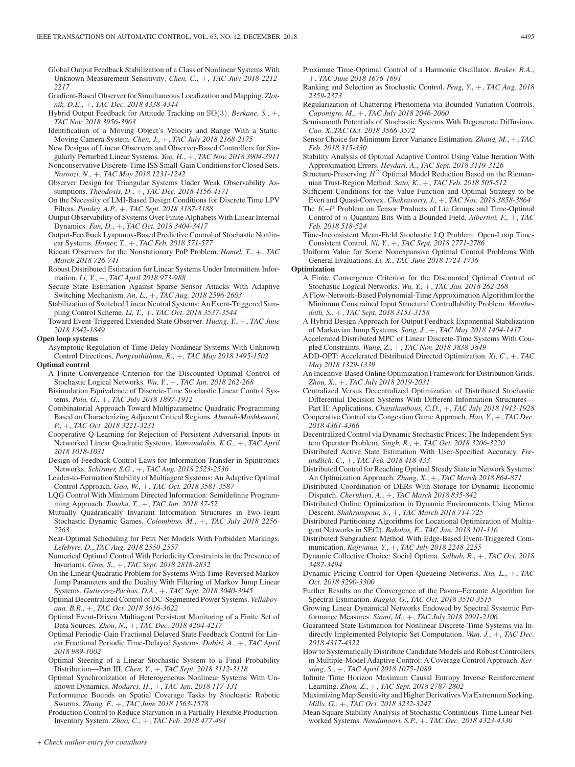Global Output Feedback Stabilization of a Class of Nonlinear Systems With Unknown Measurement Sensitivity. *Chen, C.*, +, *TAC July 2018 2212-2217*

Gradient-Based Observer for Simultaneous Localization and Mapping. *Zlotnik, D.E.*, +, *TAC Dec. 2018 4338-4344*

Hybrid Output Feedback for Attitude Tracking on $\mathbb{SO}(3)$. *Berkane, S.*, +, *TAC Nov. 2018 3956-3963*

Identification of a Moving Object's Velocity and Range With a Static-Moving Camera System. *Chen, J.*, +, *TAC July 2018 2168-2175*

New Designs of Linear Observers and Observer-Based Controllers for Singularly Perturbed Linear Systems. *Yoo, H.*, +, *TAC Nov. 2018 3904-3911*

Nonconservative Discrete-Time ISS Small-Gain Conditions for Closed Sets. *Noroozi, N.*, +, *TAC May 2018 1231-1242*

Observer Design for Triangular Systems Under Weak Observability Assumptions. *Theodosis, D.*, +, *TAC Dec. 2018 4156-4171*

On the Necessity of LMI-Based Design Conditions for Discrete Time LPV Filters. *Pandey, A.P.*, +, *TAC Sept. 2018 3187-3188*

Output Observability of Systems Over Finite Alphabets With Linear Internal Dynamics. *Fan, D.*, +, *TAC Oct. 2018 3404-3417*

Output-Feedback Lyapunov-Based Predictive Control of Stochastic Nonlinear Systems. *Homer, T.*, +, *TAC Feb. 2018 571-577*

Riccati Observers for the Nonstationary PnP Problem. *Hamel, T.*, +, *TAC March 2018 726-741*

Robust Distributed Estimation for Linear Systems Under Intermittent Information. *Li, Y.*, +, *TAC April 2018 973-988*

Secure State Estimation Against Sparse Sensor Attacks With Adaptive Switching Mechanism. *An, L.*, +, *TAC Aug. 2018 2596-2603*

Stabilization of Switched Linear Neutral Systems: An Event-Triggered Sampling Control Scheme. *Li, T.*, +, *TAC Oct. 2018 3537-3544*

Toward Event-Triggered Extended State Observer. *Huang, Y.*, +, *TAC June 2018 1842-1849*

**Open loop systems**

Asymptotic Regulation of Time-Delay Nonlinear Systems With Unknown Control Directions. *Pongvuthithum, R.*, +, *TAC May 2018 1495-1502*

**Optimal control**

A Finite Convergence Criterion for the Discounted Optimal Control of Stochastic Logical Networks. *Wu, Y.*, +, *TAC Jan. 2018 262-268*

Bisimulation Equivalence of Discrete-Time Stochastic Linear Control Systems. *Pola, G.*, +, *TAC July 2018 1897-1912*

Combinatorial Approach Toward Multiparametric Quadratic Programming Based on Characterizing Adjacent Critical Regions. *Ahmadi-Moshkenani, P.*, +, *TAC Oct. 2018 3221-3231*

Cooperative Q-Learning for Rejection of Persistent Adversarial Inputs in Networked Linear Quadratic Systems. *Vamvoudakis, K.G.*, +, *TAC April 2018 1018-1031*

Design of Feedback Control Laws for Information Transfer in Spintronics Networks. *Schirmer, S.G.*, +, *TAC Aug. 2018 2523-2536*

Leader-to-Formation Stability of Multiagent Systems: An Adaptive Optimal Control Approach. *Gao, W.*, +, *TAC Oct. 2018 3581-3587*

LQG Control With Minimum Directed Information: Semidefinite Programming Approach. *Tanaka, T.*, +, *TAC Jan. 2018 37-52*

Mutually Quadratically Invariant Information Structures in Two-Team Stochastic Dynamic Games. *Colombino, M.*, +, *TAC July 2018 2256-2263*

Near-Optimal Scheduling for Petri Net Models With Forbidden Markings. *Lefebvre, D.*, *TAC Aug. 2018 2550-2557*

Numerical Optimal Control With Periodicity Constraints in the Presence of Invariants. *Gros, S.*, +, *TAC Sept. 2018 2818-2832*

On the Linear Quadratic Problem for Systems With Time-Reversed Markov Jump Parameters and the Duality With Filtering of Markov Jump Linear Systems. *Gutierrez-Pachas, D.A.*, +, *TAC Sept. 2018 3040-3045*

Optimal Decentralized Control of DC-Segmented Power Systems. *Vellaboyana, B.R.*, +, *TAC Oct. 2018 3616-3622*

Optimal Event-Driven Multiagent Persistent Monitoring of a Finite Set of Data Sources. *Zhou, N.*, +, *TAC Dec. 2018 4204-4217*

Optimal Periodic-Gain Fractional Delayed State Feedback Control for Linear Fractional Periodic Time-Delayed Systems. *Dabiri, A.*, +, *TAC April 2018 989-1002*

Optimal Steering of a Linear Stochastic System to a Final Probability Distribution—Part III. *Chen, Y.*, +, *TAC Sept. 2018 3112-3118*

Optimal Synchronization of Heterogeneous Nonlinear Systems With Unknown Dynamics. *Modares, H.*, +, *TAC Jan. 2018 117-131*

Performance Bounds on Spatial Coverage Tasks by Stochastic Robotic Swarms. *Zhang, F.*, +, *TAC June 2018 1563-1578*

Production Control to Reduce Starvation in a Partially Flexible Production-Inventory System. *Zhao, C.*, +, *TAC Feb. 2018 477-491*

Proximate Time-Optimal Control of a Harmonic Oscillator. *Braker, R.A.*, +, *TAC June 2018 1676-1691*

Ranking and Selection as Stochastic Control. *Peng, Y.*, +, *TAC Aug. 2018 2359-2373*

Regularization of Chattering Phenomena via Bounded Variation Controls. *Caponigro, M.*, +, *TAC July 2018 2046-2060*

Semismooth Potentials of Stochastic Systems With Degenerate Diffusions. *Cao, X.*,*TAC Oct. 2018 3566-3572*

Sensor Choice for Minimum Error Variance Estimation. *Zhang, M.*, +, *TAC Feb. 2018 315-330*

Stability Analysis of Optimal Adaptive Control Using Value Iteration With Approximation Errors. *Heydari, A.*, *TAC Sept. 2018 3119-3126*

Structure-Preserving $H^2$ Optimal Model Reduction Based on the Riemannian Trust-Region Method. *Sato, K.*, +, *TAC Feb. 2018 505-512*

Sufficient Conditions for the Value Function and Optimal Strategy to be Even and Quasi-Convex. *Chakravorty, J.*, +, *TAC Nov. 2018 3858-3864*

The $K$–$P$ Problem on Tensor Products of Lie Groups and Time-Optimal Control of $n$ Quantum Bits With a Bounded Field. *Albertini, F.*, +, *TAC Feb. 2018 518-524*

Time-Inconsistent Mean-Field Stochastic LQ Problem: Open-Loop Time-Consistent Control. *Ni, Y.*, +, *TAC Sept. 2018 2771-2786*

Uniform Value for Some Nonexpansive Optimal Control Problems With General Evaluations. *Li, X.*, *TAC June 2018 1724-1736*

**Optimization**

A Finite Convergence Criterion for the Discounted Optimal Control of Stochastic Logical Networks. *Wu, Y.*, +, *TAC Jan. 2018 262-268*

A Flow-Network-Based Polynomial-Time Approximation Algorithm for the Minimum Constrained Input Structural Controllability Problem. *Moothedath, S.*, +, *TAC Sept. 2018 3151-3158*

A Hybrid Design Approach for Output Feedback Exponential Stabilization of Markovian Jump Systems. *Song, J.*, +, *TAC May 2018 1404-1417*

Accelerated Distributed MPC of Linear Discrete-Time Systems With Coupled Constraints. *Wang, Z.*, +, *TAC Nov. 2018 3838-3849*

ADD-OPT: Accelerated Distributed Directed Optimization. *Xi, C.*, +, *TAC May 2018 1329-1339*

An Incentive-Based Online Optimization Framework for Distribution Grids. *Zhou, X.*, +, *TAC July 2018 2019-2031*

Centralized Versus Decentralized Optimization of Distributed Stochastic Differential Decision Systems With Different Information Structures—Part II: Applications. *Charalambous, C.D.*, +, *TAC July 2018 1913-1928*

Cooperative Control via Congestion Game Approach. *Hao, Y.*, +, *TAC Dec. 2018 4361-4366*

Decentralized Control via Dynamic Stochastic Prices: The Independent System Operator Problem. *Singh, R.*, +, *TAC Oct. 2018 3206-3220*

Distributed Active State Estimation With User-Specified Accuracy. *Freundlich, C.*, +, *TAC Feb. 2018 418-433*

Distributed Control for Reaching Optimal Steady State in Network Systems: An Optimization Approach. *Zhang, X.*, +, *TAC March 2018 864-871*

Distributed Coordination of DERs With Storage for Dynamic Economic Dispatch. *Cherukuri, A.*, +, *TAC March 2018 835-842*

Distributed Online Optimization in Dynamic Environments Using Mirror Descent. *Shahrampour, S.*, +, *TAC March 2018 714-725*

Distributed Partitioning Algorithms for Locational Optimization of Multiagent Networks in SE(2). *Bakolas, E.*, *TAC Jan. 2018 101-116*

Distributed Subgradient Method With Edge-Based Event-Triggered Communication. *Kajiyama, Y.*, +, *TAC July 2018 2248-2255*

Dynamic Collective Choice: Social Optima. *Salhab, R.*, +, *TAC Oct. 2018 3487-3494*

Dynamic Pricing Control for Open Queueing Networks. *Xia, L.*, +, *TAC Oct. 2018 3290-3300*

Further Results on the Convergence of the Pavon–Ferrante Algorithm for Spectral Estimation. *Baggio, G.*, *TAC Oct. 2018 3510-3515*

Growing Linear Dynamical Networks Endowed by Spectral Systemic Performance Measures. *Siami, M.*, +, *TAC July 2018 2091-2106*

Guaranteed State Estimation for Nonlinear Discrete-Time Systems via Indirectly Implemented Polytopic Set Computation. *Wan, J.*, +, *TAC Dec. 2018 4317-4322*

How to Systematically Distribute Candidate Models and Robust Controllers in Multiple-Model Adaptive Control: A Coverage Control Approach. *Kersting, S.*, +, *TAC April 2018 1075-1089*

Infinite Time Horizon Maximum Causal Entropy Inverse Reinforcement Learning. *Zhou, Z.*, +, *TAC Sept. 2018 2787-2802*

Maximizing Map Sensitivity and Higher Derivatives Via Extremum Seeking. *Mills, G.*, +, *TAC Oct. 2018 3232-3247*

Mean Square Stability Analysis of Stochastic Continuous-Time Linear Networked Systems. *Nandanoori, S.P.*, +, *TAC Dec. 2018 4323-4330*

*+ Check author entry for coauthors*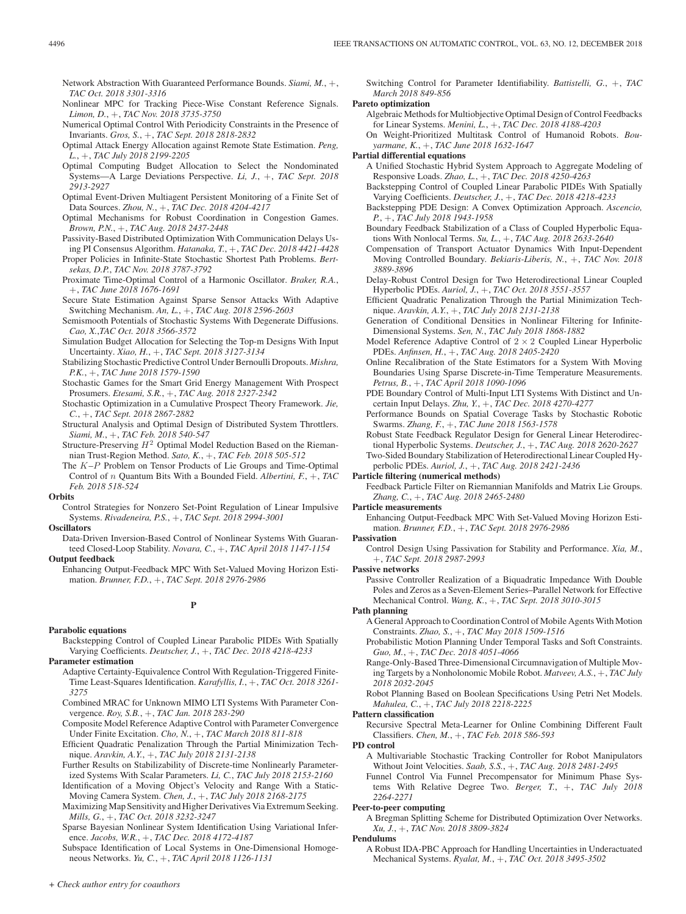Network Abstraction With Guaranteed Performance Bounds. *Siami, M.*, +, *TAC Oct. 2018 3301-3316*

Nonlinear MPC for Tracking Piece-Wise Constant Reference Signals. *Limon, D.*, +, *TAC Nov. 2018 3735-3750*

Numerical Optimal Control With Periodicity Constraints in the Presence of Invariants. *Gros, S.*, +, *TAC Sept. 2018 2818-2832*

Optimal Attack Energy Allocation against Remote State Estimation. *Peng, L.*, +, *TAC July 2018 2199-2205*

Optimal Computing Budget Allocation to Select the Nondominated Systems—A Large Deviations Perspective. *Li, J.*, +, *TAC Sept. 2018 2913-2927*

Optimal Event-Driven Multiagent Persistent Monitoring of a Finite Set of Data Sources. *Zhou, N.*, +, *TAC Dec. 2018 4204-4217*

Optimal Mechanisms for Robust Coordination in Congestion Games. *Brown, P.N.*, +, *TAC Aug. 2018 2437-2448*

Passivity-Based Distributed Optimization With Communication Delays Using PI Consensus Algorithm. *Hatanaka, T.*, +, *TAC Dec. 2018 4421-4428*

Proper Policies in Infinite-State Stochastic Shortest Path Problems. *Bertsekas, D.P.*, *TAC Nov. 2018 3787-3792*

Proximate Time-Optimal Control of a Harmonic Oscillator. *Braker, R.A.*, +, *TAC June 2018 1676-1691*

Secure State Estimation Against Sparse Sensor Attacks With Adaptive Switching Mechanism. *An, L.*, +, *TAC Aug. 2018 2596-2603*

Semismooth Potentials of Stochastic Systems With Degenerate Diffusions. *Cao, X.*, *TAC Oct. 2018 3566-3572*

Simulation Budget Allocation for Selecting the Top-m Designs With Input Uncertainty. *Xiao, H.*, +, *TAC Sept. 2018 3127-3134*

Stabilizing Stochastic Predictive Control Under Bernoulli Dropouts. *Mishra, P.K.*, +, *TAC June 2018 1579-1590*

Stochastic Games for the Smart Grid Energy Management With Prospect Prosumers. *Etesami, S.R.*, +, *TAC Aug. 2018 2327-2342*

Stochastic Optimization in a Cumulative Prospect Theory Framework. *Jie, C.*, +, *TAC Sept. 2018 2867-2882*

Structural Analysis and Optimal Design of Distributed System Throttlers. *Siami, M.*, +, *TAC Feb. 2018 540-547*

Structure-Preserving $H^2$ Optimal Model Reduction Based on the Riemannian Trust-Region Method. *Sato, K.*, +, *TAC Feb. 2018 505-512*

The $K$–$P$ Problem on Tensor Products of Lie Groups and Time-Optimal Control of $n$ Quantum Bits With a Bounded Field. *Albertini, F.*, +, *TAC Feb. 2018 518-524*

**Orbits**

Control Strategies for Nonzero Set-Point Regulation of Linear Impulsive Systems. *Rivadeneira, P.S.*, +, *TAC Sept. 2018 2994-3001*

**Oscillators**

Data-Driven Inversion-Based Control of Nonlinear Systems With Guaranteed Closed-Loop Stability. *Novara, C.*, +, *TAC April 2018 1147-1154*

**Output feedback**

Enhancing Output-Feedback MPC With Set-Valued Moving Horizon Estimation. *Brunner, F.D.*, +, *TAC Sept. 2018 2976-2986*

## P

**Parabolic equations**

Backstepping Control of Coupled Linear Parabolic PIDEs With Spatially Varying Coefficients. *Deutscher, J.*, +, *TAC Dec. 2018 4218-4233*

**Parameter estimation**

Adaptive Certainty-Equivalence Control With Regulation-Triggered Finite-Time Least-Squares Identification. *Karafyllis, I.*, +, *TAC Oct. 2018 3261-3275*

Combined MRAC for Unknown MIMO LTI Systems With Parameter Convergence. *Roy, S.B.*, +, *TAC Jan. 2018 283-290*

Composite Model Reference Adaptive Control with Parameter Convergence Under Finite Excitation. *Cho, N.*, +, *TAC March 2018 811-818*

Efficient Quadratic Penalization Through the Partial Minimization Technique. *Aravkin, A.Y.*, +, *TAC July 2018 2131-2138*

Further Results on Stabilizability of Discrete-time Nonlinearly Parameterized Systems With Scalar Parameters. *Li, C.*, *TAC July 2018 2153-2160*

Identification of a Moving Object's Velocity and Range With a Static-Moving Camera System. *Chen, J.*, +, *TAC July 2018 2168-2175*

Maximizing Map Sensitivity and Higher Derivatives Via Extremum Seeking. *Mills, G.*, +, *TAC Oct. 2018 3232-3247*

Sparse Bayesian Nonlinear System Identification Using Variational Inference. *Jacobs, W.R.*, +, *TAC Dec. 2018 4172-4187*

Subspace Identification of Local Systems in One-Dimensional Homogeneous Networks. *Yu, C.*, +, *TAC April 2018 1126-1131*

Switching Control for Parameter Identifiability. *Battistelli, G.*, +, *TAC March 2018 849-856*

**Pareto optimization**

Algebraic Methods for Multiobjective Optimal Design of Control Feedbacks for Linear Systems. *Menini, L.*, +, *TAC Dec. 2018 4188-4203*

On Weight-Prioritized Multitask Control of Humanoid Robots. *Bouyarmane, K.*, +, *TAC June 2018 1632-1647*

**Partial differential equations**

A Unified Stochastic Hybrid System Approach to Aggregate Modeling of Responsive Loads. *Zhao, L.*, +, *TAC Dec. 2018 4250-4263*

Backstepping Control of Coupled Linear Parabolic PIDEs With Spatially Varying Coefficients. *Deutscher, J.*, +, *TAC Dec. 2018 4218-4233*

Backstepping PDE Design: A Convex Optimization Approach. *Ascencio, P.*, +, *TAC July 2018 1943-1958*

Boundary Feedback Stabilization of a Class of Coupled Hyperbolic Equations With Nonlocal Terms. *Su, L.*, +, *TAC Aug. 2018 2633-2640*

Compensation of Transport Actuator Dynamics With Input-Dependent Moving Controlled Boundary. *Bekiaris-Liberis, N.*, +, *TAC Nov. 2018 3889-3896*

Delay-Robust Control Design for Two Heterodirectional Linear Coupled Hyperbolic PDEs. *Auriol, J.*, +, *TAC Oct. 2018 3551-3557*

Efficient Quadratic Penalization Through the Partial Minimization Technique. *Aravkin, A.Y.*, +, *TAC July 2018 2131-2138*

Generation of Conditional Densities in Nonlinear Filtering for Infinite-Dimensional Systems. *Sen, N.*, *TAC July 2018 1868-1882*

Model Reference Adaptive Control of $2 \times 2$ Coupled Linear Hyperbolic PDEs. *Anfinsen, H.*, +, *TAC Aug. 2018 2405-2420*

Online Recalibration of the State Estimators for a System With Moving Boundaries Using Sparse Discrete-in-Time Temperature Measurements. *Petrus, B.*, +, *TAC April 2018 1090-1096*

PDE Boundary Control of Multi-Input LTI Systems With Distinct and Uncertain Input Delays. *Zhu, Y.*, +, *TAC Dec. 2018 4270-4277*

Performance Bounds on Spatial Coverage Tasks by Stochastic Robotic Swarms. *Zhang, F.*, +, *TAC June 2018 1563-1578*

Robust State Feedback Regulator Design for General Linear Heterodirectional Hyperbolic Systems. *Deutscher, J.*, +, *TAC Aug. 2018 2620-2627*

Two-Sided Boundary Stabilization of Heterodirectional Linear Coupled Hyperbolic PDEs. *Auriol, J.*, +, *TAC Aug. 2018 2421-2436*

**Particle filtering (numerical methods)**

Feedback Particle Filter on Riemannian Manifolds and Matrix Lie Groups. *Zhang, C.*, +, *TAC Aug. 2018 2465-2480*

**Particle measurements**

Enhancing Output-Feedback MPC With Set-Valued Moving Horizon Estimation. *Brunner, F.D.*, +, *TAC Sept. 2018 2976-2986*

**Passivation**

Control Design Using Passivation for Stability and Performance. *Xia, M.*, +, *TAC Sept. 2018 2987-2993*

**Passive networks**

Passive Controller Realization of a Biquadratic Impedance With Double Poles and Zeros as a Seven-Element Series–Parallel Network for Effective Mechanical Control. *Wang, K.*, +, *TAC Sept. 2018 3010-3015*

**Path planning**

A General Approach to Coordination Control of Mobile Agents With Motion Constraints. *Zhao, S.*, +, *TAC May 2018 1509-1516*

Probabilistic Motion Planning Under Temporal Tasks and Soft Constraints. *Guo, M.*, +, *TAC Dec. 2018 4051-4066*

Range-Only-Based Three-Dimensional Circumnavigation of Multiple Moving Targets by a Nonholonomic Mobile Robot. *Matveev, A.S.*, +, *TAC July 2018 2032-2045*

Robot Planning Based on Boolean Specifications Using Petri Net Models. *Mahulea, C.*, +, *TAC July 2018 2218-2225*

**Pattern classification**

Recursive Spectral Meta-Learner for Online Combining Different Fault Classifiers. *Chen, M.*, +, *TAC Feb. 2018 586-593*

**PD control**

A Multivariable Stochastic Tracking Controller for Robot Manipulators Without Joint Velocities. *Saab, S.S.*, +, *TAC Aug. 2018 2481-2495*

Funnel Control Via Funnel Precompensator for Minimum Phase Systems With Relative Degree Two. *Berger, T.*, +, *TAC July 2018 2264-2271*

**Peer-to-peer computing**

A Bregman Splitting Scheme for Distributed Optimization Over Networks. *Xu, J.*, +, *TAC Nov. 2018 3809-3824*

**Pendulums**

A Robust IDA-PBC Approach for Handling Uncertainties in Underactuated Mechanical Systems. *Ryalat, M.*, +, *TAC Oct. 2018 3495-3502*

*+ Check author entry for coauthors*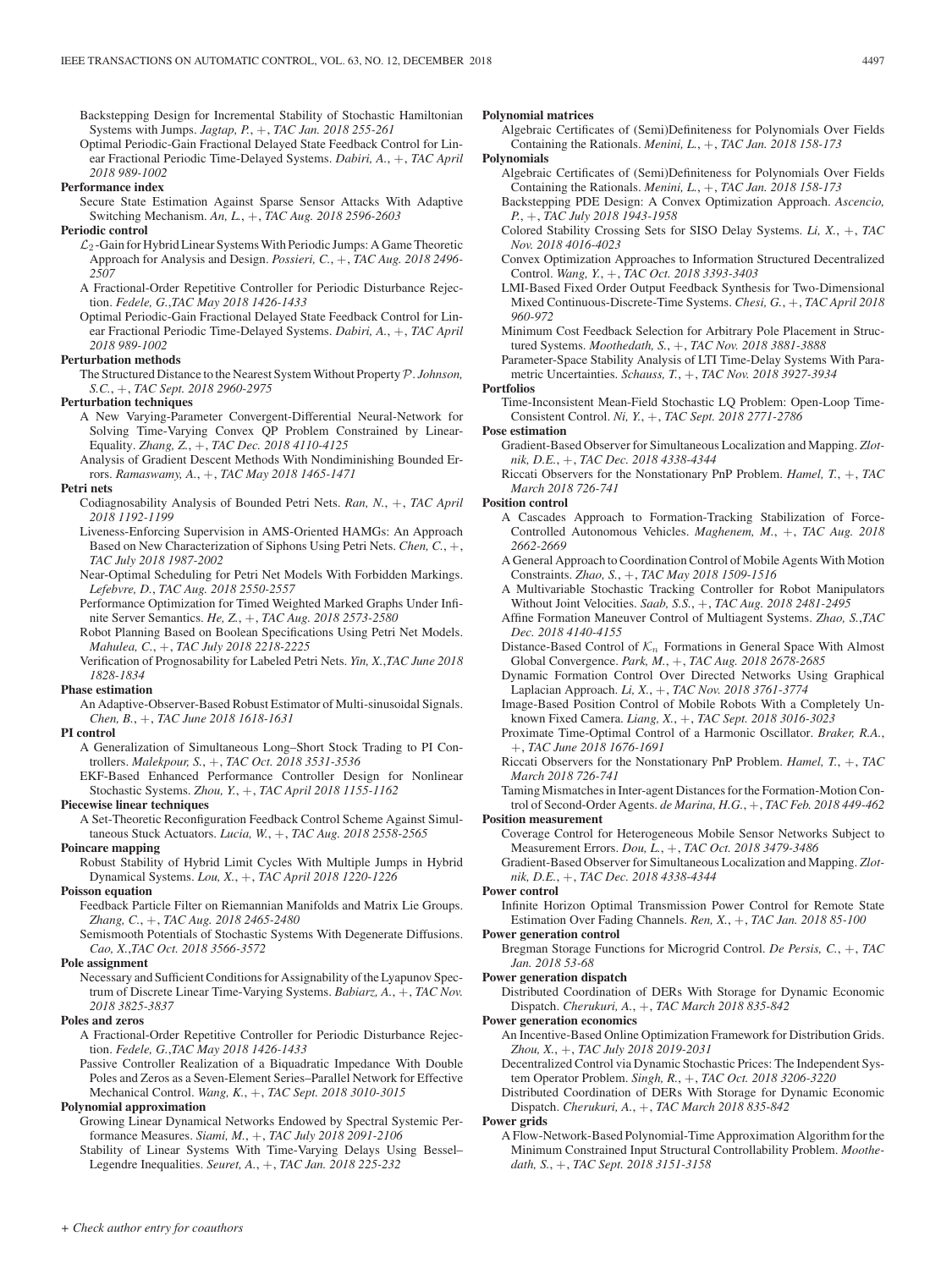Backstepping Design for Incremental Stability of Stochastic Hamiltonian Systems with Jumps. *Jagtap, P.*, +, *TAC Jan. 2018 255-261*

Optimal Periodic-Gain Fractional Delayed State Feedback Control for Linear Fractional Periodic Time-Delayed Systems. *Dabiri, A.*, +, *TAC April 2018 989-1002*

**Performance index**

Secure State Estimation Against Sparse Sensor Attacks With Adaptive Switching Mechanism. *An, L.*, +, *TAC Aug. 2018 2596-2603*

**Periodic control**

$\mathcal{L}_2$-Gain for Hybrid Linear Systems With Periodic Jumps: A Game Theoretic Approach for Analysis and Design. *Possieri, C.*, +, *TAC Aug. 2018 2496-2507*

A Fractional-Order Repetitive Controller for Periodic Disturbance Rejection. *Fedele, G.*,*TAC May 2018 1426-1433*

Optimal Periodic-Gain Fractional Delayed State Feedback Control for Linear Fractional Periodic Time-Delayed Systems. *Dabiri, A.*, +, *TAC April 2018 989-1002*

**Perturbation methods**

The Structured Distance to the Nearest System Without Property $\mathcal{P}$. *Johnson, S.C.*, +, *TAC Sept. 2018 2960-2975*

**Perturbation techniques**

A New Varying-Parameter Convergent-Differential Neural-Network for Solving Time-Varying Convex QP Problem Constrained by Linear-Equality. *Zhang, Z.*, +, *TAC Dec. 2018 4110-4125*

Analysis of Gradient Descent Methods With Nondiminishing Bounded Errors. *Ramaswamy, A.*, +, *TAC May 2018 1465-1471*

**Petri nets**

Codiagnosability Analysis of Bounded Petri Nets. *Ran, N.*, +, *TAC April 2018 1192-1199*

Liveness-Enforcing Supervision in AMS-Oriented HAMGs: An Approach Based on New Characterization of Siphons Using Petri Nets. *Chen, C.*, +, *TAC July 2018 1987-2002*

Near-Optimal Scheduling for Petri Net Models With Forbidden Markings. *Lefebvre, D.*, *TAC Aug. 2018 2550-2557*

Performance Optimization for Timed Weighted Marked Graphs Under Infinite Server Semantics. *He, Z.*, +, *TAC Aug. 2018 2573-2580*

Robot Planning Based on Boolean Specifications Using Petri Net Models. *Mahulea, C.*, +, *TAC July 2018 2218-2225*

Verification of Prognosability for Labeled Petri Nets. *Yin, X.*,*TAC June 2018 1828-1834*

**Phase estimation**

An Adaptive-Observer-Based Robust Estimator of Multi-sinusoidal Signals. *Chen, B.*, +, *TAC June 2018 1618-1631*

**PI control**

A Generalization of Simultaneous Long–Short Stock Trading to PI Controllers. *Malekpour, S.*, +, *TAC Oct. 2018 3531-3536*

EKF-Based Enhanced Performance Controller Design for Nonlinear Stochastic Systems. *Zhou, Y.*, +, *TAC April 2018 1155-1162*

**Piecewise linear techniques**

A Set-Theoretic Reconfiguration Feedback Control Scheme Against Simultaneous Stuck Actuators. *Lucia, W.*, +, *TAC Aug. 2018 2558-2565*

**Poincare mapping**

Robust Stability of Hybrid Limit Cycles With Multiple Jumps in Hybrid Dynamical Systems. *Lou, X.*, +, *TAC April 2018 1220-1226*

**Poisson equation**

Feedback Particle Filter on Riemannian Manifolds and Matrix Lie Groups. *Zhang, C.*, +, *TAC Aug. 2018 2465-2480*

Semismooth Potentials of Stochastic Systems With Degenerate Diffusions. *Cao, X.*,*TAC Oct. 2018 3566-3572*

**Pole assignment**

Necessary and Sufficient Conditions for Assignability of the Lyapunov Spectrum of Discrete Linear Time-Varying Systems. *Babiarz, A.*, +, *TAC Nov. 2018 3825-3837*

**Poles and zeros**

A Fractional-Order Repetitive Controller for Periodic Disturbance Rejection. *Fedele, G.*,*TAC May 2018 1426-1433*

Passive Controller Realization of a Biquadratic Impedance With Double Poles and Zeros as a Seven-Element Series–Parallel Network for Effective Mechanical Control. *Wang, K.*, +, *TAC Sept. 2018 3010-3015*

**Polynomial approximation**

Growing Linear Dynamical Networks Endowed by Spectral Systemic Performance Measures. *Siami, M.*, +, *TAC July 2018 2091-2106*

Stability of Linear Systems With Time-Varying Delays Using Bessel–Legendre Inequalities. *Seuret, A.*, +, *TAC Jan. 2018 225-232*

**Polynomial matrices**

Algebraic Certificates of (Semi)Definiteness for Polynomials Over Fields Containing the Rationals. *Menini, L.*, +, *TAC Jan. 2018 158-173*

**Polynomials**

Algebraic Certificates of (Semi)Definiteness for Polynomials Over Fields Containing the Rationals. *Menini, L.*, +, *TAC Jan. 2018 158-173*

Backstepping PDE Design: A Convex Optimization Approach. *Ascencio, P.*, +, *TAC July 2018 1943-1958*

Colored Stability Crossing Sets for SISO Delay Systems. *Li, X.*, +, *TAC Nov. 2018 4016-4023*

Convex Optimization Approaches to Information Structured Decentralized Control. *Wang, Y.*, +, *TAC Oct. 2018 3393-3403*

LMI-Based Fixed Order Output Feedback Synthesis for Two-Dimensional Mixed Continuous-Discrete-Time Systems. *Chesi, G.*, +, *TAC April 2018 960-972*

Minimum Cost Feedback Selection for Arbitrary Pole Placement in Structured Systems. *Moothedath, S.*, +, *TAC Nov. 2018 3881-3888*

Parameter-Space Stability Analysis of LTI Time-Delay Systems With Parametric Uncertainties. *Schauss, T.*, +, *TAC Nov. 2018 3927-3934*

**Portfolios**

Time-Inconsistent Mean-Field Stochastic LQ Problem: Open-Loop Time-Consistent Control. *Ni, Y.*, +, *TAC Sept. 2018 2771-2786*

**Pose estimation**

Gradient-Based Observer for Simultaneous Localization and Mapping. *Zlotnik, D.E.*, +, *TAC Dec. 2018 4338-4344*

Riccati Observers for the Nonstationary PnP Problem. *Hamel, T.*, +, *TAC March 2018 726-741*

**Position control**

A Cascades Approach to Formation-Tracking Stabilization of Force-Controlled Autonomous Vehicles. *Maghenem, M.*, +, *TAC Aug. 2018 2662-2669*

A General Approach to Coordination Control of Mobile Agents With Motion Constraints. *Zhao, S.*, +, *TAC May 2018 1509-1516*

A Multivariable Stochastic Tracking Controller for Robot Manipulators Without Joint Velocities. *Saab, S.S.*, +, *TAC Aug. 2018 2481-2495*

Affine Formation Maneuver Control of Multiagent Systems. *Zhao, S.*,*TAC Dec. 2018 4140-4155*

Distance-Based Control of $\mathcal{K}_n$ Formations in General Space With Almost Global Convergence. *Park, M.*, +, *TAC Aug. 2018 2678-2685*

Dynamic Formation Control Over Directed Networks Using Graphical Laplacian Approach. *Li, X.*, +, *TAC Nov. 2018 3761-3774*

Image-Based Position Control of Mobile Robots With a Completely Unknown Fixed Camera. *Liang, X.*, +, *TAC Sept. 2018 3016-3023*

Proximate Time-Optimal Control of a Harmonic Oscillator. *Braker, R.A.*, +, *TAC June 2018 1676-1691*

Riccati Observers for the Nonstationary PnP Problem. *Hamel, T.*, +, *TAC March 2018 726-741*

Taming Mismatches in Inter-agent Distances for the Formation-Motion Control of Second-Order Agents. *de Marina, H.G.*, +, *TAC Feb. 2018 449-462*

**Position measurement**

Coverage Control for Heterogeneous Mobile Sensor Networks Subject to Measurement Errors. *Dou, L.*, +, *TAC Oct. 2018 3479-3486*

Gradient-Based Observer for Simultaneous Localization and Mapping. *Zlotnik, D.E.*, +, *TAC Dec. 2018 4338-4344*

**Power control**

Infinite Horizon Optimal Transmission Power Control for Remote State Estimation Over Fading Channels. *Ren, X.*, +, *TAC Jan. 2018 85-100*

**Power generation control**

Bregman Storage Functions for Microgrid Control. *De Persis, C.*, +, *TAC Jan. 2018 53-68*

**Power generation dispatch**

Distributed Coordination of DERs With Storage for Dynamic Economic Dispatch. *Cherukuri, A.*, +, *TAC March 2018 835-842*

**Power generation economics**

An Incentive-Based Online Optimization Framework for Distribution Grids. *Zhou, X.*, +, *TAC July 2018 2019-2031*

Decentralized Control via Dynamic Stochastic Prices: The Independent System Operator Problem. *Singh, R.*, +, *TAC Oct. 2018 3206-3220*

Distributed Coordination of DERs With Storage for Dynamic Economic Dispatch. *Cherukuri, A.*, +, *TAC March 2018 835-842*

**Power grids**

A Flow-Network-Based Polynomial-Time Approximation Algorithm for the Minimum Constrained Input Structural Controllability Problem. *Moothedath, S.*, +, *TAC Sept. 2018 3151-3158*

*+ Check author entry for coauthors*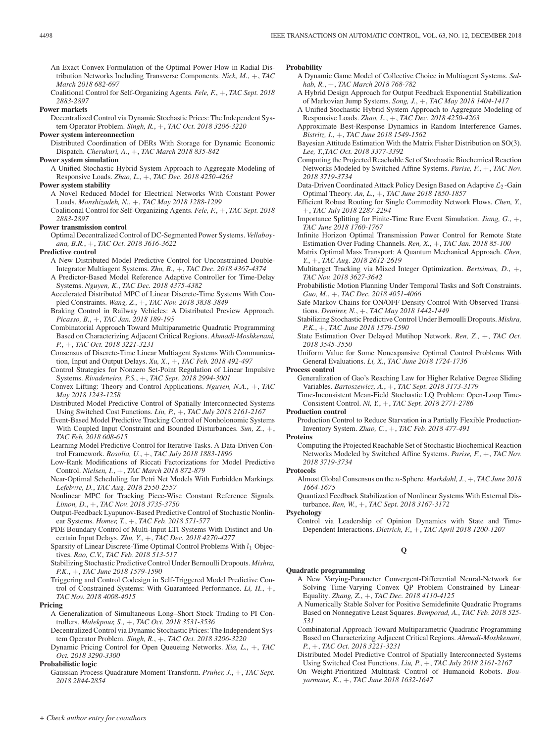An Exact Convex Formulation of the Optimal Power Flow in Radial Distribution Networks Including Transverse Components. *Nick, M.*, +, *TAC March 2018 682-697*

Coalitional Control for Self-Organizing Agents. *Fele, F.*, +, *TAC Sept. 2018 2883-2897*

**Power markets**

Decentralized Control via Dynamic Stochastic Prices: The Independent System Operator Problem. *Singh, R.*, +, *TAC Oct. 2018 3206-3220*

**Power system interconnection**

Distributed Coordination of DERs With Storage for Dynamic Economic Dispatch. *Cherukuri, A.*, +, *TAC March 2018 835-842*

**Power system simulation**

A Unified Stochastic Hybrid System Approach to Aggregate Modeling of Responsive Loads. *Zhao, L.*, +, *TAC Dec. 2018 4250-4263*

**Power system stability**

A Novel Reduced Model for Electrical Networks With Constant Power Loads. *Monshizadeh, N.*, +, *TAC May 2018 1288-1299*

Coalitional Control for Self-Organizing Agents. *Fele, F.*, +, *TAC Sept. 2018 2883-2897*

**Power transmission control**

Optimal Decentralized Control of DC-Segmented Power Systems. *Vellaboyana, B.R.*, +, *TAC Oct. 2018 3616-3622*

**Predictive control**

A New Distributed Model Predictive Control for Unconstrained Double-Integrator Multiagent Systems. *Zhu, B.*, +, *TAC Dec. 2018 4367-4374*

A Predictor-Based Model Reference Adaptive Controller for Time-Delay Systems. *Nguyen, K.*, *TAC Dec. 2018 4375-4382*

Accelerated Distributed MPC of Linear Discrete-Time Systems With Coupled Constraints. *Wang, Z.*, +, *TAC Nov. 2018 3838-3849*

Braking Control in Railway Vehicles: A Distributed Preview Approach. *Picasso, B.*, +, *TAC Jan. 2018 189-195*

Combinatorial Approach Toward Multiparametric Quadratic Programming Based on Characterizing Adjacent Critical Regions. *Ahmadi-Moshkenani, P.*, +, *TAC Oct. 2018 3221-3231*

Consensus of Discrete-Time Linear Multiagent Systems With Communication, Input and Output Delays. *Xu, X.*, +, *TAC Feb. 2018 492-497*

Control Strategies for Nonzero Set-Point Regulation of Linear Impulsive Systems. *Rivadeneira, P.S.*, +, *TAC Sept. 2018 2994-3001*

Convex Lifting: Theory and Control Applications. *Nguyen, N.A.*, +, *TAC May 2018 1243-1258*

Distributed Model Predictive Control of Spatially Interconnected Systems Using Switched Cost Functions. *Liu, P.*, +, *TAC July 2018 2161-2167*

Event-Based Model Predictive Tracking Control of Nonholonomic Systems With Coupled Input Constraint and Bounded Disturbances. *Sun, Z.*, +, *TAC Feb. 2018 608-615*

Learning Model Predictive Control for Iterative Tasks. A Data-Driven Control Framework. *Rosolia, U.*, +, *TAC July 2018 1883-1896*

Low-Rank Modifications of Riccati Factorizations for Model Predictive Control. *Nielsen, I.*, +, *TAC March 2018 872-879*

Near-Optimal Scheduling for Petri Net Models With Forbidden Markings. *Lefebvre, D.*, *TAC Aug. 2018 2550-2557*

Nonlinear MPC for Tracking Piece-Wise Constant Reference Signals. *Limon, D.*, +, *TAC Nov. 2018 3735-3750*

Output-Feedback Lyapunov-Based Predictive Control of Stochastic Nonlinear Systems. *Homer, T.*, +, *TAC Feb. 2018 571-577*

PDE Boundary Control of Multi-Input LTI Systems With Distinct and Uncertain Input Delays. *Zhu, Y.*, +, *TAC Dec. 2018 4270-4277*

Sparsity of Linear Discrete-Time Optimal Control Problems With $l_1$ Objectives. *Rao, C.V.*, *TAC Feb. 2018 513-517*

Stabilizing Stochastic Predictive Control Under Bernoulli Dropouts. *Mishra, P.K.*, +, *TAC June 2018 1579-1590*

Triggering and Control Codesign in Self-Triggered Model Predictive Control of Constrained Systems: With Guaranteed Performance. *Li, H.*, +, *TAC Nov. 2018 4008-4015*

**Pricing**

A Generalization of Simultaneous Long–Short Stock Trading to PI Controllers. *Malekpour, S.*, +, *TAC Oct. 2018 3531-3536*

Decentralized Control via Dynamic Stochastic Prices: The Independent System Operator Problem. *Singh, R.*, +, *TAC Oct. 2018 3206-3220*

Dynamic Pricing Control for Open Queueing Networks. *Xia, L.*, +, *TAC Oct. 2018 3290-3300*

**Probabilistic logic**

Gaussian Process Quadrature Moment Transform. *Pruher, J.*, +, *TAC Sept. 2018 2844-2854*

**Probability**

A Dynamic Game Model of Collective Choice in Multiagent Systems. *Salhab, R.*, +, *TAC March 2018 768-782*

A Hybrid Design Approach for Output Feedback Exponential Stabilization of Markovian Jump Systems. *Song, J.*, +, *TAC May 2018 1404-1417*

A Unified Stochastic Hybrid System Approach to Aggregate Modeling of Responsive Loads. *Zhao, L.*, +, *TAC Dec. 2018 4250-4263*

Approximate Best-Response Dynamics in Random Interference Games. *Bistritz, I.*, +, *TAC June 2018 1549-1562*

Bayesian Attitude Estimation With the Matrix Fisher Distribution on SO(3). *Lee, T.*,*TAC Oct. 2018 3377-3392*

Computing the Projected Reachable Set of Stochastic Biochemical Reaction Networks Modeled by Switched Affine Systems. *Parise, F.*, +, *TAC Nov. 2018 3719-3734*

Data-Driven Coordinated Attack Policy Design Based on Adaptive $\mathcal{L}_2$-Gain Optimal Theory. *An, L.*, +, *TAC June 2018 1850-1857*

Efficient Robust Routing for Single Commodity Network Flows. *Chen, Y.*, +, *TAC July 2018 2287-2294*

Importance Splitting for Finite-Time Rare Event Simulation. *Jiang, G.*, +, *TAC June 2018 1760-1767*

Infinite Horizon Optimal Transmission Power Control for Remote State Estimation Over Fading Channels. *Ren, X.*, +, *TAC Jan. 2018 85-100*

Matrix Optimal Mass Transport: A Quantum Mechanical Approach. *Chen, Y.*, +, *TAC Aug. 2018 2612-2619*

Multitarget Tracking via Mixed Integer Optimization. *Bertsimas, D.*, +, *TAC Nov. 2018 3627-3642*

Probabilistic Motion Planning Under Temporal Tasks and Soft Constraints. *Guo, M.*, +, *TAC Dec. 2018 4051-4066*

Safe Markov Chains for ON/OFF Density Control With Observed Transitions. *Demirer, N.*, +, *TAC May 2018 1442-1449*

Stabilizing Stochastic Predictive Control Under Bernoulli Dropouts. *Mishra, P.K.*, +, *TAC June 2018 1579-1590*

State Estimation Over Delayed Mutihop Network. *Ren, Z.*, +, *TAC Oct. 2018 3545-3550*

Uniform Value for Some Nonexpansive Optimal Control Problems With General Evaluations. *Li, X.*, *TAC June 2018 1724-1736*

**Process control**

Generalization of Gao's Reaching Law for Higher Relative Degree Sliding Variables. *Bartoszewicz, A.*, +, *TAC Sept. 2018 3173-3179*

Time-Inconsistent Mean-Field Stochastic LQ Problem: Open-Loop Time-Consistent Control. *Ni, Y.*, +, *TAC Sept. 2018 2771-2786*

**Production control**

Production Control to Reduce Starvation in a Partially Flexible Production-Inventory System. *Zhao, C.*, +, *TAC Feb. 2018 477-491*

**Proteins**

Computing the Projected Reachable Set of Stochastic Biochemical Reaction Networks Modeled by Switched Affine Systems. *Parise, F.*, +, *TAC Nov. 2018 3719-3734*

**Protocols**

Almost Global Consensus on the $n$-Sphere. *Markdahl, J.*, +, *TAC June 2018 1664-1675*

Quantized Feedback Stabilization of Nonlinear Systems With External Disturbance. *Ren, W.*, +, *TAC Sept. 2018 3167-3172*

**Psychology**

Control via Leadership of Opinion Dynamics with State and Time-Dependent Interactions. *Dietrich, F.*, +, *TAC April 2018 1200-1207*

## Q

**Quadratic programming**

A New Varying-Parameter Convergent-Differential Neural-Network for Solving Time-Varying Convex QP Problem Constrained by Linear-Equality. *Zhang, Z.*, +, *TAC Dec. 2018 4110-4125*

A Numerically Stable Solver for Positive Semidefinite Quadratic Programs Based on Nonnegative Least Squares. *Bemporad, A.*, *TAC Feb. 2018 525-531*

Combinatorial Approach Toward Multiparametric Quadratic Programming Based on Characterizing Adjacent Critical Regions. *Ahmadi-Moshkenani, P.*, +, *TAC Oct. 2018 3221-3231*

Distributed Model Predictive Control of Spatially Interconnected Systems Using Switched Cost Functions. *Liu, P.*, +, *TAC July 2018 2161-2167*

On Weight-Prioritized Multitask Control of Humanoid Robots. *Bouyarmane, K.*, +, *TAC June 2018 1632-1647*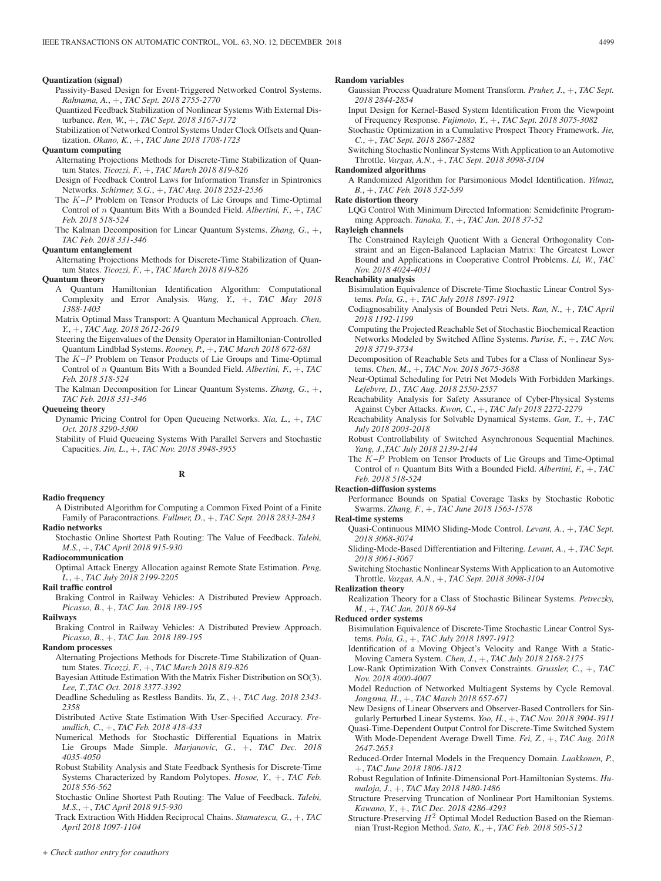**Quantization (signal)**

Passivity-Based Design for Event-Triggered Networked Control Systems. *Rahnama, A.*, +, *TAC Sept. 2018 2755-2770*

Quantized Feedback Stabilization of Nonlinear Systems With External Disturbance. *Ren, W.*, +, *TAC Sept. 2018 3167-3172*

Stabilization of Networked Control Systems Under Clock Offsets and Quantization. *Okano, K.*, +, *TAC June 2018 1708-1723*

**Quantum computing**

Alternating Projections Methods for Discrete-Time Stabilization of Quantum States. *Ticozzi, F.*, +, *TAC March 2018 819-826*

Design of Feedback Control Laws for Information Transfer in Spintronics Networks. *Schirmer, S.G.*, +, *TAC Aug. 2018 2523-2536*

The $K-P$ Problem on Tensor Products of Lie Groups and Time-Optimal Control of $n$ Quantum Bits With a Bounded Field. *Albertini, F.*, +, *TAC Feb. 2018 518-524*

The Kalman Decomposition for Linear Quantum Systems. *Zhang, G.*, +, *TAC Feb. 2018 331-346*

**Quantum entanglement**

Alternating Projections Methods for Discrete-Time Stabilization of Quantum States. *Ticozzi, F.*, +, *TAC March 2018 819-826*

**Quantum theory**

A Quantum Hamiltonian Identification Algorithm: Computational Complexity and Error Analysis. *Wang, Y.*, +, *TAC May 2018 1388-1403*

Matrix Optimal Mass Transport: A Quantum Mechanical Approach. *Chen, Y.*, +, *TAC Aug. 2018 2612-2619*

Steering the Eigenvalues of the Density Operator in Hamiltonian-Controlled Quantum Lindblad Systems. *Rooney, P.*, +, *TAC March 2018 672-681*

The $K-P$ Problem on Tensor Products of Lie Groups and Time-Optimal Control of $n$ Quantum Bits With a Bounded Field. *Albertini, F.*, +, *TAC Feb. 2018 518-524*

The Kalman Decomposition for Linear Quantum Systems. *Zhang, G.*, +, *TAC Feb. 2018 331-346*

**Queueing theory**

Dynamic Pricing Control for Open Queueing Networks. *Xia, L.*, +, *TAC Oct. 2018 3290-3300*

Stability of Fluid Queueing Systems With Parallel Servers and Stochastic Capacities. *Jin, L.*, +, *TAC Nov. 2018 3948-3955*

## R

**Radio frequency**

A Distributed Algorithm for Computing a Common Fixed Point of a Finite Family of Paracontractions. *Fullmer, D.*, +, *TAC Sept. 2018 2833-2843*

**Radio networks**

Stochastic Online Shortest Path Routing: The Value of Feedback. *Talebi, M.S.*, +, *TAC April 2018 915-930*

**Radiocommunication**

Optimal Attack Energy Allocation against Remote State Estimation. *Peng, L.*, +, *TAC July 2018 2199-2205*

**Rail traffic control**

Braking Control in Railway Vehicles: A Distributed Preview Approach. *Picasso, B.*, +, *TAC Jan. 2018 189-195*

**Railways**

Braking Control in Railway Vehicles: A Distributed Preview Approach. *Picasso, B.*, +, *TAC Jan. 2018 189-195*

**Random processes**

Alternating Projections Methods for Discrete-Time Stabilization of Quantum States. *Ticozzi, F.*, +, *TAC March 2018 819-826*

Bayesian Attitude Estimation With the Matrix Fisher Distribution on SO(3). *Lee, T.*,*TAC Oct. 2018 3377-3392*

Deadline Scheduling as Restless Bandits. *Yu, Z.*, +, *TAC Aug. 2018 2343-2358*

Distributed Active State Estimation With User-Specified Accuracy. *Freundlich, C.*, +, *TAC Feb. 2018 418-433*

Numerical Methods for Stochastic Differential Equations in Matrix Lie Groups Made Simple. *Marjanovic, G.*, +, *TAC Dec. 2018 4035-4050*

Robust Stability Analysis and State Feedback Synthesis for Discrete-Time Systems Characterized by Random Polytopes. *Hosoe, Y.*, +, *TAC Feb. 2018 556-562*

Stochastic Online Shortest Path Routing: The Value of Feedback. *Talebi, M.S.*, +, *TAC April 2018 915-930*

Track Extraction With Hidden Reciprocal Chains. *Stamatescu, G.*, +, *TAC April 2018 1097-1104*

**Random variables**

Gaussian Process Quadrature Moment Transform. *Pruher, J.*, +, *TAC Sept. 2018 2844-2854*

Input Design for Kernel-Based System Identification From the Viewpoint of Frequency Response. *Fujimoto, Y.*, +, *TAC Sept. 2018 3075-3082*

Stochastic Optimization in a Cumulative Prospect Theory Framework. *Jie, C.*, +, *TAC Sept. 2018 2867-2882*

Switching Stochastic Nonlinear Systems With Application to an Automotive Throttle. *Vargas, A.N.*, +, *TAC Sept. 2018 3098-3104*

**Randomized algorithms**

A Randomized Algorithm for Parsimonious Model Identification. *Yilmaz, B.*, +, *TAC Feb. 2018 532-539*

**Rate distortion theory**

LQG Control With Minimum Directed Information: Semidefinite Programming Approach. *Tanaka, T.*, +, *TAC Jan. 2018 37-52*

**Rayleigh channels**

The Constrained Rayleigh Quotient With a General Orthogonality Constraint and an Eigen-Balanced Laplacian Matrix: The Greatest Lower Bound and Applications in Cooperative Control Problems. *Li, W.*, *TAC Nov. 2018 4024-4031*

**Reachability analysis**

Bisimulation Equivalence of Discrete-Time Stochastic Linear Control Systems. *Pola, G.*, +, *TAC July 2018 1897-1912*

Codiagnosability Analysis of Bounded Petri Nets. *Ran, N.*, +, *TAC April 2018 1192-1199*

Computing the Projected Reachable Set of Stochastic Biochemical Reaction Networks Modeled by Switched Affine Systems. *Parise, F.*, +, *TAC Nov. 2018 3719-3734*

Decomposition of Reachable Sets and Tubes for a Class of Nonlinear Systems. *Chen, M.*, +, *TAC Nov. 2018 3675-3688*

Near-Optimal Scheduling for Petri Net Models With Forbidden Markings. *Lefebvre, D.*, *TAC Aug. 2018 2550-2557*

Reachability Analysis for Safety Assurance of Cyber-Physical Systems Against Cyber Attacks. *Kwon, C.*, +, *TAC July 2018 2272-2279*

Reachability Analysis for Solvable Dynamical Systems. *Gan, T.*, +, *TAC July 2018 2003-2018*

Robust Controllability of Switched Asynchronous Sequential Machines. *Yang, J.*,*TAC July 2018 2139-2144*

The $K-P$ Problem on Tensor Products of Lie Groups and Time-Optimal Control of $n$ Quantum Bits With a Bounded Field. *Albertini, F.*, +, *TAC Feb. 2018 518-524*

**Reaction-diffusion systems**

Performance Bounds on Spatial Coverage Tasks by Stochastic Robotic Swarms. *Zhang, F.*, +, *TAC June 2018 1563-1578*

**Real-time systems**

Quasi-Continuous MIMO Sliding-Mode Control. *Levant, A.*, +, *TAC Sept. 2018 3068-3074*

Sliding-Mode-Based Differentiation and Filtering. *Levant, A.*, +, *TAC Sept. 2018 3061-3067*

Switching Stochastic Nonlinear Systems With Application to an Automotive Throttle. *Vargas, A.N.*, +, *TAC Sept. 2018 3098-3104*

**Realization theory**

Realization Theory for a Class of Stochastic Bilinear Systems. *Petreczky, M.*, +, *TAC Jan. 2018 69-84*

**Reduced order systems**

Bisimulation Equivalence of Discrete-Time Stochastic Linear Control Systems. *Pola, G.*, +, *TAC July 2018 1897-1912*

Identification of a Moving Object's Velocity and Range With a Static-Moving Camera System. *Chen, J.*, +, *TAC July 2018 2168-2175*

Low-Rank Optimization With Convex Constraints. *Grussler, C.*, +, *TAC Nov. 2018 4000-4007*

Model Reduction of Networked Multiagent Systems by Cycle Removal. *Jongsma, H.*, +, *TAC March 2018 657-671*

New Designs of Linear Observers and Observer-Based Controllers for Singularly Perturbed Linear Systems. *Yoo, H.*, +, *TAC Nov. 2018 3904-3911*

Quasi-Time-Dependent Output Control for Discrete-Time Switched System With Mode-Dependent Average Dwell Time. *Fei, Z.*, +, *TAC Aug. 2018 2647-2653*

Reduced-Order Internal Models in the Frequency Domain. *Laakkonen, P.*, +, *TAC June 2018 1806-1812*

Robust Regulation of Infinite-Dimensional Port-Hamiltonian Systems. *Humaloja, J.*, +, *TAC May 2018 1480-1486*

Structure Preserving Truncation of Nonlinear Port Hamiltonian Systems. *Kawano, Y.*, +, *TAC Dec. 2018 4286-4293*

Structure-Preserving $H^2$ Optimal Model Reduction Based on the Riemannian Trust-Region Method. *Sato, K.*, +, *TAC Feb. 2018 505-512*

*+ Check author entry for coauthors*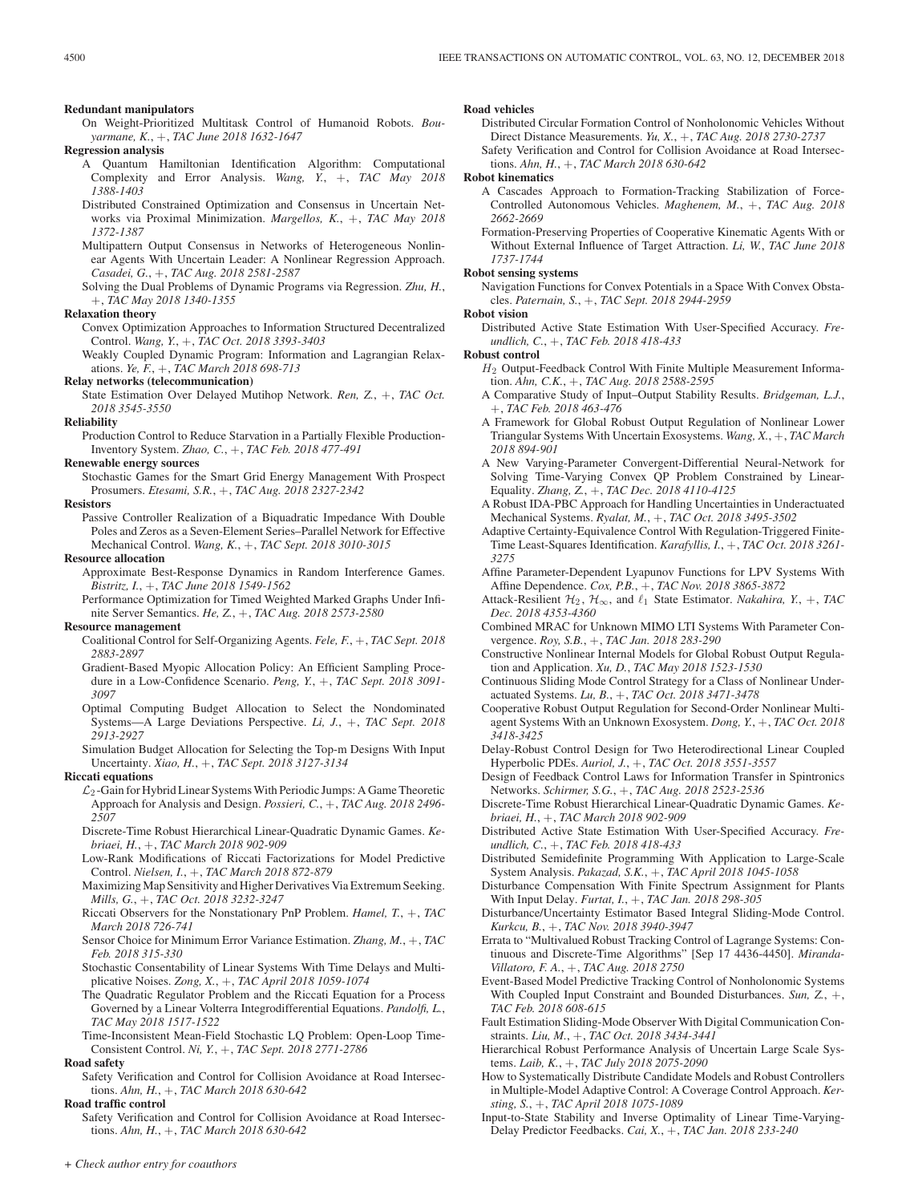**Redundant manipulators**

On Weight-Prioritized Multitask Control of Humanoid Robots. *Bouyarmane, K.*, +, *TAC June 2018 1632-1647*

**Regression analysis**

A Quantum Hamiltonian Identification Algorithm: Computational Complexity and Error Analysis. *Wang, Y.*, +, *TAC May 2018 1388-1403*

Distributed Constrained Optimization and Consensus in Uncertain Networks via Proximal Minimization. *Margellos, K.*, +, *TAC May 2018 1372-1387*

Multipattern Output Consensus in Networks of Heterogeneous Nonlinear Agents With Uncertain Leader: A Nonlinear Regression Approach. *Casadei, G.*, +, *TAC Aug. 2018 2581-2587*

Solving the Dual Problems of Dynamic Programs via Regression. *Zhu, H.*, +, *TAC May 2018 1340-1355*

**Relaxation theory**

Convex Optimization Approaches to Information Structured Decentralized Control. *Wang, Y.*, +, *TAC Oct. 2018 3393-3403*

Weakly Coupled Dynamic Program: Information and Lagrangian Relaxations. *Ye, F.*, +, *TAC March 2018 698-713*

**Relay networks (telecommunication)**

State Estimation Over Delayed Mutihop Network. *Ren, Z.*, +, *TAC Oct. 2018 3545-3550*

**Reliability**

Production Control to Reduce Starvation in a Partially Flexible Production-Inventory System. *Zhao, C.*, +, *TAC Feb. 2018 477-491*

**Renewable energy sources**

Stochastic Games for the Smart Grid Energy Management With Prospect Prosumers. *Etesami, S.R.*, +, *TAC Aug. 2018 2327-2342*

**Resistors**

Passive Controller Realization of a Biquadratic Impedance With Double Poles and Zeros as a Seven-Element Series–Parallel Network for Effective Mechanical Control. *Wang, K.*, +, *TAC Sept. 2018 3010-3015*

**Resource allocation**

Approximate Best-Response Dynamics in Random Interference Games. *Bistritz, I.*, +, *TAC June 2018 1549-1562*

Performance Optimization for Timed Weighted Marked Graphs Under Infinite Server Semantics. *He, Z.*, +, *TAC Aug. 2018 2573-2580*

**Resource management**

Coalitional Control for Self-Organizing Agents. *Fele, F.*, +, *TAC Sept. 2018 2883-2897*

Gradient-Based Myopic Allocation Policy: An Efficient Sampling Procedure in a Low-Confidence Scenario. *Peng, Y.*, +, *TAC Sept. 2018 3091-3097*

Optimal Computing Budget Allocation to Select the Nondominated Systems—A Large Deviations Perspective. *Li, J.*, +, *TAC Sept. 2018 2913-2927*

Simulation Budget Allocation for Selecting the Top-m Designs With Input Uncertainty. *Xiao, H.*, +, *TAC Sept. 2018 3127-3134*

**Riccati equations**

$\mathcal{L}_2$-Gain for Hybrid Linear Systems With Periodic Jumps: A Game Theoretic Approach for Analysis and Design. *Possieri, C.*, +, *TAC Aug. 2018 2496-2507*

Discrete-Time Robust Hierarchical Linear-Quadratic Dynamic Games. *Kebriaei, H.*, +, *TAC March 2018 902-909*

Low-Rank Modifications of Riccati Factorizations for Model Predictive Control. *Nielsen, I.*, +, *TAC March 2018 872-879*

Maximizing Map Sensitivity and Higher Derivatives Via Extremum Seeking. *Mills, G.*, +, *TAC Oct. 2018 3232-3247*

Riccati Observers for the Nonstationary PnP Problem. *Hamel, T.*, +, *TAC March 2018 726-741*

Sensor Choice for Minimum Error Variance Estimation. *Zhang, M.*, +, *TAC Feb. 2018 315-330*

Stochastic Consentability of Linear Systems With Time Delays and Multiplicative Noises. *Zong, X.*, +, *TAC April 2018 1059-1074*

The Quadratic Regulator Problem and the Riccati Equation for a Process Governed by a Linear Volterra Integrodifferential Equations. *Pandolfi, L.*, *TAC May 2018 1517-1522*

Time-Inconsistent Mean-Field Stochastic LQ Problem: Open-Loop Time-Consistent Control. *Ni, Y.*, +, *TAC Sept. 2018 2771-2786*

**Road safety**

Safety Verification and Control for Collision Avoidance at Road Intersections. *Ahn, H.*, +, *TAC March 2018 630-642*

**Road traffic control**

Safety Verification and Control for Collision Avoidance at Road Intersections. *Ahn, H.*, +, *TAC March 2018 630-642*

**Road vehicles**

Distributed Circular Formation Control of Nonholonomic Vehicles Without Direct Distance Measurements. *Yu, X.*, +, *TAC Aug. 2018 2730-2737*

Safety Verification and Control for Collision Avoidance at Road Intersections. *Ahn, H.*, +, *TAC March 2018 630-642*

**Robot kinematics**

A Cascades Approach to Formation-Tracking Stabilization of Force-Controlled Autonomous Vehicles. *Maghenem, M.*, +, *TAC Aug. 2018 2662-2669*

Formation-Preserving Properties of Cooperative Kinematic Agents With or Without External Influence of Target Attraction. *Li, W.*, *TAC June 2018 1737-1744*

**Robot sensing systems**

Navigation Functions for Convex Potentials in a Space With Convex Obstacles. *Paternain, S.*, +, *TAC Sept. 2018 2944-2959*

**Robot vision**

Distributed Active State Estimation With User-Specified Accuracy. *Freundlich, C.*, +, *TAC Feb. 2018 418-433*

**Robust control**

$H_2$ Output-Feedback Control With Finite Multiple Measurement Information. *Ahn, C.K.*, +, *TAC Aug. 2018 2588-2595*

A Comparative Study of Input–Output Stability Results. *Bridgeman, L.J.*, +, *TAC Feb. 2018 463-476*

A Framework for Global Robust Output Regulation of Nonlinear Lower Triangular Systems With Uncertain Exosystems. *Wang, X.*, +, *TAC March 2018 894-901*

A New Varying-Parameter Convergent-Differential Neural-Network for Solving Time-Varying Convex QP Problem Constrained by Linear-Equality. *Zhang, Z.*, +, *TAC Dec. 2018 4110-4125*

A Robust IDA-PBC Approach for Handling Uncertainties in Underactuated Mechanical Systems. *Ryalat, M.*, +, *TAC Oct. 2018 3495-3502*

Adaptive Certainty-Equivalence Control With Regulation-Triggered Finite-Time Least-Squares Identification. *Karafyllis, I.*, +, *TAC Oct. 2018 3261-3275*

Affine Parameter-Dependent Lyapunov Functions for LPV Systems With Affine Dependence. *Cox, P.B.*, +, *TAC Nov. 2018 3865-3872*

Attack-Resilient $\mathcal{H}_2$, $\mathcal{H}_\infty$, and $\ell_1$ State Estimator. *Nakahira, Y.*, +, *TAC Dec. 2018 4353-4360*

Combined MRAC for Unknown MIMO LTI Systems With Parameter Convergence. *Roy, S.B.*, +, *TAC Jan. 2018 283-290*

Constructive Nonlinear Internal Models for Global Robust Output Regulation and Application. *Xu, D.*, *TAC May 2018 1523-1530*

Continuous Sliding Mode Control Strategy for a Class of Nonlinear Underactuated Systems. *Lu, B.*, +, *TAC Oct. 2018 3471-3478*

Cooperative Robust Output Regulation for Second-Order Nonlinear Multiagent Systems With an Unknown Exosystem. *Dong, Y.*, +, *TAC Oct. 2018 3418-3425*

Delay-Robust Control Design for Two Heterodirectional Linear Coupled Hyperbolic PDEs. *Auriol, J.*, +, *TAC Oct. 2018 3551-3557*

Design of Feedback Control Laws for Information Transfer in Spintronics Networks. *Schirmer, S.G.*, +, *TAC Aug. 2018 2523-2536*

Discrete-Time Robust Hierarchical Linear-Quadratic Dynamic Games. *Kebriaei, H.*, +, *TAC March 2018 902-909*

Distributed Active State Estimation With User-Specified Accuracy. *Freundlich, C.*, +, *TAC Feb. 2018 418-433*

Distributed Semidefinite Programming With Application to Large-Scale System Analysis. *Pakazad, S.K.*, +, *TAC April 2018 1045-1058*

Disturbance Compensation With Finite Spectrum Assignment for Plants With Input Delay. *Furtat, I.*, +, *TAC Jan. 2018 298-305*

Disturbance/Uncertainty Estimator Based Integral Sliding-Mode Control. *Kurkcu, B.*, +, *TAC Nov. 2018 3940-3947*

Errata to "Multivalued Robust Tracking Control of Lagrange Systems: Continuous and Discrete-Time Algorithms" [Sep 17 4436-4450]. *Miranda-Villatoro, F. A.*, +, *TAC Aug. 2018 2750*

Event-Based Model Predictive Tracking Control of Nonholonomic Systems With Coupled Input Constraint and Bounded Disturbances. *Sun, Z.*, +, *TAC Feb. 2018 608-615*

Fault Estimation Sliding-Mode Observer With Digital Communication Constraints. *Liu, M.*, +, *TAC Oct. 2018 3434-3441*

Hierarchical Robust Performance Analysis of Uncertain Large Scale Systems. *Laib, K.*, +, *TAC July 2018 2075-2090*

How to Systematically Distribute Candidate Models and Robust Controllers in Multiple-Model Adaptive Control: A Coverage Control Approach. *Kersting, S.*, +, *TAC April 2018 1075-1089*

Input-to-State Stability and Inverse Optimality of Linear Time-Varying-Delay Predictor Feedbacks. *Cai, X.*, +, *TAC Jan. 2018 233-240*

+ *Check author entry for coauthors*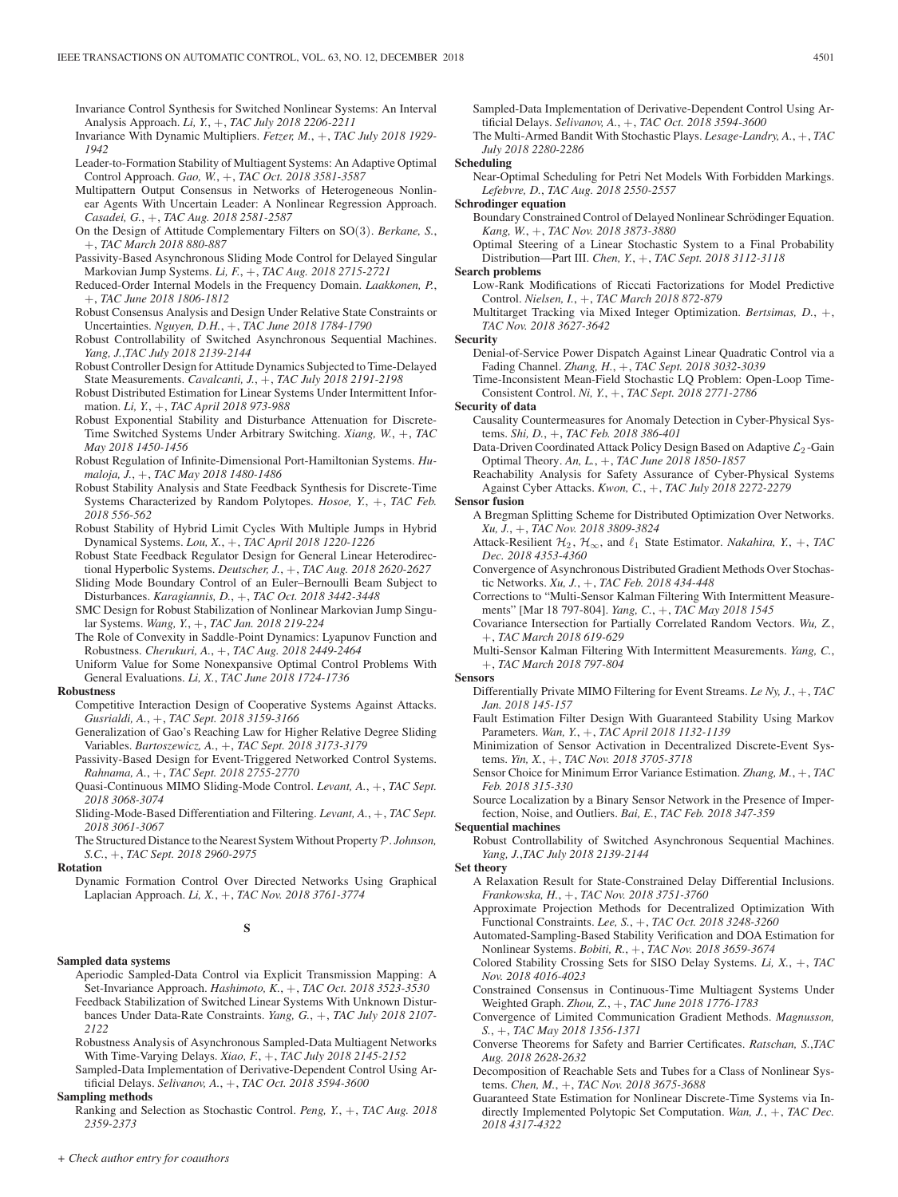Invariance Control Synthesis for Switched Nonlinear Systems: An Interval Analysis Approach. *Li, Y.*, +, *TAC July 2018 2206-2211*

Invariance With Dynamic Multipliers. *Fetzer, M.*, +, *TAC July 2018 1929-1942*

Leader-to-Formation Stability of Multiagent Systems: An Adaptive Optimal Control Approach. *Gao, W.*, +, *TAC Oct. 2018 3581-3587*

Multipattern Output Consensus in Networks of Heterogeneous Nonlinear Agents With Uncertain Leader: A Nonlinear Regression Approach. *Casadei, G.*, +, *TAC Aug. 2018 2581-2587*

On the Design of Attitude Complementary Filters on SO(3). *Berkane, S.*, +, *TAC March 2018 880-887*

Passivity-Based Asynchronous Sliding Mode Control for Delayed Singular Markovian Jump Systems. *Li, F.*, +, *TAC Aug. 2018 2715-2721*

Reduced-Order Internal Models in the Frequency Domain. *Laakkonen, P.*, +, *TAC June 2018 1806-1812*

Robust Consensus Analysis and Design Under Relative State Constraints or Uncertainties. *Nguyen, D.H.*, +, *TAC June 2018 1784-1790*

Robust Controllability of Switched Asynchronous Sequential Machines. *Yang, J.*,*TAC July 2018 2139-2144*

Robust Controller Design for Attitude Dynamics Subjected to Time-Delayed State Measurements. *Cavalcanti, J.*, +, *TAC July 2018 2191-2198*

Robust Distributed Estimation for Linear Systems Under Intermittent Information. *Li, Y.*, +, *TAC April 2018 973-988*

Robust Exponential Stability and Disturbance Attenuation for Discrete-Time Switched Systems Under Arbitrary Switching. *Xiang, W.*, +, *TAC May 2018 1450-1456*

Robust Regulation of Infinite-Dimensional Port-Hamiltonian Systems. *Humaloja, J.*, +, *TAC May 2018 1480-1486*

Robust Stability Analysis and State Feedback Synthesis for Discrete-Time Systems Characterized by Random Polytopes. *Hosoe, Y.*, +, *TAC Feb. 2018 556-562*

Robust Stability of Hybrid Limit Cycles With Multiple Jumps in Hybrid Dynamical Systems. *Lou, X.*, +, *TAC April 2018 1220-1226*

Robust State Feedback Regulator Design for General Linear Heterodirectional Hyperbolic Systems. *Deutscher, J.*, +, *TAC Aug. 2018 2620-2627*

Sliding Mode Boundary Control of an Euler–Bernoulli Beam Subject to Disturbances. *Karagiannis, D.*, +, *TAC Oct. 2018 3442-3448*

SMC Design for Robust Stabilization of Nonlinear Markovian Jump Singular Systems. *Wang, Y.*, +, *TAC Jan. 2018 219-224*

The Role of Convexity in Saddle-Point Dynamics: Lyapunov Function and Robustness. *Cherukuri, A.*, +, *TAC Aug. 2018 2449-2464*

Uniform Value for Some Nonexpansive Optimal Control Problems With General Evaluations. *Li, X.*, *TAC June 2018 1724-1736*

**Robustness**

Competitive Interaction Design of Cooperative Systems Against Attacks. *Gusrialdi, A.*, +, *TAC Sept. 2018 3159-3166*

Generalization of Gao's Reaching Law for Higher Relative Degree Sliding Variables. *Bartoszewicz, A.*, +, *TAC Sept. 2018 3173-3179*

Passivity-Based Design for Event-Triggered Networked Control Systems. *Rahnama, A.*, +, *TAC Sept. 2018 2755-2770*

Quasi-Continuous MIMO Sliding-Mode Control. *Levant, A.*, +, *TAC Sept. 2018 3068-3074*

Sliding-Mode-Based Differentiation and Filtering. *Levant, A.*, +, *TAC Sept. 2018 3061-3067*

The Structured Distance to the Nearest System Without Property $\mathcal{P}$. *Johnson, S.C.*, +, *TAC Sept. 2018 2960-2975*

**Rotation**

Dynamic Formation Control Over Directed Networks Using Graphical Laplacian Approach. *Li, X.*, +, *TAC Nov. 2018 3761-3774*

## S

**Sampled data systems**

Aperiodic Sampled-Data Control via Explicit Transmission Mapping: A Set-Invariance Approach. *Hashimoto, K.*, +, *TAC Oct. 2018 3523-3530*

Feedback Stabilization of Switched Linear Systems With Unknown Disturbances Under Data-Rate Constraints. *Yang, G.*, +, *TAC July 2018 2107-2122*

Robustness Analysis of Asynchronous Sampled-Data Multiagent Networks With Time-Varying Delays. *Xiao, F.*, +, *TAC July 2018 2145-2152*

Sampled-Data Implementation of Derivative-Dependent Control Using Artificial Delays. *Selivanov, A.*, +, *TAC Oct. 2018 3594-3600*

**Sampling methods**

Ranking and Selection as Stochastic Control. *Peng, Y.*, +, *TAC Aug. 2018 2359-2373*

Sampled-Data Implementation of Derivative-Dependent Control Using Artificial Delays. *Selivanov, A.*, +, *TAC Oct. 2018 3594-3600*

The Multi-Armed Bandit With Stochastic Plays. *Lesage-Landry, A.*, +, *TAC July 2018 2280-2286*

**Scheduling**

Near-Optimal Scheduling for Petri Net Models With Forbidden Markings. *Lefebvre, D.*, *TAC Aug. 2018 2550-2557*

**Schrodinger equation**

Boundary Constrained Control of Delayed Nonlinear Schrödinger Equation. *Kang, W.*, +, *TAC Nov. 2018 3873-3880*

Optimal Steering of a Linear Stochastic System to a Final Probability Distribution—Part III. *Chen, Y.*, +, *TAC Sept. 2018 3112-3118*

**Search problems**

Low-Rank Modifications of Riccati Factorizations for Model Predictive Control. *Nielsen, I.*, +, *TAC March 2018 872-879*

Multitarget Tracking via Mixed Integer Optimization. *Bertsimas, D.*, +, *TAC Nov. 2018 3627-3642*

**Security**

Denial-of-Service Power Dispatch Against Linear Quadratic Control via a Fading Channel. *Zhang, H.*, +, *TAC Sept. 2018 3032-3039*

Time-Inconsistent Mean-Field Stochastic LQ Problem: Open-Loop Time-Consistent Control. *Ni, Y.*, +, *TAC Sept. 2018 2771-2786*

**Security of data**

Causality Countermeasures for Anomaly Detection in Cyber-Physical Systems. *Shi, D.*, +, *TAC Feb. 2018 386-401*

Data-Driven Coordinated Attack Policy Design Based on Adaptive $\mathcal{L}_2$-Gain Optimal Theory. *An, L.*, +, *TAC June 2018 1850-1857*

Reachability Analysis for Safety Assurance of Cyber-Physical Systems Against Cyber Attacks. *Kwon, C.*, +, *TAC July 2018 2272-2279*

**Sensor fusion**

A Bregman Splitting Scheme for Distributed Optimization Over Networks. *Xu, J.*, +, *TAC Nov. 2018 3809-3824*

Attack-Resilient $\mathcal{H}_2$, $\mathcal{H}_\infty$, and $\ell_1$ State Estimator. *Nakahira, Y.*, +, *TAC Dec. 2018 4353-4360*

Convergence of Asynchronous Distributed Gradient Methods Over Stochastic Networks. *Xu, J.*, +, *TAC Feb. 2018 434-448*

Corrections to "Multi-Sensor Kalman Filtering With Intermittent Measurements" [Mar 18 797-804]. *Yang, C.*, +, *TAC May 2018 1545*

Covariance Intersection for Partially Correlated Random Vectors. *Wu, Z.*, +, *TAC March 2018 619-629*

Multi-Sensor Kalman Filtering With Intermittent Measurements. *Yang, C.*, +, *TAC March 2018 797-804*

**Sensors**

Differentially Private MIMO Filtering for Event Streams. *Le Ny, J.*, +, *TAC Jan. 2018 145-157*

Fault Estimation Filter Design With Guaranteed Stability Using Markov Parameters. *Wan, Y.*, +, *TAC April 2018 1132-1139*

Minimization of Sensor Activation in Decentralized Discrete-Event Systems. *Yin, X.*, +, *TAC Nov. 2018 3705-3718*

Sensor Choice for Minimum Error Variance Estimation. *Zhang, M.*, +, *TAC Feb. 2018 315-330*

Source Localization by a Binary Sensor Network in the Presence of Imperfection, Noise, and Outliers. *Bai, E.*, *TAC Feb. 2018 347-359*

**Sequential machines**

Robust Controllability of Switched Asynchronous Sequential Machines. *Yang, J.*,*TAC July 2018 2139-2144*

**Set theory**

A Relaxation Result for State-Constrained Delay Differential Inclusions. *Frankowska, H.*, +, *TAC Nov. 2018 3751-3760*

Approximate Projection Methods for Decentralized Optimization With Functional Constraints. *Lee, S.*, +, *TAC Oct. 2018 3248-3260*

Automated-Sampling-Based Stability Verification and DOA Estimation for Nonlinear Systems. *Bobiti, R.*, +, *TAC Nov. 2018 3659-3674*

Colored Stability Crossing Sets for SISO Delay Systems. *Li, X.*, +, *TAC Nov. 2018 4016-4023*

Constrained Consensus in Continuous-Time Multiagent Systems Under Weighted Graph. *Zhou, Z.*, +, *TAC June 2018 1776-1783*

Convergence of Limited Communication Gradient Methods. *Magnusson, S.*, +, *TAC May 2018 1356-1371*

Converse Theorems for Safety and Barrier Certificates. *Ratschan, S.*,*TAC Aug. 2018 2628-2632*

Decomposition of Reachable Sets and Tubes for a Class of Nonlinear Systems. *Chen, M.*, +, *TAC Nov. 2018 3675-3688*

Guaranteed State Estimation for Nonlinear Discrete-Time Systems via Indirectly Implemented Polytopic Set Computation. *Wan, J.*, +, *TAC Dec. 2018 4317-4322*

*+ Check author entry for coauthors*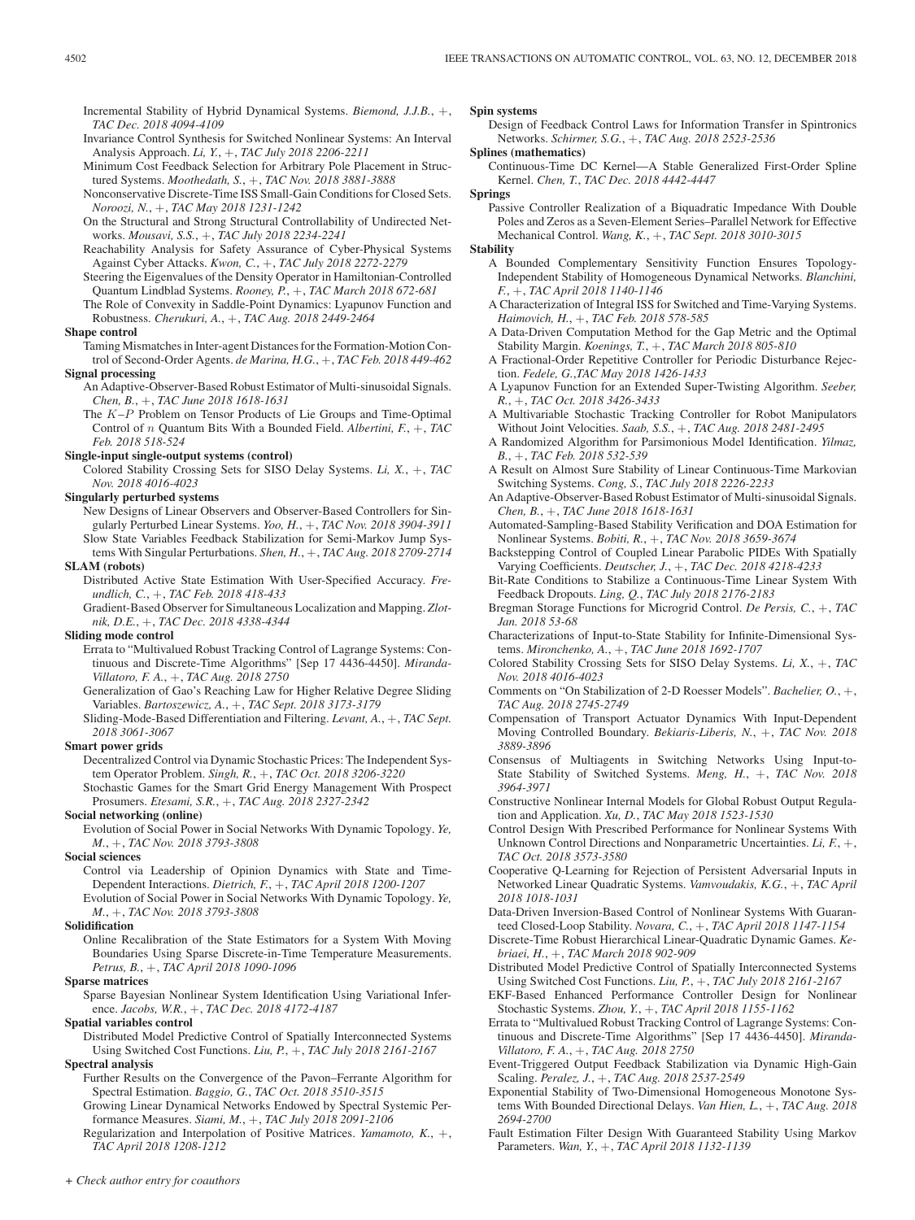Incremental Stability of Hybrid Dynamical Systems. *Biemond, J.J.B.*, +, *TAC Dec. 2018 4094-4109*

Invariance Control Synthesis for Switched Nonlinear Systems: An Interval Analysis Approach. *Li, Y.*, +, *TAC July 2018 2206-2211*

Minimum Cost Feedback Selection for Arbitrary Pole Placement in Structured Systems. *Moothedath, S.*, +, *TAC Nov. 2018 3881-3888*

Nonconservative Discrete-Time ISS Small-Gain Conditions for Closed Sets. *Noroozi, N.*, +, *TAC May 2018 1231-1242*

On the Structural and Strong Structural Controllability of Undirected Networks. *Mousavi, S.S.*, +, *TAC July 2018 2234-2241*

Reachability Analysis for Safety Assurance of Cyber-Physical Systems Against Cyber Attacks. *Kwon, C.*, +, *TAC July 2018 2272-2279*

Steering the Eigenvalues of the Density Operator in Hamiltonian-Controlled Quantum Lindblad Systems. *Rooney, P.*, +, *TAC March 2018 672-681*

The Role of Convexity in Saddle-Point Dynamics: Lyapunov Function and Robustness. *Cherukuri, A.*, +, *TAC Aug. 2018 2449-2464*

**Shape control**

Taming Mismatches in Inter-agent Distances for the Formation-Motion Control of Second-Order Agents. *de Marina, H.G.*, +, *TAC Feb. 2018 449-462*

**Signal processing**

An Adaptive-Observer-Based Robust Estimator of Multi-sinusoidal Signals. *Chen, B.*, +, *TAC June 2018 1618-1631*

The $K$–$P$ Problem on Tensor Products of Lie Groups and Time-Optimal Control of $n$ Quantum Bits With a Bounded Field. *Albertini, F.*, +, *TAC Feb. 2018 518-524*

**Single-input single-output systems (control)**

Colored Stability Crossing Sets for SISO Delay Systems. *Li, X.*, +, *TAC Nov. 2018 4016-4023*

**Singularly perturbed systems**

New Designs of Linear Observers and Observer-Based Controllers for Singularly Perturbed Linear Systems. *Yoo, H.*, +, *TAC Nov. 2018 3904-3911*

Slow State Variables Feedback Stabilization for Semi-Markov Jump Systems With Singular Perturbations. *Shen, H.*, +, *TAC Aug. 2018 2709-2714*

**SLAM (robots)**

Distributed Active State Estimation With User-Specified Accuracy. *Freundlich, C.*, +, *TAC Feb. 2018 418-433*

Gradient-Based Observer for Simultaneous Localization and Mapping. *Zlotnik, D.E.*, +, *TAC Dec. 2018 4338-4344*

**Sliding mode control**

Errata to "Multivalued Robust Tracking Control of Lagrange Systems: Continuous and Discrete-Time Algorithms" [Sep 17 4436-4450]. *Miranda-Villatoro, F. A.*, +, *TAC Aug. 2018 2750*

Generalization of Gao's Reaching Law for Higher Relative Degree Sliding Variables. *Bartoszewicz, A.*, +, *TAC Sept. 2018 3173-3179*

Sliding-Mode-Based Differentiation and Filtering. *Levant, A.*, +, *TAC Sept. 2018 3061-3067*

**Smart power grids**

Decentralized Control via Dynamic Stochastic Prices: The Independent System Operator Problem. *Singh, R.*, +, *TAC Oct. 2018 3206-3220*

Stochastic Games for the Smart Grid Energy Management With Prospect Prosumers. *Etesami, S.R.*, +, *TAC Aug. 2018 2327-2342*

**Social networking (online)**

Evolution of Social Power in Social Networks With Dynamic Topology. *Ye, M.*, +, *TAC Nov. 2018 3793-3808*

**Social sciences**

Control via Leadership of Opinion Dynamics with State and Time-Dependent Interactions. *Dietrich, F.*, +, *TAC April 2018 1200-1207*

Evolution of Social Power in Social Networks With Dynamic Topology. *Ye, M.*, +, *TAC Nov. 2018 3793-3808*

**Solidification**

Online Recalibration of the State Estimators for a System With Moving Boundaries Using Sparse Discrete-in-Time Temperature Measurements. *Petrus, B.*, +, *TAC April 2018 1090-1096*

**Sparse matrices**

Sparse Bayesian Nonlinear System Identification Using Variational Inference. *Jacobs, W.R.*, +, *TAC Dec. 2018 4172-4187*

**Spatial variables control**

Distributed Model Predictive Control of Spatially Interconnected Systems Using Switched Cost Functions. *Liu, P.*, +, *TAC July 2018 2161-2167*

**Spectral analysis**

Further Results on the Convergence of the Pavon–Ferrante Algorithm for Spectral Estimation. *Baggio, G.*, *TAC Oct. 2018 3510-3515*

Growing Linear Dynamical Networks Endowed by Spectral Systemic Performance Measures. *Siami, M.*, +, *TAC July 2018 2091-2106*

Regularization and Interpolation of Positive Matrices. *Yamamoto, K.*, +, *TAC April 2018 1208-1212*

**Spin systems**

Design of Feedback Control Laws for Information Transfer in Spintronics Networks. *Schirmer, S.G.*, +, *TAC Aug. 2018 2523-2536*

**Splines (mathematics)**

Continuous-Time DC Kernel—A Stable Generalized First-Order Spline Kernel. *Chen, T.*, *TAC Dec. 2018 4442-4447*

**Springs**

Passive Controller Realization of a Biquadratic Impedance With Double Poles and Zeros as a Seven-Element Series–Parallel Network for Effective Mechanical Control. *Wang, K.*, +, *TAC Sept. 2018 3010-3015*

**Stability**

A Bounded Complementary Sensitivity Function Ensures Topology-Independent Stability of Homogeneous Dynamical Networks. *Blanchini, F.*, +, *TAC April 2018 1140-1146*

A Characterization of Integral ISS for Switched and Time-Varying Systems. *Haimovich, H.*, +, *TAC Feb. 2018 578-585*

A Data-Driven Computation Method for the Gap Metric and the Optimal Stability Margin. *Koenings, T.*, +, *TAC March 2018 805-810*

A Fractional-Order Repetitive Controller for Periodic Disturbance Rejection. *Fedele, G.*,*TAC May 2018 1426-1433*

A Lyapunov Function for an Extended Super-Twisting Algorithm. *Seeber, R.*, +, *TAC Oct. 2018 3426-3433*

A Multivariable Stochastic Tracking Controller for Robot Manipulators Without Joint Velocities. *Saab, S.S.*, +, *TAC Aug. 2018 2481-2495*

A Randomized Algorithm for Parsimonious Model Identification. *Yilmaz, B.*, +, *TAC Feb. 2018 532-539*

A Result on Almost Sure Stability of Linear Continuous-Time Markovian Switching Systems. *Cong, S.*, *TAC July 2018 2226-2233*

An Adaptive-Observer-Based Robust Estimator of Multi-sinusoidal Signals. *Chen, B.*, +, *TAC June 2018 1618-1631*

Automated-Sampling-Based Stability Verification and DOA Estimation for Nonlinear Systems. *Bobiti, R.*, +, *TAC Nov. 2018 3659-3674*

Backstepping Control of Coupled Linear Parabolic PIDEs With Spatially Varying Coefficients. *Deutscher, J.*, +, *TAC Dec. 2018 4218-4233*

Bit-Rate Conditions to Stabilize a Continuous-Time Linear System With Feedback Dropouts. *Ling, Q.*, *TAC July 2018 2176-2183*

Bregman Storage Functions for Microgrid Control. *De Persis, C.*, +, *TAC Jan. 2018 53-68*

Characterizations of Input-to-State Stability for Infinite-Dimensional Systems. *Mironchenko, A.*, +, *TAC June 2018 1692-1707*

Colored Stability Crossing Sets for SISO Delay Systems. *Li, X.*, +, *TAC Nov. 2018 4016-4023*

Comments on "On Stabilization of 2-D Roesser Models". *Bachelier, O.*, +, *TAC Aug. 2018 2745-2749*

Compensation of Transport Actuator Dynamics With Input-Dependent Moving Controlled Boundary. *Bekiaris-Liberis, N.*, +, *TAC Nov. 2018 3889-3896*

Consensus of Multiagents in Switching Networks Using Input-to-State Stability of Switched Systems. *Meng, H.*, +, *TAC Nov. 2018 3964-3971*

Constructive Nonlinear Internal Models for Global Robust Output Regulation and Application. *Xu, D.*, *TAC May 2018 1523-1530*

Control Design With Prescribed Performance for Nonlinear Systems With Unknown Control Directions and Nonparametric Uncertainties. *Li, F.*, +, *TAC Oct. 2018 3573-3580*

Cooperative Q-Learning for Rejection of Persistent Adversarial Inputs in Networked Linear Quadratic Systems. *Vamvoudakis, K.G.*, +, *TAC April 2018 1018-1031*

Data-Driven Inversion-Based Control of Nonlinear Systems With Guaranteed Closed-Loop Stability. *Novara, C.*, +, *TAC April 2018 1147-1154*

Discrete-Time Robust Hierarchical Linear-Quadratic Dynamic Games. *Kebriaei, H.*, +, *TAC March 2018 902-909*

Distributed Model Predictive Control of Spatially Interconnected Systems Using Switched Cost Functions. *Liu, P.*, +, *TAC July 2018 2161-2167*

EKF-Based Enhanced Performance Controller Design for Nonlinear Stochastic Systems. *Zhou, Y.*, +, *TAC April 2018 1155-1162*

Errata to "Multivalued Robust Tracking Control of Lagrange Systems: Continuous and Discrete-Time Algorithms" [Sep 17 4436-4450]. *Miranda-Villatoro, F. A.*, +, *TAC Aug. 2018 2750*

Event-Triggered Output Feedback Stabilization via Dynamic High-Gain Scaling. *Peralez, J.*, +, *TAC Aug. 2018 2537-2549*

Exponential Stability of Two-Dimensional Homogeneous Monotone Systems With Bounded Directional Delays. *Van Hien, L.*, +, *TAC Aug. 2018 2694-2700*

Fault Estimation Filter Design With Guaranteed Stability Using Markov Parameters. *Wan, Y.*, +, *TAC April 2018 1132-1139*

*+ Check author entry for coauthors*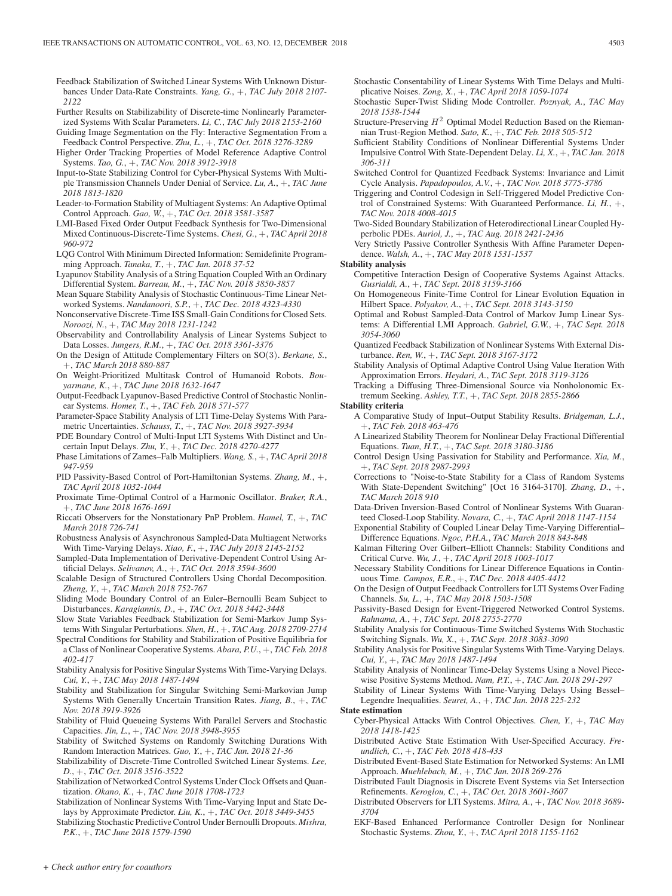Feedback Stabilization of Switched Linear Systems With Unknown Disturbances Under Data-Rate Constraints. *Yang, G.*, +, *TAC July 2018 2107-2122*

Further Results on Stabilizability of Discrete-time Nonlinearly Parameterized Systems With Scalar Parameters. *Li, C.*, *TAC July 2018 2153-2160*

Guiding Image Segmentation on the Fly: Interactive Segmentation From a Feedback Control Perspective. *Zhu, L.*, +, *TAC Oct. 2018 3276-3289*

Higher Order Tracking Properties of Model Reference Adaptive Control Systems. *Tao, G.*, +, *TAC Nov. 2018 3912-3918*

Input-to-State Stabilizing Control for Cyber-Physical Systems With Multiple Transmission Channels Under Denial of Service. *Lu, A.*, +, *TAC June 2018 1813-1820*

Leader-to-Formation Stability of Multiagent Systems: An Adaptive Optimal Control Approach. *Gao, W.*, +, *TAC Oct. 2018 3581-3587*

LMI-Based Fixed Order Output Feedback Synthesis for Two-Dimensional Mixed Continuous-Discrete-Time Systems. *Chesi, G.*, +, *TAC April 2018 960-972*

LQG Control With Minimum Directed Information: Semidefinite Programming Approach. *Tanaka, T.*, +, *TAC Jan. 2018 37-52*

Lyapunov Stability Analysis of a String Equation Coupled With an Ordinary Differential System. *Barreau, M.*, +, *TAC Nov. 2018 3850-3857*

Mean Square Stability Analysis of Stochastic Continuous-Time Linear Networked Systems. *Nandanoori, S.P.*, +, *TAC Dec. 2018 4323-4330*

Nonconservative Discrete-Time ISS Small-Gain Conditions for Closed Sets. *Noroozi, N.*, +, *TAC May 2018 1231-1242*

Observability and Controllability Analysis of Linear Systems Subject to Data Losses. *Jungers, R.M.*, +, *TAC Oct. 2018 3361-3376*

On the Design of Attitude Complementary Filters on SO(3). *Berkane, S.*, +, *TAC March 2018 880-887*

On Weight-Prioritized Multitask Control of Humanoid Robots. *Bouyarmane, K.*, +, *TAC June 2018 1632-1647*

Output-Feedback Lyapunov-Based Predictive Control of Stochastic Nonlinear Systems. *Homer, T.*, +, *TAC Feb. 2018 571-577*

Parameter-Space Stability Analysis of LTI Time-Delay Systems With Parametric Uncertainties. *Schauss, T.*, +, *TAC Nov. 2018 3927-3934*

PDE Boundary Control of Multi-Input LTI Systems With Distinct and Uncertain Input Delays. *Zhu, Y.*, +, *TAC Dec. 2018 4270-4277*

Phase Limitations of Zames–Falb Multipliers. *Wang, S.*, +, *TAC April 2018 947-959*

PID Passivity-Based Control of Port-Hamiltonian Systems. *Zhang, M.*, +, *TAC April 2018 1032-1044*

Proximate Time-Optimal Control of a Harmonic Oscillator. *Braker, R.A.*, +, *TAC June 2018 1676-1691*

Riccati Observers for the Nonstationary PnP Problem. *Hamel, T.*, +, *TAC March 2018 726-741*

Robustness Analysis of Asynchronous Sampled-Data Multiagent Networks With Time-Varying Delays. *Xiao, F.*, +, *TAC July 2018 2145-2152*

Sampled-Data Implementation of Derivative-Dependent Control Using Artificial Delays. *Selivanov, A.*, +, *TAC Oct. 2018 3594-3600*

Scalable Design of Structured Controllers Using Chordal Decomposition. *Zheng, Y.*, +, *TAC March 2018 752-767*

Sliding Mode Boundary Control of an Euler–Bernoulli Beam Subject to Disturbances. *Karagiannis, D.*, +, *TAC Oct. 2018 3442-3448*

Slow State Variables Feedback Stabilization for Semi-Markov Jump Systems With Singular Perturbations. *Shen, H.*, +, *TAC Aug. 2018 2709-2714*

Spectral Conditions for Stability and Stabilization of Positive Equilibria for a Class of Nonlinear Cooperative Systems. *Abara, P.U.*, +, *TAC Feb. 2018 402-417*

Stability Analysis for Positive Singular Systems With Time-Varying Delays. *Cui, Y.*, +, *TAC May 2018 1487-1494*

Stability and Stabilization for Singular Switching Semi-Markovian Jump Systems With Generally Uncertain Transition Rates. *Jiang, B.*, +, *TAC Nov. 2018 3919-3926*

Stability of Fluid Queueing Systems With Parallel Servers and Stochastic Capacities. *Jin, L.*, +, *TAC Nov. 2018 3948-3955*

Stability of Switched Systems on Randomly Switching Durations With Random Interaction Matrices. *Guo, Y.*, +, *TAC Jan. 2018 21-36*

Stabilizability of Discrete-Time Controlled Switched Linear Systems. *Lee, D.*, +, *TAC Oct. 2018 3516-3522*

Stabilization of Networked Control Systems Under Clock Offsets and Quantization. *Okano, K.*, +, *TAC June 2018 1708-1723*

Stabilization of Nonlinear Systems With Time-Varying Input and State Delays by Approximate Predictor. *Liu, K.*, +, *TAC Oct. 2018 3449-3455*

Stabilizing Stochastic Predictive Control Under Bernoulli Dropouts. *Mishra, P.K.*, +, *TAC June 2018 1579-1590*

Stochastic Consentability of Linear Systems With Time Delays and Multiplicative Noises. *Zong, X.*, +, *TAC April 2018 1059-1074*

Stochastic Super-Twist Sliding Mode Controller. *Poznyak, A.*, *TAC May 2018 1538-1544*

Structure-Preserving $H^2$ Optimal Model Reduction Based on the Riemannian Trust-Region Method. *Sato, K.*, +, *TAC Feb. 2018 505-512*

Sufficient Stability Conditions of Nonlinear Differential Systems Under Impulsive Control With State-Dependent Delay. *Li, X.*, +, *TAC Jan. 2018 306-311*

Switched Control for Quantized Feedback Systems: Invariance and Limit Cycle Analysis. *Papadopoulos, A.V.*, +, *TAC Nov. 2018 3775-3786*

Triggering and Control Codesign in Self-Triggered Model Predictive Control of Constrained Systems: With Guaranteed Performance. *Li, H.*, +, *TAC Nov. 2018 4008-4015*

Two-Sided Boundary Stabilization of Heterodirectional Linear Coupled Hyperbolic PDEs. *Auriol, J.*, +, *TAC Aug. 2018 2421-2436*

Very Strictly Passive Controller Synthesis With Affine Parameter Dependence. *Walsh, A.*, +, *TAC May 2018 1531-1537*

**Stability analysis**

Competitive Interaction Design of Cooperative Systems Against Attacks. *Gusrialdi, A.*, +, *TAC Sept. 2018 3159-3166*

On Homogeneous Finite-Time Control for Linear Evolution Equation in Hilbert Space. *Polyakov, A.*, +, *TAC Sept. 2018 3143-3150*

Optimal and Robust Sampled-Data Control of Markov Jump Linear Systems: A Differential LMI Approach. *Gabriel, G.W.*, +, *TAC Sept. 2018 3054-3060*

Quantized Feedback Stabilization of Nonlinear Systems With External Disturbance. *Ren, W.*, +, *TAC Sept. 2018 3167-3172*

Stability Analysis of Optimal Adaptive Control Using Value Iteration With Approximation Errors. *Heydari, A.*, *TAC Sept. 2018 3119-3126*

Tracking a Diffusing Three-Dimensional Source via Nonholonomic Extremum Seeking. *Ashley, T.T.*, +, *TAC Sept. 2018 2855-2866*

**Stability criteria**

A Comparative Study of Input–Output Stability Results. *Bridgeman, L.J.*, +, *TAC Feb. 2018 463-476*

A Linearized Stability Theorem for Nonlinear Delay Fractional Differential Equations. *Tuan, H.T.*, +, *TAC Sept. 2018 3180-3186*

Control Design Using Passivation for Stability and Performance. *Xia, M.*, +, *TAC Sept. 2018 2987-2993*

Corrections to "Noise-to-State Stability for a Class of Random Systems With State-Dependent Switching" [Oct 16 3164-3170]. *Zhang, D.*, +, *TAC March 2018 910*

Data-Driven Inversion-Based Control of Nonlinear Systems With Guaranteed Closed-Loop Stability. *Novara, C.*, +, *TAC April 2018 1147-1154*

Exponential Stability of Coupled Linear Delay Time-Varying Differential–Difference Equations. *Ngoc, P.H.A.*, *TAC March 2018 843-848*

Kalman Filtering Over Gilbert–Elliott Channels: Stability Conditions and Critical Curve. *Wu, J.*, +, *TAC April 2018 1003-1017*

Necessary Stability Conditions for Linear Difference Equations in Continuous Time. *Campos, E.R.*, +, *TAC Dec. 2018 4405-4412*

On the Design of Output Feedback Controllers for LTI Systems Over Fading Channels. *Su, L.*, +, *TAC May 2018 1503-1508*

Passivity-Based Design for Event-Triggered Networked Control Systems. *Rahnama, A.*, +, *TAC Sept. 2018 2755-2770*

Stability Analysis for Continuous-Time Switched Systems With Stochastic Switching Signals. *Wu, X.*, +, *TAC Sept. 2018 3083-3090*

Stability Analysis for Positive Singular Systems With Time-Varying Delays. *Cui, Y.*, +, *TAC May 2018 1487-1494*

Stability Analysis of Nonlinear Time-Delay Systems Using a Novel Piecewise Positive Systems Method. *Nam, P.T.*, +, *TAC Jan. 2018 291-297*

Stability of Linear Systems With Time-Varying Delays Using Bessel–Legendre Inequalities. *Seuret, A.*, +, *TAC Jan. 2018 225-232*

**State estimation**

Cyber-Physical Attacks With Control Objectives. *Chen, Y.*, +, *TAC May 2018 1418-1425*

Distributed Active State Estimation With User-Specified Accuracy. *Freundlich, C.*, +, *TAC Feb. 2018 418-433*

Distributed Event-Based State Estimation for Networked Systems: An LMI Approach. *Muehlebach, M.*, +, *TAC Jan. 2018 269-276*

Distributed Fault Diagnosis in Discrete Event Systems via Set Intersection Refinements. *Keroglou, C.*, +, *TAC Oct. 2018 3601-3607*

Distributed Observers for LTI Systems. *Mitra, A.*, +, *TAC Nov. 2018 3689-3704*

EKF-Based Enhanced Performance Controller Design for Nonlinear Stochastic Systems. *Zhou, Y.*, +, *TAC April 2018 1155-1162*

*+ Check author entry for coauthors*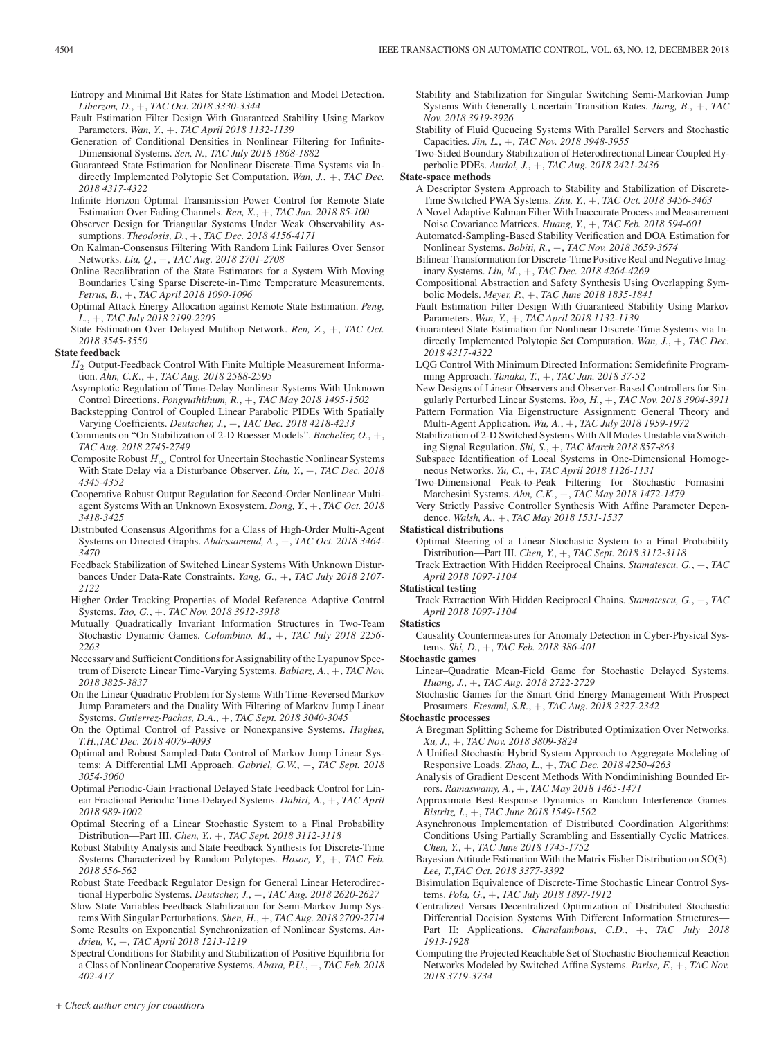Entropy and Minimal Bit Rates for State Estimation and Model Detection. *Liberzon, D.*, +, *TAC Oct. 2018 3330-3344*

Fault Estimation Filter Design With Guaranteed Stability Using Markov Parameters. *Wan, Y.*, +, *TAC April 2018 1132-1139*

Generation of Conditional Densities in Nonlinear Filtering for Infinite-Dimensional Systems. *Sen, N.*, *TAC July 2018 1868-1882*

Guaranteed State Estimation for Nonlinear Discrete-Time Systems via Indirectly Implemented Polytopic Set Computation. *Wan, J.*, +, *TAC Dec. 2018 4317-4322*

Infinite Horizon Optimal Transmission Power Control for Remote State Estimation Over Fading Channels. *Ren, X.*, +, *TAC Jan. 2018 85-100*

Observer Design for Triangular Systems Under Weak Observability Assumptions. *Theodosis, D.*, +, *TAC Dec. 2018 4156-4171*

On Kalman-Consensus Filtering With Random Link Failures Over Sensor Networks. *Liu, Q.*, +, *TAC Aug. 2018 2701-2708*

Online Recalibration of the State Estimators for a System With Moving Boundaries Using Sparse Discrete-in-Time Temperature Measurements. *Petrus, B.*, +, *TAC April 2018 1090-1096*

Optimal Attack Energy Allocation against Remote State Estimation. *Peng, L.*, +, *TAC July 2018 2199-2205*

State Estimation Over Delayed Mutihop Network. *Ren, Z.*, +, *TAC Oct. 2018 3545-3550*

**State feedback**

$H_2$ Output-Feedback Control With Finite Multiple Measurement Information. *Ahn, C.K.*, +, *TAC Aug. 2018 2588-2595*

Asymptotic Regulation of Time-Delay Nonlinear Systems With Unknown Control Directions. *Pongvuthithum, R.*, +, *TAC May 2018 1495-1502*

Backstepping Control of Coupled Linear Parabolic PIDEs With Spatially Varying Coefficients. *Deutscher, J.*, +, *TAC Dec. 2018 4218-4233*

Comments on "On Stabilization of 2-D Roesser Models". *Bachelier, O.*, +, *TAC Aug. 2018 2745-2749*

Composite Robust $H_\infty$ Control for Uncertain Stochastic Nonlinear Systems With State Delay via a Disturbance Observer. *Liu, Y.*, +, *TAC Dec. 2018 4345-4352*

Cooperative Robust Output Regulation for Second-Order Nonlinear Multiagent Systems With an Unknown Exosystem. *Dong, Y.*, +, *TAC Oct. 2018 3418-3425*

Distributed Consensus Algorithms for a Class of High-Order Multi-Agent Systems on Directed Graphs. *Abdessameud, A.*, +, *TAC Oct. 2018 3464-3470*

Feedback Stabilization of Switched Linear Systems With Unknown Disturbances Under Data-Rate Constraints. *Yang, G.*, +, *TAC July 2018 2107-2122*

Higher Order Tracking Properties of Model Reference Adaptive Control Systems. *Tao, G.*, +, *TAC Nov. 2018 3912-3918*

Mutually Quadratically Invariant Information Structures in Two-Team Stochastic Dynamic Games. *Colombino, M.*, +, *TAC July 2018 2256-2263*

Necessary and Sufficient Conditions for Assignability of the Lyapunov Spectrum of Discrete Linear Time-Varying Systems. *Babiarz, A.*, +, *TAC Nov. 2018 3825-3837*

On the Linear Quadratic Problem for Systems With Time-Reversed Markov Jump Parameters and the Duality With Filtering of Markov Jump Linear Systems. *Gutierrez-Pachas, D.A.*, +, *TAC Sept. 2018 3040-3045*

On the Optimal Control of Passive or Nonexpansive Systems. *Hughes, T.H.*,*TAC Dec. 2018 4079-4093*

Optimal and Robust Sampled-Data Control of Markov Jump Linear Systems: A Differential LMI Approach. *Gabriel, G.W.*, +, *TAC Sept. 2018 3054-3060*

Optimal Periodic-Gain Fractional Delayed State Feedback Control for Linear Fractional Periodic Time-Delayed Systems. *Dabiri, A.*, +, *TAC April 2018 989-1002*

Optimal Steering of a Linear Stochastic System to a Final Probability Distribution—Part III. *Chen, Y.*, +, *TAC Sept. 2018 3112-3118*

Robust Stability Analysis and State Feedback Synthesis for Discrete-Time Systems Characterized by Random Polytopes. *Hosoe, Y.*, +, *TAC Feb. 2018 556-562*

Robust State Feedback Regulator Design for General Linear Heterodirectional Hyperbolic Systems. *Deutscher, J.*, +, *TAC Aug. 2018 2620-2627*

Slow State Variables Feedback Stabilization for Semi-Markov Jump Systems With Singular Perturbations. *Shen, H.*, +, *TAC Aug. 2018 2709-2714*

Some Results on Exponential Synchronization of Nonlinear Systems. *Andrieu, V.*, +, *TAC April 2018 1213-1219*

Spectral Conditions for Stability and Stabilization of Positive Equilibria for a Class of Nonlinear Cooperative Systems. *Abara, P.U.*, +, *TAC Feb. 2018 402-417*

Stability and Stabilization for Singular Switching Semi-Markovian Jump Systems With Generally Uncertain Transition Rates. *Jiang, B.*, +, *TAC Nov. 2018 3919-3926*

Stability of Fluid Queueing Systems With Parallel Servers and Stochastic Capacities. *Jin, L.*, +, *TAC Nov. 2018 3948-3955*

Two-Sided Boundary Stabilization of Heterodirectional Linear Coupled Hyperbolic PDEs. *Auriol, J.*, +, *TAC Aug. 2018 2421-2436*

**State-space methods**

A Descriptor System Approach to Stability and Stabilization of Discrete-Time Switched PWA Systems. *Zhu, Y.*, +, *TAC Oct. 2018 3456-3463*

A Novel Adaptive Kalman Filter With Inaccurate Process and Measurement Noise Covariance Matrices. *Huang, Y.*, +, *TAC Feb. 2018 594-601*

Automated-Sampling-Based Stability Verification and DOA Estimation for Nonlinear Systems. *Bobiti, R.*, +, *TAC Nov. 2018 3659-3674*

Bilinear Transformation for Discrete-Time Positive Real and Negative Imaginary Systems. *Liu, M.*, +, *TAC Dec. 2018 4264-4269*

Compositional Abstraction and Safety Synthesis Using Overlapping Symbolic Models. *Meyer, P.*, +, *TAC June 2018 1835-1841*

Fault Estimation Filter Design With Guaranteed Stability Using Markov Parameters. *Wan, Y.*, +, *TAC April 2018 1132-1139*

Guaranteed State Estimation for Nonlinear Discrete-Time Systems via Indirectly Implemented Polytopic Set Computation. *Wan, J.*, +, *TAC Dec. 2018 4317-4322*

LQG Control With Minimum Directed Information: Semidefinite Programming Approach. *Tanaka, T.*, +, *TAC Jan. 2018 37-52*

New Designs of Linear Observers and Observer-Based Controllers for Singularly Perturbed Linear Systems. *Yoo, H.*, +, *TAC Nov. 2018 3904-3911*

Pattern Formation Via Eigenstructure Assignment: General Theory and Multi-Agent Application. *Wu, A.*, +, *TAC July 2018 1959-1972*

Stabilization of 2-D Switched Systems With All Modes Unstable via Switching Signal Regulation. *Shi, S.*, +, *TAC March 2018 857-863*

Subspace Identification of Local Systems in One-Dimensional Homogeneous Networks. *Yu, C.*, +, *TAC April 2018 1126-1131*

Two-Dimensional Peak-to-Peak Filtering for Stochastic Fornasini–Marchesini Systems. *Ahn, C.K.*, +, *TAC May 2018 1472-1479*

Very Strictly Passive Controller Synthesis With Affine Parameter Dependence. *Walsh, A.*, +, *TAC May 2018 1531-1537*

**Statistical distributions**

Optimal Steering of a Linear Stochastic System to a Final Probability Distribution—Part III. *Chen, Y.*, +, *TAC Sept. 2018 3112-3118*

Track Extraction With Hidden Reciprocal Chains. *Stamatescu, G.*, +, *TAC April 2018 1097-1104*

**Statistical testing**

Track Extraction With Hidden Reciprocal Chains. *Stamatescu, G.*, +, *TAC April 2018 1097-1104*

**Statistics**

Causality Countermeasures for Anomaly Detection in Cyber-Physical Systems. *Shi, D.*, +, *TAC Feb. 2018 386-401*

**Stochastic games**

Linear–Quadratic Mean-Field Game for Stochastic Delayed Systems. *Huang, J.*, +, *TAC Aug. 2018 2722-2729*

Stochastic Games for the Smart Grid Energy Management With Prospect Prosumers. *Etesami, S.R.*, +, *TAC Aug. 2018 2327-2342*

**Stochastic processes**

A Bregman Splitting Scheme for Distributed Optimization Over Networks. *Xu, J.*, +, *TAC Nov. 2018 3809-3824*

A Unified Stochastic Hybrid System Approach to Aggregate Modeling of Responsive Loads. *Zhao, L.*, +, *TAC Dec. 2018 4250-4263*

Analysis of Gradient Descent Methods With Nondiminishing Bounded Errors. *Ramaswamy, A.*, +, *TAC May 2018 1465-1471*

Approximate Best-Response Dynamics in Random Interference Games. *Bistritz, I.*, +, *TAC June 2018 1549-1562*

Asynchronous Implementation of Distributed Coordination Algorithms: Conditions Using Partially Scrambling and Essentially Cyclic Matrices. *Chen, Y.*, +, *TAC June 2018 1745-1752*

Bayesian Attitude Estimation With the Matrix Fisher Distribution on SO(3). *Lee, T.*,*TAC Oct. 2018 3377-3392*

Bisimulation Equivalence of Discrete-Time Stochastic Linear Control Systems. *Pola, G.*, +, *TAC July 2018 1897-1912*

Centralized Versus Decentralized Optimization of Distributed Stochastic Differential Decision Systems With Different Information Structures—Part II: Applications. *Charalambous, C.D.*, +, *TAC July 2018 1913-1928*

Computing the Projected Reachable Set of Stochastic Biochemical Reaction Networks Modeled by Switched Affine Systems. *Parise, F.*, +, *TAC Nov. 2018 3719-3734*

*+ Check author entry for coauthors*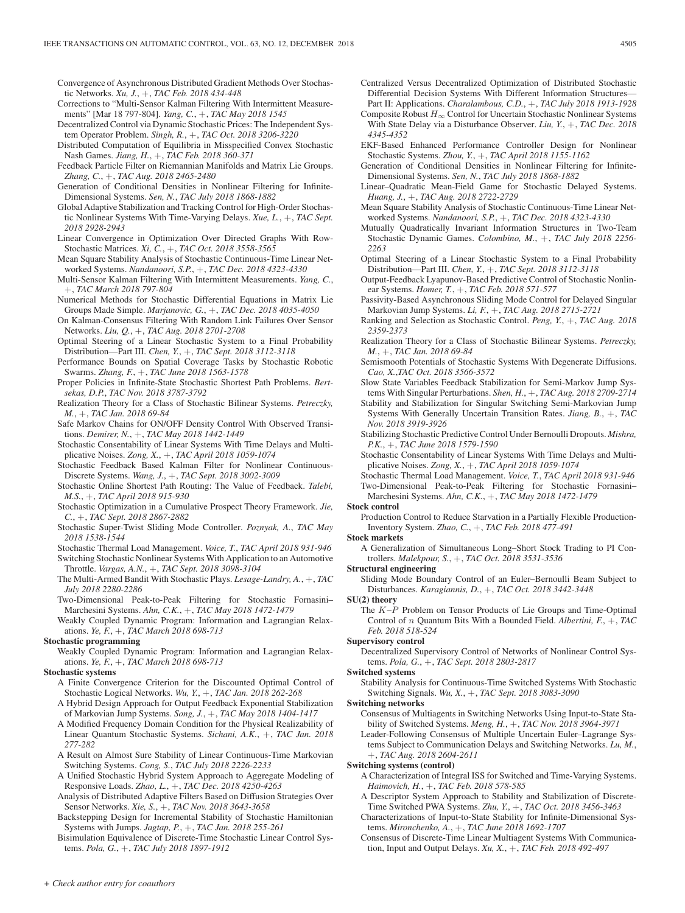Convergence of Asynchronous Distributed Gradient Methods Over Stochastic Networks. *Xu, J.*, +, *TAC Feb. 2018 434-448*

Corrections to "Multi-Sensor Kalman Filtering With Intermittent Measurements" [Mar 18 797-804]. *Yang, C.*, +, *TAC May 2018 1545*

Decentralized Control via Dynamic Stochastic Prices: The Independent System Operator Problem. *Singh, R.*, +, *TAC Oct. 2018 3206-3220*

Distributed Computation of Equilibria in Misspecified Convex Stochastic Nash Games. *Jiang, H.*, +, *TAC Feb. 2018 360-371*

Feedback Particle Filter on Riemannian Manifolds and Matrix Lie Groups. *Zhang, C.*, +, *TAC Aug. 2018 2465-2480*

Generation of Conditional Densities in Nonlinear Filtering for Infinite-Dimensional Systems. *Sen, N.*, *TAC July 2018 1868-1882*

Global Adaptive Stabilization and Tracking Control for High-Order Stochastic Nonlinear Systems With Time-Varying Delays. *Xue, L.*, +, *TAC Sept. 2018 2928-2943*

Linear Convergence in Optimization Over Directed Graphs With Row-Stochastic Matrices. *Xi, C.*, +, *TAC Oct. 2018 3558-3565*

Mean Square Stability Analysis of Stochastic Continuous-Time Linear Networked Systems. *Nandanoori, S.P.*, +, *TAC Dec. 2018 4323-4330*

Multi-Sensor Kalman Filtering With Intermittent Measurements. *Yang, C.*, +, *TAC March 2018 797-804*

Numerical Methods for Stochastic Differential Equations in Matrix Lie Groups Made Simple. *Marjanovic, G.*, +, *TAC Dec. 2018 4035-4050*

On Kalman-Consensus Filtering With Random Link Failures Over Sensor Networks. *Liu, Q.*, +, *TAC Aug. 2018 2701-2708*

Optimal Steering of a Linear Stochastic System to a Final Probability Distribution—Part III. *Chen, Y.*, +, *TAC Sept. 2018 3112-3118*

Performance Bounds on Spatial Coverage Tasks by Stochastic Robotic Swarms. *Zhang, F.*, +, *TAC June 2018 1563-1578*

Proper Policies in Infinite-State Stochastic Shortest Path Problems. *Bertsekas, D.P.*, *TAC Nov. 2018 3787-3792*

Realization Theory for a Class of Stochastic Bilinear Systems. *Petreczky, M.*, +, *TAC Jan. 2018 69-84*

Safe Markov Chains for ON/OFF Density Control With Observed Transitions. *Demirer, N.*, +, *TAC May 2018 1442-1449*

Stochastic Consentability of Linear Systems With Time Delays and Multiplicative Noises. *Zong, X.*, +, *TAC April 2018 1059-1074*

Stochastic Feedback Based Kalman Filter for Nonlinear Continuous-Discrete Systems. *Wang, J.*, +, *TAC Sept. 2018 3002-3009*

Stochastic Online Shortest Path Routing: The Value of Feedback. *Talebi, M.S.*, +, *TAC April 2018 915-930*

Stochastic Optimization in a Cumulative Prospect Theory Framework. *Jie, C.*, +, *TAC Sept. 2018 2867-2882*

Stochastic Super-Twist Sliding Mode Controller. *Poznyak, A.*, *TAC May 2018 1538-1544*

Stochastic Thermal Load Management. *Voice, T.*, *TAC April 2018 931-946*

Switching Stochastic Nonlinear Systems With Application to an Automotive Throttle. *Vargas, A.N.*, +, *TAC Sept. 2018 3098-3104*

The Multi-Armed Bandit With Stochastic Plays. *Lesage-Landry, A.*, +, *TAC July 2018 2280-2286*

Two-Dimensional Peak-to-Peak Filtering for Stochastic Fornasini–Marchesini Systems. *Ahn, C.K.*, +, *TAC May 2018 1472-1479*

Weakly Coupled Dynamic Program: Information and Lagrangian Relaxations. *Ye, F.*, +, *TAC March 2018 698-713*

**Stochastic programming**

Weakly Coupled Dynamic Program: Information and Lagrangian Relaxations. *Ye, F.*, +, *TAC March 2018 698-713*

**Stochastic systems**

A Finite Convergence Criterion for the Discounted Optimal Control of Stochastic Logical Networks. *Wu, Y.*, +, *TAC Jan. 2018 262-268*

A Hybrid Design Approach for Output Feedback Exponential Stabilization of Markovian Jump Systems. *Song, J.*, +, *TAC May 2018 1404-1417*

A Modified Frequency Domain Condition for the Physical Realizability of Linear Quantum Stochastic Systems. *Sichani, A.K.*, +, *TAC Jan. 2018 277-282*

A Result on Almost Sure Stability of Linear Continuous-Time Markovian Switching Systems. *Cong, S.*, *TAC July 2018 2226-2233*

A Unified Stochastic Hybrid System Approach to Aggregate Modeling of Responsive Loads. *Zhao, L.*, +, *TAC Dec. 2018 4250-4263*

Analysis of Distributed Adaptive Filters Based on Diffusion Strategies Over Sensor Networks. *Xie, S.*, +, *TAC Nov. 2018 3643-3658*

Backstepping Design for Incremental Stability of Stochastic Hamiltonian Systems with Jumps. *Jagtap, P.*, +, *TAC Jan. 2018 255-261*

Bisimulation Equivalence of Discrete-Time Stochastic Linear Control Systems. *Pola, G.*, +, *TAC July 2018 1897-1912*

Centralized Versus Decentralized Optimization of Distributed Stochastic Differential Decision Systems With Different Information Structures—Part II: Applications. *Charalambous, C.D.*, +, *TAC July 2018 1913-1928*

Composite Robust $H_\infty$ Control for Uncertain Stochastic Nonlinear Systems With State Delay via a Disturbance Observer. *Liu, Y.*, +, *TAC Dec. 2018 4345-4352*

EKF-Based Enhanced Performance Controller Design for Nonlinear Stochastic Systems. *Zhou, Y.*, +, *TAC April 2018 1155-1162*

Generation of Conditional Densities in Nonlinear Filtering for Infinite-Dimensional Systems. *Sen, N.*, *TAC July 2018 1868-1882*

Linear–Quadratic Mean-Field Game for Stochastic Delayed Systems. *Huang, J.*, +, *TAC Aug. 2018 2722-2729*

Mean Square Stability Analysis of Stochastic Continuous-Time Linear Networked Systems. *Nandanoori, S.P.*, +, *TAC Dec. 2018 4323-4330*

Mutually Quadratically Invariant Information Structures in Two-Team Stochastic Dynamic Games. *Colombino, M.*, +, *TAC July 2018 2256-2263*

Optimal Steering of a Linear Stochastic System to a Final Probability Distribution—Part III. *Chen, Y.*, +, *TAC Sept. 2018 3112-3118*

Output-Feedback Lyapunov-Based Predictive Control of Stochastic Nonlinear Systems. *Homer, T.*, +, *TAC Feb. 2018 571-577*

Passivity-Based Asynchronous Sliding Mode Control for Delayed Singular Markovian Jump Systems. *Li, F.*, +, *TAC Aug. 2018 2715-2721*

Ranking and Selection as Stochastic Control. *Peng, Y.*, +, *TAC Aug. 2018 2359-2373*

Realization Theory for a Class of Stochastic Bilinear Systems. *Petreczky, M.*, +, *TAC Jan. 2018 69-84*

Semismooth Potentials of Stochastic Systems With Degenerate Diffusions. *Cao, X.*,*TAC Oct. 2018 3566-3572*

Slow State Variables Feedback Stabilization for Semi-Markov Jump Systems With Singular Perturbations. *Shen, H.*, +, *TAC Aug. 2018 2709-2714*

Stability and Stabilization for Singular Switching Semi-Markovian Jump Systems With Generally Uncertain Transition Rates. *Jiang, B.*, +, *TAC Nov. 2018 3919-3926*

Stabilizing Stochastic Predictive Control Under Bernoulli Dropouts. *Mishra, P.K.*, +, *TAC June 2018 1579-1590*

Stochastic Consentability of Linear Systems With Time Delays and Multiplicative Noises. *Zong, X.*, +, *TAC April 2018 1059-1074*

Stochastic Thermal Load Management. *Voice, T.*, *TAC April 2018 931-946*

Two-Dimensional Peak-to-Peak Filtering for Stochastic Fornasini–Marchesini Systems. *Ahn, C.K.*, +, *TAC May 2018 1472-1479*

**Stock control**

Production Control to Reduce Starvation in a Partially Flexible Production-Inventory System. *Zhao, C.*, +, *TAC Feb. 2018 477-491*

**Stock markets**

A Generalization of Simultaneous Long–Short Stock Trading to PI Controllers. *Malekpour, S.*, +, *TAC Oct. 2018 3531-3536*

**Structural engineering**

Sliding Mode Boundary Control of an Euler–Bernoulli Beam Subject to Disturbances. *Karagiannis, D.*, +, *TAC Oct. 2018 3442-3448*

**SU(2) theory**

The $K$–$P$ Problem on Tensor Products of Lie Groups and Time-Optimal Control of $n$ Quantum Bits With a Bounded Field. *Albertini, F.*, +, *TAC Feb. 2018 518-524*

**Supervisory control**

Decentralized Supervisory Control of Networks of Nonlinear Control Systems. *Pola, G.*, +, *TAC Sept. 2018 2803-2817*

**Switched systems**

Stability Analysis for Continuous-Time Switched Systems With Stochastic Switching Signals. *Wu, X.*, +, *TAC Sept. 2018 3083-3090*

**Switching networks**

Consensus of Multiagents in Switching Networks Using Input-to-State Stability of Switched Systems. *Meng, H.*, +, *TAC Nov. 2018 3964-3971*

Leader-Following Consensus of Multiple Uncertain Euler–Lagrange Systems Subject to Communication Delays and Switching Networks. *Lu, M.*, +, *TAC Aug. 2018 2604-2611*

**Switching systems (control)**

A Characterization of Integral ISS for Switched and Time-Varying Systems. *Haimovich, H.*, +, *TAC Feb. 2018 578-585*

A Descriptor System Approach to Stability and Stabilization of Discrete-Time Switched PWA Systems. *Zhu, Y.*, +, *TAC Oct. 2018 3456-3463*

Characterizations of Input-to-State Stability for Infinite-Dimensional Systems. *Mironchenko, A.*, +, *TAC June 2018 1692-1707*

Consensus of Discrete-Time Linear Multiagent Systems With Communication, Input and Output Delays. *Xu, X.*, +, *TAC Feb. 2018 492-497*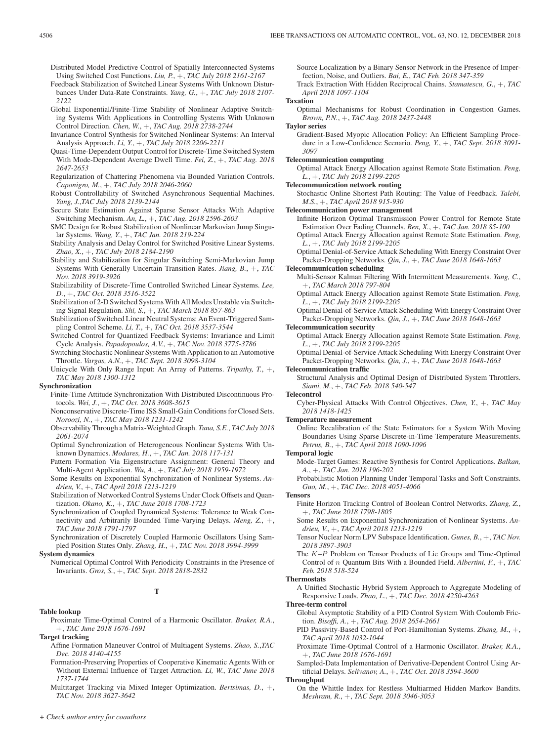Distributed Model Predictive Control of Spatially Interconnected Systems Using Switched Cost Functions. *Liu, P.*, +, *TAC July 2018 2161-2167*

Feedback Stabilization of Switched Linear Systems With Unknown Disturbances Under Data-Rate Constraints. *Yang, G.*, +, *TAC July 2018 2107-2122*

Global Exponential/Finite-Time Stability of Nonlinear Adaptive Switching Systems With Applications in Controlling Systems With Unknown Control Direction. *Chen, W.*, +, *TAC Aug. 2018 2738-2744*

Invariance Control Synthesis for Switched Nonlinear Systems: An Interval Analysis Approach. *Li, Y.*, +, *TAC July 2018 2206-2211*

Quasi-Time-Dependent Output Control for Discrete-Time Switched System With Mode-Dependent Average Dwell Time. *Fei, Z.*, +, *TAC Aug. 2018 2647-2653*

Regularization of Chattering Phenomena via Bounded Variation Controls. *Caponigro, M.*, +, *TAC July 2018 2046-2060*

Robust Controllability of Switched Asynchronous Sequential Machines. *Yang, J.*,*TAC July 2018 2139-2144*

Secure State Estimation Against Sparse Sensor Attacks With Adaptive Switching Mechanism. *An, L.*, +, *TAC Aug. 2018 2596-2603*

SMC Design for Robust Stabilization of Nonlinear Markovian Jump Singular Systems. *Wang, Y.*, +, *TAC Jan. 2018 219-224*

Stability Analysis and Delay Control for Switched Positive Linear Systems. *Zhao, X.*, +, *TAC July 2018 2184-2190*

Stability and Stabilization for Singular Switching Semi-Markovian Jump Systems With Generally Uncertain Transition Rates. *Jiang, B.*, +, *TAC Nov. 2018 3919-3926*

Stabilizability of Discrete-Time Controlled Switched Linear Systems. *Lee, D.*, +, *TAC Oct. 2018 3516-3522*

Stabilization of 2-D Switched Systems With All Modes Unstable via Switching Signal Regulation. *Shi, S.*, +, *TAC March 2018 857-863*

Stabilization of Switched Linear Neutral Systems: An Event-Triggered Sampling Control Scheme. *Li, T.*, +, *TAC Oct. 2018 3537-3544*

Switched Control for Quantized Feedback Systems: Invariance and Limit Cycle Analysis. *Papadopoulos, A.V.*, +, *TAC Nov. 2018 3775-3786*

Switching Stochastic Nonlinear Systems With Application to an Automotive Throttle. *Vargas, A.N.*, +, *TAC Sept. 2018 3098-3104*

Unicycle With Only Range Input: An Array of Patterns. *Tripathy, T.*, +, *TAC May 2018 1300-1312*

**Synchronization**

Finite-Time Attitude Synchronization With Distributed Discontinuous Protocols. *Wei, J.*, +, *TAC Oct. 2018 3608-3615*

Nonconservative Discrete-Time ISS Small-Gain Conditions for Closed Sets. *Noroozi, N.*, +, *TAC May 2018 1231-1242*

Observability Through a Matrix-Weighted Graph. *Tuna, S.E.*, *TAC July 2018 2061-2074*

Optimal Synchronization of Heterogeneous Nonlinear Systems With Unknown Dynamics. *Modares, H.*, +, *TAC Jan. 2018 117-131*

Pattern Formation Via Eigenstructure Assignment: General Theory and Multi-Agent Application. *Wu, A.*, +, *TAC July 2018 1959-1972*

Some Results on Exponential Synchronization of Nonlinear Systems. *Andrieu, V.*, +, *TAC April 2018 1213-1219*

Stabilization of Networked Control Systems Under Clock Offsets and Quantization. *Okano, K.*, +, *TAC June 2018 1708-1723*

Synchronization of Coupled Dynamical Systems: Tolerance to Weak Connectivity and Arbitrarily Bounded Time-Varying Delays. *Meng, Z.*, +, *TAC June 2018 1791-1797*

Synchronization of Discretely Coupled Harmonic Oscillators Using Sampled Position States Only. *Zhang, H.*, +, *TAC Nov. 2018 3994-3999*

**System dynamics**

Numerical Optimal Control With Periodicity Constraints in the Presence of Invariants. *Gros, S.*, +, *TAC Sept. 2018 2818-2832*

## T

**Table lookup**

Proximate Time-Optimal Control of a Harmonic Oscillator. *Braker, R.A.*, +, *TAC June 2018 1676-1691*

**Target tracking**

Affine Formation Maneuver Control of Multiagent Systems. *Zhao, S.*,*TAC Dec. 2018 4140-4155*

Formation-Preserving Properties of Cooperative Kinematic Agents With or Without External Influence of Target Attraction. *Li, W.*, *TAC June 2018 1737-1744*

Multitarget Tracking via Mixed Integer Optimization. *Bertsimas, D.*, +, *TAC Nov. 2018 3627-3642*

Source Localization by a Binary Sensor Network in the Presence of Imperfection, Noise, and Outliers. *Bai, E.*, *TAC Feb. 2018 347-359*

Track Extraction With Hidden Reciprocal Chains. *Stamatescu, G.*, +, *TAC April 2018 1097-1104*

**Taxation**

Optimal Mechanisms for Robust Coordination in Congestion Games. *Brown, P.N.*, +, *TAC Aug. 2018 2437-2448*

**Taylor series**

Gradient-Based Myopic Allocation Policy: An Efficient Sampling Procedure in a Low-Confidence Scenario. *Peng, Y.*, +, *TAC Sept. 2018 3091-3097*

**Telecommunication computing**

Optimal Attack Energy Allocation against Remote State Estimation. *Peng, L.*, +, *TAC July 2018 2199-2205*

**Telecommunication network routing**

Stochastic Online Shortest Path Routing: The Value of Feedback. *Talebi, M.S.*, +, *TAC April 2018 915-930*

**Telecommunication power management**

Infinite Horizon Optimal Transmission Power Control for Remote State Estimation Over Fading Channels. *Ren, X.*, +, *TAC Jan. 2018 85-100*

Optimal Attack Energy Allocation against Remote State Estimation. *Peng, L.*, +, *TAC July 2018 2199-2205*

Optimal Denial-of-Service Attack Scheduling With Energy Constraint Over Packet-Dropping Networks. *Qin, J.*, +, *TAC June 2018 1648-1663*

**Telecommunication scheduling**

Multi-Sensor Kalman Filtering With Intermittent Measurements. *Yang, C.*, +, *TAC March 2018 797-804*

Optimal Attack Energy Allocation against Remote State Estimation. *Peng, L.*, +, *TAC July 2018 2199-2205*

Optimal Denial-of-Service Attack Scheduling With Energy Constraint Over Packet-Dropping Networks. *Qin, J.*, +, *TAC June 2018 1648-1663*

**Telecommunication security**

Optimal Attack Energy Allocation against Remote State Estimation. *Peng, L.*, +, *TAC July 2018 2199-2205*

Optimal Denial-of-Service Attack Scheduling With Energy Constraint Over Packet-Dropping Networks. *Qin, J.*, +, *TAC June 2018 1648-1663*

**Telecommunication traffic**

Structural Analysis and Optimal Design of Distributed System Throttlers. *Siami, M.*, +, *TAC Feb. 2018 540-547*

**Telecontrol**

Cyber-Physical Attacks With Control Objectives. *Chen, Y.*, +, *TAC May 2018 1418-1425*

**Temperature measurement**

Online Recalibration of the State Estimators for a System With Moving Boundaries Using Sparse Discrete-in-Time Temperature Measurements. *Petrus, B.*, +, *TAC April 2018 1090-1096*

**Temporal logic**

Mode-Target Games: Reactive Synthesis for Control Applications. *Balkan, A.*, +, *TAC Jan. 2018 196-202*

Probabilistic Motion Planning Under Temporal Tasks and Soft Constraints. *Guo, M.*, +, *TAC Dec. 2018 4051-4066*

**Tensors**

Finite Horizon Tracking Control of Boolean Control Networks. *Zhang, Z.*, +, *TAC June 2018 1798-1805*

Some Results on Exponential Synchronization of Nonlinear Systems. *Andrieu, V.*, +, *TAC April 2018 1213-1219*

Tensor Nuclear Norm LPV Subspace Identification. *Gunes, B.*, +, *TAC Nov. 2018 3897-3903*

The $K$–$P$ Problem on Tensor Products of Lie Groups and Time-Optimal Control of $n$ Quantum Bits With a Bounded Field. *Albertini, F.*, +, *TAC Feb. 2018 518-524*

**Thermostats**

A Unified Stochastic Hybrid System Approach to Aggregate Modeling of Responsive Loads. *Zhao, L.*, +, *TAC Dec. 2018 4250-4263*

**Three-term control**

Global Asymptotic Stability of a PID Control System With Coulomb Friction. *Bisoffi, A.*, +, *TAC Aug. 2018 2654-2661*

PID Passivity-Based Control of Port-Hamiltonian Systems. *Zhang, M.*, +, *TAC April 2018 1032-1044*

Proximate Time-Optimal Control of a Harmonic Oscillator. *Braker, R.A.*, +, *TAC June 2018 1676-1691*

Sampled-Data Implementation of Derivative-Dependent Control Using Artificial Delays. *Selivanov, A.*, +, *TAC Oct. 2018 3594-3600*

**Throughput**

On the Whittle Index for Restless Multiarmed Hidden Markov Bandits. *Meshram, R.*, +, *TAC Sept. 2018 3046-3053*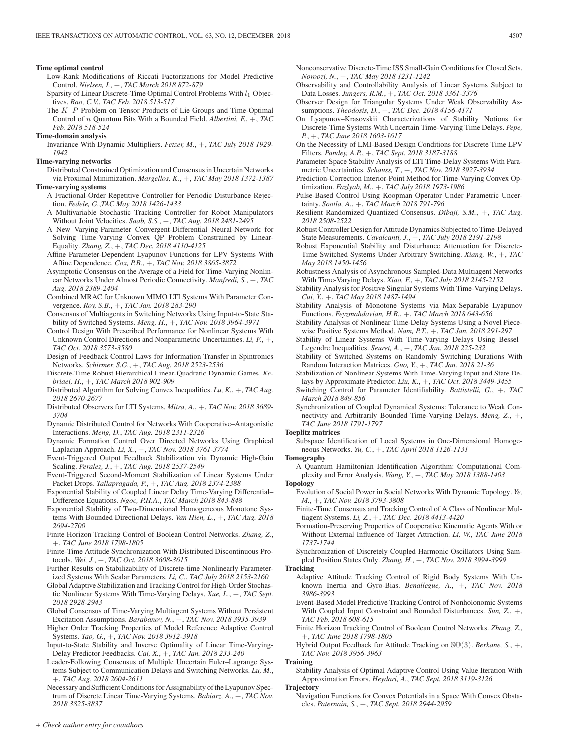**Time optimal control**

Low-Rank Modifications of Riccati Factorizations for Model Predictive Control. *Nielsen, I.*, +, *TAC March 2018 872-879*

Sparsity of Linear Discrete-Time Optimal Control Problems With $l_1$ Objectives. *Rao, C.V.*, *TAC Feb. 2018 513-517*

The $K$–$P$ Problem on Tensor Products of Lie Groups and Time-Optimal Control of $n$ Quantum Bits With a Bounded Field. *Albertini, F.*, +, *TAC Feb. 2018 518-524*

**Time-domain analysis**

Invariance With Dynamic Multipliers. *Fetzer, M.*, +, *TAC July 2018 1929-1942*

**Time-varying networks**

Distributed Constrained Optimization and Consensus in Uncertain Networks via Proximal Minimization. *Margellos, K.*, +, *TAC May 2018 1372-1387*

**Time-varying systems**

A Fractional-Order Repetitive Controller for Periodic Disturbance Rejection. *Fedele, G.*,*TAC May 2018 1426-1433*

A Multivariable Stochastic Tracking Controller for Robot Manipulators Without Joint Velocities. *Saab, S.S.*, +, *TAC Aug. 2018 2481-2495*

A New Varying-Parameter Convergent-Differential Neural-Network for Solving Time-Varying Convex QP Problem Constrained by Linear-Equality. *Zhang, Z.*, +, *TAC Dec. 2018 4110-4125*

Affine Parameter-Dependent Lyapunov Functions for LPV Systems With Affine Dependence. *Cox, P.B.*, +, *TAC Nov. 2018 3865-3872*

Asymptotic Consensus on the Average of a Field for Time-Varying Nonlinear Networks Under Almost Periodic Connectivity. *Manfredi, S.*, +, *TAC Aug. 2018 2389-2404*

Combined MRAC for Unknown MIMO LTI Systems With Parameter Convergence. *Roy, S.B.*, +, *TAC Jan. 2018 283-290*

Consensus of Multiagents in Switching Networks Using Input-to-State Stability of Switched Systems. *Meng, H.*, +, *TAC Nov. 2018 3964-3971*

Control Design With Prescribed Performance for Nonlinear Systems With Unknown Control Directions and Nonparametric Uncertainties. *Li, F.*, +, *TAC Oct. 2018 3573-3580*

Design of Feedback Control Laws for Information Transfer in Spintronics Networks. *Schirmer, S.G.*, +, *TAC Aug. 2018 2523-2536*

Discrete-Time Robust Hierarchical Linear-Quadratic Dynamic Games. *Kebriaei, H.*, +, *TAC March 2018 902-909*

Distributed Algorithm for Solving Convex Inequalities. *Lu, K.*, +, *TAC Aug. 2018 2670-2677*

Distributed Observers for LTI Systems. *Mitra, A.*, +, *TAC Nov. 2018 3689-3704*

Dynamic Distributed Control for Networks With Cooperative–Antagonistic Interactions. *Meng, D.*, *TAC Aug. 2018 2311-2326*

Dynamic Formation Control Over Directed Networks Using Graphical Laplacian Approach. *Li, X.*, +, *TAC Nov. 2018 3761-3774*

Event-Triggered Output Feedback Stabilization via Dynamic High-Gain Scaling. *Peralez, J.*, +, *TAC Aug. 2018 2537-2549*

Event-Triggered Second-Moment Stabilization of Linear Systems Under Packet Drops. *Tallapragada, P.*, +, *TAC Aug. 2018 2374-2388*

Exponential Stability of Coupled Linear Delay Time-Varying Differential–Difference Equations. *Ngoc, P.H.A.*, *TAC March 2018 843-848*

Exponential Stability of Two-Dimensional Homogeneous Monotone Systems With Bounded Directional Delays. *Van Hien, L.*, +, *TAC Aug. 2018 2694-2700*

Finite Horizon Tracking Control of Boolean Control Networks. *Zhang, Z.*, +, *TAC June 2018 1798-1805*

Finite-Time Attitude Synchronization With Distributed Discontinuous Protocols. *Wei, J.*, +, *TAC Oct. 2018 3608-3615*

Further Results on Stabilizability of Discrete-time Nonlinearly Parameterized Systems With Scalar Parameters. *Li, C.*, *TAC July 2018 2153-2160*

Global Adaptive Stabilization and Tracking Control for High-Order Stochastic Nonlinear Systems With Time-Varying Delays. *Xue, L.*, +, *TAC Sept. 2018 2928-2943*

Global Consensus of Time-Varying Multiagent Systems Without Persistent Excitation Assumptions. *Barabanov, N.*, +, *TAC Nov. 2018 3935-3939*

Higher Order Tracking Properties of Model Reference Adaptive Control Systems. *Tao, G.*, +, *TAC Nov. 2018 3912-3918*

Input-to-State Stability and Inverse Optimality of Linear Time-Varying-Delay Predictor Feedbacks. *Cai, X.*, +, *TAC Jan. 2018 233-240*

Leader-Following Consensus of Multiple Uncertain Euler–Lagrange Systems Subject to Communication Delays and Switching Networks. *Lu, M.*, +, *TAC Aug. 2018 2604-2611*

Necessary and Sufficient Conditions for Assignability of the Lyapunov Spectrum of Discrete Linear Time-Varying Systems. *Babiarz, A.*, +, *TAC Nov. 2018 3825-3837*

Nonconservative Discrete-Time ISS Small-Gain Conditions for Closed Sets. *Noroozi, N.*, +, *TAC May 2018 1231-1242*

Observability and Controllability Analysis of Linear Systems Subject to Data Losses. *Jungers, R.M.*, +, *TAC Oct. 2018 3361-3376*

Observer Design for Triangular Systems Under Weak Observability Assumptions. *Theodosis, D.*, +, *TAC Dec. 2018 4156-4171*

On Lyapunov–Krasovskii Characterizations of Stability Notions for Discrete-Time Systems With Uncertain Time-Varying Time Delays. *Pepe, P.*, +, *TAC June 2018 1603-1617*

On the Necessity of LMI-Based Design Conditions for Discrete Time LPV Filters. *Pandey, A.P.*, +, *TAC Sept. 2018 3187-3188*

Parameter-Space Stability Analysis of LTI Time-Delay Systems With Parametric Uncertainties. *Schauss, T.*, +, *TAC Nov. 2018 3927-3934*

Prediction-Correction Interior-Point Method for Time-Varying Convex Optimization. *Fazlyab, M.*, +, *TAC July 2018 1973-1986*

Pulse-Based Control Using Koopman Operator Under Parametric Uncertainty. *Sootla, A.*, +, *TAC March 2018 791-796*

Resilient Randomized Quantized Consensus. *Dibaji, S.M.*, +, *TAC Aug. 2018 2508-2522*

Robust Controller Design for Attitude Dynamics Subjected to Time-Delayed State Measurements. *Cavalcanti, J.*, +, *TAC July 2018 2191-2198*

Robust Exponential Stability and Disturbance Attenuation for Discrete-Time Switched Systems Under Arbitrary Switching. *Xiang, W.*, +, *TAC May 2018 1450-1456*

Robustness Analysis of Asynchronous Sampled-Data Multiagent Networks With Time-Varying Delays. *Xiao, F.*, +, *TAC July 2018 2145-2152*

Stability Analysis for Positive Singular Systems With Time-Varying Delays. *Cui, Y.*, +, *TAC May 2018 1487-1494*

Stability Analysis of Monotone Systems via Max-Separable Lyapunov Functions. *Feyzmahdavian, H.R.*, +, *TAC March 2018 643-656*

Stability Analysis of Nonlinear Time-Delay Systems Using a Novel Piecewise Positive Systems Method. *Nam, P.T.*, +, *TAC Jan. 2018 291-297*

Stability of Linear Systems With Time-Varying Delays Using Bessel–Legendre Inequalities. *Seuret, A.*, +, *TAC Jan. 2018 225-232*

Stability of Switched Systems on Randomly Switching Durations With Random Interaction Matrices. *Guo, Y.*, +, *TAC Jan. 2018 21-36*

Stabilization of Nonlinear Systems With Time-Varying Input and State Delays by Approximate Predictor. *Liu, K.*, +, *TAC Oct. 2018 3449-3455*

Switching Control for Parameter Identifiability. *Battistelli, G.*, +, *TAC March 2018 849-856*

Synchronization of Coupled Dynamical Systems: Tolerance to Weak Connectivity and Arbitrarily Bounded Time-Varying Delays. *Meng, Z.*, +, *TAC June 2018 1791-1797*

**Toeplitz matrices**

Subspace Identification of Local Systems in One-Dimensional Homogeneous Networks. *Yu, C.*, +, *TAC April 2018 1126-1131*

**Tomography**

A Quantum Hamiltonian Identification Algorithm: Computational Complexity and Error Analysis. *Wang, Y.*, +, *TAC May 2018 1388-1403*

**Topology**

Evolution of Social Power in Social Networks With Dynamic Topology. *Ye, M.*, +, *TAC Nov. 2018 3793-3808*

Finite-Time Consensus and Tracking Control of A Class of Nonlinear Multiagent Systems. *Li, Z.*, +, *TAC Dec. 2018 4413-4420*

Formation-Preserving Properties of Cooperative Kinematic Agents With or Without External Influence of Target Attraction. *Li, W.*, *TAC June 2018 1737-1744*

Synchronization of Discretely Coupled Harmonic Oscillators Using Sampled Position States Only. *Zhang, H.*, +, *TAC Nov. 2018 3994-3999*

**Tracking**

Adaptive Attitude Tracking Control of Rigid Body Systems With Unknown Inertia and Gyro-Bias. *Benallegue, A.*, +, *TAC Nov. 2018 3986-3993*

Event-Based Model Predictive Tracking Control of Nonholonomic Systems With Coupled Input Constraint and Bounded Disturbances. *Sun, Z.*, +, *TAC Feb. 2018 608-615*

Finite Horizon Tracking Control of Boolean Control Networks. *Zhang, Z.*, +, *TAC June 2018 1798-1805*

Hybrid Output Feedback for Attitude Tracking on $\mathbb{SO}(3)$. *Berkane, S.*, +, *TAC Nov. 2018 3956-3963*

**Training**

Stability Analysis of Optimal Adaptive Control Using Value Iteration With Approximation Errors. *Heydari, A.*, *TAC Sept. 2018 3119-3126*

**Trajectory**

Navigation Functions for Convex Potentials in a Space With Convex Obstacles. *Paternain, S.*, +, *TAC Sept. 2018 2944-2959*

+ *Check author entry for coauthors*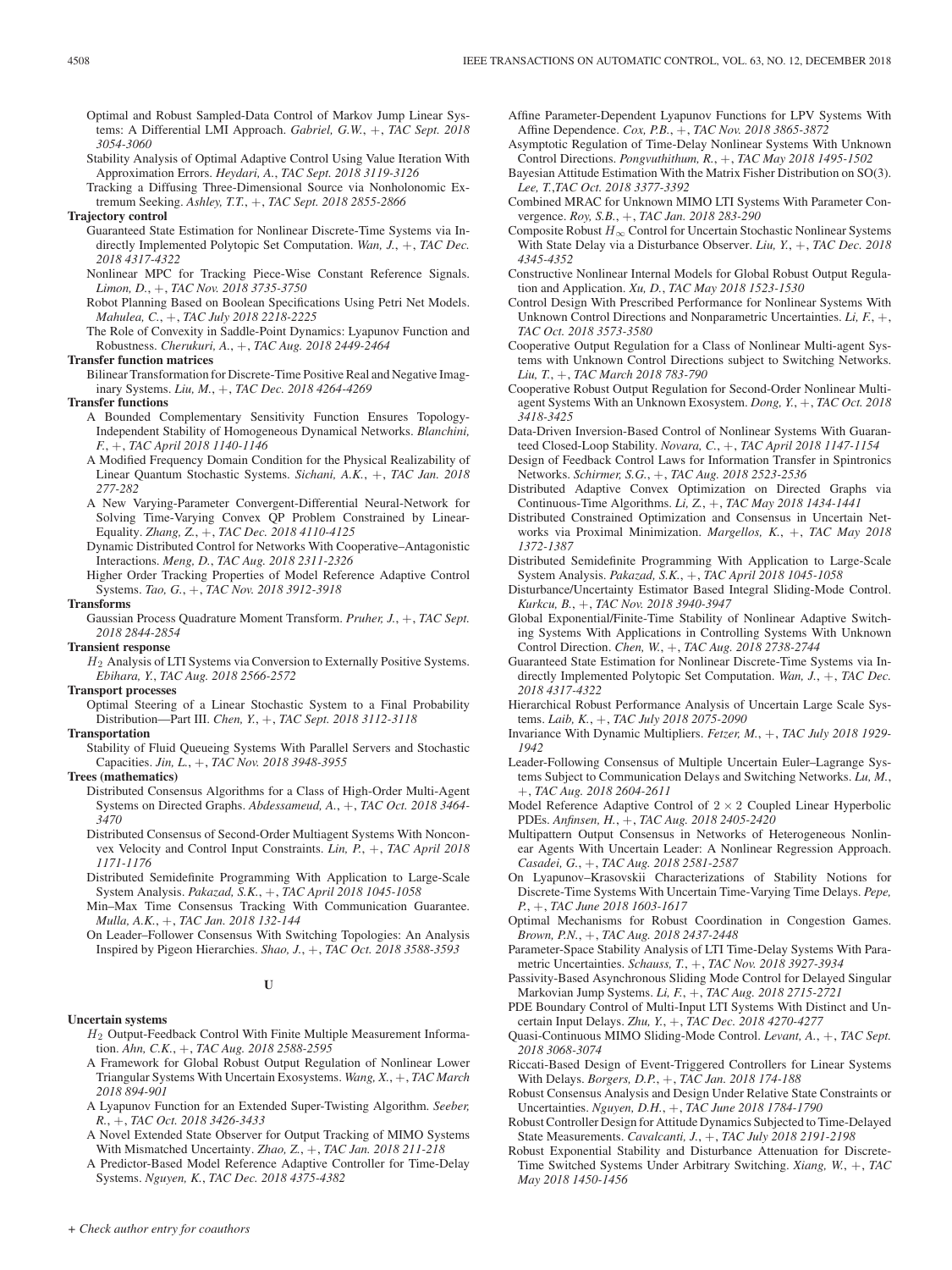Optimal and Robust Sampled-Data Control of Markov Jump Linear Systems: A Differential LMI Approach. *Gabriel, G.W., +, TAC Sept. 2018 3054-3060*

Stability Analysis of Optimal Adaptive Control Using Value Iteration With Approximation Errors. *Heydari, A., TAC Sept. 2018 3119-3126*

Tracking a Diffusing Three-Dimensional Source via Nonholonomic Extremum Seeking. *Ashley, T.T., +, TAC Sept. 2018 2855-2866*

**Trajectory control**

Guaranteed State Estimation for Nonlinear Discrete-Time Systems via Indirectly Implemented Polytopic Set Computation. *Wan, J., +, TAC Dec. 2018 4317-4322*

Nonlinear MPC for Tracking Piece-Wise Constant Reference Signals. *Limon, D., +, TAC Nov. 2018 3735-3750*

Robot Planning Based on Boolean Specifications Using Petri Net Models. *Mahulea, C., +, TAC July 2018 2218-2225*

The Role of Convexity in Saddle-Point Dynamics: Lyapunov Function and Robustness. *Cherukuri, A., +, TAC Aug. 2018 2449-2464*

**Transfer function matrices**

Bilinear Transformation for Discrete-Time Positive Real and Negative Imaginary Systems. *Liu, M., +, TAC Dec. 2018 4264-4269*

**Transfer functions**

A Bounded Complementary Sensitivity Function Ensures Topology-Independent Stability of Homogeneous Dynamical Networks. *Blanchini, F., +, TAC April 2018 1140-1146*

A Modified Frequency Domain Condition for the Physical Realizability of Linear Quantum Stochastic Systems. *Sichani, A.K., +, TAC Jan. 2018 277-282*

A New Varying-Parameter Convergent-Differential Neural-Network for Solving Time-Varying Convex QP Problem Constrained by Linear-Equality. *Zhang, Z., +, TAC Dec. 2018 4110-4125*

Dynamic Distributed Control for Networks With Cooperative–Antagonistic Interactions. *Meng, D., TAC Aug. 2018 2311-2326*

Higher Order Tracking Properties of Model Reference Adaptive Control Systems. *Tao, G., +, TAC Nov. 2018 3912-3918*

**Transforms**

Gaussian Process Quadrature Moment Transform. *Pruher, J., +, TAC Sept. 2018 2844-2854*

**Transient response**

$H_2$ Analysis of LTI Systems via Conversion to Externally Positive Systems. *Ebihara, Y., TAC Aug. 2018 2566-2572*

**Transport processes**

Optimal Steering of a Linear Stochastic System to a Final Probability Distribution—Part III. *Chen, Y., +, TAC Sept. 2018 3112-3118*

**Transportation**

Stability of Fluid Queueing Systems With Parallel Servers and Stochastic Capacities. *Jin, L., +, TAC Nov. 2018 3948-3955*

**Trees (mathematics)**

Distributed Consensus Algorithms for a Class of High-Order Multi-Agent Systems on Directed Graphs. *Abdessameud, A., +, TAC Oct. 2018 3464-3470*

Distributed Consensus of Second-Order Multiagent Systems With Nonconvex Velocity and Control Input Constraints. *Lin, P., +, TAC April 2018 1171-1176*

Distributed Semidefinite Programming With Application to Large-Scale System Analysis. *Pakazad, S.K., +, TAC April 2018 1045-1058*

Min–Max Time Consensus Tracking With Communication Guarantee. *Mulla, A.K., +, TAC Jan. 2018 132-144*

On Leader–Follower Consensus With Switching Topologies: An Analysis Inspired by Pigeon Hierarchies. *Shao, J., +, TAC Oct. 2018 3588-3593*

## U

**Uncertain systems**

$H_2$ Output-Feedback Control With Finite Multiple Measurement Information. *Ahn, C.K., +, TAC Aug. 2018 2588-2595*

A Framework for Global Robust Output Regulation of Nonlinear Lower Triangular Systems With Uncertain Exosystems. *Wang, X., +, TAC March 2018 894-901*

A Lyapunov Function for an Extended Super-Twisting Algorithm. *Seeber, R., +, TAC Oct. 2018 3426-3433*

A Novel Extended State Observer for Output Tracking of MIMO Systems With Mismatched Uncertainty. *Zhao, Z., +, TAC Jan. 2018 211-218*

A Predictor-Based Model Reference Adaptive Controller for Time-Delay Systems. *Nguyen, K., TAC Dec. 2018 4375-4382*

Affine Parameter-Dependent Lyapunov Functions for LPV Systems With Affine Dependence. *Cox, P.B., +, TAC Nov. 2018 3865-3872*

Asymptotic Regulation of Time-Delay Nonlinear Systems With Unknown Control Directions. *Pongvuthithum, R., +, TAC May 2018 1495-1502*

Bayesian Attitude Estimation With the Matrix Fisher Distribution on SO(3). *Lee, T.,TAC Oct. 2018 3377-3392*

Combined MRAC for Unknown MIMO LTI Systems With Parameter Convergence. *Roy, S.B., +, TAC Jan. 2018 283-290*

Composite Robust $H_\infty$ Control for Uncertain Stochastic Nonlinear Systems With State Delay via a Disturbance Observer. *Liu, Y., +, TAC Dec. 2018 4345-4352*

Constructive Nonlinear Internal Models for Global Robust Output Regulation and Application. *Xu, D., TAC May 2018 1523-1530*

Control Design With Prescribed Performance for Nonlinear Systems With Unknown Control Directions and Nonparametric Uncertainties. *Li, F., +, TAC Oct. 2018 3573-3580*

Cooperative Output Regulation for a Class of Nonlinear Multi-agent Systems with Unknown Control Directions subject to Switching Networks. *Liu, T., +, TAC March 2018 783-790*

Cooperative Robust Output Regulation for Second-Order Nonlinear Multi-agent Systems With an Unknown Exosystem. *Dong, Y., +, TAC Oct. 2018 3418-3425*

Data-Driven Inversion-Based Control of Nonlinear Systems With Guaranteed Closed-Loop Stability. *Novara, C., +, TAC April 2018 1147-1154*

Design of Feedback Control Laws for Information Transfer in Spintronics Networks. *Schirmer, S.G., +, TAC Aug. 2018 2523-2536*

Distributed Adaptive Convex Optimization on Directed Graphs via Continuous-Time Algorithms. *Li, Z., +, TAC May 2018 1434-1441*

Distributed Constrained Optimization and Consensus in Uncertain Networks via Proximal Minimization. *Margellos, K., +, TAC May 2018 1372-1387*

Distributed Semidefinite Programming With Application to Large-Scale System Analysis. *Pakazad, S.K., +, TAC April 2018 1045-1058*

Disturbance/Uncertainty Estimator Based Integral Sliding-Mode Control. *Kurkcu, B., +, TAC Nov. 2018 3940-3947*

Global Exponential/Finite-Time Stability of Nonlinear Adaptive Switching Systems With Applications in Controlling Systems With Unknown Control Direction. *Chen, W., +, TAC Aug. 2018 2738-2744*

Guaranteed State Estimation for Nonlinear Discrete-Time Systems via Indirectly Implemented Polytopic Set Computation. *Wan, J., +, TAC Dec. 2018 4317-4322*

Hierarchical Robust Performance Analysis of Uncertain Large Scale Systems. *Laib, K., +, TAC July 2018 2075-2090*

Invariance With Dynamic Multipliers. *Fetzer, M., +, TAC July 2018 1929-1942*

Leader-Following Consensus of Multiple Uncertain Euler–Lagrange Systems Subject to Communication Delays and Switching Networks. *Lu, M., +, TAC Aug. 2018 2604-2611*

Model Reference Adaptive Control of $2 \times 2$ Coupled Linear Hyperbolic PDEs. *Anfinsen, H., +, TAC Aug. 2018 2405-2420*

Multipattern Output Consensus in Networks of Heterogeneous Nonlinear Agents With Uncertain Leader: A Nonlinear Regression Approach. *Casadei, G., +, TAC Aug. 2018 2581-2587*

On Lyapunov–Krasovskii Characterizations of Stability Notions for Discrete-Time Systems With Uncertain Time-Varying Time Delays. *Pepe, P., +, TAC June 2018 1603-1617*

Optimal Mechanisms for Robust Coordination in Congestion Games. *Brown, P.N., +, TAC Aug. 2018 2437-2448*

Parameter-Space Stability Analysis of LTI Time-Delay Systems With Parametric Uncertainties. *Schauss, T., +, TAC Nov. 2018 3927-3934*

Passivity-Based Asynchronous Sliding Mode Control for Delayed Singular Markovian Jump Systems. *Li, F., +, TAC Aug. 2018 2715-2721*

PDE Boundary Control of Multi-Input LTI Systems With Distinct and Uncertain Input Delays. *Zhu, Y., +, TAC Dec. 2018 4270-4277*

Quasi-Continuous MIMO Sliding-Mode Control. *Levant, A., +, TAC Sept. 2018 3068-3074*

Riccati-Based Design of Event-Triggered Controllers for Linear Systems With Delays. *Borgers, D.P., +, TAC Jan. 2018 174-188*

Robust Consensus Analysis and Design Under Relative State Constraints or Uncertainties. *Nguyen, D.H., +, TAC June 2018 1784-1790*

Robust Controller Design for Attitude Dynamics Subjected to Time-Delayed State Measurements. *Cavalcanti, J., +, TAC July 2018 2191-2198*

Robust Exponential Stability and Disturbance Attenuation for Discrete-Time Switched Systems Under Arbitrary Switching. *Xiang, W., +, TAC May 2018 1450-1456*

*+ Check author entry for coauthors*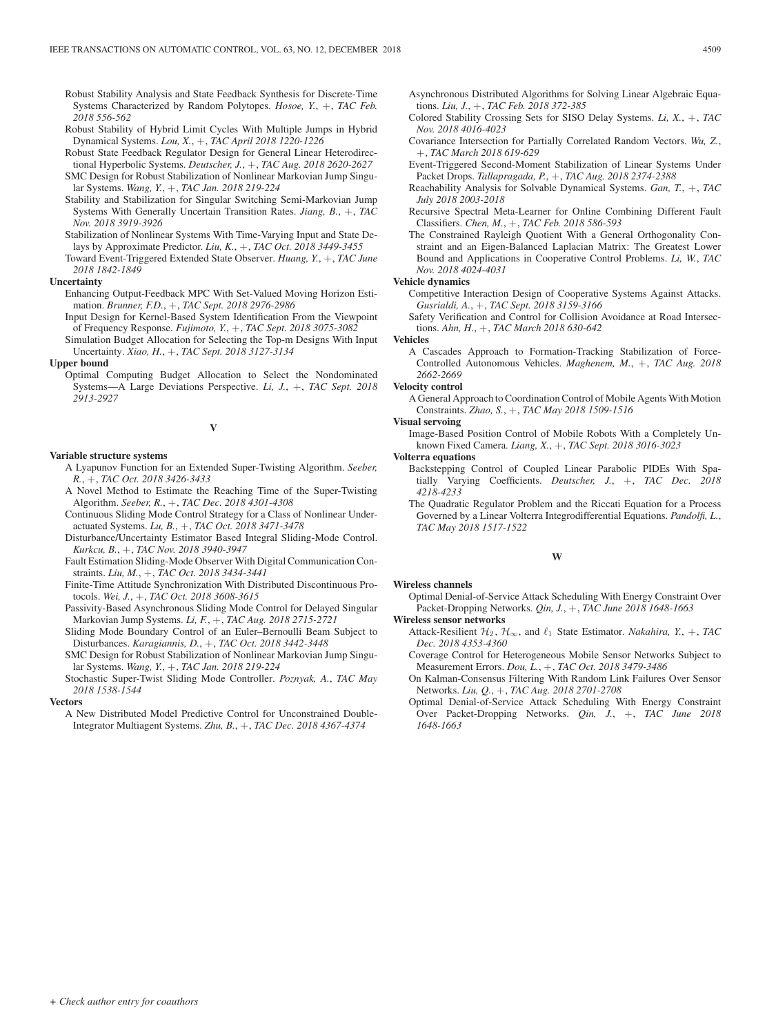Robust Stability Analysis and State Feedback Synthesis for Discrete-Time Systems Characterized by Random Polytopes. *Hosoe, Y.*, +, *TAC Feb. 2018 556-562*

Robust Stability of Hybrid Limit Cycles With Multiple Jumps in Hybrid Dynamical Systems. *Lou, X.*, +, *TAC April 2018 1220-1226*

Robust State Feedback Regulator Design for General Linear Heterodirectional Hyperbolic Systems. *Deutscher, J.*, +, *TAC Aug. 2018 2620-2627*

SMC Design for Robust Stabilization of Nonlinear Markovian Jump Singular Systems. *Wang, Y.*, +, *TAC Jan. 2018 219-224*

Stability and Stabilization for Singular Switching Semi-Markovian Jump Systems With Generally Uncertain Transition Rates. *Jiang, B.*, +, *TAC Nov. 2018 3919-3926*

Stabilization of Nonlinear Systems With Time-Varying Input and State Delays by Approximate Predictor. *Liu, K.*, +, *TAC Oct. 2018 3449-3455*

Toward Event-Triggered Extended State Observer. *Huang, Y.*, +, *TAC June 2018 1842-1849*

**Uncertainty**

Enhancing Output-Feedback MPC With Set-Valued Moving Horizon Estimation. *Brunner, F.D.*, +, *TAC Sept. 2018 2976-2986*

Input Design for Kernel-Based System Identification From the Viewpoint of Frequency Response. *Fujimoto, Y.*, +, *TAC Sept. 2018 3075-3082*

Simulation Budget Allocation for Selecting the Top-m Designs With Input Uncertainty. *Xiao, H.*, +, *TAC Sept. 2018 3127-3134*

**Upper bound**

Optimal Computing Budget Allocation to Select the Nondominated Systems—A Large Deviations Perspective. *Li, J.*, +, *TAC Sept. 2018 2913-2927*

## V

**Variable structure systems**

A Lyapunov Function for an Extended Super-Twisting Algorithm. *Seeber, R.*, +, *TAC Oct. 2018 3426-3433*

A Novel Method to Estimate the Reaching Time of the Super-Twisting Algorithm. *Seeber, R.*, +, *TAC Dec. 2018 4301-4308*

Continuous Sliding Mode Control Strategy for a Class of Nonlinear Underactuated Systems. *Lu, B.*, +, *TAC Oct. 2018 3471-3478*

Disturbance/Uncertainty Estimator Based Integral Sliding-Mode Control. *Kurkcu, B.*, +, *TAC Nov. 2018 3940-3947*

Fault Estimation Sliding-Mode Observer With Digital Communication Constraints. *Liu, M.*, +, *TAC Oct. 2018 3434-3441*

Finite-Time Attitude Synchronization With Distributed Discontinuous Protocols. *Wei, J.*, +, *TAC Oct. 2018 3608-3615*

Passivity-Based Asynchronous Sliding Mode Control for Delayed Singular Markovian Jump Systems. *Li, F.*, +, *TAC Aug. 2018 2715-2721*

Sliding Mode Boundary Control of an Euler–Bernoulli Beam Subject to Disturbances. *Karagiannis, D.*, +, *TAC Oct. 2018 3442-3448*

SMC Design for Robust Stabilization of Nonlinear Markovian Jump Singular Systems. *Wang, Y.*, +, *TAC Jan. 2018 219-224*

Stochastic Super-Twist Sliding Mode Controller. *Poznyak, A.*, *TAC May 2018 1538-1544*

**Vectors**

A New Distributed Model Predictive Control for Unconstrained Double-Integrator Multiagent Systems. *Zhu, B.*, +, *TAC Dec. 2018 4367-4374*

Asynchronous Distributed Algorithms for Solving Linear Algebraic Equations. *Liu, J.*, +, *TAC Feb. 2018 372-385*

Colored Stability Crossing Sets for SISO Delay Systems. *Li, X.*, +, *TAC Nov. 2018 4016-4023*

Covariance Intersection for Partially Correlated Random Vectors. *Wu, Z.*, +, *TAC March 2018 619-629*

Event-Triggered Second-Moment Stabilization of Linear Systems Under Packet Drops. *Tallapragada, P.*, +, *TAC Aug. 2018 2374-2388*

Reachability Analysis for Solvable Dynamical Systems. *Gan, T.*, +, *TAC July 2018 2003-2018*

Recursive Spectral Meta-Learner for Online Combining Different Fault Classifiers. *Chen, M.*, +, *TAC Feb. 2018 586-593*

The Constrained Rayleigh Quotient With a General Orthogonality Constraint and an Eigen-Balanced Laplacian Matrix: The Greatest Lower Bound and Applications in Cooperative Control Problems. *Li, W.*, *TAC Nov. 2018 4024-4031*

**Vehicle dynamics**

Competitive Interaction Design of Cooperative Systems Against Attacks. *Gusrialdi, A.*, +, *TAC Sept. 2018 3159-3166*

Safety Verification and Control for Collision Avoidance at Road Intersections. *Ahn, H.*, +, *TAC March 2018 630-642*

**Vehicles**

A Cascades Approach to Formation-Tracking Stabilization of Force-Controlled Autonomous Vehicles. *Maghenem, M.*, +, *TAC Aug. 2018 2662-2669*

**Velocity control**

A General Approach to Coordination Control of Mobile Agents With Motion Constraints. *Zhao, S.*, +, *TAC May 2018 1509-1516*

**Visual servoing**

Image-Based Position Control of Mobile Robots With a Completely Unknown Fixed Camera. *Liang, X.*, +, *TAC Sept. 2018 3016-3023*

**Volterra equations**

Backstepping Control of Coupled Linear Parabolic PIDEs With Spatially Varying Coefficients. *Deutscher, J.*, +, *TAC Dec. 2018 4218-4233*

The Quadratic Regulator Problem and the Riccati Equation for a Process Governed by a Linear Volterra Integrodifferential Equations. *Pandolfi, L.*, *TAC May 2018 1517-1522*

## W

**Wireless channels**

Optimal Denial-of-Service Attack Scheduling With Energy Constraint Over Packet-Dropping Networks. *Qin, J.*, +, *TAC June 2018 1648-1663*

**Wireless sensor networks**

Attack-Resilient $\mathcal{H}_2$, $\mathcal{H}_\infty$, and $\ell_1$ State Estimator. *Nakahira, Y.*, +, *TAC Dec. 2018 4353-4360*

Coverage Control for Heterogeneous Mobile Sensor Networks Subject to Measurement Errors. *Dou, L.*, +, *TAC Oct. 2018 3479-3486*

On Kalman-Consensus Filtering With Random Link Failures Over Sensor Networks. *Liu, Q.*, +, *TAC Aug. 2018 2701-2708*

Optimal Denial-of-Service Attack Scheduling With Energy Constraint Over Packet-Dropping Networks. *Qin, J.*, +, *TAC June 2018 1648-1663*

*+ Check author entry for coauthors*